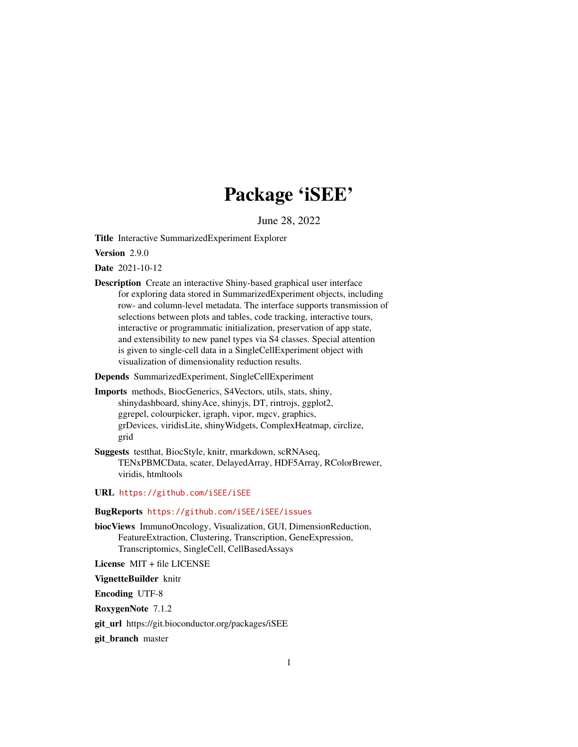# Package 'iSEE'

June 28, 2022

**Title** Interactive SummarizedExperiment Explorer

**Version** 2.9.0

**Date** 2021-10-12

**Description** Create an interactive Shiny-based graphical user interface for exploring data stored in SummarizedExperiment objects, including row- and column-level metadata. The interface supports transmission of selections between plots and tables, code tracking, interactive tours, interactive or programmatic initialization, preservation of app state, and extensibility to new panel types via S4 classes. Special attention is given to single-cell data in a SingleCellExperiment object with visualization of dimensionality reduction results.

**Depends** SummarizedExperiment, SingleCellExperiment

**Imports** methods, BiocGenerics, S4Vectors, utils, stats, shiny, shinydashboard, shinyAce, shinyjs, DT, rintrojs, ggplot2, ggrepel, colourpicker, igraph, vipor, mgcv, graphics, grDevices, viridisLite, shinyWidgets, ComplexHeatmap, circlize, grid

**Suggests** testthat, BiocStyle, knitr, rmarkdown, scRNAseq, TENxPBMCData, scater, DelayedArray, HDF5Array, RColorBrewer, viridis, htmltools

**URL** https://github.com/iSEE/iSEE

**BugReports** https://github.com/iSEE/iSEE/issues

**biocViews** ImmunoOncology, Visualization, GUI, DimensionReduction, FeatureExtraction, Clustering, Transcription, GeneExpression, Transcriptomics, SingleCell, CellBasedAssays

**License** MIT + file LICENSE

**VignetteBuilder** knitr

**Encoding** UTF-8

**RoxygenNote** 7.1.2

**git_url** https://git.bioconductor.org/packages/iSEE

**git_branch** master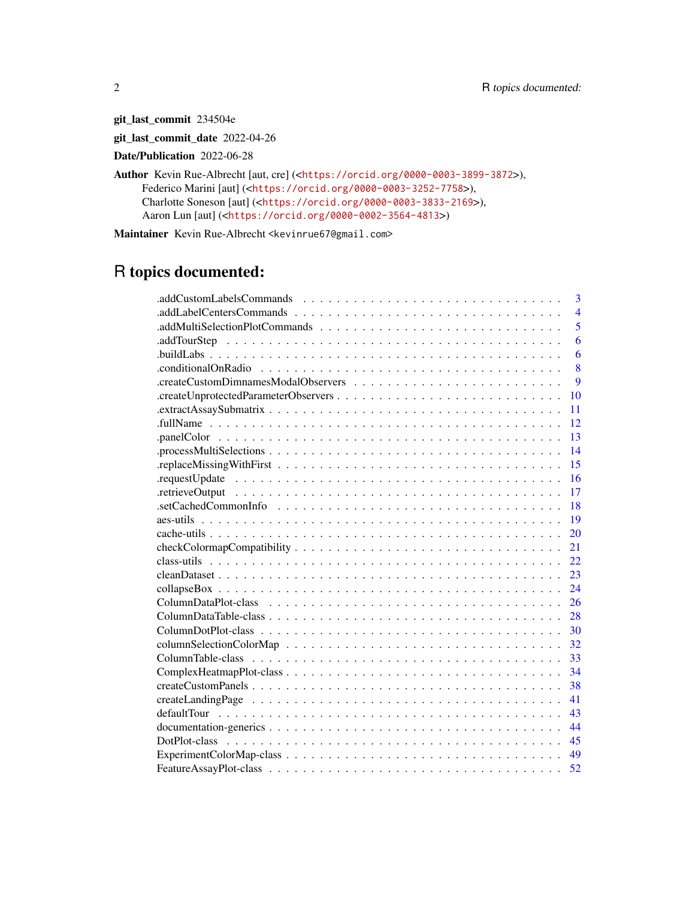**git_last_commit** 234504e

**git_last_commit_date** 2022-04-26

**Date/Publication** 2022-06-28

**Author** Kevin Rue-Albrecht [aut, cre] (<https://orcid.org/0000-0003-3899-3872>), Federico Marini [aut] (<https://orcid.org/0000-0003-3252-7758>), Charlotte Soneson [aut] (<https://orcid.org/0000-0003-3833-2169>), Aaron Lun [aut] (<https://orcid.org/0000-0002-3564-4813>)

**Maintainer** Kevin Rue-Albrecht <kevinrue67@gmail.com>

# R topics documented:

| | |
|---|---|
| .addCustomLabelsCommands | 3 |
| .addLabelCentersCommands | 4 |
| .addMultiSelectionPlotCommands | 5 |
| .addTourStep | 6 |
| .buildLabs | 6 |
| .conditionalOnRadio | 8 |
| .createCustomDimnamesModalObservers | 9 |
| .createUnprotectedParameterObservers | 10 |
| .extractAssaySubmatrix | 11 |
| .fullName | 12 |
| .panelColor | 13 |
| .processMultiSelections | 14 |
| .replaceMissingWithFirst | 15 |
| .requestUpdate | 16 |
| .retrieveOutput | 17 |
| .setCachedCommonInfo | 18 |
| aes-utils | 19 |
| cache-utils | 20 |
| checkColormapCompatibility | 21 |
| class-utils | 22 |
| cleanDataset | 23 |
| collapseBox | 24 |
| ColumnDataPlot-class | 26 |
| ColumnDataTable-class | 28 |
| ColumnDotPlot-class | 30 |
| columnSelectionColorMap | 32 |
| ColumnTable-class | 33 |
| ComplexHeatmapPlot-class | 34 |
| createCustomPanels | 38 |
| createLandingPage | 41 |
| defaultTour | 43 |
| documentation-generics | 44 |
| DotPlot-class | 45 |
| ExperimentColorMap-class | 49 |
| FeatureAssayPlot-class | 52 |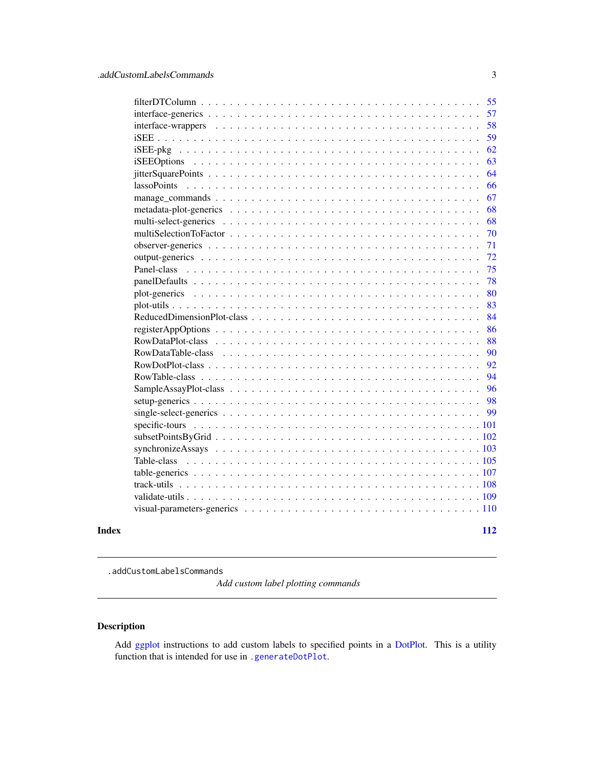filterDTColumn . . . . . 55
interface-generics . . . . . 57
interface-wrappers . . . . . 58
iSEE . . . . . 59
iSEE-pkg . . . . . 62
iSEEOptions . . . . . 63
jitterSquarePoints . . . . . 64
lassoPoints . . . . . 66
manage_commands . . . . . 67
metadata-plot-generics . . . . . 68
multi-select-generics . . . . . 68
multiSelectionToFactor . . . . . 70
observer-generics . . . . . 71
output-generics . . . . . 72
Panel-class . . . . . 75
panelDefaults . . . . . 78
plot-generics . . . . . 80
plot-utils . . . . . 83
ReducedDimensionPlot-class . . . . . 84
registerAppOptions . . . . . 86
RowDataPlot-class . . . . . 88
RowDataTable-class . . . . . 90
RowDotPlot-class . . . . . 92
RowTable-class . . . . . 94
SampleAssayPlot-class . . . . . 96
setup-generics . . . . . 98
single-select-generics . . . . . 99
specific-tours . . . . . 101
subsetPointsByGrid . . . . . 102
synchronizeAssays . . . . . 103
Table-class . . . . . 105
table-generics . . . . . 107
track-utils . . . . . 108
validate-utils . . . . . 109
visual-parameters-generics . . . . . 110

**Index** **112**

---

`.addCustomLabelsCommands` *Add custom label plotting commands*

---

## Description

Add ggplot instructions to add custom labels to specified points in a DotPlot. This is a utility function that is intended for use in `.generateDotPlot`.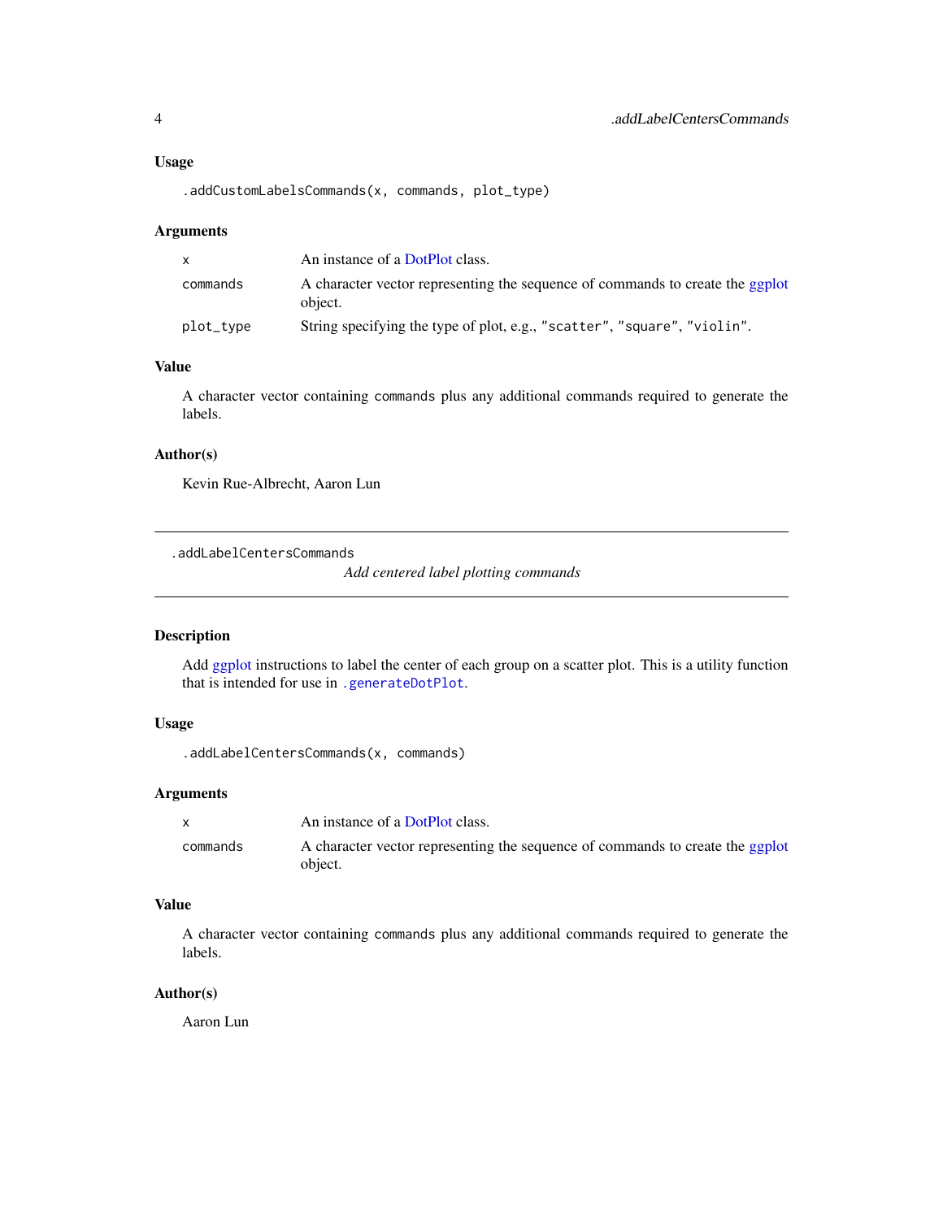### Usage

```
.addCustomLabelsCommands(x, commands, plot_type)
```

### Arguments

| | |
|---|---|
| `x` | An instance of a DotPlot class. |
| `commands` | A character vector representing the sequence of commands to create the ggplot object. |
| `plot_type` | String specifying the type of plot, e.g., `"scatter"`, `"square"`, `"violin"`. |

### Value

A character vector containing `commands` plus any additional commands required to generate the labels.

### Author(s)

Kevin Rue-Albrecht, Aaron Lun

---

## .addLabelCentersCommands

*Add centered label plotting commands*

---

### Description

Add ggplot instructions to label the center of each group on a scatter plot. This is a utility function that is intended for use in `.generateDotPlot`.

### Usage

```
.addLabelCentersCommands(x, commands)
```

### Arguments

| | |
|---|---|
| `x` | An instance of a DotPlot class. |
| `commands` | A character vector representing the sequence of commands to create the ggplot object. |

### Value

A character vector containing `commands` plus any additional commands required to generate the labels.

### Author(s)

Aaron Lun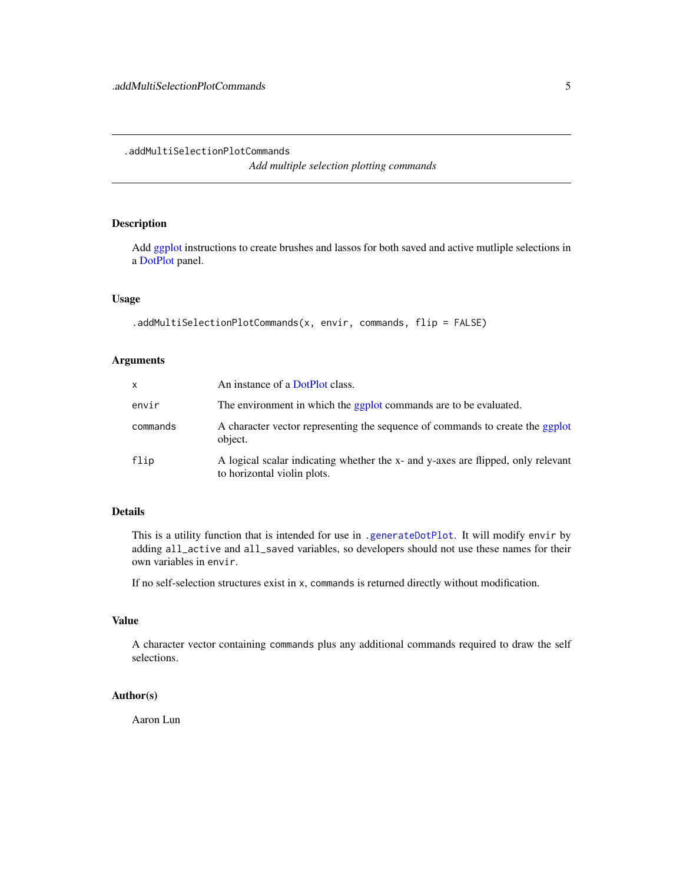# .addMultiSelectionPlotCommands

*Add multiple selection plotting commands*

## Description

Add ggplot instructions to create brushes and lassos for both saved and active mutliple selections in a DotPlot panel.

## Usage

```
.addMultiSelectionPlotCommands(x, envir, commands, flip = FALSE)
```

## Arguments

| | |
|---|---|
| `x` | An instance of a DotPlot class. |
| `envir` | The environment in which the ggplot commands are to be evaluated. |
| `commands` | A character vector representing the sequence of commands to create the ggplot object. |
| `flip` | A logical scalar indicating whether the x- and y-axes are flipped, only relevant to horizontal violin plots. |

## Details

This is a utility function that is intended for use in `.generateDotPlot`. It will modify `envir` by adding `all_active` and `all_saved` variables, so developers should not use these names for their own variables in `envir`.

If no self-selection structures exist in `x`, `commands` is returned directly without modification.

## Value

A character vector containing `commands` plus any additional commands required to draw the self selections.

## Author(s)

Aaron Lun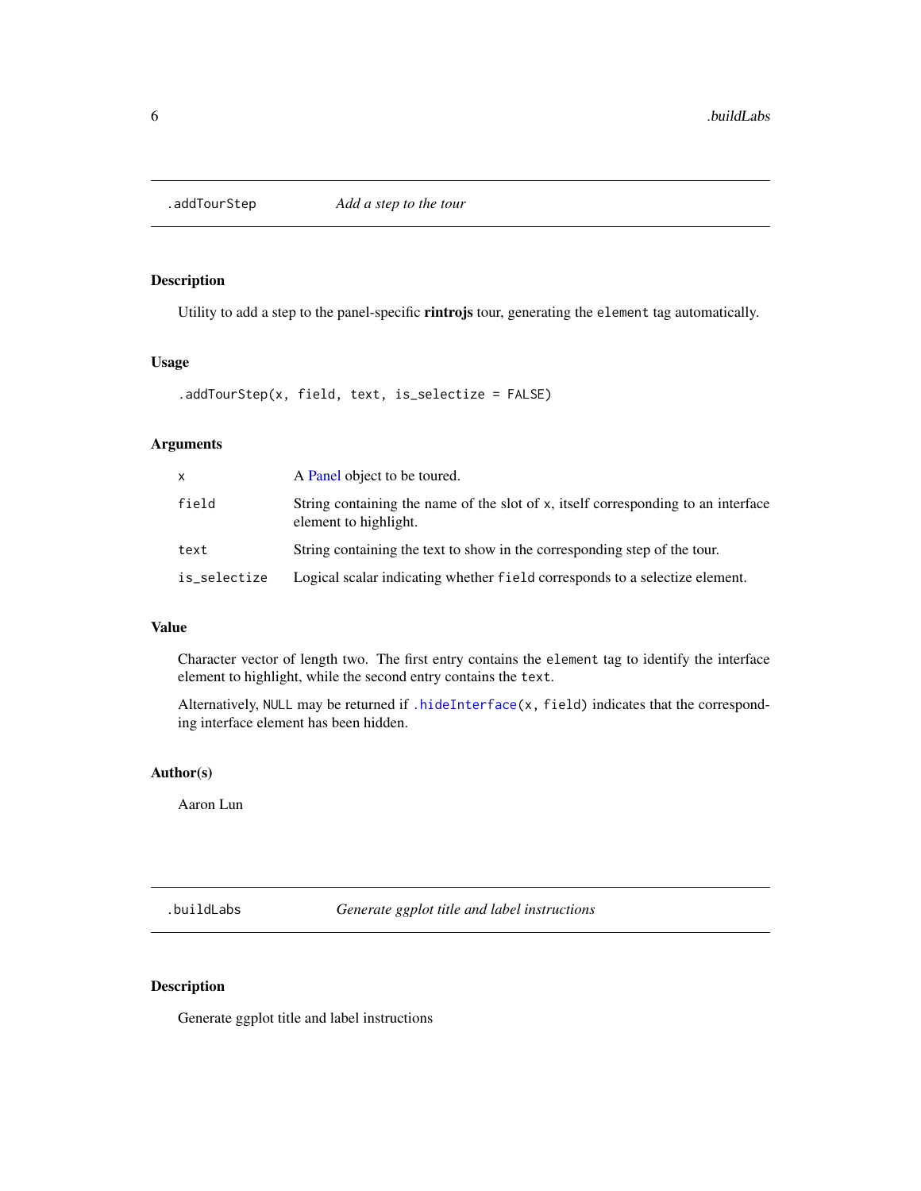## .addTourStep *Add a step to the tour*

### Description

Utility to add a step to the panel-specific **rintrojs** tour, generating the `element` tag automatically.

### Usage

```
.addTourStep(x, field, text, is_selectize = FALSE)
```

### Arguments

| | |
|---|---|
| `x` | A Panel object to be toured. |
| `field` | String containing the name of the slot of `x`, itself corresponding to an interface element to highlight. |
| `text` | String containing the text to show in the corresponding step of the tour. |
| `is_selectize` | Logical scalar indicating whether `field` corresponds to a selectize element. |

### Value

Character vector of length two. The first entry contains the `element` tag to identify the interface element to highlight, while the second entry contains the `text`.

Alternatively, `NULL` may be returned if `.hideInterface(x, field)` indicates that the corresponding interface element has been hidden.

### Author(s)

Aaron Lun

## .buildLabs *Generate ggplot title and label instructions*

### Description

Generate ggplot title and label instructions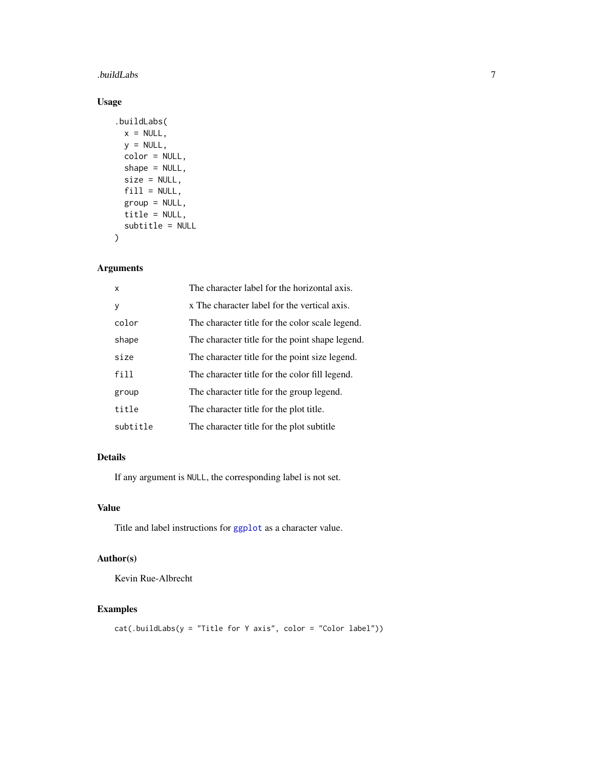## Usage

```
.buildLabs(
  x = NULL,
  y = NULL,
  color = NULL,
  shape = NULL,
  size = NULL,
  fill = NULL,
  group = NULL,
  title = NULL,
  subtitle = NULL
)
```

## Arguments

| | |
|---|---|
| `x` | The character label for the horizontal axis. |
| `y` | x The character label for the vertical axis. |
| `color` | The character title for the color scale legend. |
| `shape` | The character title for the point shape legend. |
| `size` | The character title for the point size legend. |
| `fill` | The character title for the color fill legend. |
| `group` | The character title for the group legend. |
| `title` | The character title for the plot title. |
| `subtitle` | The character title for the plot subtitle |

## Details

If any argument is `NULL`, the corresponding label is not set.

## Value

Title and label instructions for `ggplot` as a character value.

## Author(s)

Kevin Rue-Albrecht

## Examples

```
cat(.buildLabs(y = "Title for Y axis", color = "Color label"))
```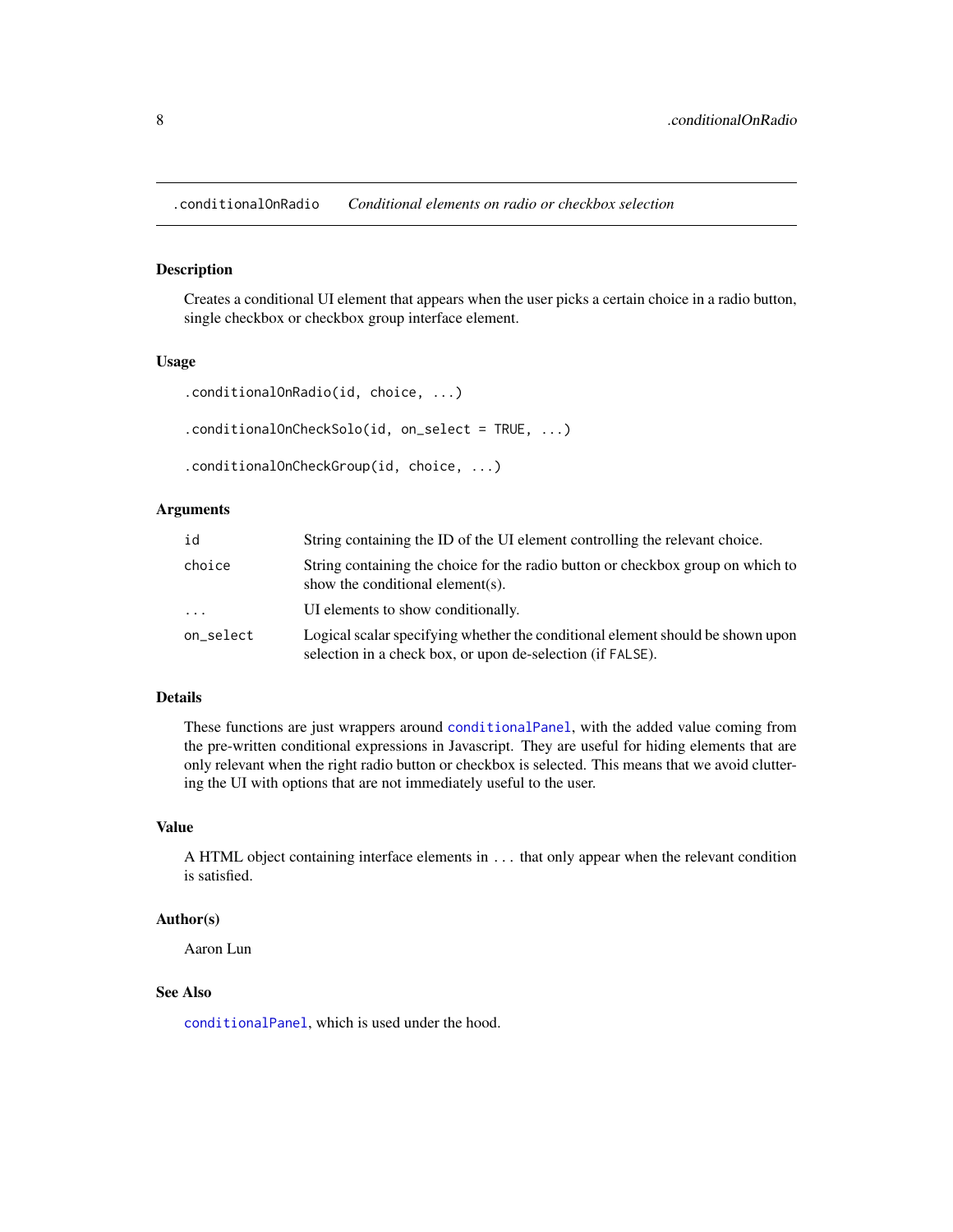## .conditionalOnRadio *Conditional elements on radio or checkbox selection*

### Description

Creates a conditional UI element that appears when the user picks a certain choice in a radio button, single checkbox or checkbox group interface element.

### Usage

```
.conditionalOnRadio(id, choice, ...)

.conditionalOnCheckSolo(id, on_select = TRUE, ...)

.conditionalOnCheckGroup(id, choice, ...)
```

### Arguments

| | |
|---|---|
| `id` | String containing the ID of the UI element controlling the relevant choice. |
| `choice` | String containing the choice for the radio button or checkbox group on which to show the conditional element(s). |
| `...` | UI elements to show conditionally. |
| `on_select` | Logical scalar specifying whether the conditional element should be shown upon selection in a check box, or upon de-selection (if `FALSE`). |

### Details

These functions are just wrappers around `conditionalPanel`, with the added value coming from the pre-written conditional expressions in Javascript. They are useful for hiding elements that are only relevant when the right radio button or checkbox is selected. This means that we avoid cluttering the UI with options that are not immediately useful to the user.

### Value

A HTML object containing interface elements in ... that only appear when the relevant condition is satisfied.

### Author(s)

Aaron Lun

### See Also

`conditionalPanel`, which is used under the hood.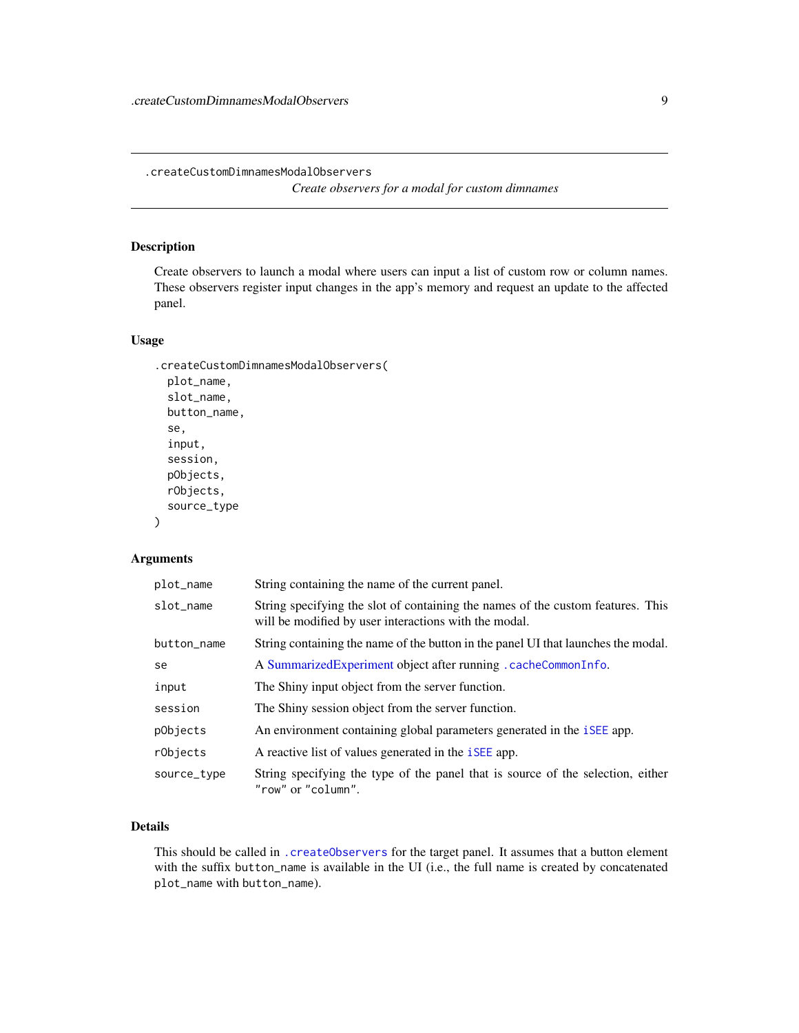## .createCustomDimnamesModalObservers

*Create observers for a modal for custom dimnames*

### Description

Create observers to launch a modal where users can input a list of custom row or column names. These observers register input changes in the app's memory and request an update to the affected panel.

### Usage

```
.createCustomDimnamesModalObservers(
  plot_name,
  slot_name,
  button_name,
  se,
  input,
  session,
  pObjects,
  rObjects,
  source_type
)
```

### Arguments

| | |
|---|---|
| `plot_name` | String containing the name of the current panel. |
| `slot_name` | String specifying the slot of containing the names of the custom features. This will be modified by user interactions with the modal. |
| `button_name` | String containing the name of the button in the panel UI that launches the modal. |
| `se` | A SummarizedExperiment object after running `.cacheCommonInfo`. |
| `input` | The Shiny input object from the server function. |
| `session` | The Shiny session object from the server function. |
| `pObjects` | An environment containing global parameters generated in the `iSEE` app. |
| `rObjects` | A reactive list of values generated in the `iSEE` app. |
| `source_type` | String specifying the type of the panel that is source of the selection, either `"row"` or `"column"`. |

### Details

This should be called in `.createObservers` for the target panel. It assumes that a button element with the suffix `button_name` is available in the UI (i.e., the full name is created by concatenated `plot_name` with `button_name`).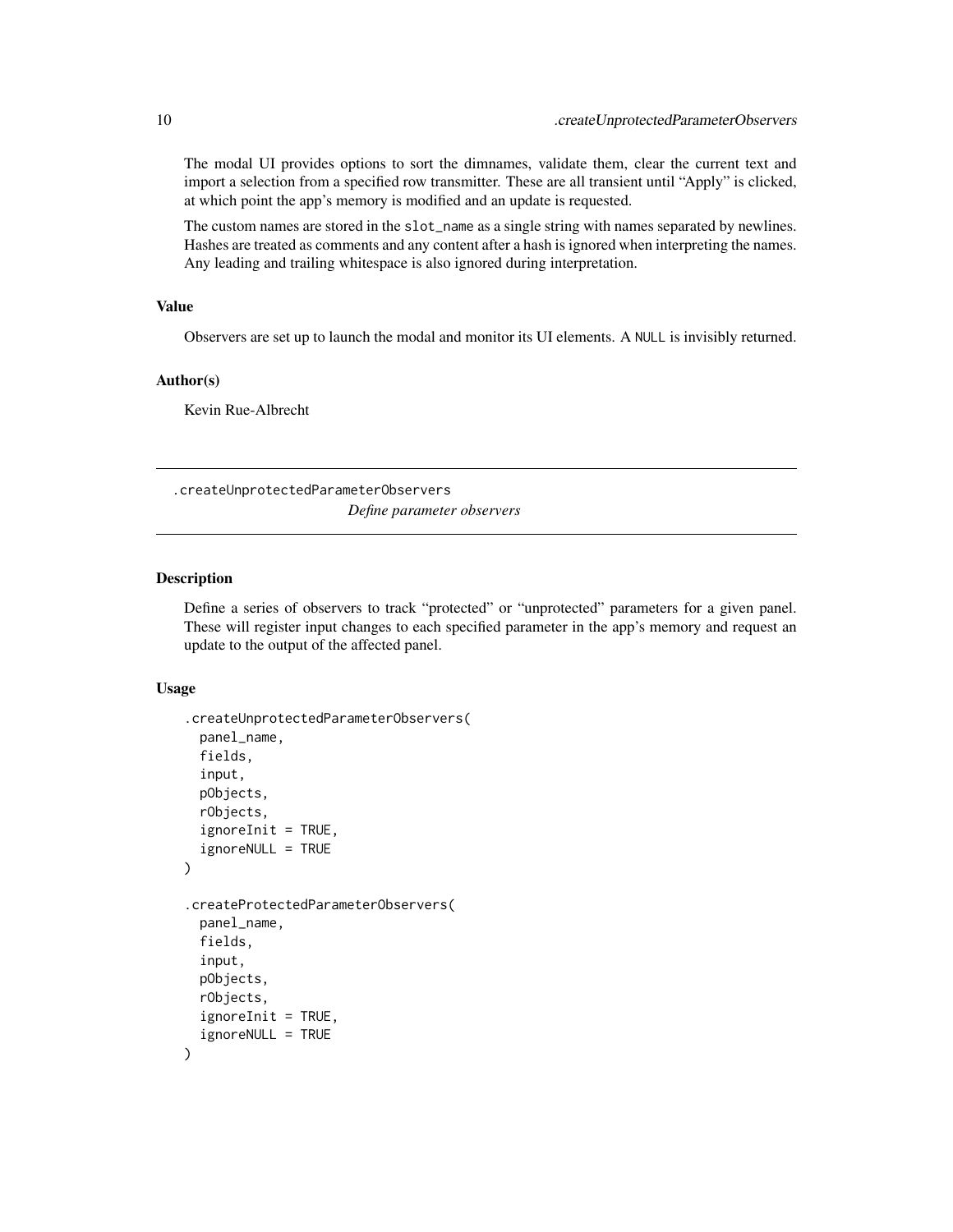The modal UI provides options to sort the dimnames, validate them, clear the current text and import a selection from a specified row transmitter. These are all transient until "Apply" is clicked, at which point the app's memory is modified and an update is requested.

The custom names are stored in the `slot_name` as a single string with names separated by newlines. Hashes are treated as comments and any content after a hash is ignored when interpreting the names. Any leading and trailing whitespace is also ignored during interpretation.

### Value

Observers are set up to launch the modal and monitor its UI elements. A `NULL` is invisibly returned.

### Author(s)

Kevin Rue-Albrecht

---

## .createUnprotectedParameterObservers

*Define parameter observers*

---

### Description

Define a series of observers to track "protected" or "unprotected" parameters for a given panel. These will register input changes to each specified parameter in the app's memory and request an update to the output of the affected panel.

### Usage

```
.createUnprotectedParameterObservers(
  panel_name,
  fields,
  input,
  pObjects,
  rObjects,
  ignoreInit = TRUE,
  ignoreNULL = TRUE
)

.createProtectedParameterObservers(
  panel_name,
  fields,
  input,
  pObjects,
  rObjects,
  ignoreInit = TRUE,
  ignoreNULL = TRUE
)
```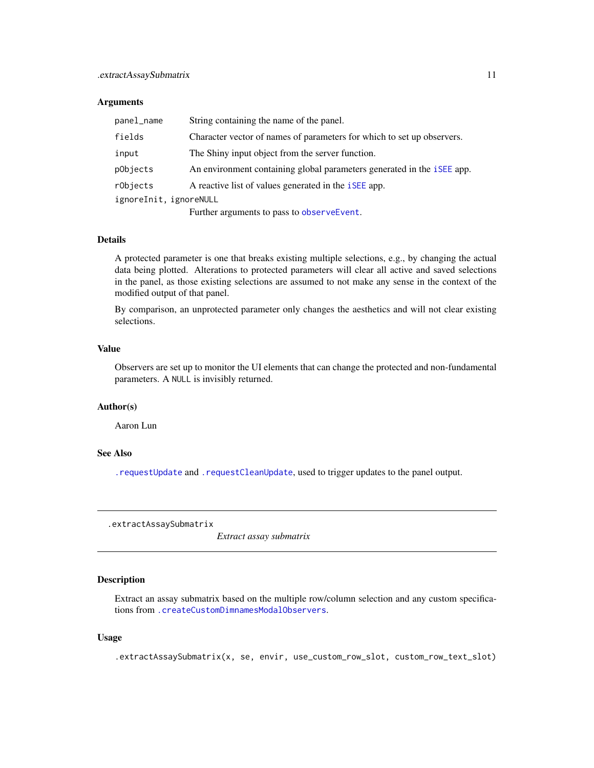### Arguments

| | |
|---|---|
| `panel_name` | String containing the name of the panel. |
| `fields` | Character vector of names of parameters for which to set up observers. |
| `input` | The Shiny input object from the server function. |
| `pObjects` | An environment containing global parameters generated in the `iSEE` app. |
| `rObjects` | A reactive list of values generated in the `iSEE` app. |
| `ignoreInit, ignoreNULL` | Further arguments to pass to `observeEvent`. |

### Details

A protected parameter is one that breaks existing multiple selections, e.g., by changing the actual data being plotted. Alterations to protected parameters will clear all active and saved selections in the panel, as those existing selections are assumed to not make any sense in the context of the modified output of that panel.

By comparison, an unprotected parameter only changes the aesthetics and will not clear existing selections.

### Value

Observers are set up to monitor the UI elements that can change the protected and non-fundamental parameters. A `NULL` is invisibly returned.

### Author(s)

Aaron Lun

### See Also

`.requestUpdate` and `.requestCleanUpdate`, used to trigger updates to the panel output.

---

## .extractAssaySubmatrix    *Extract assay submatrix*

---

### Description

Extract an assay submatrix based on the multiple row/column selection and any custom specifications from `.createCustomDimnamesModalObservers`.

### Usage

```
.extractAssaySubmatrix(x, se, envir, use_custom_row_slot, custom_row_text_slot)
```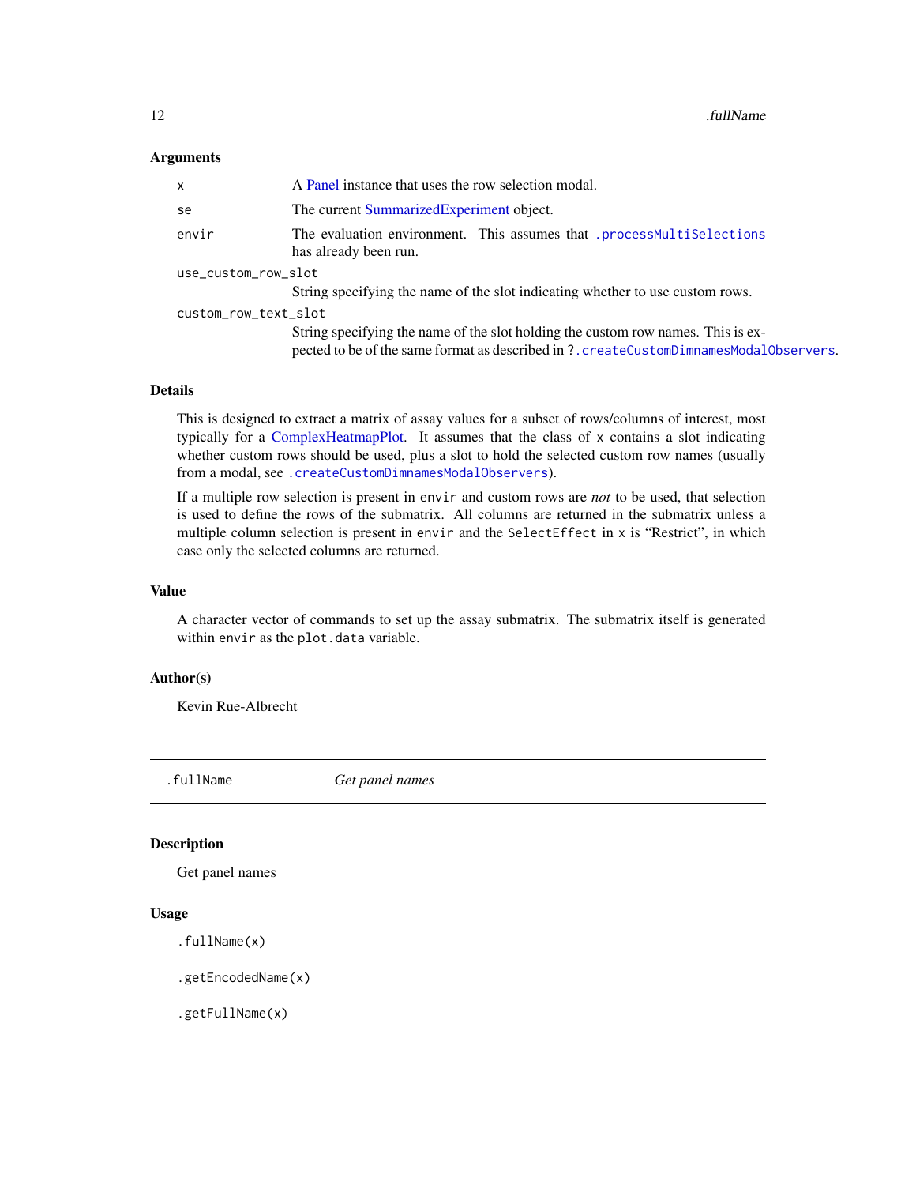### Arguments

| | |
|---|---|
| `x` | A Panel instance that uses the row selection modal. |
| `se` | The current SummarizedExperiment object. |
| `envir` | The evaluation environment. This assumes that `.processMultiSelections` has already been run. |
| `use_custom_row_slot` | String specifying the name of the slot indicating whether to use custom rows. |
| `custom_row_text_slot` | String specifying the name of the slot holding the custom row names. This is expected to be of the same format as described in `?.createCustomDimnamesModalObservers`. |

### Details

This is designed to extract a matrix of assay values for a subset of rows/columns of interest, most typically for a ComplexHeatmapPlot. It assumes that the class of `x` contains a slot indicating whether custom rows should be used, plus a slot to hold the selected custom row names (usually from a modal, see `.createCustomDimnamesModalObservers`).

If a multiple row selection is present in `envir` and custom rows are *not* to be used, that selection is used to define the rows of the submatrix. All columns are returned in the submatrix unless a multiple column selection is present in `envir` and the `SelectEffect` in `x` is "Restrict", in which case only the selected columns are returned.

### Value

A character vector of commands to set up the assay submatrix. The submatrix itself is generated within `envir` as the `plot.data` variable.

### Author(s)

Kevin Rue-Albrecht

---

## `.fullName` *Get panel names*

### Description

Get panel names

### Usage

```
.fullName(x)

.getEncodedName(x)

.getFullName(x)
```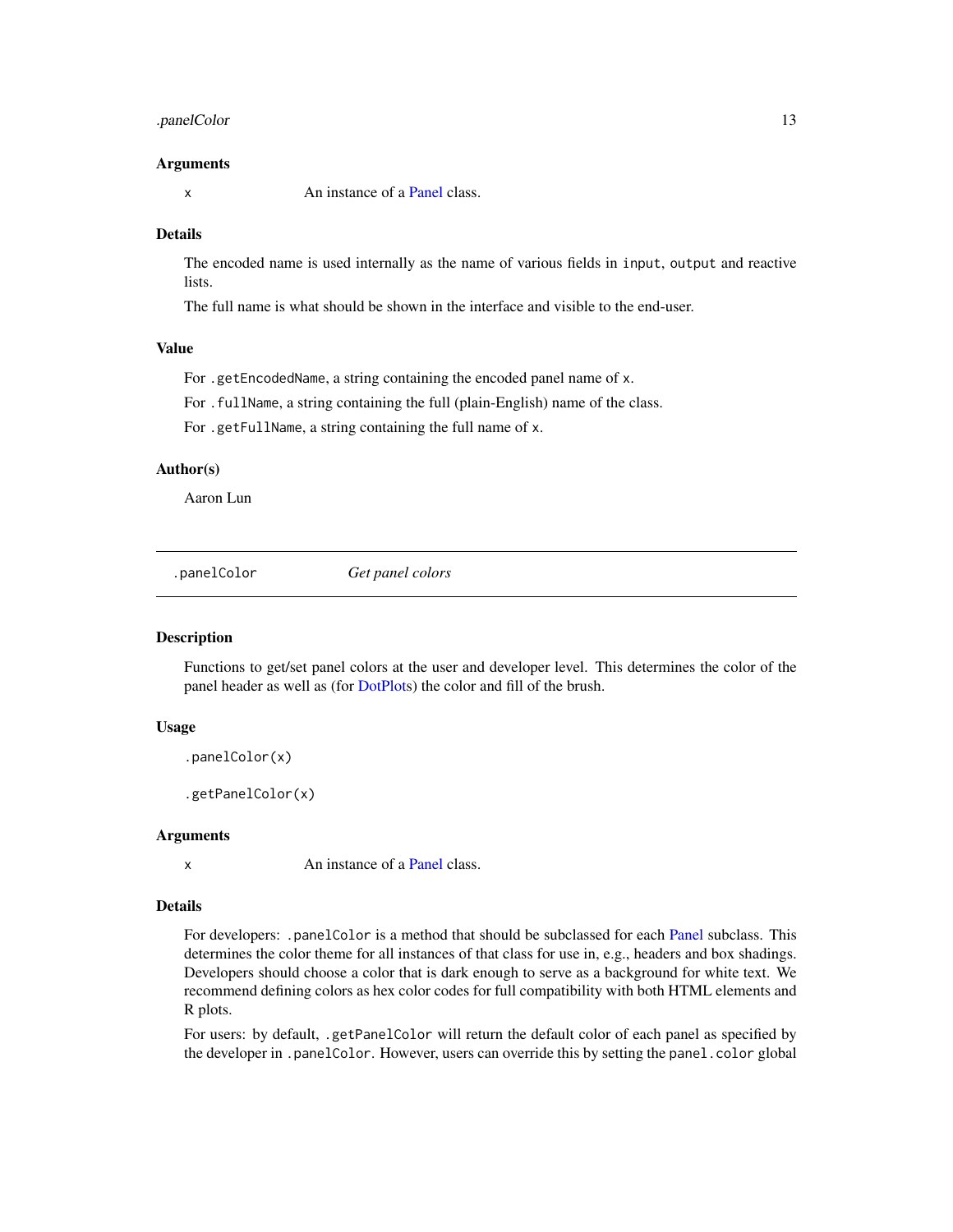### Arguments

`x` An instance of a Panel class.

### Details

The encoded name is used internally as the name of various fields in `input`, `output` and reactive lists.

The full name is what should be shown in the interface and visible to the end-user.

### Value

For `.getEncodedName`, a string containing the encoded panel name of `x`.

For `.fullName`, a string containing the full (plain-English) name of the class.

For `.getFullName`, a string containing the full name of `x`.

### Author(s)

Aaron Lun

## `.panelColor` *Get panel colors*

### Description

Functions to get/set panel colors at the user and developer level. This determines the color of the panel header as well as (for DotPlots) the color and fill of the brush.

### Usage

```
.panelColor(x)

.getPanelColor(x)
```

### Arguments

`x` An instance of a Panel class.

### Details

For developers: `.panelColor` is a method that should be subclassed for each Panel subclass. This determines the color theme for all instances of that class for use in, e.g., headers and box shadings. Developers should choose a color that is dark enough to serve as a background for white text. We recommend defining colors as hex color codes for full compatibility with both HTML elements and R plots.

For users: by default, `.getPanelColor` will return the default color of each panel as specified by the developer in `.panelColor`. However, users can override this by setting the `panel.color` global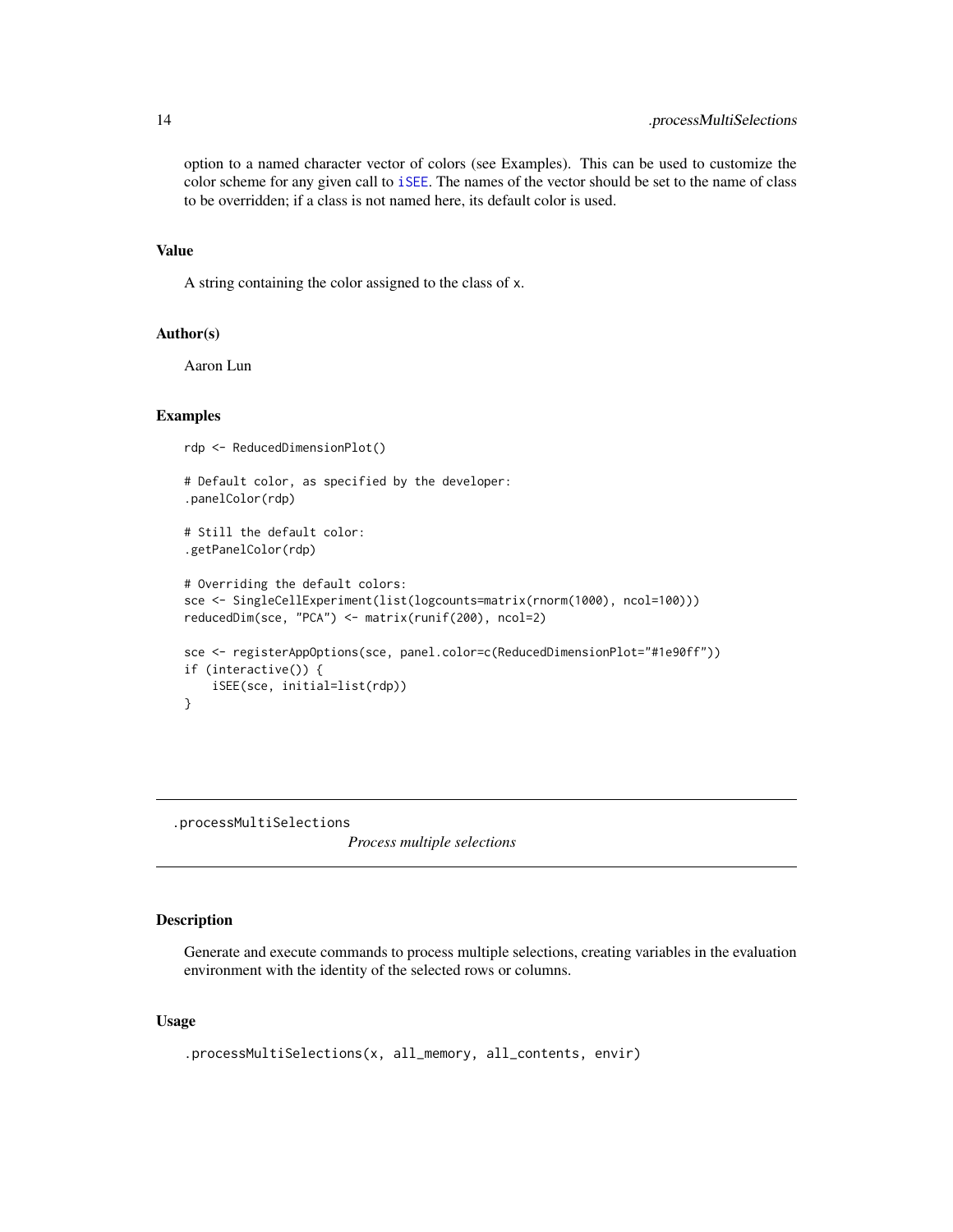option to a named character vector of colors (see Examples). This can be used to customize the color scheme for any given call to iSEE. The names of the vector should be set to the name of class to be overridden; if a class is not named here, its default color is used.

## Value

A string containing the color assigned to the class of x.

## Author(s)

Aaron Lun

## Examples

```
rdp <- ReducedDimensionPlot()

# Default color, as specified by the developer:
.panelColor(rdp)

# Still the default color:
.getPanelColor(rdp)

# Overriding the default colors:
sce <- SingleCellExperiment(list(logcounts=matrix(rnorm(1000), ncol=100)))
reducedDim(sce, "PCA") <- matrix(runif(200), ncol=2)

sce <- registerAppOptions(sce, panel.color=c(ReducedDimensionPlot="#1e90ff"))
if (interactive()) {
    iSEE(sce, initial=list(rdp))
}
```

---

# .processMultiSelections

*Process multiple selections*

---

## Description

Generate and execute commands to process multiple selections, creating variables in the evaluation environment with the identity of the selected rows or columns.

## Usage

```
.processMultiSelections(x, all_memory, all_contents, envir)
```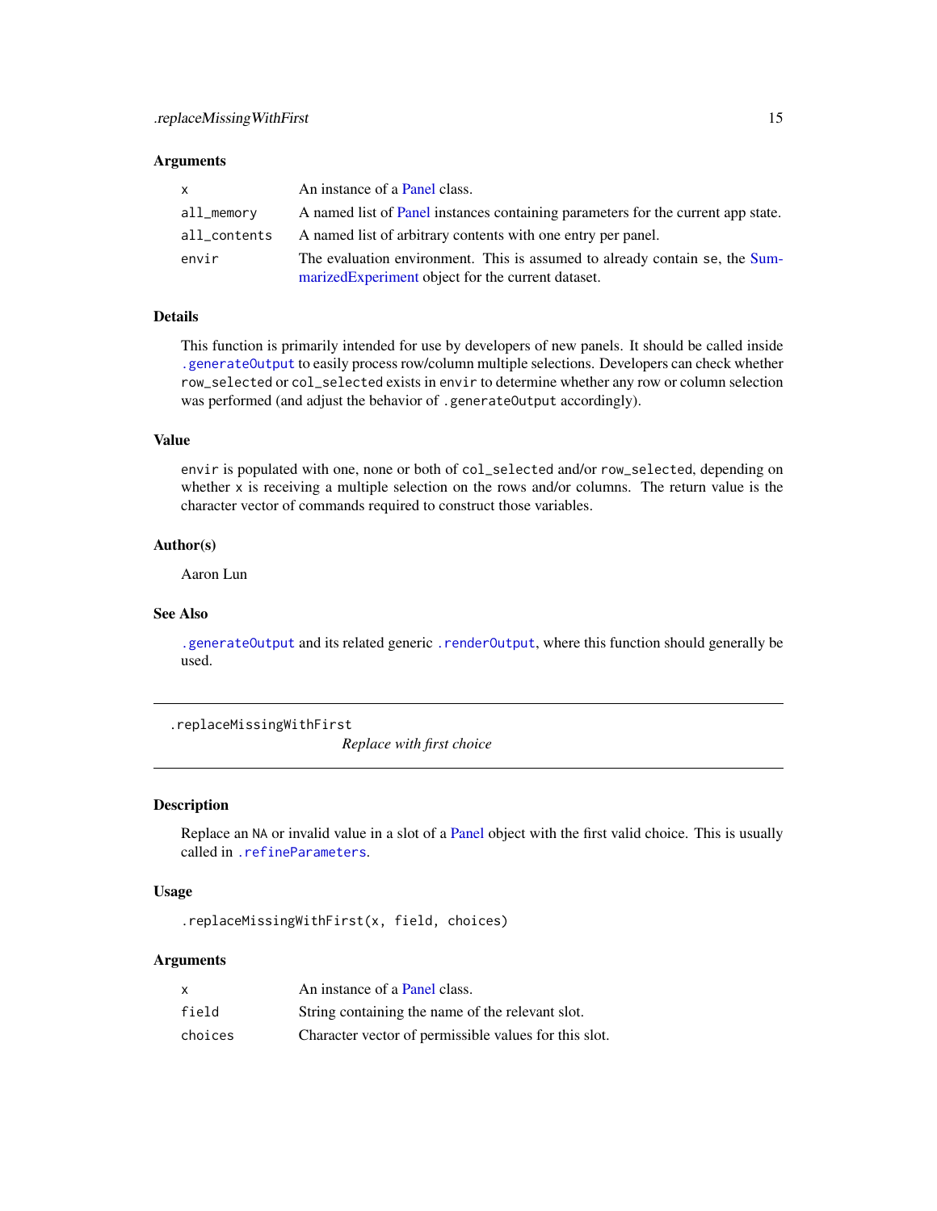### Arguments

| | |
|---|---|
| `x` | An instance of a Panel class. |
| `all_memory` | A named list of Panel instances containing parameters for the current app state. |
| `all_contents` | A named list of arbitrary contents with one entry per panel. |
| `envir` | The evaluation environment. This is assumed to already contain `se`, the SummarizedExperiment object for the current dataset. |

### Details

This function is primarily intended for use by developers of new panels. It should be called inside `.generateOutput` to easily process row/column multiple selections. Developers can check whether `row_selected` or `col_selected` exists in `envir` to determine whether any row or column selection was performed (and adjust the behavior of `.generateOutput` accordingly).

### Value

`envir` is populated with one, none or both of `col_selected` and/or `row_selected`, depending on whether `x` is receiving a multiple selection on the rows and/or columns. The return value is the character vector of commands required to construct those variables.

### Author(s)

Aaron Lun

### See Also

`.generateOutput` and its related generic `.renderOutput`, where this function should generally be used.

---

## .replaceMissingWithFirst

*Replace with first choice*

### Description

Replace an `NA` or invalid value in a slot of a Panel object with the first valid choice. This is usually called in `.refineParameters`.

### Usage

```
.replaceMissingWithFirst(x, field, choices)
```

### Arguments

| | |
|---|---|
| `x` | An instance of a Panel class. |
| `field` | String containing the name of the relevant slot. |
| `choices` | Character vector of permissible values for this slot. |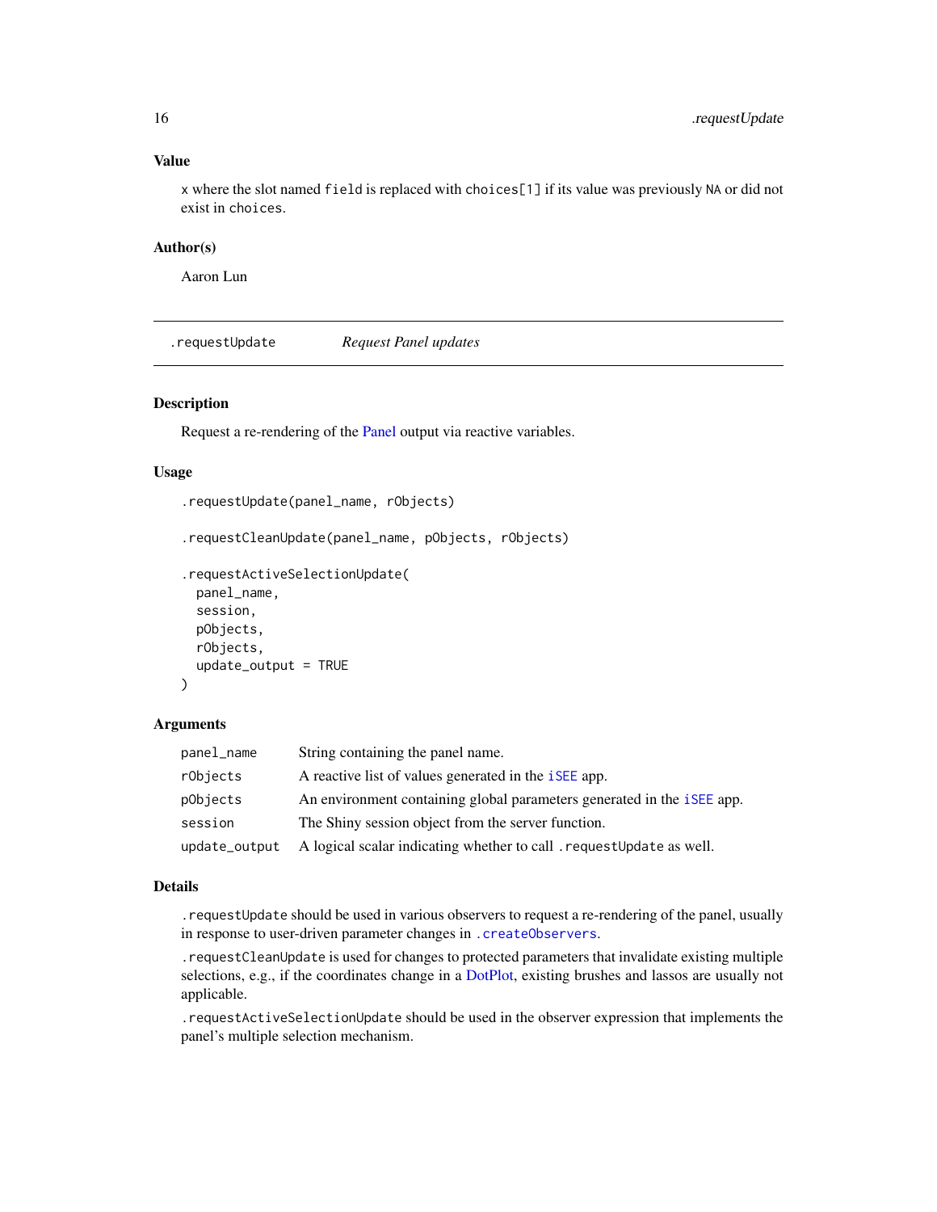### Value

x where the slot named field is replaced with choices[1] if its value was previously NA or did not exist in choices.

### Author(s)

Aaron Lun

---

## .requestUpdate *Request Panel updates*

---

### Description

Request a re-rendering of the Panel output via reactive variables.

### Usage

```
.requestUpdate(panel_name, rObjects)

.requestCleanUpdate(panel_name, pObjects, rObjects)

.requestActiveSelectionUpdate(
  panel_name,
  session,
  pObjects,
  rObjects,
  update_output = TRUE
)
```

### Arguments

| | |
|---|---|
| panel_name | String containing the panel name. |
| rObjects | A reactive list of values generated in the iSEE app. |
| pObjects | An environment containing global parameters generated in the iSEE app. |
| session | The Shiny session object from the server function. |
| update_output | A logical scalar indicating whether to call .requestUpdate as well. |

### Details

.requestUpdate should be used in various observers to request a re-rendering of the panel, usually in response to user-driven parameter changes in .createObservers.

.requestCleanUpdate is used for changes to protected parameters that invalidate existing multiple selections, e.g., if the coordinates change in a DotPlot, existing brushes and lassos are usually not applicable.

.requestActiveSelectionUpdate should be used in the observer expression that implements the panel's multiple selection mechanism.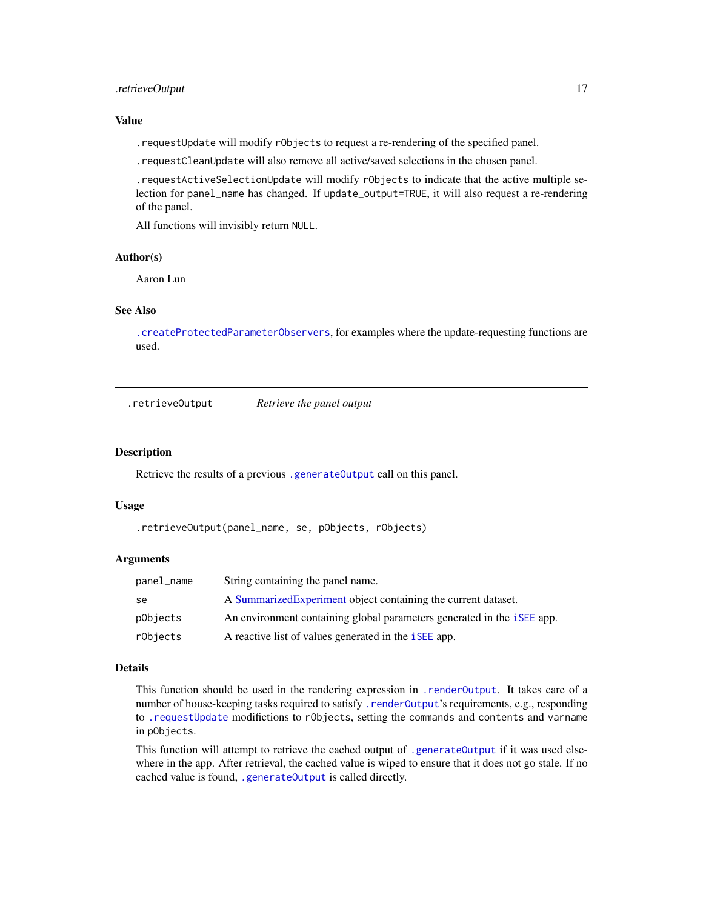### Value

`.requestUpdate` will modify `rObjects` to request a re-rendering of the specified panel.

`.requestCleanUpdate` will also remove all active/saved selections in the chosen panel.

`.requestActiveSelectionUpdate` will modify `rObjects` to indicate that the active multiple selection for `panel_name` has changed. If `update_output=TRUE`, it will also request a re-rendering of the panel.

All functions will invisibly return `NULL`.

### Author(s)

Aaron Lun

### See Also

`.createProtectedParameterObservers`, for examples where the update-requesting functions are used.

---

## .retrieveOutput — *Retrieve the panel output*

---

### Description

Retrieve the results of a previous `.generateOutput` call on this panel.

### Usage

```
.retrieveOutput(panel_name, se, pObjects, rObjects)
```

### Arguments

| | |
|---|---|
| `panel_name` | String containing the panel name. |
| `se` | A SummarizedExperiment object containing the current dataset. |
| `pObjects` | An environment containing global parameters generated in the `iSEE` app. |
| `rObjects` | A reactive list of values generated in the `iSEE` app. |

### Details

This function should be used in the rendering expression in `.renderOutput`. It takes care of a number of house-keeping tasks required to satisfy `.renderOutput`'s requirements, e.g., responding to `.requestUpdate` modifictions to `rObjects`, setting the `commands` and `contents` and `varname` in `pObjects`.

This function will attempt to retrieve the cached output of `.generateOutput` if it was used elsewhere in the app. After retrieval, the cached value is wiped to ensure that it does not go stale. If no cached value is found, `.generateOutput` is called directly.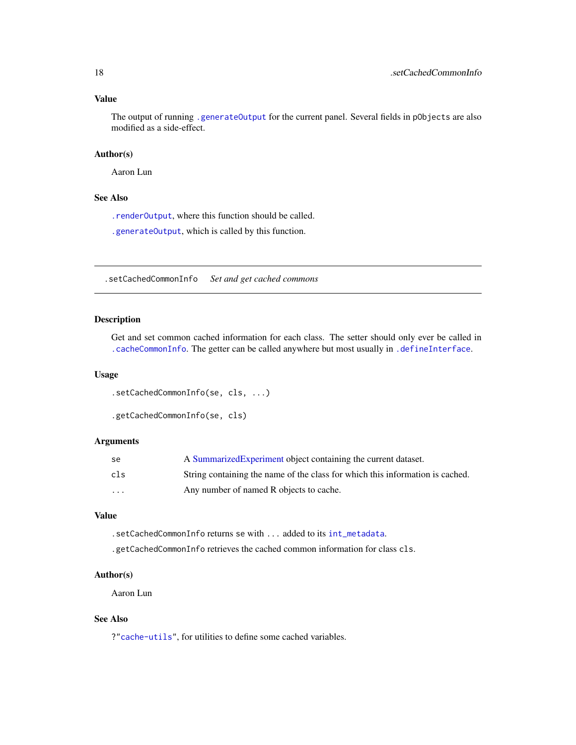### Value

The output of running `.generateOutput` for the current panel. Several fields in `pObjects` are also modified as a side-effect.

### Author(s)

Aaron Lun

### See Also

`.renderOutput`, where this function should be called.

`.generateOutput`, which is called by this function.

---

## .setCachedCommonInfo    *Set and get cached commons*

---

### Description

Get and set common cached information for each class. The setter should only ever be called in `.cacheCommonInfo`. The getter can be called anywhere but most usually in `.defineInterface`.

### Usage

```
.setCachedCommonInfo(se, cls, ...)

.getCachedCommonInfo(se, cls)
```

### Arguments

| | |
|---|---|
| `se` | A SummarizedExperiment object containing the current dataset. |
| `cls` | String containing the name of the class for which this information is cached. |
| `...` | Any number of named R objects to cache. |

### Value

`.setCachedCommonInfo` returns `se` with `...` added to its `int_metadata`.

`.getCachedCommonInfo` retrieves the cached common information for class `cls`.

### Author(s)

Aaron Lun

### See Also

`?"cache-utils"`, for utilities to define some cached variables.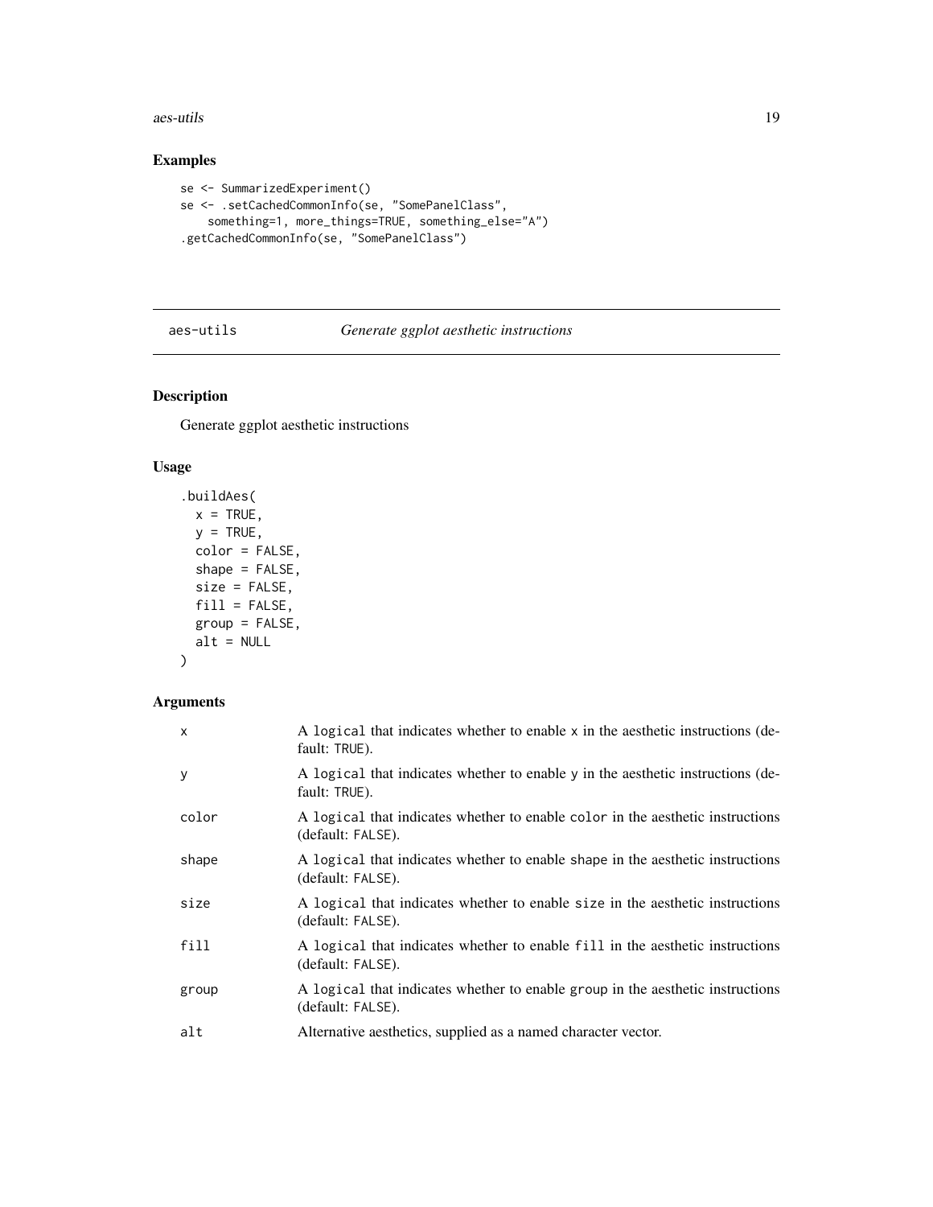## Examples

```
se <- SummarizedExperiment()
se <- .setCachedCommonInfo(se, "SomePanelClass",
    something=1, more_things=TRUE, something_else="A")
.getCachedCommonInfo(se, "SomePanelClass")
```

---

`aes-utils` *Generate ggplot aesthetic instructions*

---

## Description

Generate ggplot aesthetic instructions

## Usage

```
.buildAes(
  x = TRUE,
  y = TRUE,
  color = FALSE,
  shape = FALSE,
  size = FALSE,
  fill = FALSE,
  group = FALSE,
  alt = NULL
)
```

## Arguments

| | |
|---|---|
| `x` | A `logical` that indicates whether to enable `x` in the aesthetic instructions (default: `TRUE`). |
| `y` | A `logical` that indicates whether to enable `y` in the aesthetic instructions (default: `TRUE`). |
| `color` | A `logical` that indicates whether to enable `color` in the aesthetic instructions (default: `FALSE`). |
| `shape` | A `logical` that indicates whether to enable `shape` in the aesthetic instructions (default: `FALSE`). |
| `size` | A `logical` that indicates whether to enable `size` in the aesthetic instructions (default: `FALSE`). |
| `fill` | A `logical` that indicates whether to enable `fill` in the aesthetic instructions (default: `FALSE`). |
| `group` | A `logical` that indicates whether to enable `group` in the aesthetic instructions (default: `FALSE`). |
| `alt` | Alternative aesthetics, supplied as a named character vector. |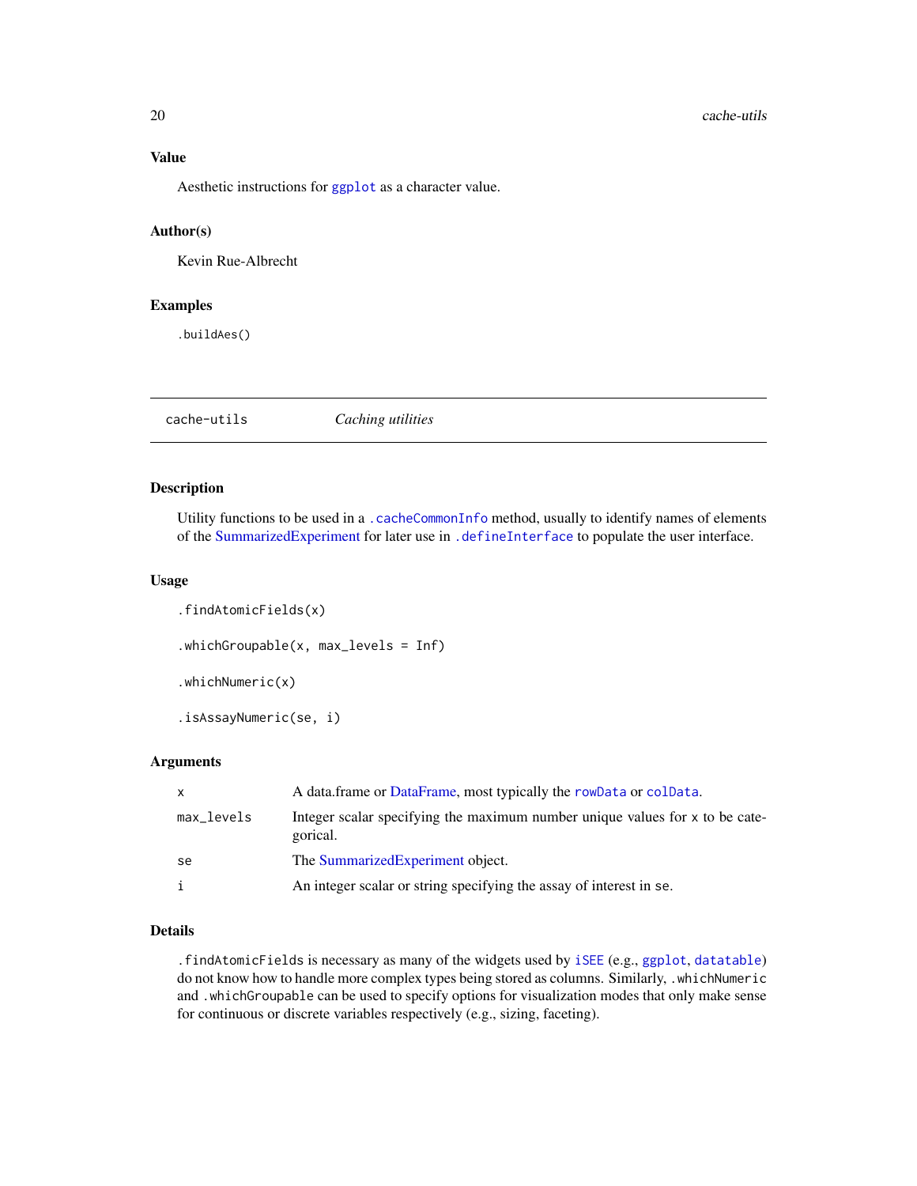### Value

Aesthetic instructions for `ggplot` as a character value.

### Author(s)

Kevin Rue-Albrecht

### Examples

```
.buildAes()
```

---

## cache-utils        *Caching utilities*

---

### Description

Utility functions to be used in a `.cacheCommonInfo` method, usually to identify names of elements of the SummarizedExperiment for later use in `.defineInterface` to populate the user interface.

### Usage

```
.findAtomicFields(x)

.whichGroupable(x, max_levels = Inf)

.whichNumeric(x)

.isAssayNumeric(se, i)
```

### Arguments

| | |
|---|---|
| `x` | A data.frame or DataFrame, most typically the `rowData` or `colData`. |
| `max_levels` | Integer scalar specifying the maximum number unique values for `x` to be categorical. |
| `se` | The SummarizedExperiment object. |
| `i` | An integer scalar or string specifying the assay of interest in `se`. |

### Details

`.findAtomicFields` is necessary as many of the widgets used by `iSEE` (e.g., `ggplot`, `datatable`) do not know how to handle more complex types being stored as columns. Similarly, `.whichNumeric` and `.whichGroupable` can be used to specify options for visualization modes that only make sense for continuous or discrete variables respectively (e.g., sizing, faceting).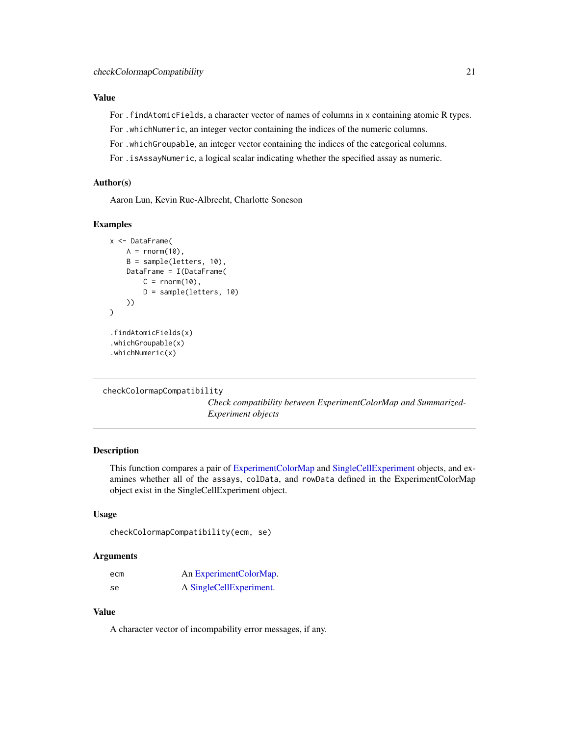## Value

For `.findAtomicFields`, a character vector of names of columns in `x` containing atomic R types.

For `.whichNumeric`, an integer vector containing the indices of the numeric columns.

For `.whichGroupable`, an integer vector containing the indices of the categorical columns.

For `.isAssayNumeric`, a logical scalar indicating whether the specified assay as numeric.

## Author(s)

Aaron Lun, Kevin Rue-Albrecht, Charlotte Soneson

## Examples

```
x <- DataFrame(
    A = rnorm(10),
    B = sample(letters, 10),
    DataFrame = I(DataFrame(
        C = rnorm(10),
        D = sample(letters, 10)
    ))
)

.findAtomicFields(x)
.whichGroupable(x)
.whichNumeric(x)
```

---

# checkColormapCompatibility

*Check compatibility between ExperimentColorMap and SummarizedExperiment objects*

---

## Description

This function compares a pair of ExperimentColorMap and SingleCellExperiment objects, and examines whether all of the `assays`, `colData`, and `rowData` defined in the ExperimentColorMap object exist in the SingleCellExperiment object.

## Usage

```
checkColormapCompatibility(ecm, se)
```

## Arguments

| | |
|---|---|
| `ecm` | An ExperimentColorMap. |
| `se` | A SingleCellExperiment. |

## Value

A character vector of incompability error messages, if any.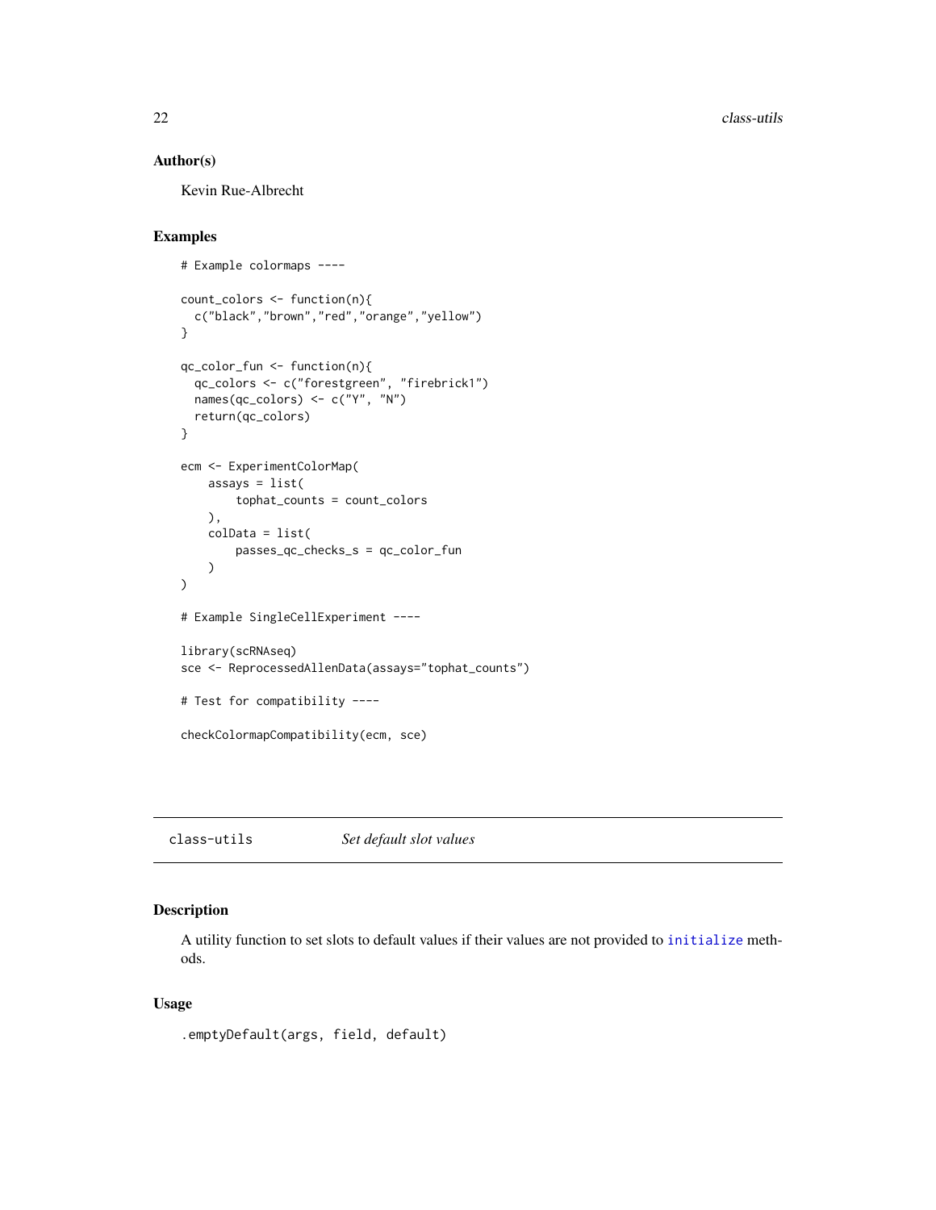## Author(s)

Kevin Rue-Albrecht

## Examples

```
# Example colormaps ----

count_colors <- function(n){
  c("black","brown","red","orange","yellow")
}

qc_color_fun <- function(n){
  qc_colors <- c("forestgreen", "firebrick1")
  names(qc_colors) <- c("Y", "N")
  return(qc_colors)
}

ecm <- ExperimentColorMap(
    assays = list(
        tophat_counts = count_colors
    ),
    colData = list(
        passes_qc_checks_s = qc_color_fun
    )
)

# Example SingleCellExperiment ----

library(scRNAseq)
sce <- ReprocessedAllenData(assays="tophat_counts")

# Test for compatibility ----

checkColormapCompatibility(ecm, sce)
```

---

`class-utils` *Set default slot values*

---

## Description

A utility function to set slots to default values if their values are not provided to `initialize` methods.

## Usage

```
.emptyDefault(args, field, default)
```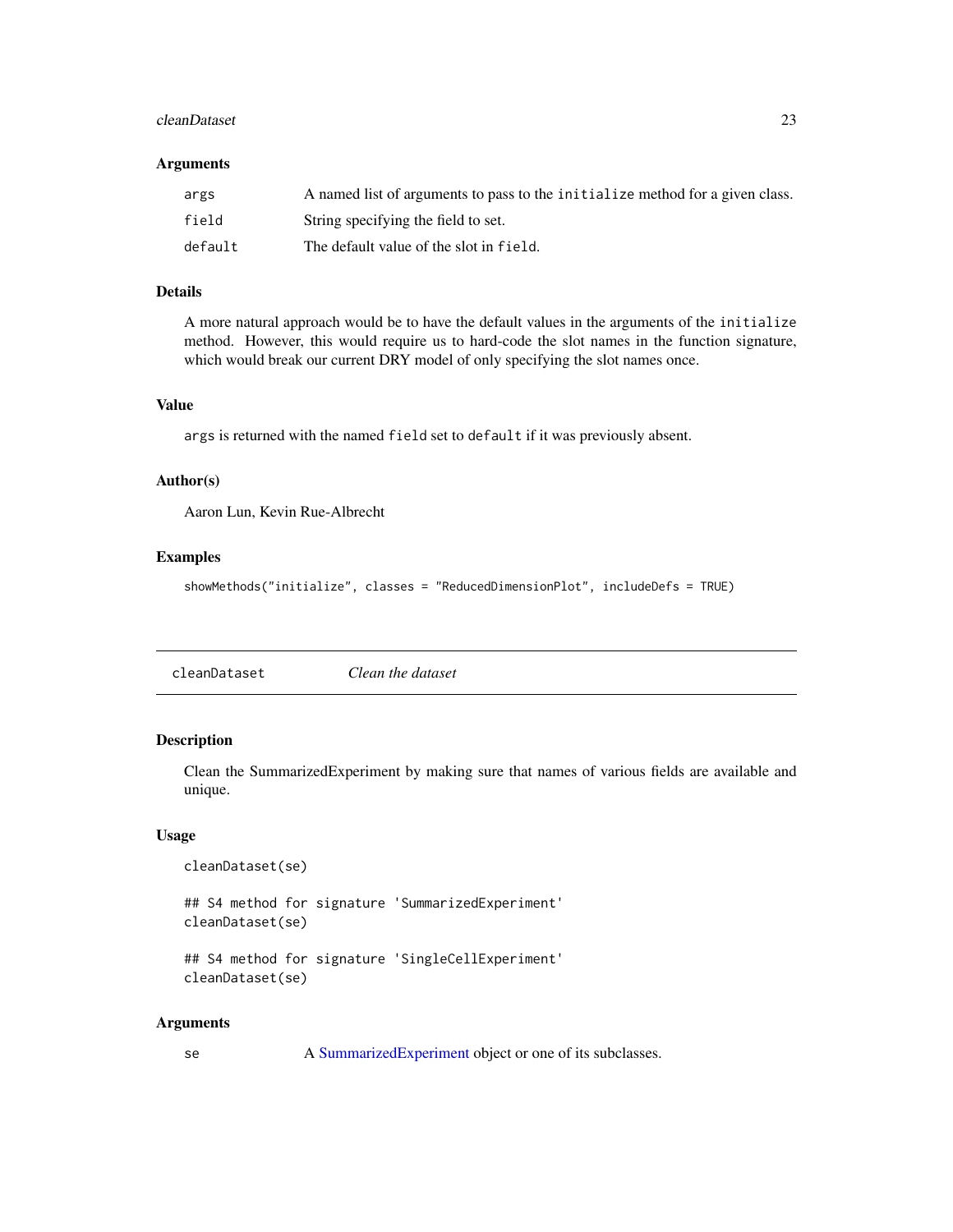### Arguments

| | |
|---|---|
| args | A named list of arguments to pass to the `initialize` method for a given class. |
| field | String specifying the field to set. |
| default | The default value of the slot in `field`. |

### Details

A more natural approach would be to have the default values in the arguments of the `initialize` method. However, this would require us to hard-code the slot names in the function signature, which would break our current DRY model of only specifying the slot names once.

### Value

`args` is returned with the named `field` set to `default` if it was previously absent.

### Author(s)

Aaron Lun, Kevin Rue-Albrecht

### Examples

```
showMethods("initialize", classes = "ReducedDimensionPlot", includeDefs = TRUE)
```

---

## cleanDataset *Clean the dataset*

---

### Description

Clean the SummarizedExperiment by making sure that names of various fields are available and unique.

### Usage

```
cleanDataset(se)

## S4 method for signature 'SummarizedExperiment'
cleanDataset(se)

## S4 method for signature 'SingleCellExperiment'
cleanDataset(se)
```

### Arguments

| | |
|---|---|
| se | A SummarizedExperiment object or one of its subclasses. |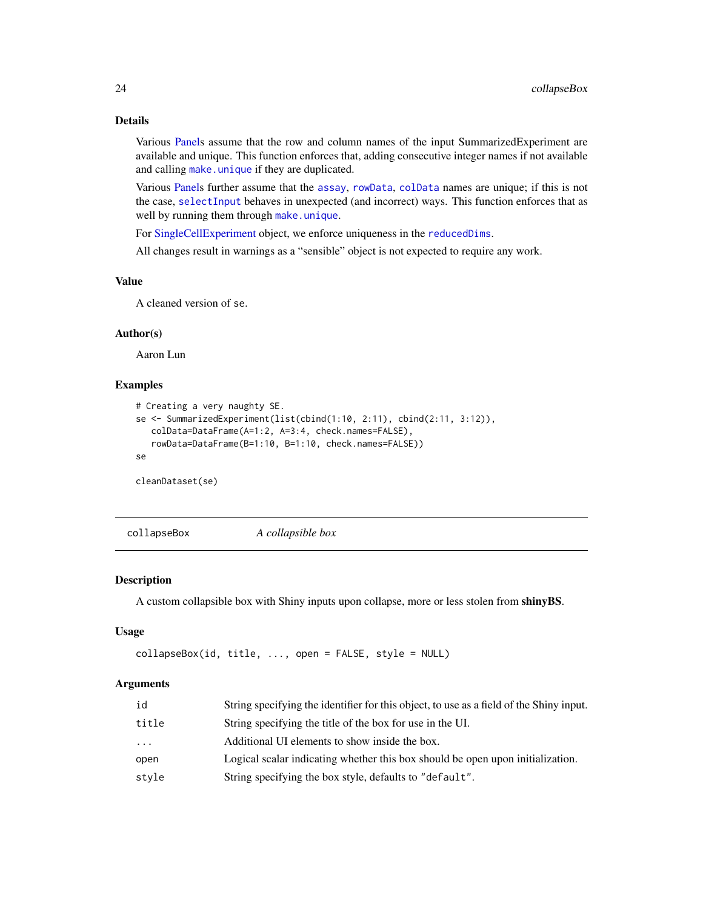### Details

Various Panels assume that the row and column names of the input SummarizedExperiment are available and unique. This function enforces that, adding consecutive integer names if not available and calling `make.unique` if they are duplicated.

Various Panels further assume that the `assay`, `rowData`, `colData` names are unique; if this is not the case, `selectInput` behaves in unexpected (and incorrect) ways. This function enforces that as well by running them through `make.unique`.

For SingleCellExperiment object, we enforce uniqueness in the `reducedDims`.

All changes result in warnings as a "sensible" object is not expected to require any work.

### Value

A cleaned version of `se`.

### Author(s)

Aaron Lun

### Examples

```
# Creating a very naughty SE.
se <- SummarizedExperiment(list(cbind(1:10, 2:11), cbind(2:11, 3:12)),
   colData=DataFrame(A=1:2, A=3:4, check.names=FALSE),
   rowData=DataFrame(B=1:10, B=1:10, check.names=FALSE))
se

cleanDataset(se)
```

---

## collapseBox — *A collapsible box*

### Description

A custom collapsible box with Shiny inputs upon collapse, more or less stolen from **shinyBS**.

### Usage

```
collapseBox(id, title, ..., open = FALSE, style = NULL)
```

### Arguments

| | |
|---|---|
| `id` | String specifying the identifier for this object, to use as a field of the Shiny input. |
| `title` | String specifying the title of the box for use in the UI. |
| `...` | Additional UI elements to show inside the box. |
| `open` | Logical scalar indicating whether this box should be open upon initialization. |
| `style` | String specifying the box style, defaults to `"default"`. |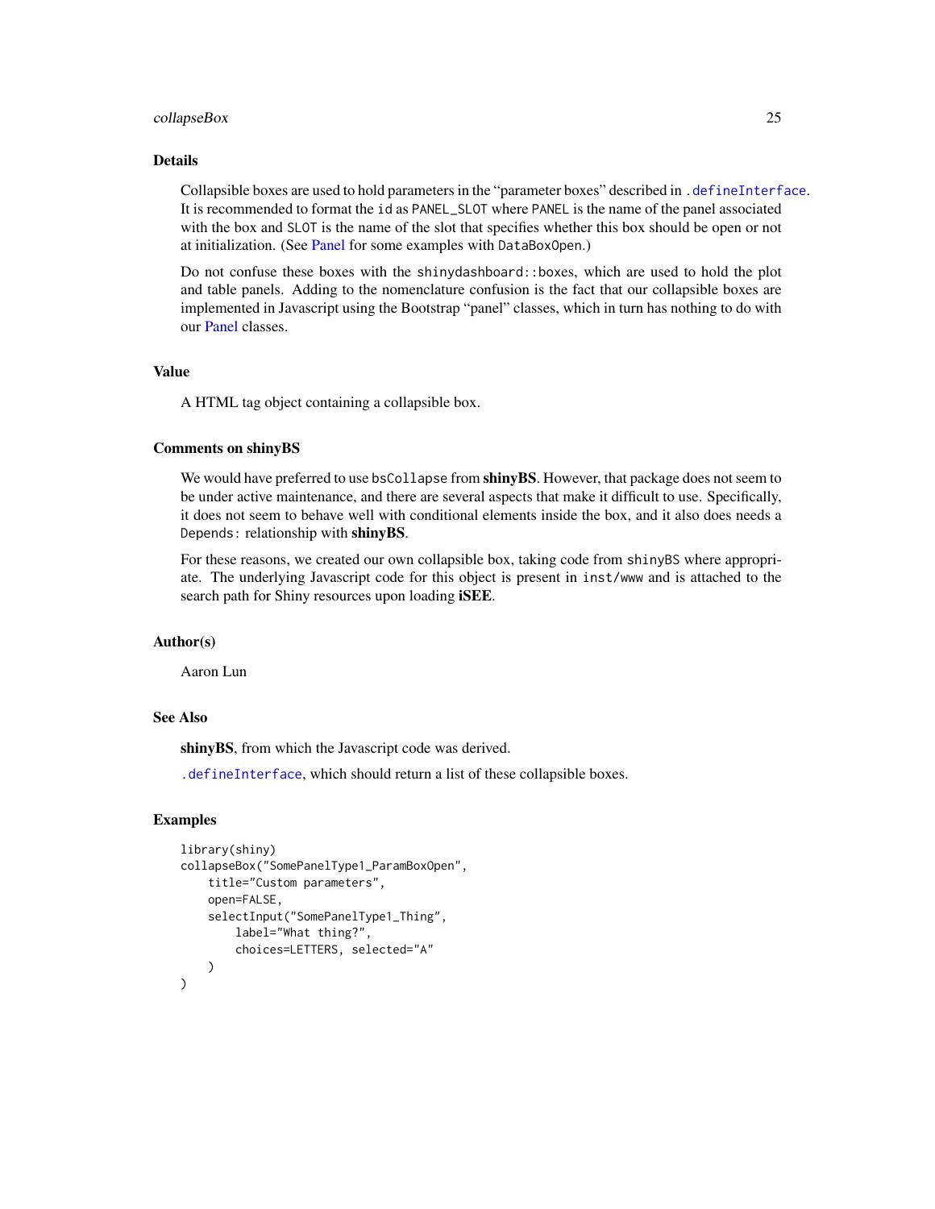### Details

Collapsible boxes are used to hold parameters in the "parameter boxes" described in `.defineInterface`. It is recommended to format the `id` as `PANEL_SLOT` where `PANEL` is the name of the panel associated with the box and `SLOT` is the name of the slot that specifies whether this box should be open or not at initialization. (See Panel for some examples with `DataBoxOpen`.)

Do not confuse these boxes with the `shinydashboard::boxes`, which are used to hold the plot and table panels. Adding to the nomenclature confusion is the fact that our collapsible boxes are implemented in Javascript using the Bootstrap "panel" classes, which in turn has nothing to do with our Panel classes.

### Value

A HTML tag object containing a collapsible box.

### Comments on shinyBS

We would have preferred to use `bsCollapse` from **shinyBS**. However, that package does not seem to be under active maintenance, and there are several aspects that make it difficult to use. Specifically, it does not seem to behave well with conditional elements inside the box, and it also does needs a `Depends:` relationship with **shinyBS**.

For these reasons, we created our own collapsible box, taking code from `shinyBS` where appropriate. The underlying Javascript code for this object is present in `inst/www` and is attached to the search path for Shiny resources upon loading **iSEE**.

### Author(s)

Aaron Lun

### See Also

**shinyBS**, from which the Javascript code was derived.

`.defineInterface`, which should return a list of these collapsible boxes.

### Examples

```
library(shiny)
collapseBox("SomePanelType1_ParamBoxOpen",
    title="Custom parameters",
    open=FALSE,
    selectInput("SomePanelType1_Thing",
        label="What thing?",
        choices=LETTERS, selected="A"
    )
)
```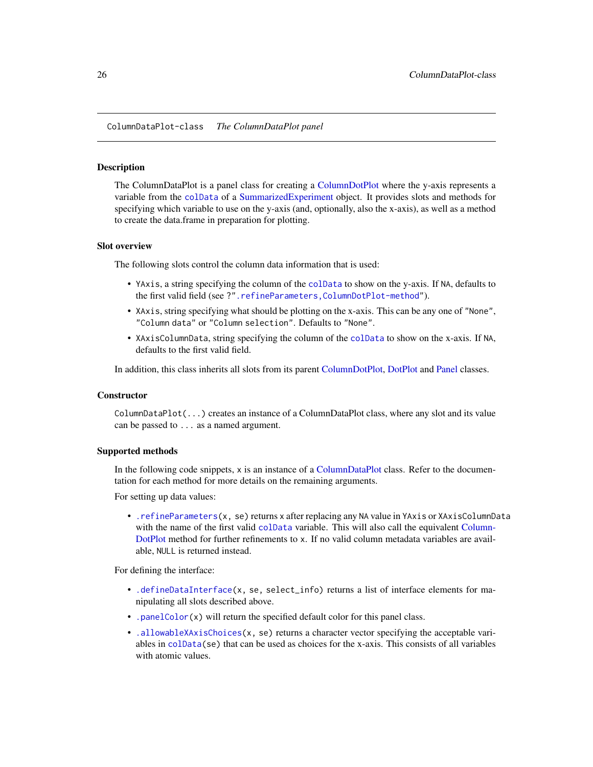ColumnDataPlot-class *The ColumnDataPlot panel*

## Description

The ColumnDataPlot is a panel class for creating a ColumnDotPlot where the y-axis represents a variable from the `colData` of a SummarizedExperiment object. It provides slots and methods for specifying which variable to use on the y-axis (and, optionally, also the x-axis), as well as a method to create the data.frame in preparation for plotting.

## Slot overview

The following slots control the column data information that is used:

- `YAxis`, a string specifying the column of the `colData` to show on the y-axis. If `NA`, defaults to the first valid field (see `?".refineParameters,ColumnDotPlot-method"`).
- `XAxis`, string specifying what should be plotting on the x-axis. This can be any one of `"None"`, `"Column data"` or `"Column selection"`. Defaults to `"None"`.
- `XAxisColumnData`, string specifying the column of the `colData` to show on the x-axis. If `NA`, defaults to the first valid field.

In addition, this class inherits all slots from its parent ColumnDotPlot, DotPlot and Panel classes.

## Constructor

`ColumnDataPlot(...)` creates an instance of a ColumnDataPlot class, where any slot and its value can be passed to `...` as a named argument.

## Supported methods

In the following code snippets, `x` is an instance of a ColumnDataPlot class. Refer to the documentation for each method for more details on the remaining arguments.

For setting up data values:

- `.refineParameters(x, se)` returns `x` after replacing any `NA` value in `YAxis` or `XAxisColumnData` with the name of the first valid `colData` variable. This will also call the equivalent ColumnDotPlot method for further refinements to `x`. If no valid column metadata variables are available, `NULL` is returned instead.

For defining the interface:

- `.defineDataInterface(x, se, select_info)` returns a list of interface elements for manipulating all slots described above.
- `.panelColor(x)` will return the specified default color for this panel class.
- `.allowableXAxisChoices(x, se)` returns a character vector specifying the acceptable variables in `colData(se)` that can be used as choices for the x-axis. This consists of all variables with atomic values.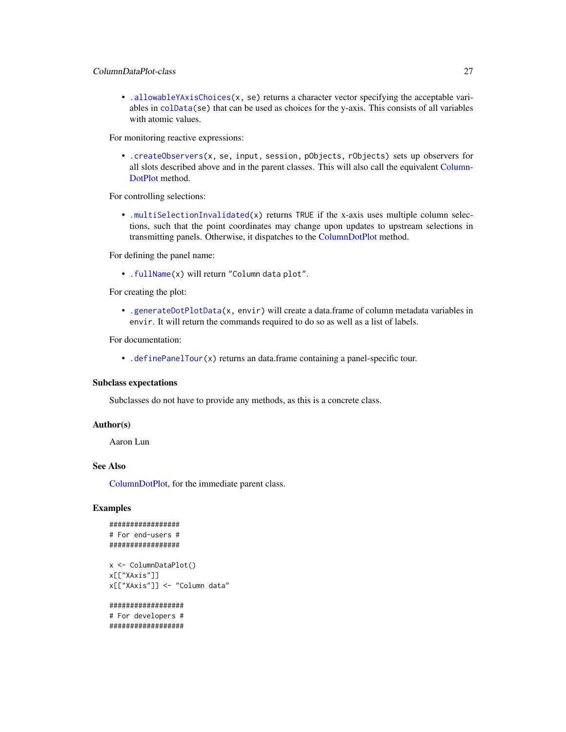- `.allowableYAxisChoices(x, se)` returns a character vector specifying the acceptable variables in `colData(se)` that can be used as choices for the y-axis. This consists of all variables with atomic values.

For monitoring reactive expressions:

- `.createObservers(x, se, input, session, pObjects, rObjects)` sets up observers for all slots described above and in the parent classes. This will also call the equivalent ColumnDotPlot method.

For controlling selections:

- `.multiSelectionInvalidated(x)` returns `TRUE` if the x-axis uses multiple column selections, such that the point coordinates may change upon updates to upstream selections in transmitting panels. Otherwise, it dispatches to the ColumnDotPlot method.

For defining the panel name:

- `.fullName(x)` will return `"Column data plot"`.

For creating the plot:

- `.generateDotPlotData(x, envir)` will create a data.frame of column metadata variables in `envir`. It will return the commands required to do so as well as a list of labels.

For documentation:

- `.definePanelTour(x)` returns an data.frame containing a panel-specific tour.

### Subclass expectations

Subclasses do not have to provide any methods, as this is a concrete class.

### Author(s)

Aaron Lun

### See Also

ColumnDotPlot, for the immediate parent class.

### Examples

```
#################
# For end-users #
#################

x <- ColumnDataPlot()
x[["XAxis"]]
x[["XAxis"]] <- "Column data"

##################
# For developers #
##################
```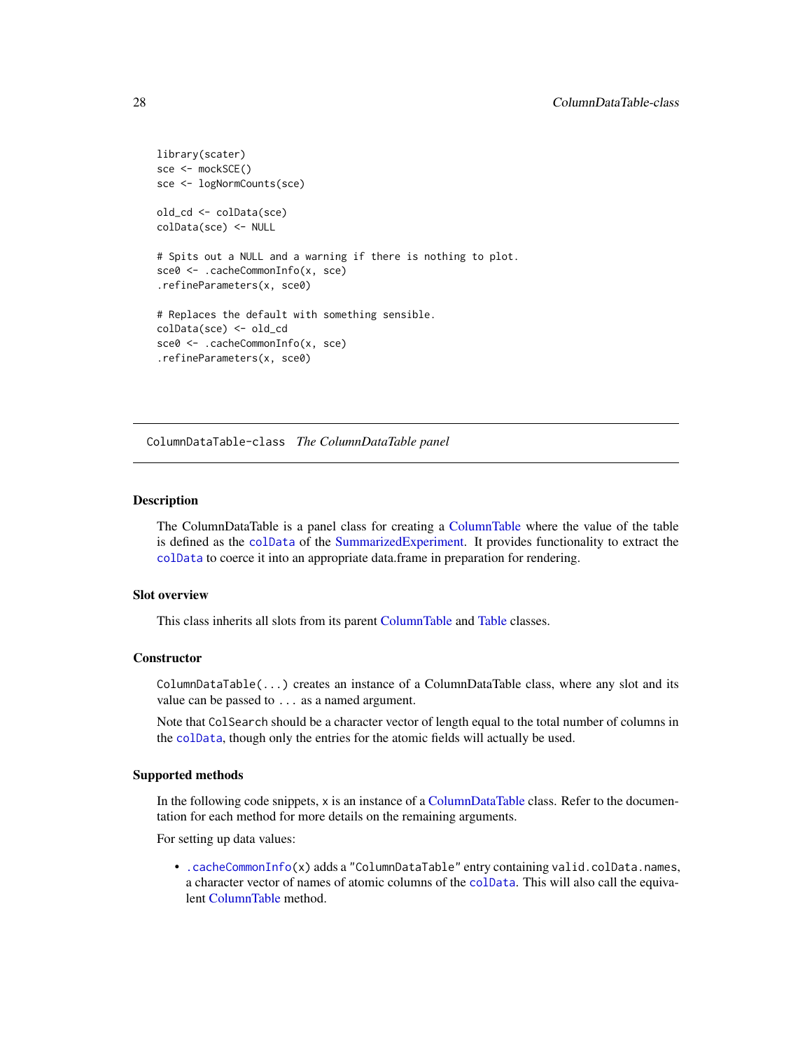```
library(scater)
sce <- mockSCE()
sce <- logNormCounts(sce)

old_cd <- colData(sce)
colData(sce) <- NULL

# Spits out a NULL and a warning if there is nothing to plot.
sce0 <- .cacheCommonInfo(x, sce)
.refineParameters(x, sce0)

# Replaces the default with something sensible.
colData(sce) <- old_cd
sce0 <- .cacheCommonInfo(x, sce)
.refineParameters(x, sce0)
```

---

ColumnDataTable-class *The ColumnDataTable panel*

---

### Description

The ColumnDataTable is a panel class for creating a ColumnTable where the value of the table is defined as the `colData` of the SummarizedExperiment. It provides functionality to extract the `colData` to coerce it into an appropriate data.frame in preparation for rendering.

### Slot overview

This class inherits all slots from its parent ColumnTable and Table classes.

### Constructor

`ColumnDataTable(...)` creates an instance of a ColumnDataTable class, where any slot and its value can be passed to `...` as a named argument.

Note that `ColSearch` should be a character vector of length equal to the total number of columns in the `colData`, though only the entries for the atomic fields will actually be used.

### Supported methods

In the following code snippets, `x` is an instance of a ColumnDataTable class. Refer to the documentation for each method for more details on the remaining arguments.

For setting up data values:

- `.cacheCommonInfo(x)` adds a `"ColumnDataTable"` entry containing `valid.colData.names`, a character vector of names of atomic columns of the `colData`. This will also call the equivalent ColumnTable method.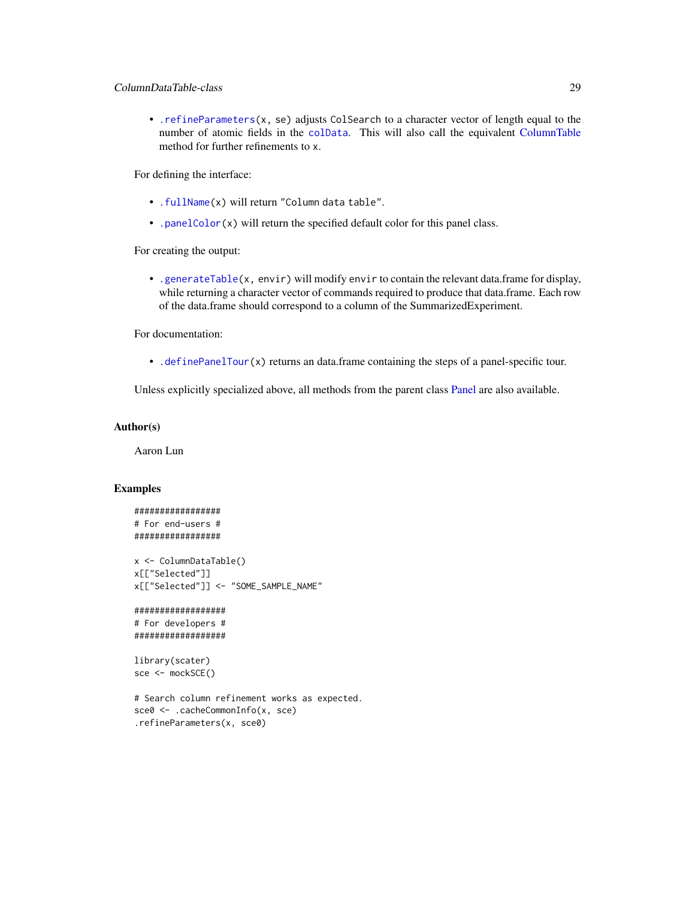- `.refineParameters(x, se)` adjusts `ColSearch` to a character vector of length equal to the number of atomic fields in the `colData`. This will also call the equivalent ColumnTable method for further refinements to `x`.

For defining the interface:

- `.fullName(x)` will return `"Column data table"`.
- `.panelColor(x)` will return the specified default color for this panel class.

For creating the output:

- `.generateTable(x, envir)` will modify `envir` to contain the relevant data.frame for display, while returning a character vector of commands required to produce that data.frame. Each row of the data.frame should correspond to a column of the SummarizedExperiment.

For documentation:

- `.definePanelTour(x)` returns an data.frame containing the steps of a panel-specific tour.

Unless explicitly specialized above, all methods from the parent class Panel are also available.

## Author(s)

Aaron Lun

## Examples

```
#################
# For end-users #
#################

x <- ColumnDataTable()
x[["Selected"]]
x[["Selected"]] <- "SOME_SAMPLE_NAME"

##################
# For developers #
##################

library(scater)
sce <- mockSCE()

# Search column refinement works as expected.
sce0 <- .cacheCommonInfo(x, sce)
.refineParameters(x, sce0)
```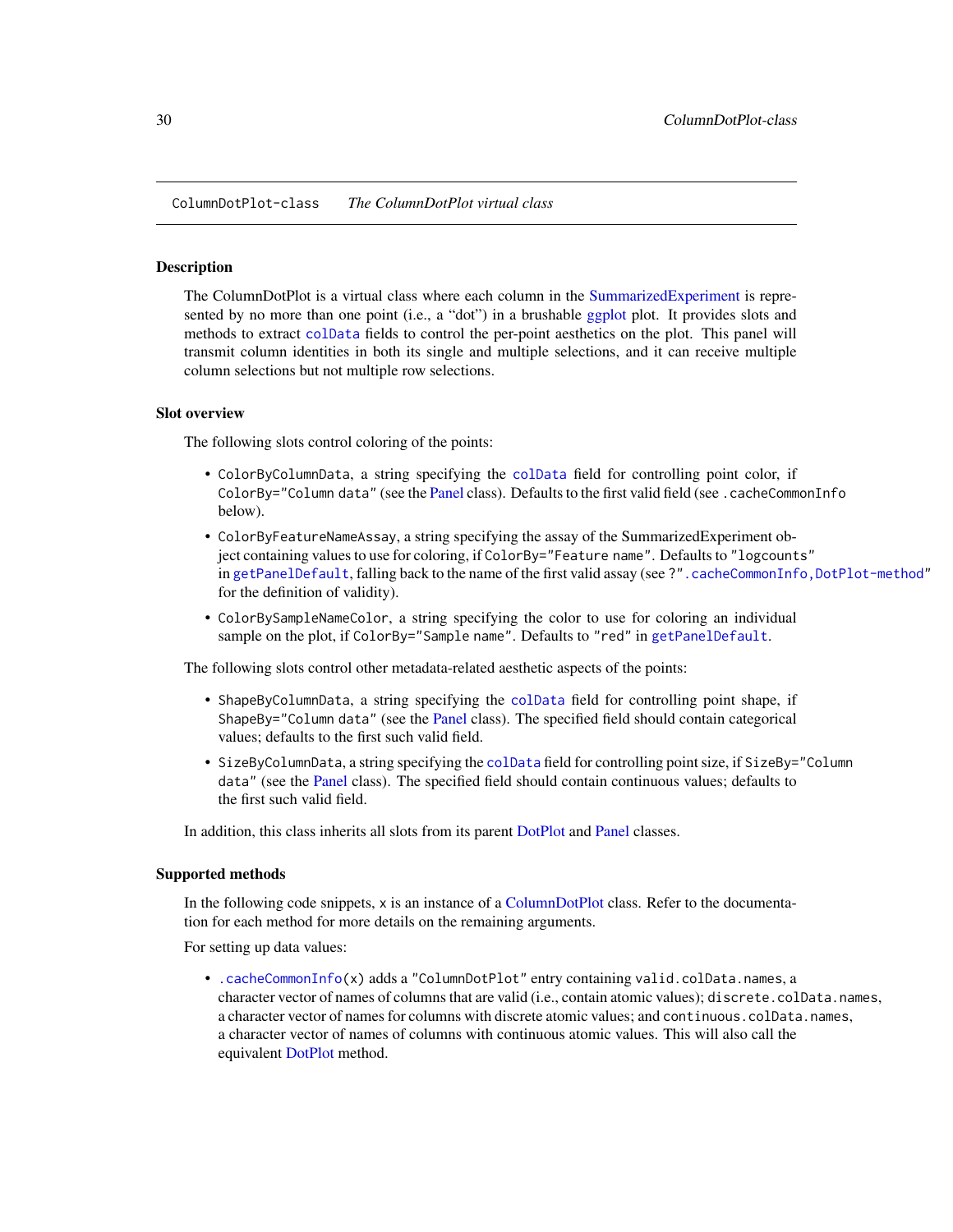ColumnDotPlot-class *The ColumnDotPlot virtual class*

## Description

The ColumnDotPlot is a virtual class where each column in the SummarizedExperiment is represented by no more than one point (i.e., a "dot") in a brushable ggplot plot. It provides slots and methods to extract colData fields to control the per-point aesthetics on the plot. This panel will transmit column identities in both its single and multiple selections, and it can receive multiple column selections but not multiple row selections.

## Slot overview

The following slots control coloring of the points:

- ColorByColumnData, a string specifying the colData field for controlling point color, if ColorBy="Column data" (see the Panel class). Defaults to the first valid field (see .cacheCommonInfo below).
- ColorByFeatureNameAssay, a string specifying the assay of the SummarizedExperiment object containing values to use for coloring, if ColorBy="Feature name". Defaults to "logcounts" in getPanelDefault, falling back to the name of the first valid assay (see ?".cacheCommonInfo,DotPlot-method" for the definition of validity).
- ColorBySampleNameColor, a string specifying the color to use for coloring an individual sample on the plot, if ColorBy="Sample name". Defaults to "red" in getPanelDefault.

The following slots control other metadata-related aesthetic aspects of the points:

- ShapeByColumnData, a string specifying the colData field for controlling point shape, if ShapeBy="Column data" (see the Panel class). The specified field should contain categorical values; defaults to the first such valid field.
- SizeByColumnData, a string specifying the colData field for controlling point size, if SizeBy="Column data" (see the Panel class). The specified field should contain continuous values; defaults to the first such valid field.

In addition, this class inherits all slots from its parent DotPlot and Panel classes.

## Supported methods

In the following code snippets, x is an instance of a ColumnDotPlot class. Refer to the documentation for each method for more details on the remaining arguments.

For setting up data values:

- .cacheCommonInfo(x) adds a "ColumnDotPlot" entry containing valid.colData.names, a character vector of names of columns that are valid (i.e., contain atomic values); discrete.colData.names, a character vector of names for columns with discrete atomic values; and continuous.colData.names, a character vector of names of columns with continuous atomic values. This will also call the equivalent DotPlot method.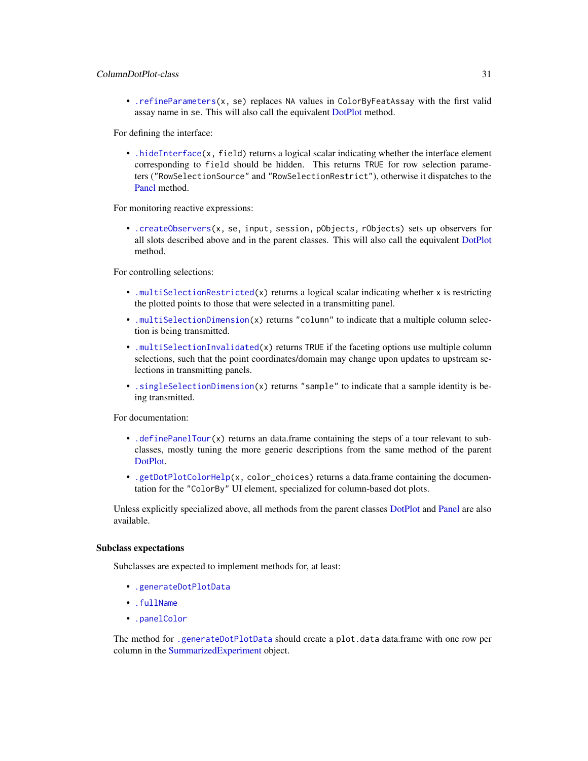- `.refineParameters(x, se)` replaces `NA` values in `ColorByFeatAssay` with the first valid assay name in `se`. This will also call the equivalent DotPlot method.

For defining the interface:

- `.hideInterface(x, field)` returns a logical scalar indicating whether the interface element corresponding to `field` should be hidden. This returns `TRUE` for row selection parameters (`"RowSelectionSource"` and `"RowSelectionRestrict"`), otherwise it dispatches to the Panel method.

For monitoring reactive expressions:

- `.createObservers(x, se, input, session, pObjects, rObjects)` sets up observers for all slots described above and in the parent classes. This will also call the equivalent DotPlot method.

For controlling selections:

- `.multiSelectionRestricted(x)` returns a logical scalar indicating whether `x` is restricting the plotted points to those that were selected in a transmitting panel.
- `.multiSelectionDimension(x)` returns `"column"` to indicate that a multiple column selection is being transmitted.
- `.multiSelectionInvalidated(x)` returns `TRUE` if the faceting options use multiple column selections, such that the point coordinates/domain may change upon updates to upstream selections in transmitting panels.
- `.singleSelectionDimension(x)` returns `"sample"` to indicate that a sample identity is being transmitted.

For documentation:

- `.definePanelTour(x)` returns an data.frame containing the steps of a tour relevant to subclasses, mostly tuning the more generic descriptions from the same method of the parent DotPlot.
- `.getDotPlotColorHelp(x, color_choices)` returns a data.frame containing the documentation for the `"ColorBy"` UI element, specialized for column-based dot plots.

Unless explicitly specialized above, all methods from the parent classes DotPlot and Panel are also available.

### Subclass expectations

Subclasses are expected to implement methods for, at least:

- `.generateDotPlotData`
- `.fullName`
- `.panelColor`

The method for `.generateDotPlotData` should create a `plot.data` data.frame with one row per column in the SummarizedExperiment object.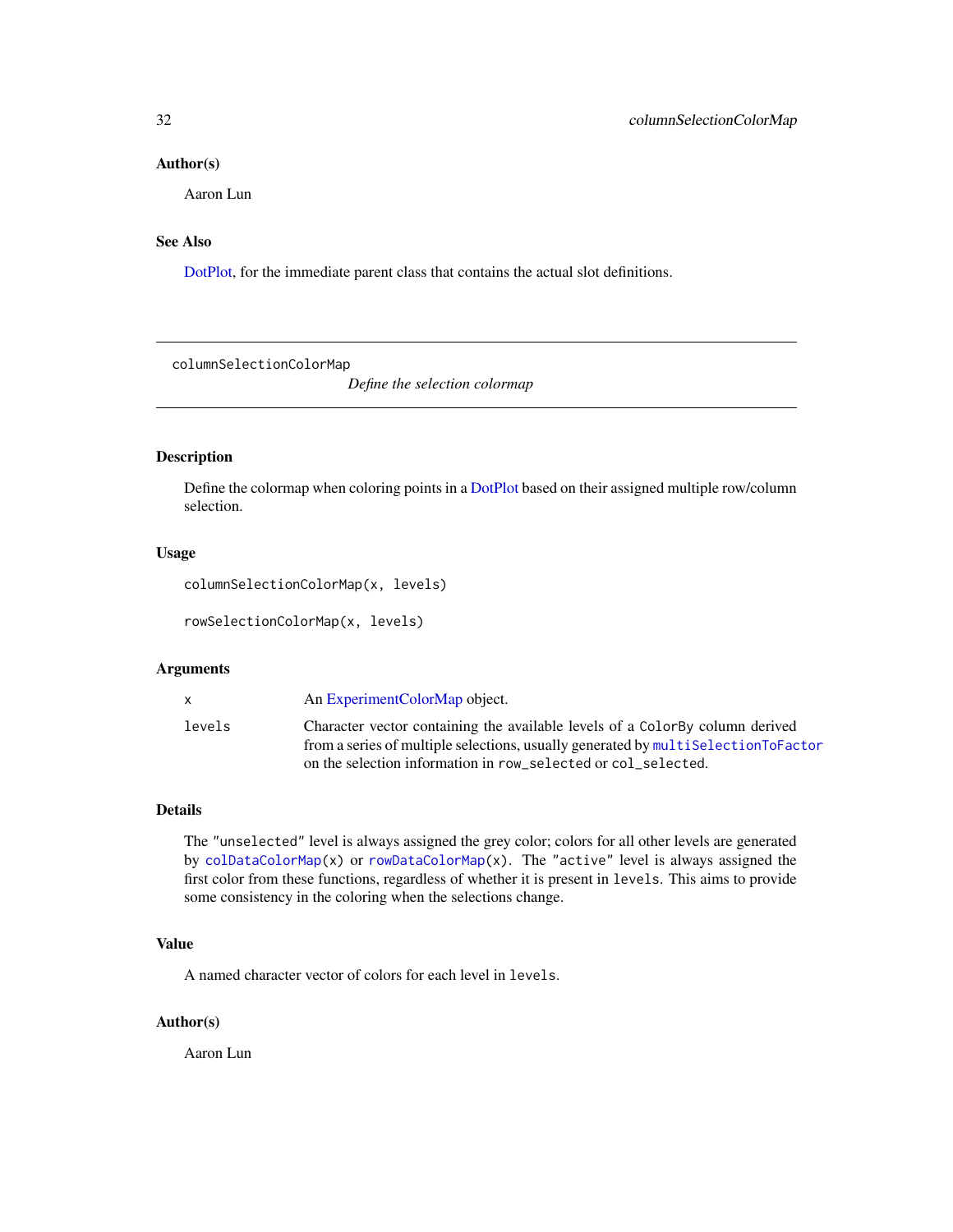### Author(s)

Aaron Lun

### See Also

DotPlot, for the immediate parent class that contains the actual slot definitions.

---

## columnSelectionColorMap

*Define the selection colormap*

---

### Description

Define the colormap when coloring points in a DotPlot based on their assigned multiple row/column selection.

### Usage

```
columnSelectionColorMap(x, levels)

rowSelectionColorMap(x, levels)
```

### Arguments

| | |
|---|---|
| `x` | An ExperimentColorMap object. |
| `levels` | Character vector containing the available levels of a `ColorBy` column derived from a series of multiple selections, usually generated by `multiSelectionToFactor` on the selection information in `row_selected` or `col_selected`. |

### Details

The `"unselected"` level is always assigned the grey color; colors for all other levels are generated by `colDataColorMap(x)` or `rowDataColorMap(x)`. The `"active"` level is always assigned the first color from these functions, regardless of whether it is present in `levels`. This aims to provide some consistency in the coloring when the selections change.

### Value

A named character vector of colors for each level in `levels`.

### Author(s)

Aaron Lun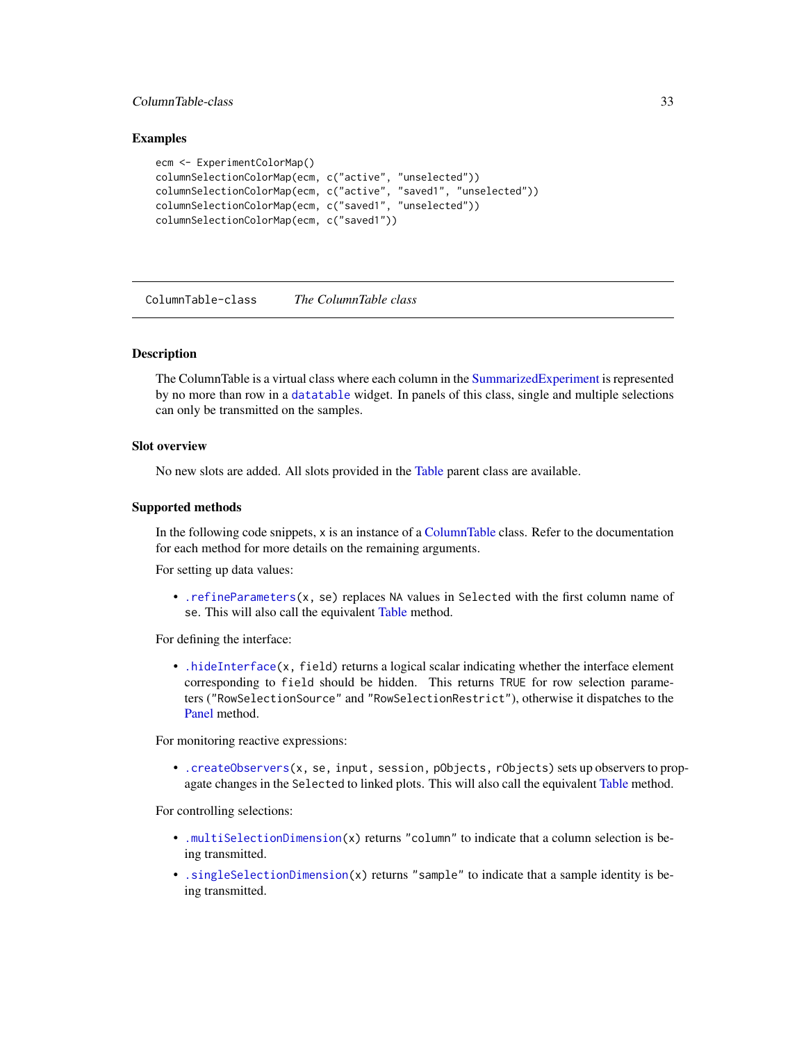### Examples

```
ecm <- ExperimentColorMap()
columnSelectionColorMap(ecm, c("active", "unselected"))
columnSelectionColorMap(ecm, c("active", "saved1", "unselected"))
columnSelectionColorMap(ecm, c("saved1", "unselected"))
columnSelectionColorMap(ecm, c("saved1"))
```

## ColumnTable-class &nbsp;&nbsp;&nbsp; *The ColumnTable class*

### Description

The ColumnTable is a virtual class where each column in the SummarizedExperiment is represented by no more than row in a `datatable` widget. In panels of this class, single and multiple selections can only be transmitted on the samples.

### Slot overview

No new slots are added. All slots provided in the Table parent class are available.

### Supported methods

In the following code snippets, `x` is an instance of a ColumnTable class. Refer to the documentation for each method for more details on the remaining arguments.

For setting up data values:

- `.refineParameters(x, se)` replaces `NA` values in `Selected` with the first column name of `se`. This will also call the equivalent Table method.

For defining the interface:

- `.hideInterface(x, field)` returns a logical scalar indicating whether the interface element corresponding to `field` should be hidden. This returns `TRUE` for row selection parameters (`"RowSelectionSource"` and `"RowSelectionRestrict"`), otherwise it dispatches to the Panel method.

For monitoring reactive expressions:

- `.createObservers(x, se, input, session, pObjects, rObjects)` sets up observers to propagate changes in the `Selected` to linked plots. This will also call the equivalent Table method.

For controlling selections:

- `.multiSelectionDimension(x)` returns `"column"` to indicate that a column selection is being transmitted.
- `.singleSelectionDimension(x)` returns `"sample"` to indicate that a sample identity is being transmitted.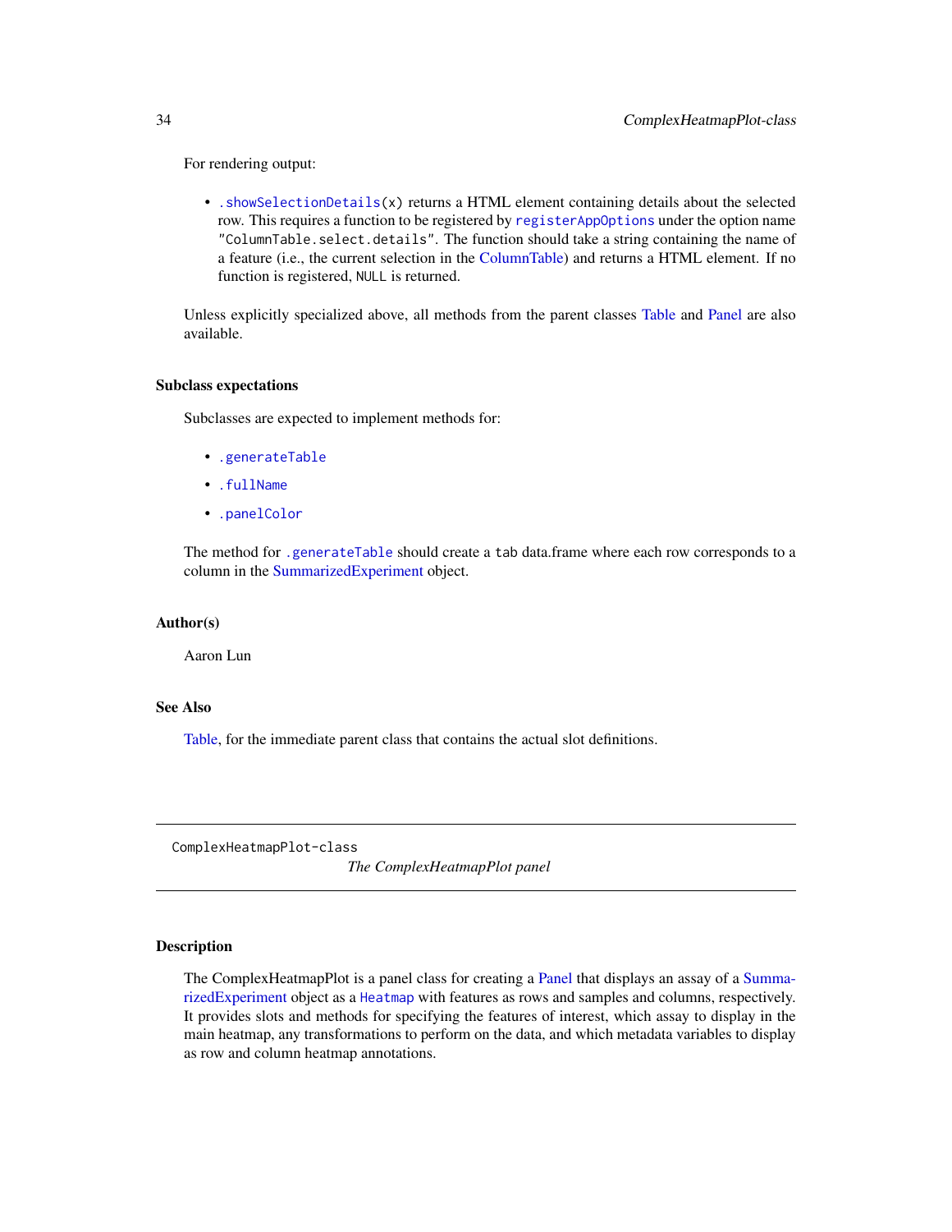For rendering output:

- `.showSelectionDetails(x)` returns a HTML element containing details about the selected row. This requires a function to be registered by `registerAppOptions` under the option name `"ColumnTable.select.details"`. The function should take a string containing the name of a feature (i.e., the current selection in the ColumnTable) and returns a HTML element. If no function is registered, `NULL` is returned.

Unless explicitly specialized above, all methods from the parent classes Table and Panel are also available.

### Subclass expectations

Subclasses are expected to implement methods for:

- `.generateTable`
- `.fullName`
- `.panelColor`

The method for `.generateTable` should create a `tab` data.frame where each row corresponds to a column in the SummarizedExperiment object.

### Author(s)

Aaron Lun

### See Also

Table, for the immediate parent class that contains the actual slot definitions.

---

`ComplexHeatmapPlot-class` *The ComplexHeatmapPlot panel*

---

### Description

The ComplexHeatmapPlot is a panel class for creating a Panel that displays an assay of a SummarizedExperiment object as a `Heatmap` with features as rows and samples and columns, respectively. It provides slots and methods for specifying the features of interest, which assay to display in the main heatmap, any transformations to perform on the data, and which metadata variables to display as row and column heatmap annotations.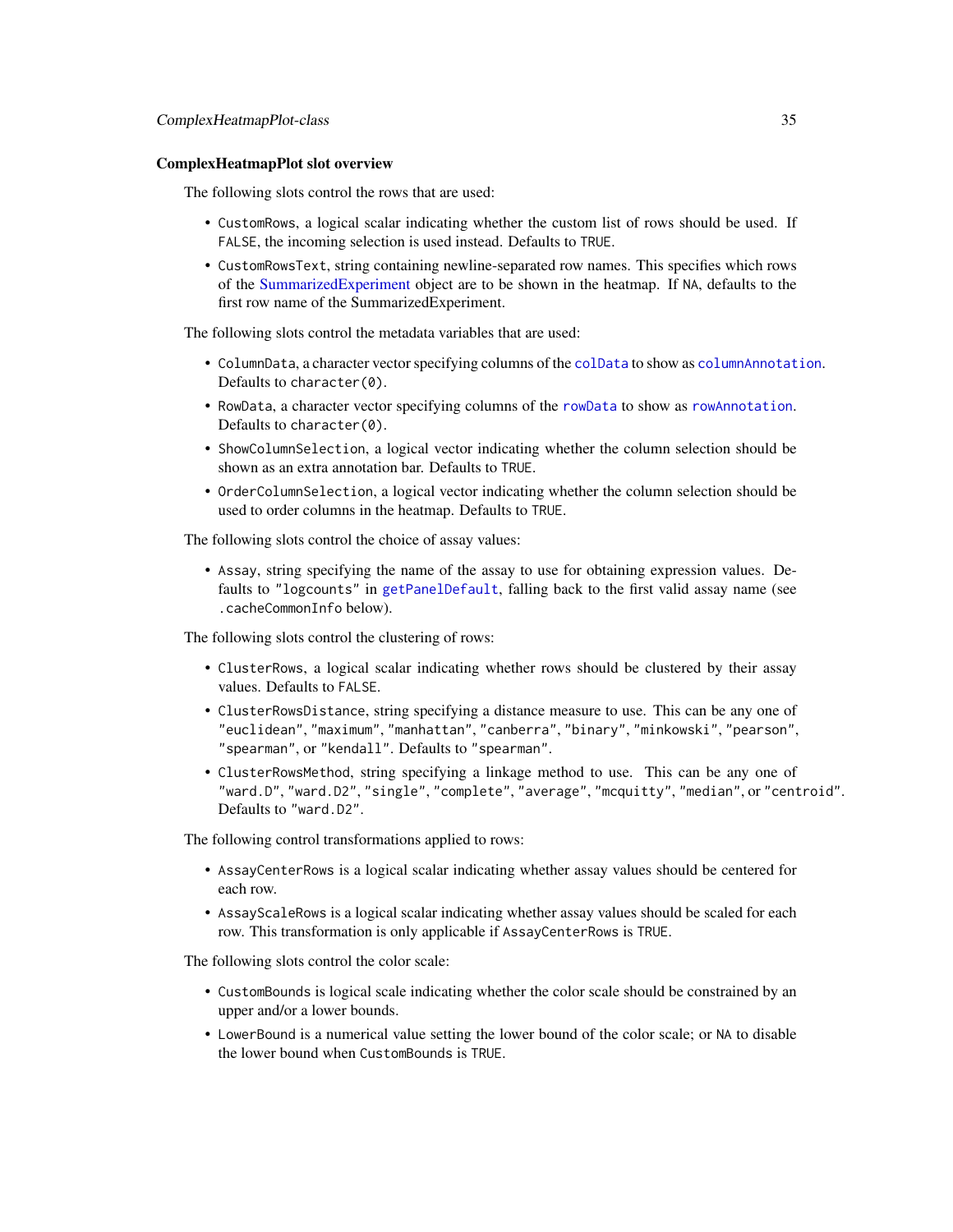### ComplexHeatmapPlot slot overview

The following slots control the rows that are used:

- `CustomRows`, a logical scalar indicating whether the custom list of rows should be used. If `FALSE`, the incoming selection is used instead. Defaults to `TRUE`.
- `CustomRowsText`, string containing newline-separated row names. This specifies which rows of the SummarizedExperiment object are to be shown in the heatmap. If `NA`, defaults to the first row name of the SummarizedExperiment.

The following slots control the metadata variables that are used:

- `ColumnData`, a character vector specifying columns of the `colData` to show as `columnAnnotation`. Defaults to `character(0)`.
- `RowData`, a character vector specifying columns of the `rowData` to show as `rowAnnotation`. Defaults to `character(0)`.
- `ShowColumnSelection`, a logical vector indicating whether the column selection should be shown as an extra annotation bar. Defaults to `TRUE`.
- `OrderColumnSelection`, a logical vector indicating whether the column selection should be used to order columns in the heatmap. Defaults to `TRUE`.

The following slots control the choice of assay values:

- `Assay`, string specifying the name of the assay to use for obtaining expression values. Defaults to `"logcounts"` in `getPanelDefault`, falling back to the first valid assay name (see `.cacheCommonInfo` below).

The following slots control the clustering of rows:

- `ClusterRows`, a logical scalar indicating whether rows should be clustered by their assay values. Defaults to `FALSE`.
- `ClusterRowsDistance`, string specifying a distance measure to use. This can be any one of `"euclidean"`, `"maximum"`, `"manhattan"`, `"canberra"`, `"binary"`, `"minkowski"`, `"pearson"`, `"spearman"`, or `"kendall"`. Defaults to `"spearman"`.
- `ClusterRowsMethod`, string specifying a linkage method to use. This can be any one of `"ward.D"`, `"ward.D2"`, `"single"`, `"complete"`, `"average"`, `"mcquitty"`, `"median"`, or `"centroid"`. Defaults to `"ward.D2"`.

The following control transformations applied to rows:

- `AssayCenterRows` is a logical scalar indicating whether assay values should be centered for each row.
- `AssayScaleRows` is a logical scalar indicating whether assay values should be scaled for each row. This transformation is only applicable if `AssayCenterRows` is `TRUE`.

The following slots control the color scale:

- `CustomBounds` is logical scale indicating whether the color scale should be constrained by an upper and/or a lower bounds.
- `LowerBound` is a numerical value setting the lower bound of the color scale; or `NA` to disable the lower bound when `CustomBounds` is `TRUE`.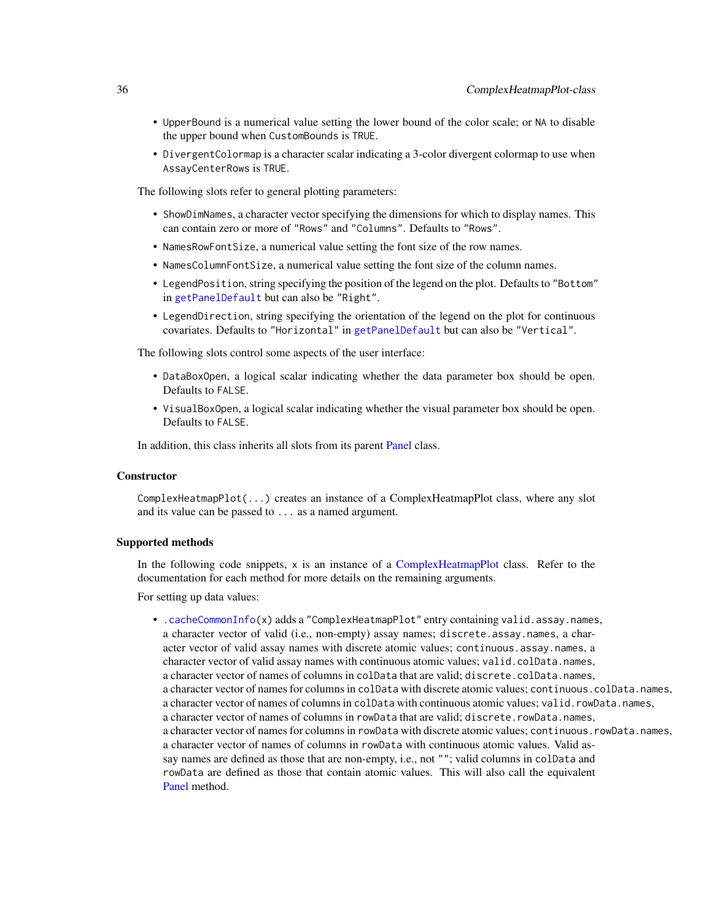- `UpperBound` is a numerical value setting the lower bound of the color scale; or `NA` to disable the upper bound when `CustomBounds` is `TRUE`.
- `DivergentColormap` is a character scalar indicating a 3-color divergent colormap to use when `AssayCenterRows` is `TRUE`.

The following slots refer to general plotting parameters:

- `ShowDimNames`, a character vector specifying the dimensions for which to display names. This can contain zero or more of `"Rows"` and `"Columns"`. Defaults to `"Rows"`.
- `NamesRowFontSize`, a numerical value setting the font size of the row names.
- `NamesColumnFontSize`, a numerical value setting the font size of the column names.
- `LegendPosition`, string specifying the position of the legend on the plot. Defaults to `"Bottom"` in `getPanelDefault` but can also be `"Right"`.
- `LegendDirection`, string specifying the orientation of the legend on the plot for continuous covariates. Defaults to `"Horizontal"` in `getPanelDefault` but can also be `"Vertical"`.

The following slots control some aspects of the user interface:

- `DataBoxOpen`, a logical scalar indicating whether the data parameter box should be open. Defaults to `FALSE`.
- `VisualBoxOpen`, a logical scalar indicating whether the visual parameter box should be open. Defaults to `FALSE`.

In addition, this class inherits all slots from its parent Panel class.

### Constructor

`ComplexHeatmapPlot(...)` creates an instance of a ComplexHeatmapPlot class, where any slot and its value can be passed to `...` as a named argument.

### Supported methods

In the following code snippets, `x` is an instance of a ComplexHeatmapPlot class. Refer to the documentation for each method for more details on the remaining arguments.

For setting up data values:

- `.cacheCommonInfo(x)` adds a `"ComplexHeatmapPlot"` entry containing `valid.assay.names`, a character vector of valid (i.e., non-empty) assay names; `discrete.assay.names`, a character vector of valid assay names with discrete atomic values; `continuous.assay.names`, a character vector of valid assay names with continuous atomic values; `valid.colData.names`, a character vector of names of columns in `colData` that are valid; `discrete.colData.names`, a character vector of names for columns in `colData` with discrete atomic values; `continuous.colData.names`, a character vector of names of columns in `colData` with continuous atomic values; `valid.rowData.names`, a character vector of names of columns in `rowData` that are valid; `discrete.rowData.names`, a character vector of names for columns in `rowData` with discrete atomic values; `continuous.rowData.names`, a character vector of names of columns in `rowData` with continuous atomic values. Valid assay names are defined as those that are non-empty, i.e., not `""`; valid columns in `colData` and `rowData` are defined as those that contain atomic values. This will also call the equivalent Panel method.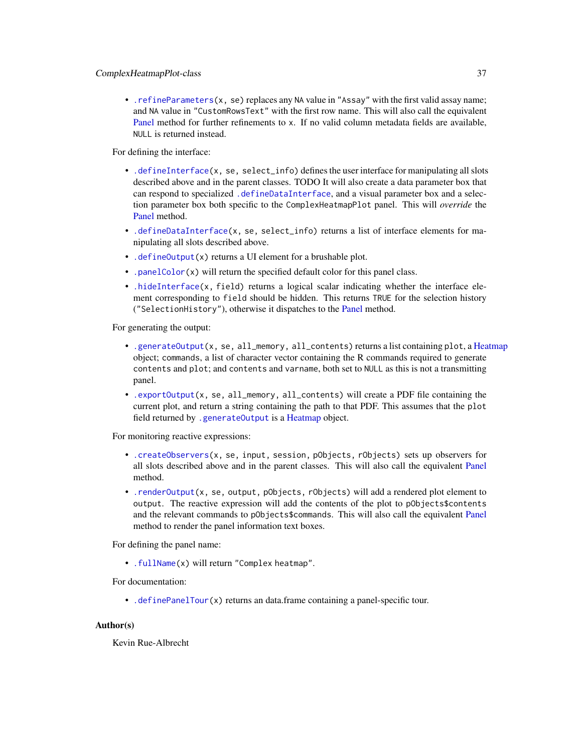- `.refineParameters(x, se)` replaces any `NA` value in `"Assay"` with the first valid assay name; and `NA` value in `"CustomRowsText"` with the first row name. This will also call the equivalent Panel method for further refinements to `x`. If no valid column metadata fields are available, `NULL` is returned instead.

For defining the interface:

- `.defineInterface(x, se, select_info)` defines the user interface for manipulating all slots described above and in the parent classes. TODO It will also create a data parameter box that can respond to specialized `.defineDataInterface`, and a visual parameter box and a selection parameter box both specific to the `ComplexHeatmapPlot` panel. This will *override* the Panel method.
- `.defineDataInterface(x, se, select_info)` returns a list of interface elements for manipulating all slots described above.
- `.defineOutput(x)` returns a UI element for a brushable plot.
- `.panelColor(x)` will return the specified default color for this panel class.
- `.hideInterface(x, field)` returns a logical scalar indicating whether the interface element corresponding to `field` should be hidden. This returns `TRUE` for the selection history (`"SelectionHistory"`), otherwise it dispatches to the Panel method.

For generating the output:

- `.generateOutput(x, se, all_memory, all_contents)` returns a list containing `plot`, a Heatmap object; `commands`, a list of character vector containing the R commands required to generate `contents` and `plot`; and `contents` and `varname`, both set to `NULL` as this is not a transmitting panel.
- `.exportOutput(x, se, all_memory, all_contents)` will create a PDF file containing the current plot, and return a string containing the path to that PDF. This assumes that the `plot` field returned by `.generateOutput` is a Heatmap object.

For monitoring reactive expressions:

- `.createObservers(x, se, input, session, pObjects, rObjects)` sets up observers for all slots described above and in the parent classes. This will also call the equivalent Panel method.
- `.renderOutput(x, se, output, pObjects, rObjects)` will add a rendered plot element to `output`. The reactive expression will add the contents of the plot to `pObjects$contents` and the relevant commands to `pObjects$commands`. This will also call the equivalent Panel method to render the panel information text boxes.

For defining the panel name:

- `.fullName(x)` will return `"Complex heatmap"`.

For documentation:

- `.definePanelTour(x)` returns an data.frame containing a panel-specific tour.

### Author(s)

Kevin Rue-Albrecht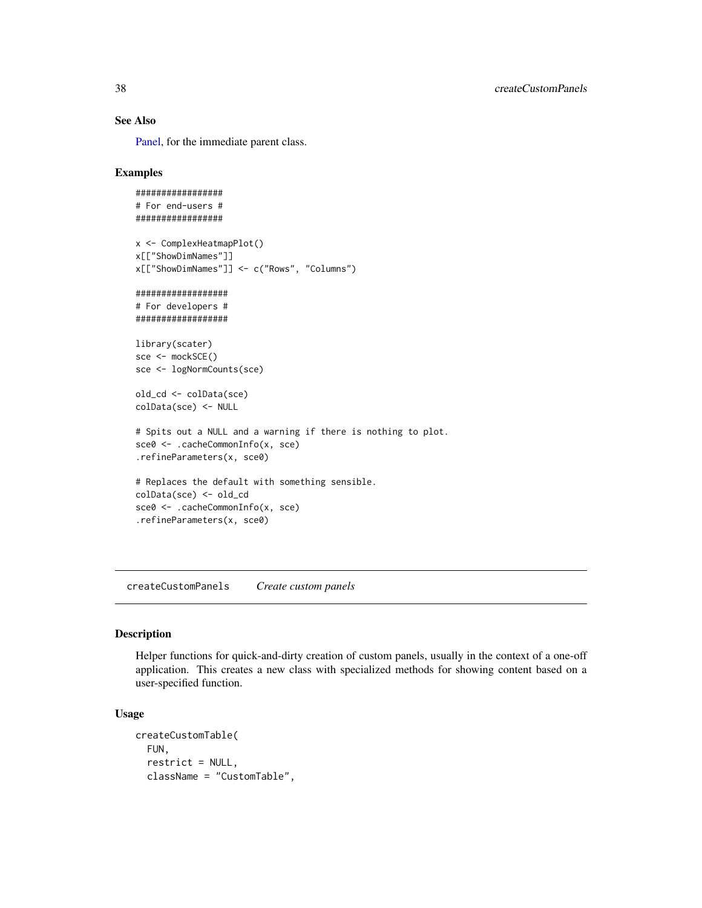## See Also

Panel, for the immediate parent class.

## Examples

```
#################
# For end-users #
#################

x <- ComplexHeatmapPlot()
x[["ShowDimNames"]]
x[["ShowDimNames"]] <- c("Rows", "Columns")

##################
# For developers #
##################

library(scater)
sce <- mockSCE()
sce <- logNormCounts(sce)

old_cd <- colData(sce)
colData(sce) <- NULL

# Spits out a NULL and a warning if there is nothing to plot.
sce0 <- .cacheCommonInfo(x, sce)
.refineParameters(x, sce0)

# Replaces the default with something sensible.
colData(sce) <- old_cd
sce0 <- .cacheCommonInfo(x, sce)
.refineParameters(x, sce0)
```

---

# createCustomPanels *Create custom panels*

## Description

Helper functions for quick-and-dirty creation of custom panels, usually in the context of a one-off application. This creates a new class with specialized methods for showing content based on a user-specified function.

## Usage

```
createCustomTable(
  FUN,
  restrict = NULL,
  className = "CustomTable",
```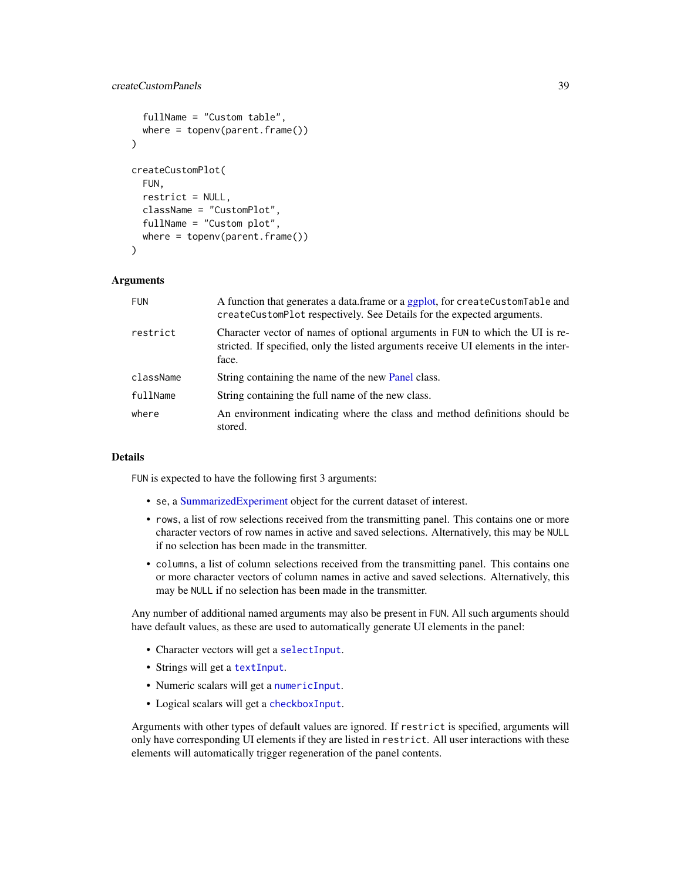```
  fullName = "Custom table",
  where = topenv(parent.frame())
)

createCustomPlot(
  FUN,
  restrict = NULL,
  className = "CustomPlot",
  fullName = "Custom plot",
  where = topenv(parent.frame())
)
```

### Arguments

| | |
|---|---|
| FUN | A function that generates a data.frame or a ggplot, for `createCustomTable` and `createCustomPlot` respectively. See Details for the expected arguments. |
| restrict | Character vector of names of optional arguments in FUN to which the UI is restricted. If specified, only the listed arguments receive UI elements in the interface. |
| className | String containing the name of the new Panel class. |
| fullName | String containing the full name of the new class. |
| where | An environment indicating where the class and method definitions should be stored. |

### Details

FUN is expected to have the following first 3 arguments:

- `se`, a SummarizedExperiment object for the current dataset of interest.
- `rows`, a list of row selections received from the transmitting panel. This contains one or more character vectors of row names in active and saved selections. Alternatively, this may be NULL if no selection has been made in the transmitter.
- `columns`, a list of column selections received from the transmitting panel. This contains one or more character vectors of column names in active and saved selections. Alternatively, this may be NULL if no selection has been made in the transmitter.

Any number of additional named arguments may also be present in FUN. All such arguments should have default values, as these are used to automatically generate UI elements in the panel:

- Character vectors will get a `selectInput`.
- Strings will get a `textInput`.
- Numeric scalars will get a `numericInput`.
- Logical scalars will get a `checkboxInput`.

Arguments with other types of default values are ignored. If `restrict` is specified, arguments will only have corresponding UI elements if they are listed in `restrict`. All user interactions with these elements will automatically trigger regeneration of the panel contents.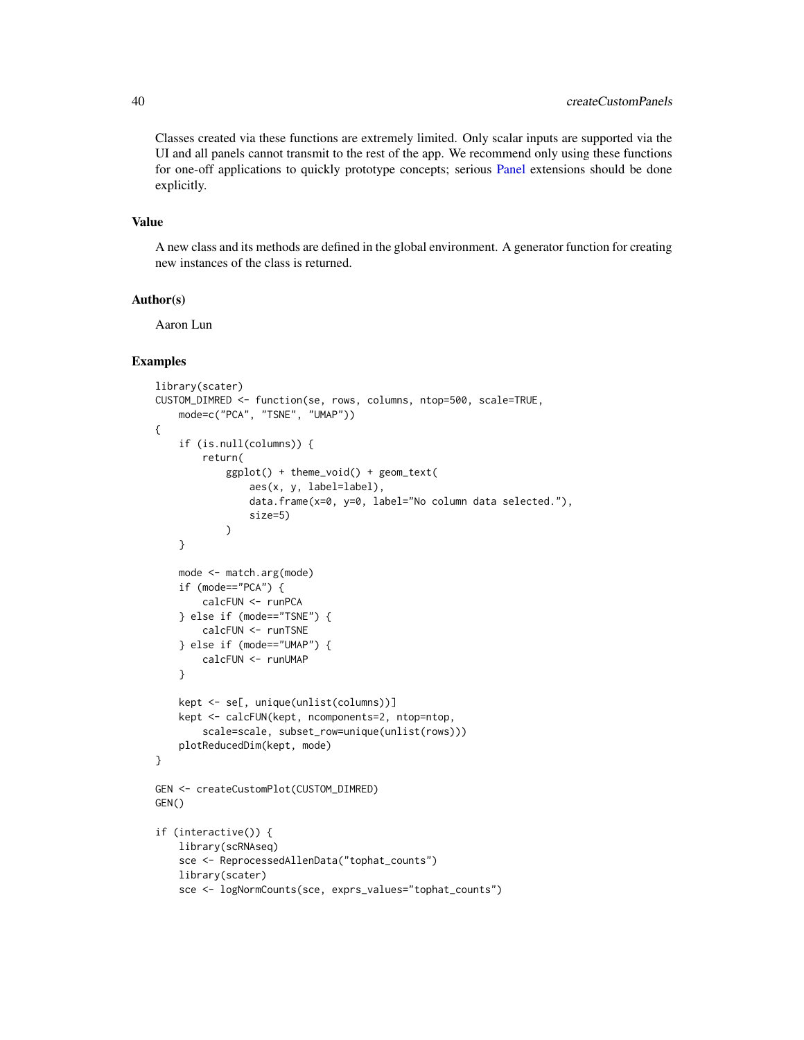Classes created via these functions are extremely limited. Only scalar inputs are supported via the UI and all panels cannot transmit to the rest of the app. We recommend only using these functions for one-off applications to quickly prototype concepts; serious Panel extensions should be done explicitly.

## Value

A new class and its methods are defined in the global environment. A generator function for creating new instances of the class is returned.

## Author(s)

Aaron Lun

## Examples

```
library(scater)
CUSTOM_DIMRED <- function(se, rows, columns, ntop=500, scale=TRUE,
    mode=c("PCA", "TSNE", "UMAP"))
{
    if (is.null(columns)) {
        return(
            ggplot() + theme_void() + geom_text(
                aes(x, y, label=label),
                data.frame(x=0, y=0, label="No column data selected."),
                size=5)
            )
    }

    mode <- match.arg(mode)
    if (mode=="PCA") {
        calcFUN <- runPCA
    } else if (mode=="TSNE") {
        calcFUN <- runTSNE
    } else if (mode=="UMAP") {
        calcFUN <- runUMAP
    }

    kept <- se[, unique(unlist(columns))]
    kept <- calcFUN(kept, ncomponents=2, ntop=ntop,
        scale=scale, subset_row=unique(unlist(rows)))
    plotReducedDim(kept, mode)
}

GEN <- createCustomPlot(CUSTOM_DIMRED)
GEN()

if (interactive()) {
    library(scRNAseq)
    sce <- ReprocessedAllenData("tophat_counts")
    library(scater)
    sce <- logNormCounts(sce, exprs_values="tophat_counts")
```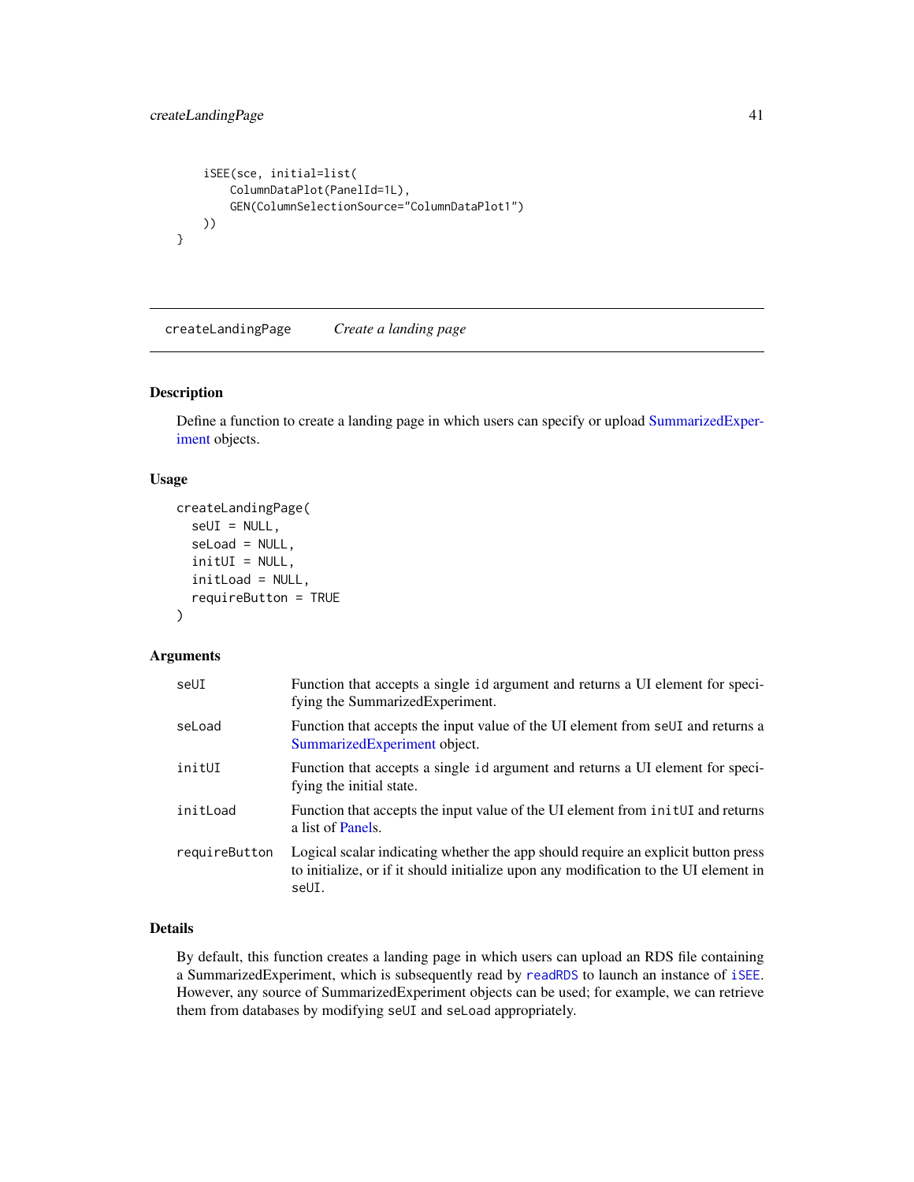```
    iSEE(sce, initial=list(
        ColumnDataPlot(PanelId=1L),
        GEN(ColumnSelectionSource="ColumnDataPlot1")
    ))
}
```

## createLandingPage *Create a landing page*

### Description

Define a function to create a landing page in which users can specify or upload SummarizedExperiment objects.

### Usage

```
createLandingPage(
  seUI = NULL,
  seLoad = NULL,
  initUI = NULL,
  initLoad = NULL,
  requireButton = TRUE
)
```

### Arguments

| | |
|---|---|
| seUI | Function that accepts a single `id` argument and returns a UI element for specifying the SummarizedExperiment. |
| seLoad | Function that accepts the input value of the UI element from `seUI` and returns a SummarizedExperiment object. |
| initUI | Function that accepts a single `id` argument and returns a UI element for specifying the initial state. |
| initLoad | Function that accepts the input value of the UI element from `initUI` and returns a list of Panels. |
| requireButton | Logical scalar indicating whether the app should require an explicit button press to initialize, or if it should initialize upon any modification to the UI element in `seUI`. |

### Details

By default, this function creates a landing page in which users can upload an RDS file containing a SummarizedExperiment, which is subsequently read by `readRDS` to launch an instance of `iSEE`. However, any source of SummarizedExperiment objects can be used; for example, we can retrieve them from databases by modifying `seUI` and `seLoad` appropriately.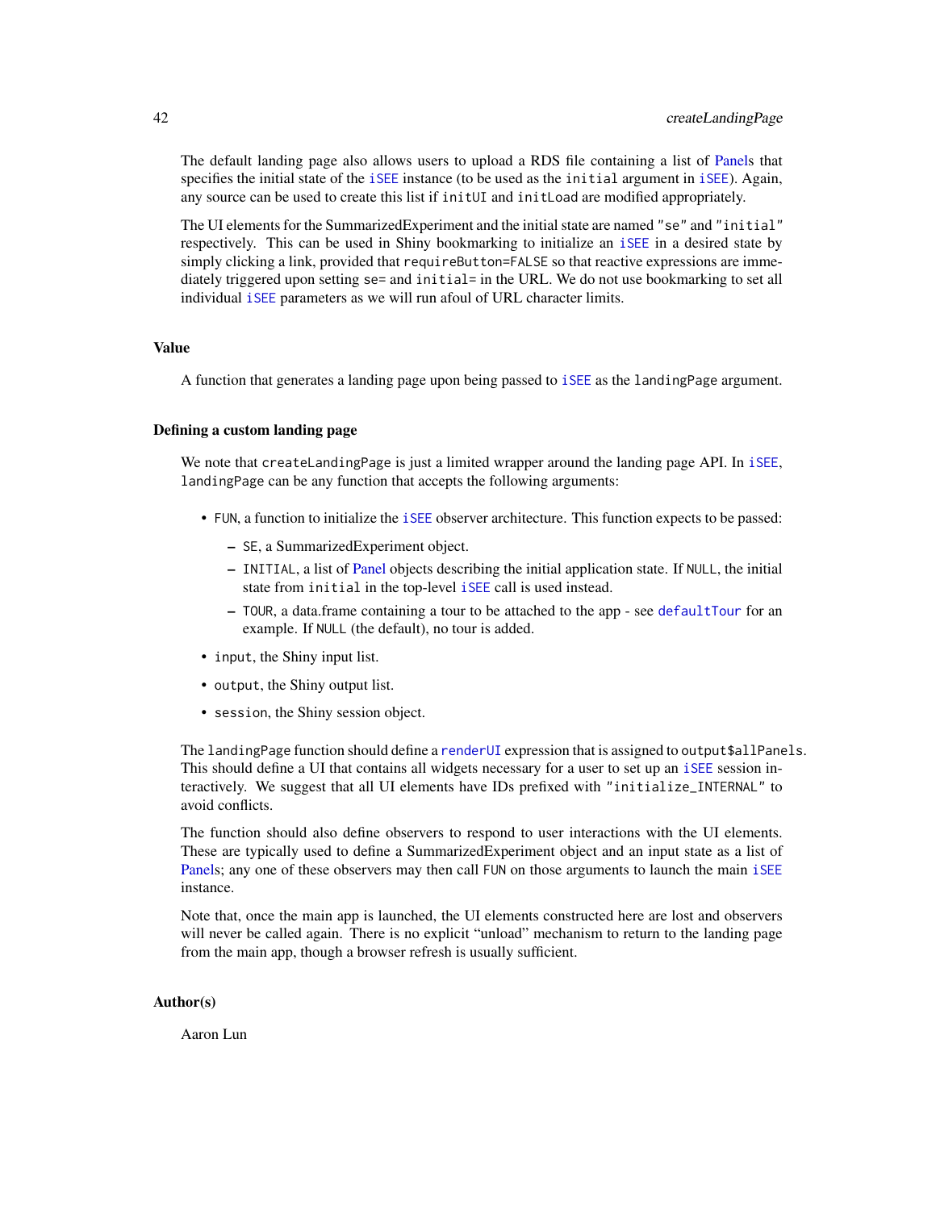The default landing page also allows users to upload a RDS file containing a list of Panels that specifies the initial state of the `iSEE` instance (to be used as the `initial` argument in `iSEE`). Again, any source can be used to create this list if `initUI` and `initLoad` are modified appropriately.

The UI elements for the SummarizedExperiment and the initial state are named `"se"` and `"initial"` respectively. This can be used in Shiny bookmarking to initialize an `iSEE` in a desired state by simply clicking a link, provided that `requireButton=FALSE` so that reactive expressions are immediately triggered upon setting `se=` and `initial=` in the URL. We do not use bookmarking to set all individual `iSEE` parameters as we will run afoul of URL character limits.

## Value

A function that generates a landing page upon being passed to `iSEE` as the `landingPage` argument.

### Defining a custom landing page

We note that `createLandingPage` is just a limited wrapper around the landing page API. In `iSEE`, `landingPage` can be any function that accepts the following arguments:

- `FUN`, a function to initialize the `iSEE` observer architecture. This function expects to be passed:
  - `SE`, a SummarizedExperiment object.
  - `INITIAL`, a list of Panel objects describing the initial application state. If `NULL`, the initial state from `initial` in the top-level `iSEE` call is used instead.
  - `TOUR`, a data.frame containing a tour to be attached to the app - see `defaultTour` for an example. If `NULL` (the default), no tour is added.
- `input`, the Shiny input list.
- `output`, the Shiny output list.
- `session`, the Shiny session object.

The `landingPage` function should define a `renderUI` expression that is assigned to `output$allPanels`. This should define a UI that contains all widgets necessary for a user to set up an `iSEE` session interactively. We suggest that all UI elements have IDs prefixed with `"initialize_INTERNAL"` to avoid conflicts.

The function should also define observers to respond to user interactions with the UI elements. These are typically used to define a SummarizedExperiment object and an input state as a list of Panels; any one of these observers may then call `FUN` on those arguments to launch the main `iSEE` instance.

Note that, once the main app is launched, the UI elements constructed here are lost and observers will never be called again. There is no explicit "unload" mechanism to return to the landing page from the main app, though a browser refresh is usually sufficient.

## Author(s)

Aaron Lun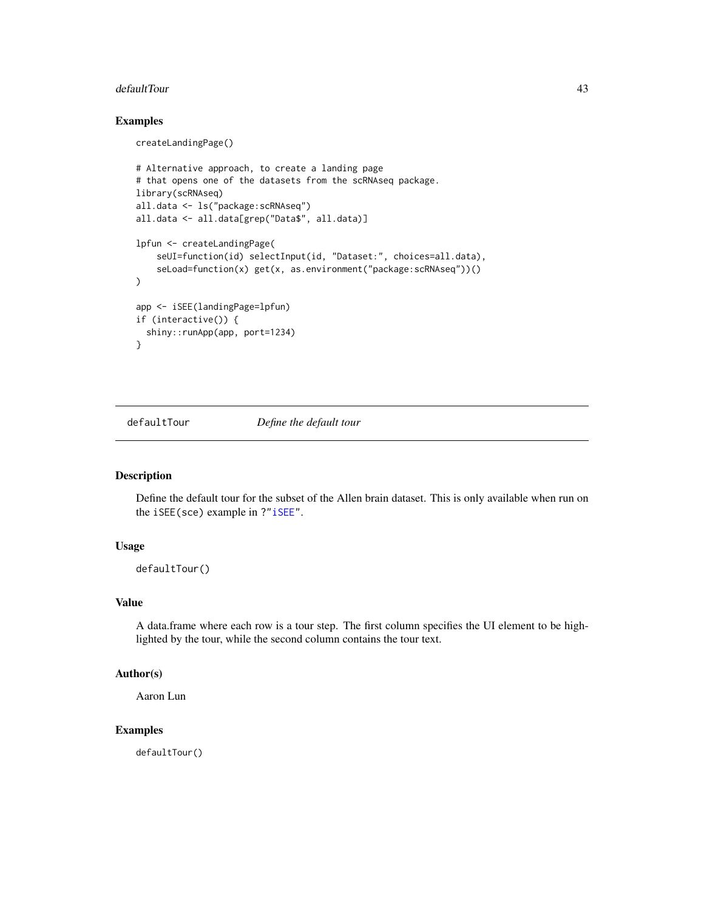## Examples

```
createLandingPage()

# Alternative approach, to create a landing page
# that opens one of the datasets from the scRNAseq package.
library(scRNAseq)
all.data <- ls("package:scRNAseq")
all.data <- all.data[grep("Data$", all.data)]

lpfun <- createLandingPage(
    seUI=function(id) selectInput(id, "Dataset:", choices=all.data),
    seLoad=function(x) get(x, as.environment("package:scRNAseq"))()
)

app <- iSEE(landingPage=lpfun)
if (interactive()) {
  shiny::runApp(app, port=1234)
}
```

---

`defaultTour` *Define the default tour*

---

## Description

Define the default tour for the subset of the Allen brain dataset. This is only available when run on the `iSEE(sce)` example in ?"iSEE".

## Usage

```
defaultTour()
```

## Value

A data.frame where each row is a tour step. The first column specifies the UI element to be highlighted by the tour, while the second column contains the tour text.

## Author(s)

Aaron Lun

## Examples

```
defaultTour()
```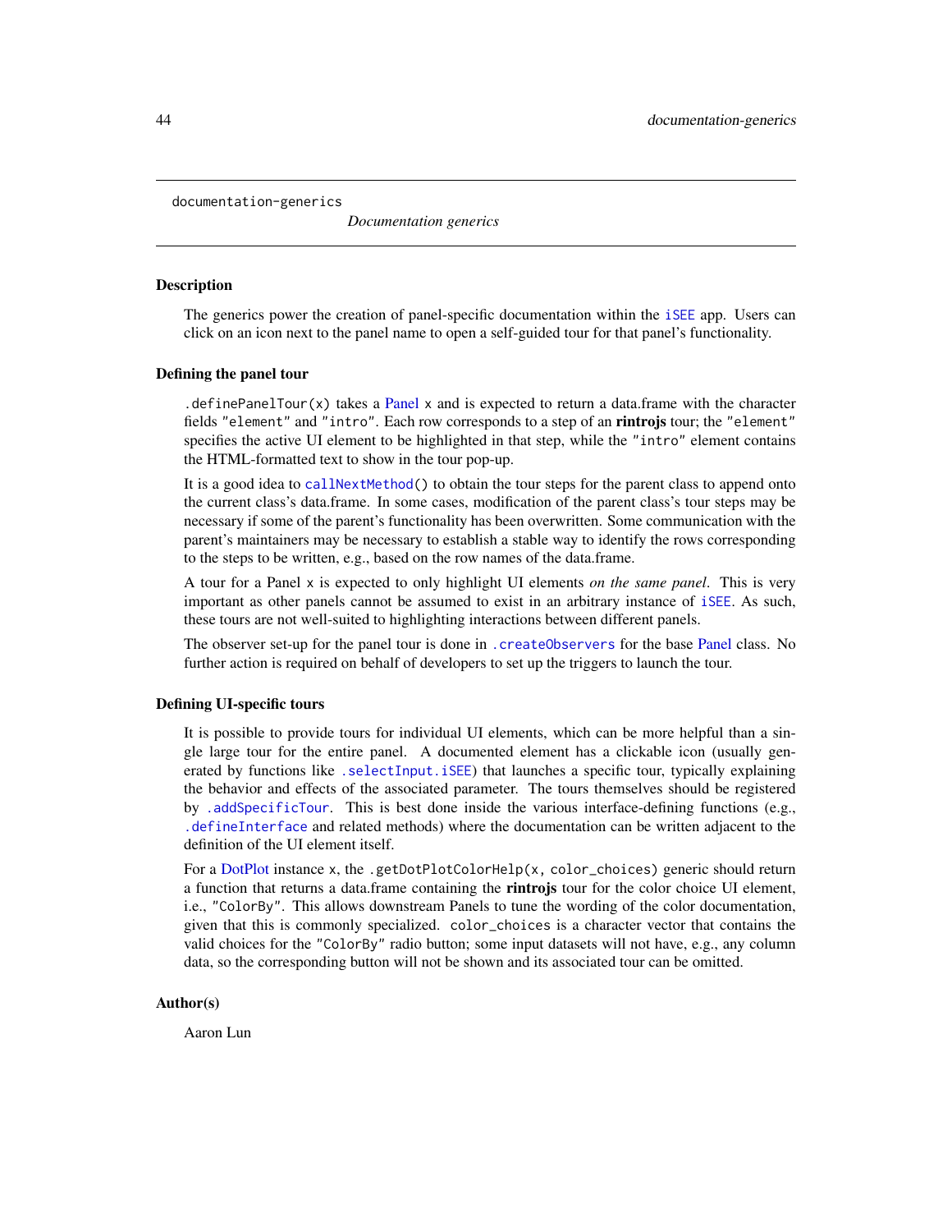# documentation-generics

*Documentation generics*

## Description

The generics power the creation of panel-specific documentation within the `iSEE` app. Users can click on an icon next to the panel name to open a self-guided tour for that panel's functionality.

## Defining the panel tour

`.definePanelTour(x)` takes a Panel `x` and is expected to return a data.frame with the character fields `"element"` and `"intro"`. Each row corresponds to a step of an **rintrojs** tour; the `"element"` specifies the active UI element to be highlighted in that step, while the `"intro"` element contains the HTML-formatted text to show in the tour pop-up.

It is a good idea to `callNextMethod()` to obtain the tour steps for the parent class to append onto the current class's data.frame. In some cases, modification of the parent class's tour steps may be necessary if some of the parent's functionality has been overwritten. Some communication with the parent's maintainers may be necessary to establish a stable way to identify the rows corresponding to the steps to be written, e.g., based on the row names of the data.frame.

A tour for a Panel `x` is expected to only highlight UI elements *on the same panel*. This is very important as other panels cannot be assumed to exist in an arbitrary instance of `iSEE`. As such, these tours are not well-suited to highlighting interactions between different panels.

The observer set-up for the panel tour is done in `.createObservers` for the base Panel class. No further action is required on behalf of developers to set up the triggers to launch the tour.

## Defining UI-specific tours

It is possible to provide tours for individual UI elements, which can be more helpful than a single large tour for the entire panel. A documented element has a clickable icon (usually generated by functions like `.selectInput.iSEE`) that launches a specific tour, typically explaining the behavior and effects of the associated parameter. The tours themselves should be registered by `.addSpecificTour`. This is best done inside the various interface-defining functions (e.g., `.defineInterface` and related methods) where the documentation can be written adjacent to the definition of the UI element itself.

For a DotPlot instance `x`, the `.getDotPlotColorHelp(x, color_choices)` generic should return a function that returns a data.frame containing the **rintrojs** tour for the color choice UI element, i.e., `"ColorBy"`. This allows downstream Panels to tune the wording of the color documentation, given that this is commonly specialized. `color_choices` is a character vector that contains the valid choices for the `"ColorBy"` radio button; some input datasets will not have, e.g., any column data, so the corresponding button will not be shown and its associated tour can be omitted.

## Author(s)

Aaron Lun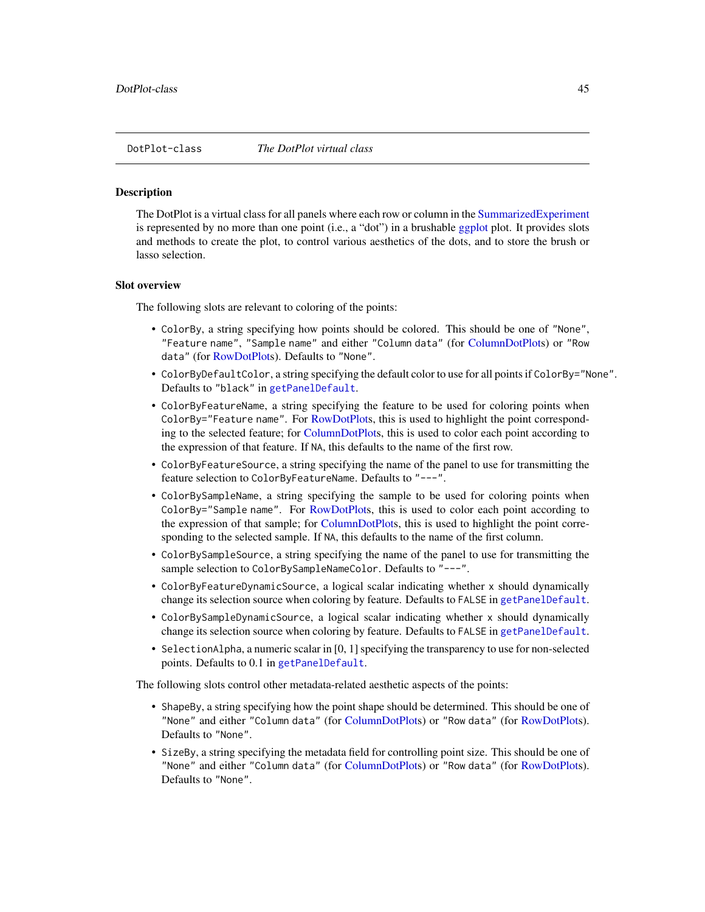DotPlot-class    *The DotPlot virtual class*

## Description

The DotPlot is a virtual class for all panels where each row or column in the SummarizedExperiment is represented by no more than one point (i.e., a "dot") in a brushable ggplot plot. It provides slots and methods to create the plot, to control various aesthetics of the dots, and to store the brush or lasso selection.

## Slot overview

The following slots are relevant to coloring of the points:

- `ColorBy`, a string specifying how points should be colored. This should be one of `"None"`, `"Feature name"`, `"Sample name"` and either `"Column data"` (for ColumnDotPlots) or `"Row data"` (for RowDotPlots). Defaults to `"None"`.
- `ColorByDefaultColor`, a string specifying the default color to use for all points if `ColorBy="None"`. Defaults to `"black"` in `getPanelDefault`.
- `ColorByFeatureName`, a string specifying the feature to be used for coloring points when `ColorBy="Feature name"`. For RowDotPlots, this is used to highlight the point corresponding to the selected feature; for ColumnDotPlots, this is used to color each point according to the expression of that feature. If `NA`, this defaults to the name of the first row.
- `ColorByFeatureSource`, a string specifying the name of the panel to use for transmitting the feature selection to `ColorByFeatureName`. Defaults to `"---"`.
- `ColorBySampleName`, a string specifying the sample to be used for coloring points when `ColorBy="Sample name"`. For RowDotPlots, this is used to color each point according to the expression of that sample; for ColumnDotPlots, this is used to highlight the point corresponding to the selected sample. If `NA`, this defaults to the name of the first column.
- `ColorBySampleSource`, a string specifying the name of the panel to use for transmitting the sample selection to `ColorBySampleNameColor`. Defaults to `"---"`.
- `ColorByFeatureDynamicSource`, a logical scalar indicating whether `x` should dynamically change its selection source when coloring by feature. Defaults to `FALSE` in `getPanelDefault`.
- `ColorBySampleDynamicSource`, a logical scalar indicating whether `x` should dynamically change its selection source when coloring by feature. Defaults to `FALSE` in `getPanelDefault`.
- `SelectionAlpha`, a numeric scalar in [0, 1] specifying the transparency to use for non-selected points. Defaults to 0.1 in `getPanelDefault`.

The following slots control other metadata-related aesthetic aspects of the points:

- `ShapeBy`, a string specifying how the point shape should be determined. This should be one of `"None"` and either `"Column data"` (for ColumnDotPlots) or `"Row data"` (for RowDotPlots). Defaults to `"None"`.
- `SizeBy`, a string specifying the metadata field for controlling point size. This should be one of `"None"` and either `"Column data"` (for ColumnDotPlots) or `"Row data"` (for RowDotPlots). Defaults to `"None"`.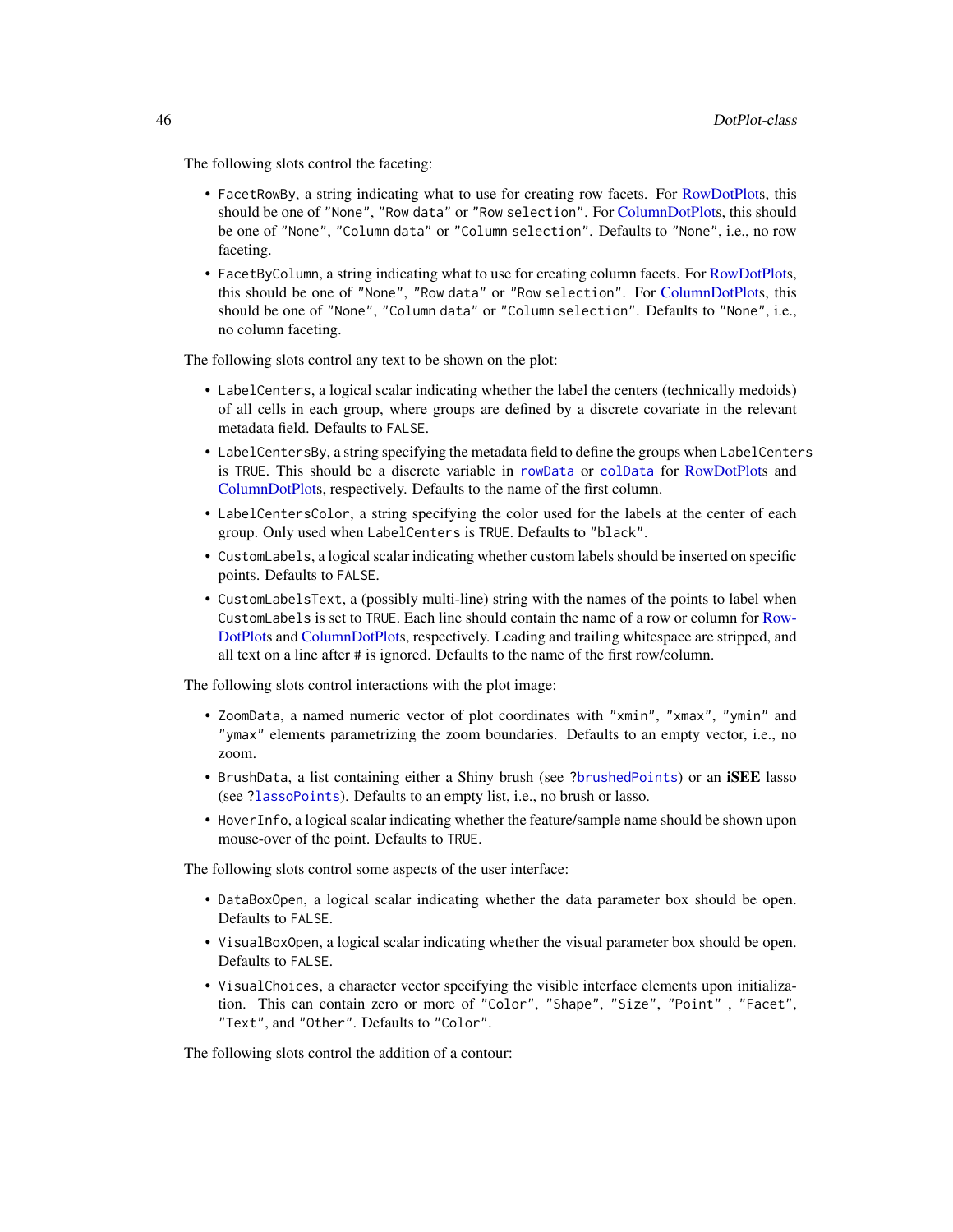The following slots control the faceting:

- `FacetRowBy`, a string indicating what to use for creating row facets. For RowDotPlots, this should be one of `"None"`, `"Row data"` or `"Row selection"`. For ColumnDotPlots, this should be one of `"None"`, `"Column data"` or `"Column selection"`. Defaults to `"None"`, i.e., no row faceting.
- `FacetByColumn`, a string indicating what to use for creating column facets. For RowDotPlots, this should be one of `"None"`, `"Row data"` or `"Row selection"`. For ColumnDotPlots, this should be one of `"None"`, `"Column data"` or `"Column selection"`. Defaults to `"None"`, i.e., no column faceting.

The following slots control any text to be shown on the plot:

- `LabelCenters`, a logical scalar indicating whether the label the centers (technically medoids) of all cells in each group, where groups are defined by a discrete covariate in the relevant metadata field. Defaults to `FALSE`.
- `LabelCentersBy`, a string specifying the metadata field to define the groups when `LabelCenters` is `TRUE`. This should be a discrete variable in `rowData` or `colData` for RowDotPlots and ColumnDotPlots, respectively. Defaults to the name of the first column.
- `LabelCentersColor`, a string specifying the color used for the labels at the center of each group. Only used when `LabelCenters` is `TRUE`. Defaults to `"black"`.
- `CustomLabels`, a logical scalar indicating whether custom labels should be inserted on specific points. Defaults to `FALSE`.
- `CustomLabelsText`, a (possibly multi-line) string with the names of the points to label when `CustomLabels` is set to `TRUE`. Each line should contain the name of a row or column for RowDotPlots and ColumnDotPlots, respectively. Leading and trailing whitespace are stripped, and all text on a line after # is ignored. Defaults to the name of the first row/column.

The following slots control interactions with the plot image:

- `ZoomData`, a named numeric vector of plot coordinates with `"xmin"`, `"xmax"`, `"ymin"` and `"ymax"` elements parametrizing the zoom boundaries. Defaults to an empty vector, i.e., no zoom.
- `BrushData`, a list containing either a Shiny brush (see ?`brushedPoints`) or an **iSEE** lasso (see ?`lassoPoints`). Defaults to an empty list, i.e., no brush or lasso.
- `HoverInfo`, a logical scalar indicating whether the feature/sample name should be shown upon mouse-over of the point. Defaults to `TRUE`.

The following slots control some aspects of the user interface:

- `DataBoxOpen`, a logical scalar indicating whether the data parameter box should be open. Defaults to `FALSE`.
- `VisualBoxOpen`, a logical scalar indicating whether the visual parameter box should be open. Defaults to `FALSE`.
- `VisualChoices`, a character vector specifying the visible interface elements upon initialization. This can contain zero or more of `"Color"`, `"Shape"`, `"Size"`, `"Point"` , `"Facet"`, `"Text"`, and `"Other"`. Defaults to `"Color"`.

The following slots control the addition of a contour: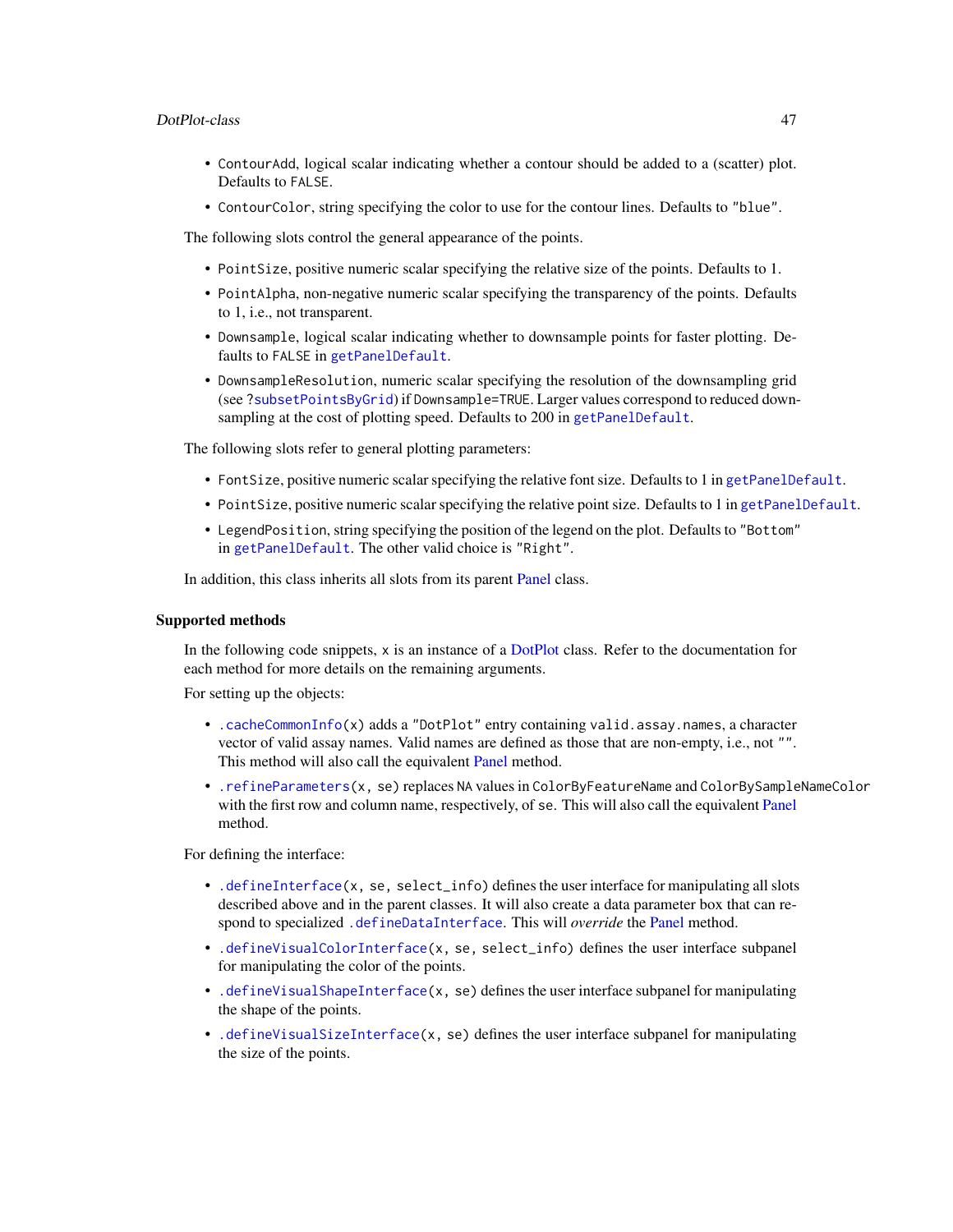- `ContourAdd`, logical scalar indicating whether a contour should be added to a (scatter) plot. Defaults to `FALSE`.
- `ContourColor`, string specifying the color to use for the contour lines. Defaults to `"blue"`.

The following slots control the general appearance of the points.

- `PointSize`, positive numeric scalar specifying the relative size of the points. Defaults to 1.
- `PointAlpha`, non-negative numeric scalar specifying the transparency of the points. Defaults to 1, i.e., not transparent.
- `Downsample`, logical scalar indicating whether to downsample points for faster plotting. Defaults to `FALSE` in `getPanelDefault`.
- `DownsampleResolution`, numeric scalar specifying the resolution of the downsampling grid (see `?subsetPointsByGrid`) if `Downsample=TRUE`. Larger values correspond to reduced downsampling at the cost of plotting speed. Defaults to 200 in `getPanelDefault`.

The following slots refer to general plotting parameters:

- `FontSize`, positive numeric scalar specifying the relative font size. Defaults to 1 in `getPanelDefault`.
- `PointSize`, positive numeric scalar specifying the relative point size. Defaults to 1 in `getPanelDefault`.
- `LegendPosition`, string specifying the position of the legend on the plot. Defaults to `"Bottom"` in `getPanelDefault`. The other valid choice is `"Right"`.

In addition, this class inherits all slots from its parent Panel class.

## Supported methods

In the following code snippets, `x` is an instance of a DotPlot class. Refer to the documentation for each method for more details on the remaining arguments.

For setting up the objects:

- `.cacheCommonInfo(x)` adds a `"DotPlot"` entry containing `valid.assay.names`, a character vector of valid assay names. Valid names are defined as those that are non-empty, i.e., not `""`. This method will also call the equivalent Panel method.
- `.refineParameters(x, se)` replaces `NA` values in `ColorByFeatureName` and `ColorBySampleNameColor` with the first row and column name, respectively, of `se`. This will also call the equivalent Panel method.

For defining the interface:

- `.defineInterface(x, se, select_info)` defines the user interface for manipulating all slots described above and in the parent classes. It will also create a data parameter box that can respond to specialized `.defineDataInterface`. This will *override* the Panel method.
- `.defineVisualColorInterface(x, se, select_info)` defines the user interface subpanel for manipulating the color of the points.
- `.defineVisualShapeInterface(x, se)` defines the user interface subpanel for manipulating the shape of the points.
- `.defineVisualSizeInterface(x, se)` defines the user interface subpanel for manipulating the size of the points.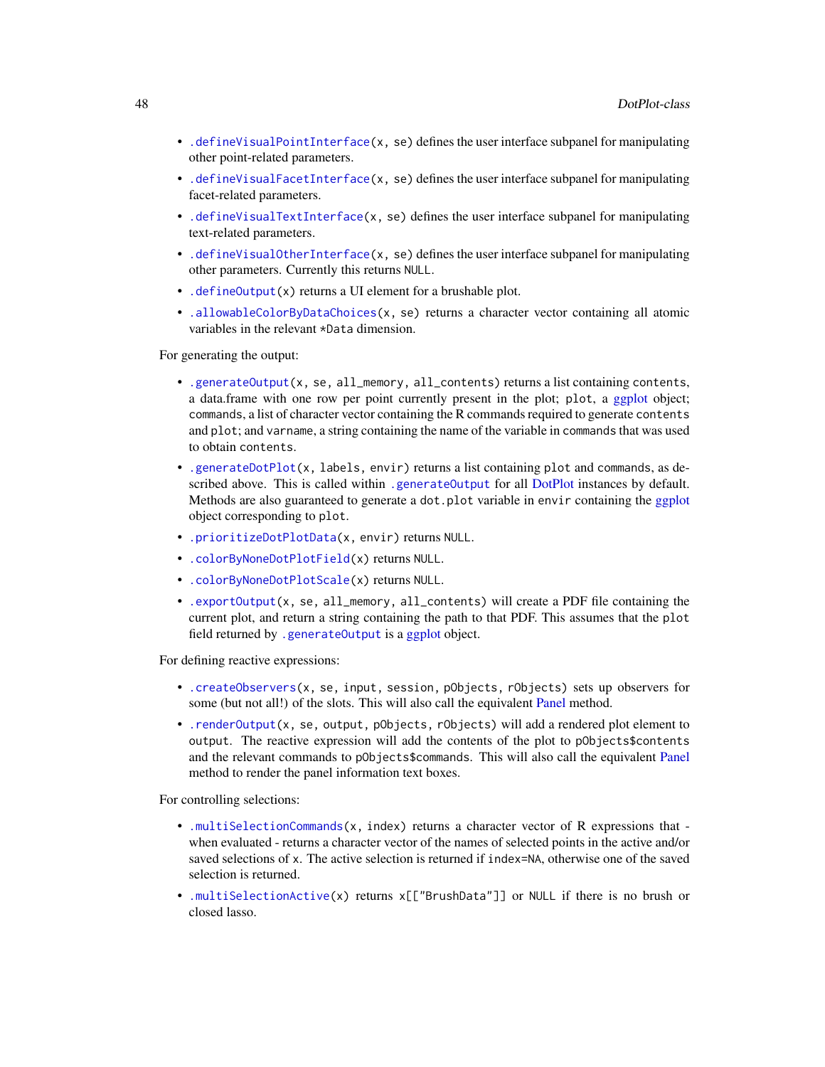- `.defineVisualPointInterface(x, se)` defines the user interface subpanel for manipulating other point-related parameters.
- `.defineVisualFacetInterface(x, se)` defines the user interface subpanel for manipulating facet-related parameters.
- `.defineVisualTextInterface(x, se)` defines the user interface subpanel for manipulating text-related parameters.
- `.defineVisualOtherInterface(x, se)` defines the user interface subpanel for manipulating other parameters. Currently this returns `NULL`.
- `.defineOutput(x)` returns a UI element for a brushable plot.
- `.allowableColorByDataChoices(x, se)` returns a character vector containing all atomic variables in the relevant `*Data` dimension.

For generating the output:

- `.generateOutput(x, se, all_memory, all_contents)` returns a list containing `contents`, a data.frame with one row per point currently present in the plot; `plot`, a ggplot object; `commands`, a list of character vector containing the R commands required to generate `contents` and `plot`; and `varname`, a string containing the name of the variable in `commands` that was used to obtain `contents`.
- `.generateDotPlot(x, labels, envir)` returns a list containing `plot` and `commands`, as described above. This is called within `.generateOutput` for all DotPlot instances by default. Methods are also guaranteed to generate a `dot.plot` variable in `envir` containing the ggplot object corresponding to `plot`.
- `.prioritizeDotPlotData(x, envir)` returns `NULL`.
- `.colorByNoneDotPlotField(x)` returns `NULL`.
- `.colorByNoneDotPlotScale(x)` returns `NULL`.
- `.exportOutput(x, se, all_memory, all_contents)` will create a PDF file containing the current plot, and return a string containing the path to that PDF. This assumes that the `plot` field returned by `.generateOutput` is a ggplot object.

For defining reactive expressions:

- `.createObservers(x, se, input, session, pObjects, rObjects)` sets up observers for some (but not all!) of the slots. This will also call the equivalent Panel method.
- `.renderOutput(x, se, output, pObjects, rObjects)` will add a rendered plot element to `output`. The reactive expression will add the contents of the plot to `pObjects$contents` and the relevant commands to `pObjects$commands`. This will also call the equivalent Panel method to render the panel information text boxes.

For controlling selections:

- `.multiSelectionCommands(x, index)` returns a character vector of R expressions that - when evaluated - returns a character vector of the names of selected points in the active and/or saved selections of `x`. The active selection is returned if `index=NA`, otherwise one of the saved selection is returned.
- `.multiSelectionActive(x)` returns `x[["BrushData"]]` or `NULL` if there is no brush or closed lasso.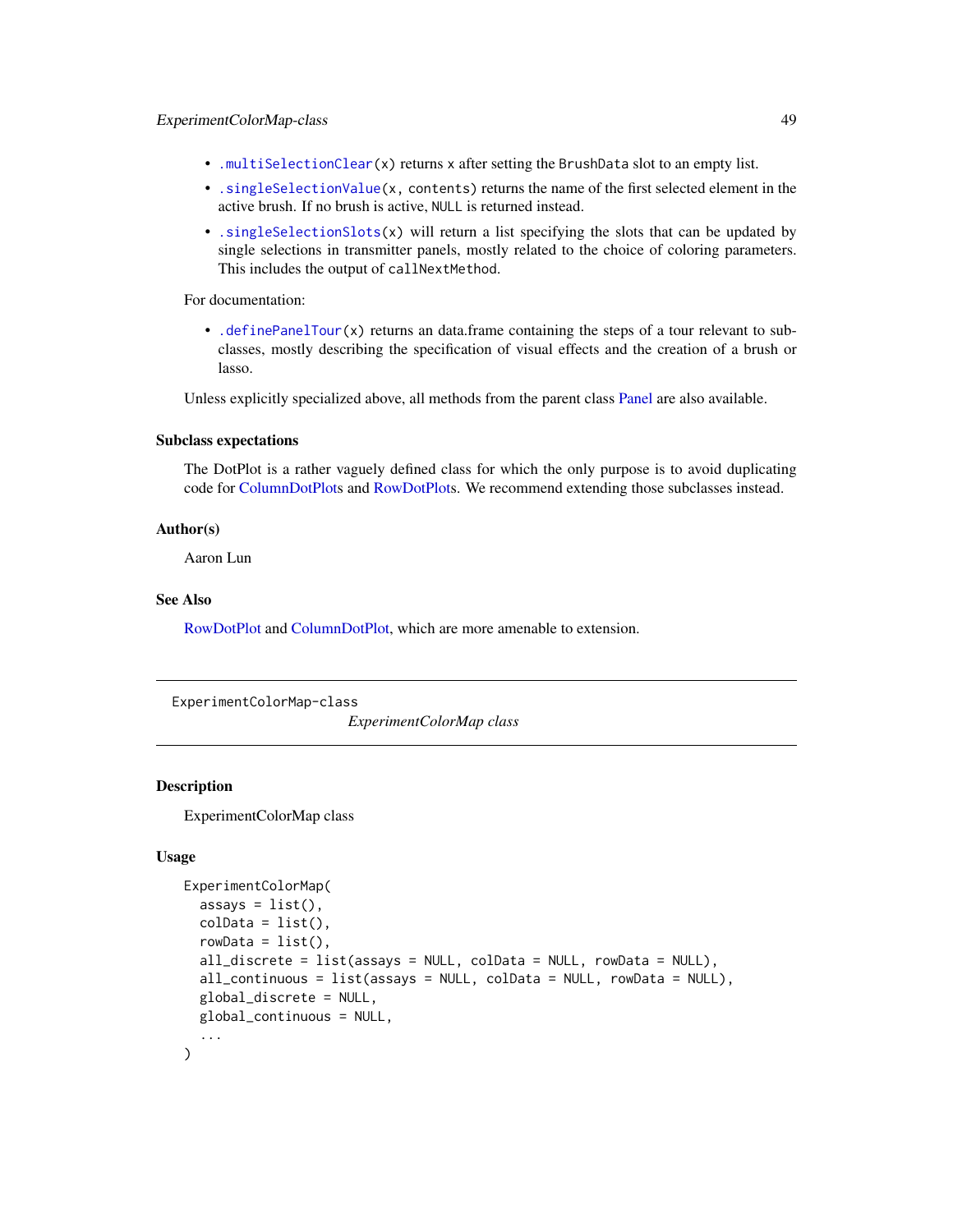- `.multiSelectionClear(x)` returns `x` after setting the `BrushData` slot to an empty list.
- `.singleSelectionValue(x, contents)` returns the name of the first selected element in the active brush. If no brush is active, `NULL` is returned instead.
- `.singleSelectionSlots(x)` will return a list specifying the slots that can be updated by single selections in transmitter panels, mostly related to the choice of coloring parameters. This includes the output of `callNextMethod`.

For documentation:

- `.definePanelTour(x)` returns an data.frame containing the steps of a tour relevant to subclasses, mostly describing the specification of visual effects and the creation of a brush or lasso.

Unless explicitly specialized above, all methods from the parent class Panel are also available.

### Subclass expectations

The DotPlot is a rather vaguely defined class for which the only purpose is to avoid duplicating code for ColumnDotPlots and RowDotPlots. We recommend extending those subclasses instead.

### Author(s)

Aaron Lun

### See Also

RowDotPlot and ColumnDotPlot, which are more amenable to extension.

---

## ExperimentColorMap-class — *ExperimentColorMap class*

### Description

ExperimentColorMap class

### Usage

```
ExperimentColorMap(
  assays = list(),
  colData = list(),
  rowData = list(),
  all_discrete = list(assays = NULL, colData = NULL, rowData = NULL),
  all_continuous = list(assays = NULL, colData = NULL, rowData = NULL),
  global_discrete = NULL,
  global_continuous = NULL,
  ...
)
```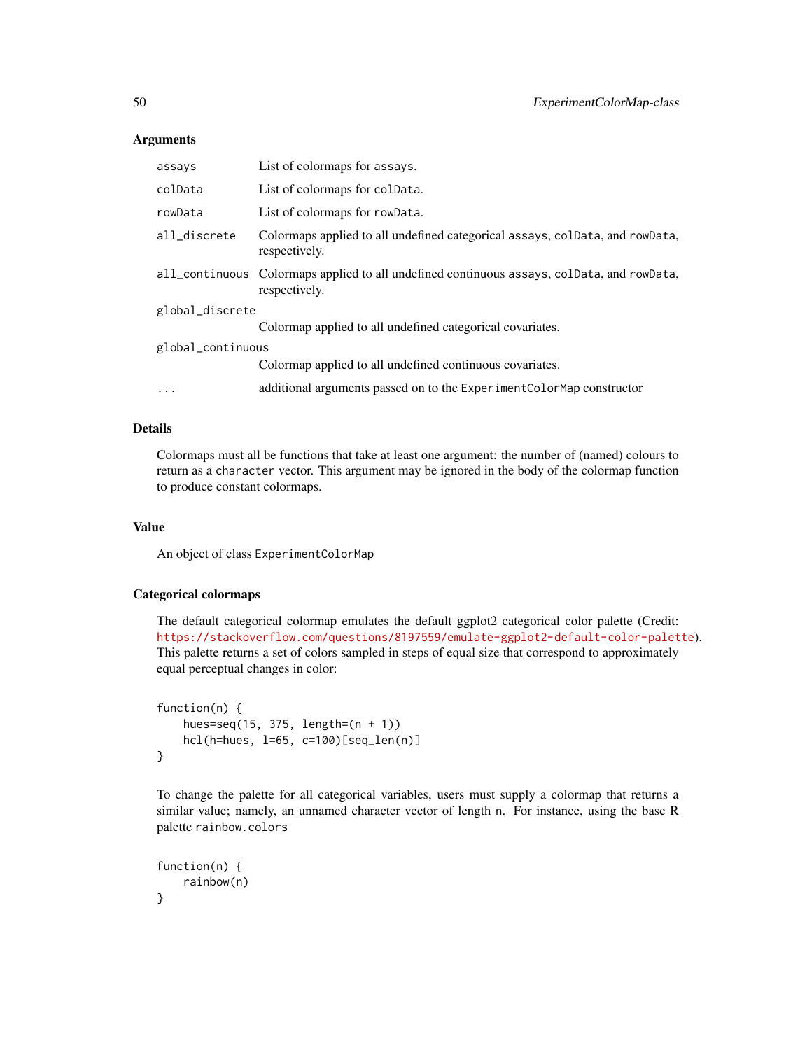### Arguments

| | |
|---|---|
| `assays` | List of colormaps for `assays`. |
| `colData` | List of colormaps for `colData`. |
| `rowData` | List of colormaps for `rowData`. |
| `all_discrete` | Colormaps applied to all undefined categorical `assays`, `colData`, and `rowData`, respectively. |
| `all_continuous` | Colormaps applied to all undefined continuous `assays`, `colData`, and `rowData`, respectively. |
| `global_discrete` | Colormap applied to all undefined categorical covariates. |
| `global_continuous` | Colormap applied to all undefined continuous covariates. |
| `...` | additional arguments passed on to the `ExperimentColorMap` constructor |

### Details

Colormaps must all be functions that take at least one argument: the number of (named) colours to return as a `character` vector. This argument may be ignored in the body of the colormap function to produce constant colormaps.

### Value

An object of class `ExperimentColorMap`

### Categorical colormaps

The default categorical colormap emulates the default ggplot2 categorical color palette (Credit: https://stackoverflow.com/questions/8197559/emulate-ggplot2-default-color-palette). This palette returns a set of colors sampled in steps of equal size that correspond to approximately equal perceptual changes in color:

```
function(n) {
    hues=seq(15, 375, length=(n + 1))
    hcl(h=hues, l=65, c=100)[seq_len(n)]
}
```

To change the palette for all categorical variables, users must supply a colormap that returns a similar value; namely, an unnamed character vector of length `n`. For instance, using the base R palette `rainbow.colors`

```
function(n) {
    rainbow(n)
}
```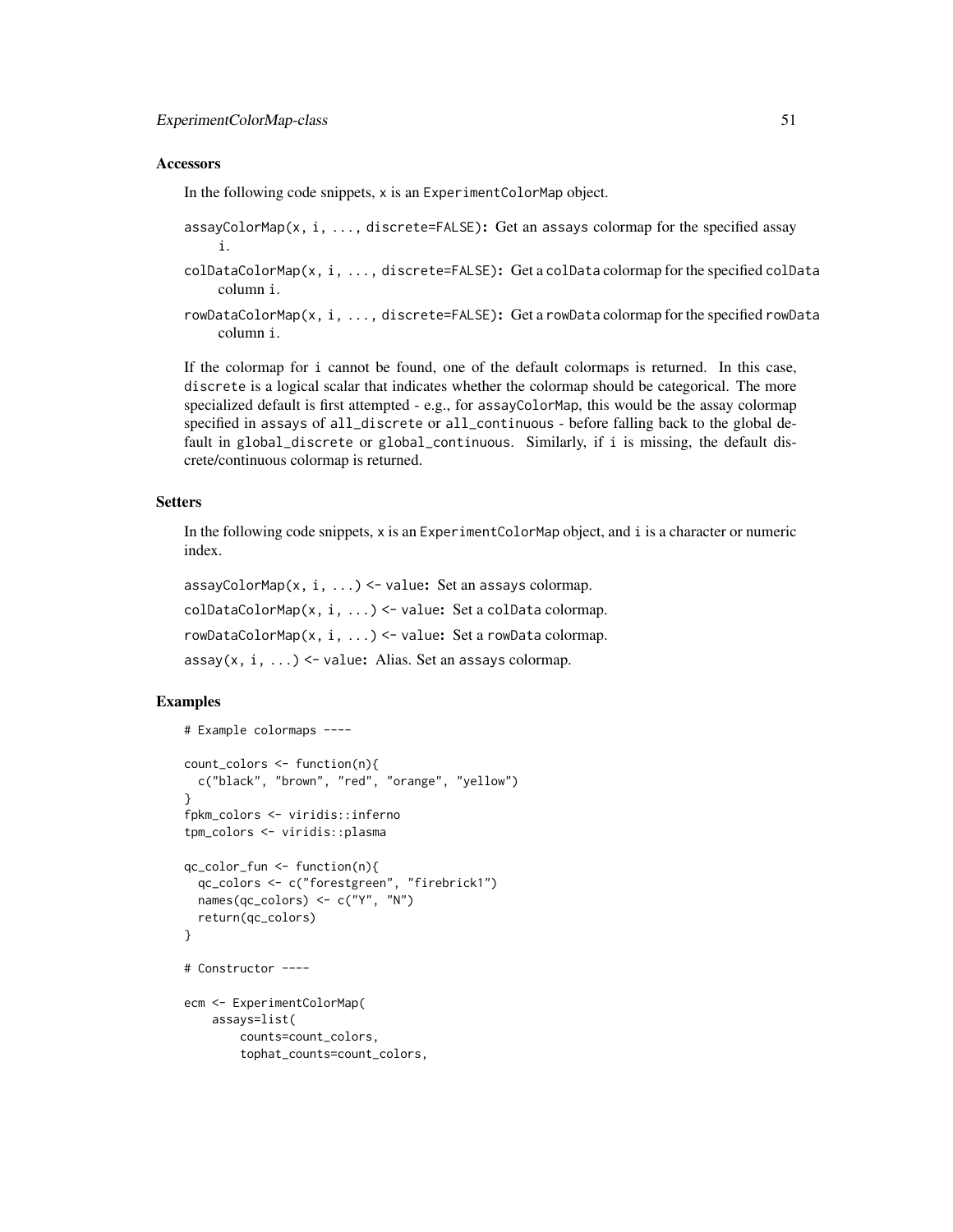## Accessors

In the following code snippets, x is an ExperimentColorMap object.

assayColorMap(x, i, ..., discrete=FALSE): Get an assays colormap for the specified assay i.

colDataColorMap(x, i, ..., discrete=FALSE): Get a colData colormap for the specified colData column i.

rowDataColorMap(x, i, ..., discrete=FALSE): Get a rowData colormap for the specified rowData column i.

If the colormap for i cannot be found, one of the default colormaps is returned. In this case, discrete is a logical scalar that indicates whether the colormap should be categorical. The more specialized default is first attempted - e.g., for assayColorMap, this would be the assay colormap specified in assays of all_discrete or all_continuous - before falling back to the global default in global_discrete or global_continuous. Similarly, if i is missing, the default discrete/continuous colormap is returned.

## Setters

In the following code snippets, x is an ExperimentColorMap object, and i is a character or numeric index.

assayColorMap(x, i, ...) <- value: Set an assays colormap.

colDataColorMap(x, i, ...) <- value: Set a colData colormap.

rowDataColorMap(x, i, ...) <- value: Set a rowData colormap.

assay(x, i, ...) <- value: Alias. Set an assays colormap.

## Examples

```
# Example colormaps ----

count_colors <- function(n){
  c("black", "brown", "red", "orange", "yellow")
}
fpkm_colors <- viridis::inferno
tpm_colors <- viridis::plasma

qc_color_fun <- function(n){
  qc_colors <- c("forestgreen", "firebrick1")
  names(qc_colors) <- c("Y", "N")
  return(qc_colors)
}

# Constructor ----

ecm <- ExperimentColorMap(
    assays=list(
        counts=count_colors,
        tophat_counts=count_colors,
```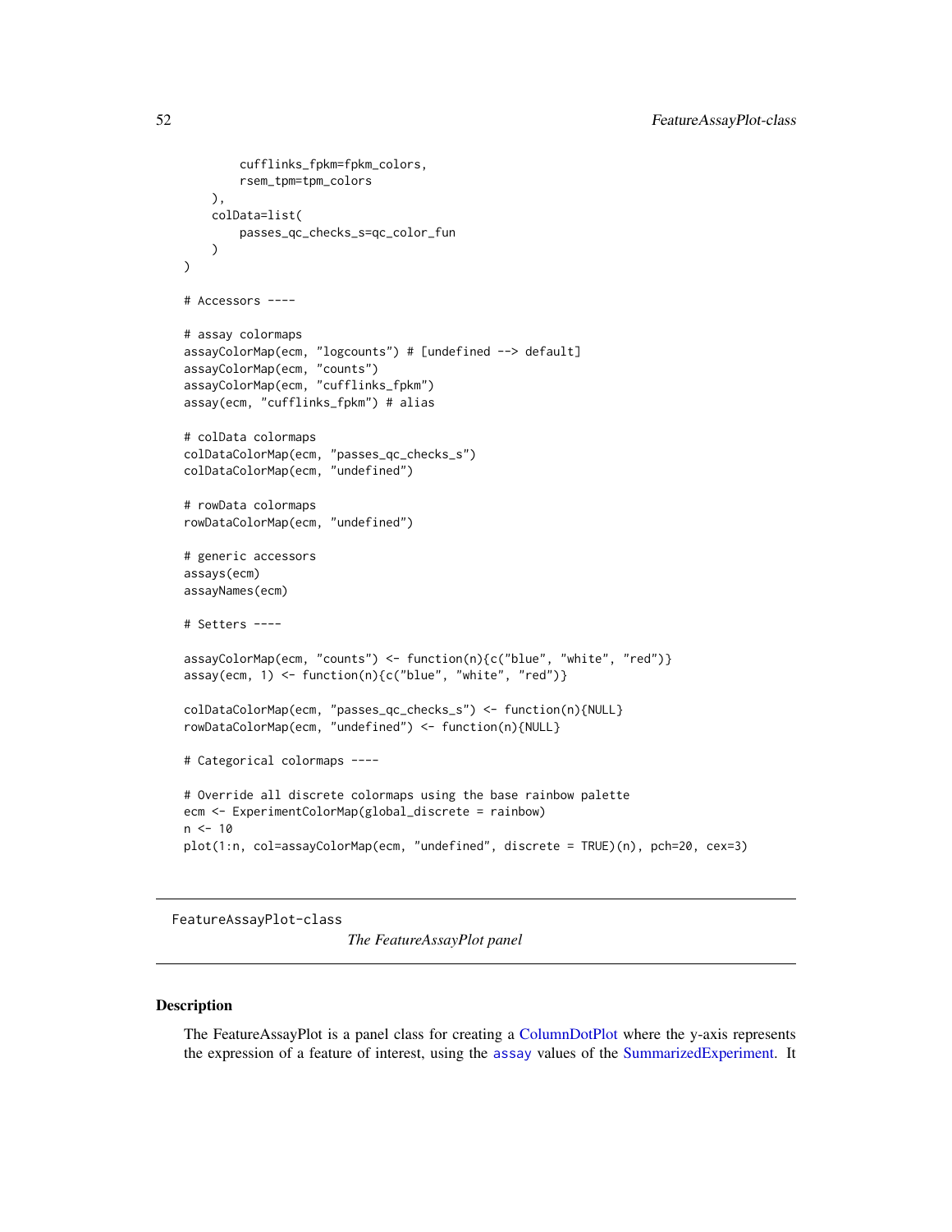```
        cufflinks_fpkm=fpkm_colors,
        rsem_tpm=tpm_colors
    ),
    colData=list(
        passes_qc_checks_s=qc_color_fun
    )
)

# Accessors ----

# assay colormaps
assayColorMap(ecm, "logcounts") # [undefined --> default]
assayColorMap(ecm, "counts")
assayColorMap(ecm, "cufflinks_fpkm")
assay(ecm, "cufflinks_fpkm") # alias

# colData colormaps
colDataColorMap(ecm, "passes_qc_checks_s")
colDataColorMap(ecm, "undefined")

# rowData colormaps
rowDataColorMap(ecm, "undefined")

# generic accessors
assays(ecm)
assayNames(ecm)

# Setters ----

assayColorMap(ecm, "counts") <- function(n){c("blue", "white", "red")}
assay(ecm, 1) <- function(n){c("blue", "white", "red")}

colDataColorMap(ecm, "passes_qc_checks_s") <- function(n){NULL}
rowDataColorMap(ecm, "undefined") <- function(n){NULL}

# Categorical colormaps ----

# Override all discrete colormaps using the base rainbow palette
ecm <- ExperimentColorMap(global_discrete = rainbow)
n <- 10
plot(1:n, col=assayColorMap(ecm, "undefined", discrete = TRUE)(n), pch=20, cex=3)
```

---

FeatureAssayPlot-class &nbsp;&nbsp;&nbsp;&nbsp; *The FeatureAssayPlot panel*

---

## Description

The FeatureAssayPlot is a panel class for creating a ColumnDotPlot where the y-axis represents the expression of a feature of interest, using the `assay` values of the SummarizedExperiment. It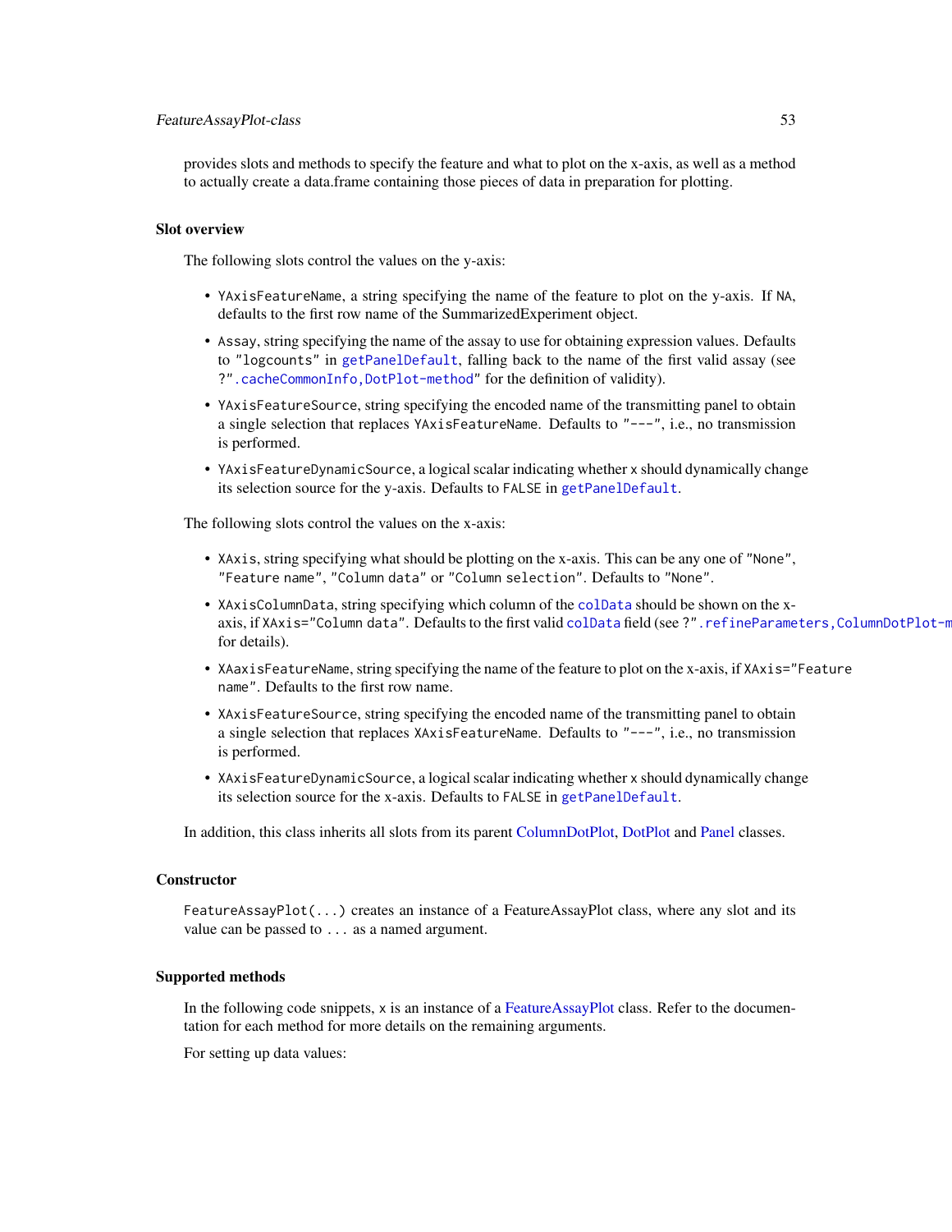provides slots and methods to specify the feature and what to plot on the x-axis, as well as a method to actually create a data.frame containing those pieces of data in preparation for plotting.

### Slot overview

The following slots control the values on the y-axis:

- `YAxisFeatureName`, a string specifying the name of the feature to plot on the y-axis. If `NA`, defaults to the first row name of the SummarizedExperiment object.
- `Assay`, string specifying the name of the assay to use for obtaining expression values. Defaults to `"logcounts"` in `getPanelDefault`, falling back to the name of the first valid assay (see `?".cacheCommonInfo,DotPlot-method"` for the definition of validity).
- `YAxisFeatureSource`, string specifying the encoded name of the transmitting panel to obtain a single selection that replaces `YAxisFeatureName`. Defaults to `"---"`, i.e., no transmission is performed.
- `YAxisFeatureDynamicSource`, a logical scalar indicating whether `x` should dynamically change its selection source for the y-axis. Defaults to `FALSE` in `getPanelDefault`.

The following slots control the values on the x-axis:

- `XAxis`, string specifying what should be plotting on the x-axis. This can be any one of `"None"`, `"Feature name"`, `"Column data"` or `"Column selection"`. Defaults to `"None"`.
- `XAxisColumnData`, string specifying which column of the `colData` should be shown on the x-axis, if `XAxis="Column data"`. Defaults to the first valid `colData` field (see `?".refineParameters,ColumnDotPlot-method"` for details).
- `XAaxisFeatureName`, string specifying the name of the feature to plot on the x-axis, if `XAxis="Feature name"`. Defaults to the first row name.
- `XAxisFeatureSource`, string specifying the encoded name of the transmitting panel to obtain a single selection that replaces `XAxisFeatureName`. Defaults to `"---"`, i.e., no transmission is performed.
- `XAxisFeatureDynamicSource`, a logical scalar indicating whether `x` should dynamically change its selection source for the x-axis. Defaults to `FALSE` in `getPanelDefault`.

In addition, this class inherits all slots from its parent ColumnDotPlot, DotPlot and Panel classes.

### Constructor

`FeatureAssayPlot(...)` creates an instance of a FeatureAssayPlot class, where any slot and its value can be passed to `...` as a named argument.

### Supported methods

In the following code snippets, `x` is an instance of a FeatureAssayPlot class. Refer to the documentation for each method for more details on the remaining arguments.

For setting up data values: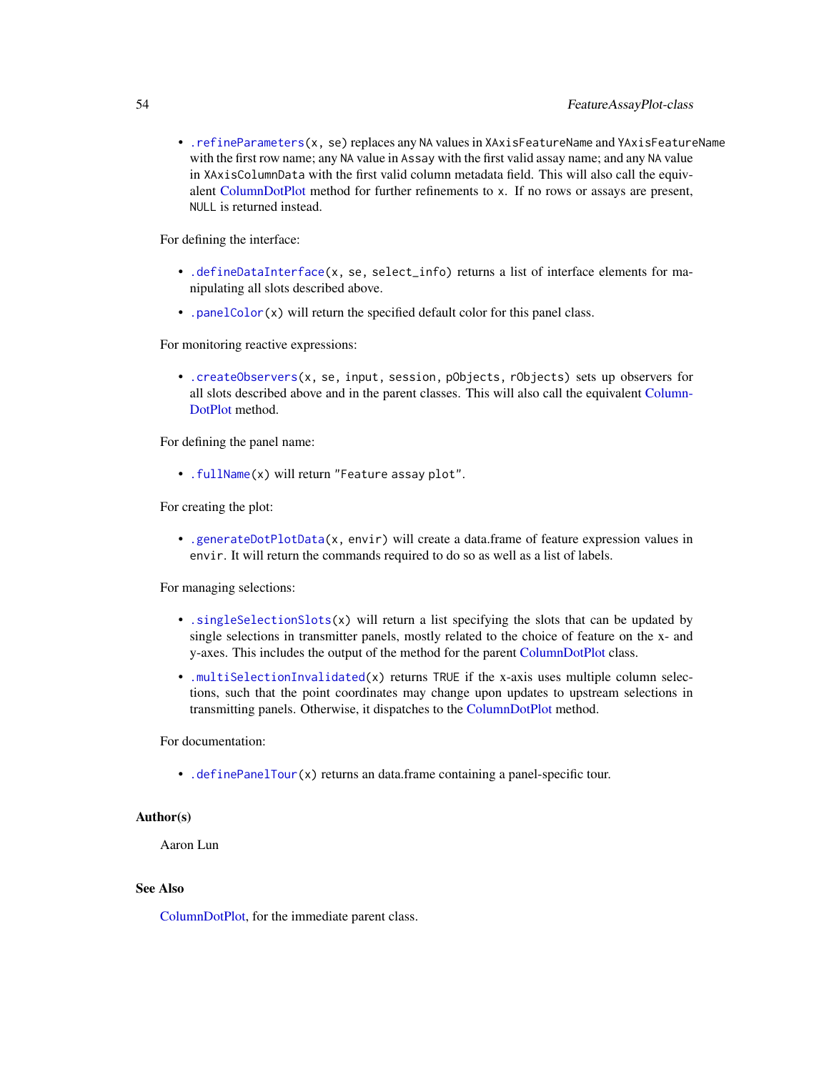- `.refineParameters(x, se)` replaces any `NA` values in `XAxisFeatureName` and `YAxisFeatureName` with the first row name; any `NA` value in `Assay` with the first valid assay name; and any `NA` value in `XAxisColumnData` with the first valid column metadata field. This will also call the equivalent ColumnDotPlot method for further refinements to `x`. If no rows or assays are present, `NULL` is returned instead.

For defining the interface:

- `.defineDataInterface(x, se, select_info)` returns a list of interface elements for manipulating all slots described above.
- `.panelColor(x)` will return the specified default color for this panel class.

For monitoring reactive expressions:

- `.createObservers(x, se, input, session, pObjects, rObjects)` sets up observers for all slots described above and in the parent classes. This will also call the equivalent ColumnDotPlot method.

For defining the panel name:

- `.fullName(x)` will return `"Feature assay plot"`.

For creating the plot:

- `.generateDotPlotData(x, envir)` will create a data.frame of feature expression values in `envir`. It will return the commands required to do so as well as a list of labels.

For managing selections:

- `.singleSelectionSlots(x)` will return a list specifying the slots that can be updated by single selections in transmitter panels, mostly related to the choice of feature on the x- and y-axes. This includes the output of the method for the parent ColumnDotPlot class.
- `.multiSelectionInvalidated(x)` returns `TRUE` if the x-axis uses multiple column selections, such that the point coordinates may change upon updates to upstream selections in transmitting panels. Otherwise, it dispatches to the ColumnDotPlot method.

For documentation:

- `.definePanelTour(x)` returns an data.frame containing a panel-specific tour.

### Author(s)

Aaron Lun

### See Also

ColumnDotPlot, for the immediate parent class.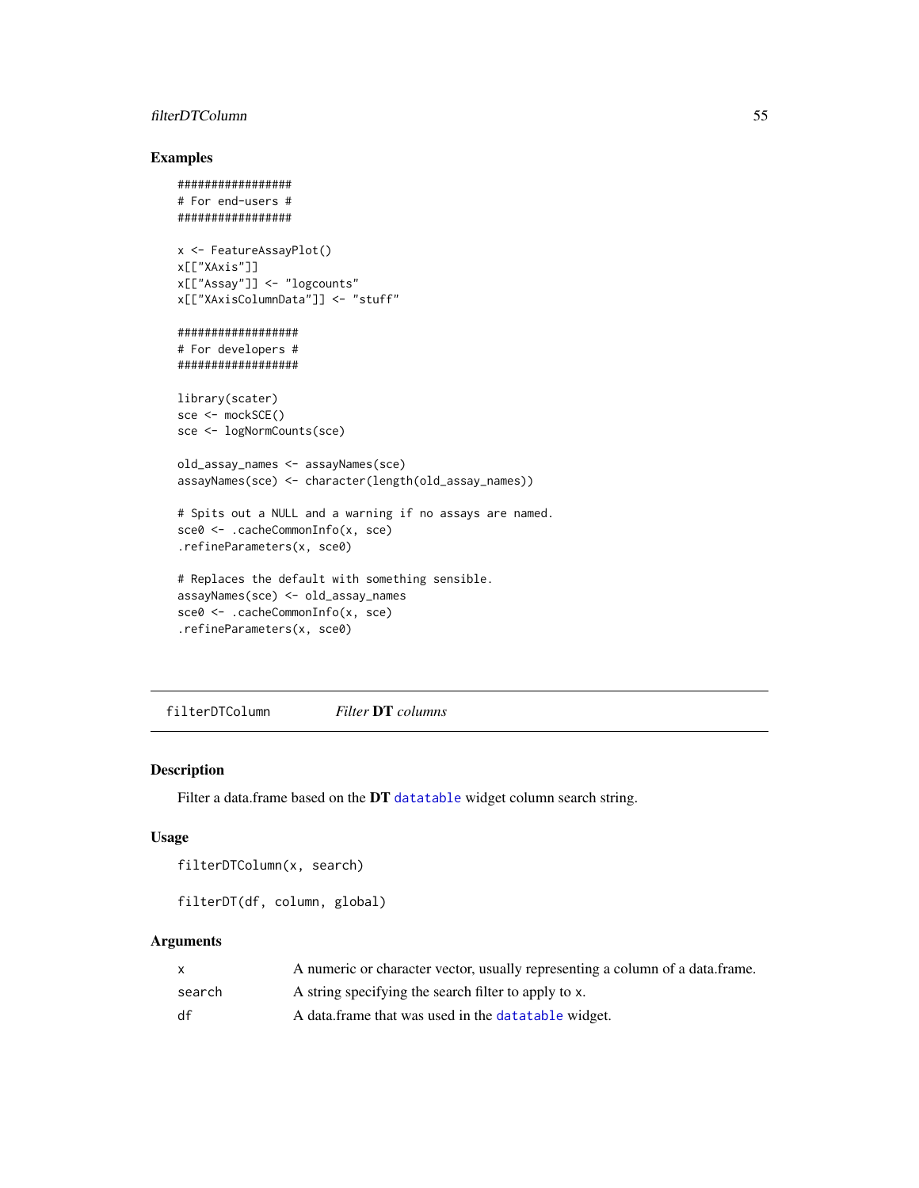## Examples

```
#################
# For end-users #
#################

x <- FeatureAssayPlot()
x[["XAxis"]]
x[["Assay"]] <- "logcounts"
x[["XAxisColumnData"]] <- "stuff"

##################
# For developers #
##################

library(scater)
sce <- mockSCE()
sce <- logNormCounts(sce)

old_assay_names <- assayNames(sce)
assayNames(sce) <- character(length(old_assay_names))

# Spits out a NULL and a warning if no assays are named.
sce0 <- .cacheCommonInfo(x, sce)
.refineParameters(x, sce0)

# Replaces the default with something sensible.
assayNames(sce) <- old_assay_names
sce0 <- .cacheCommonInfo(x, sce)
.refineParameters(x, sce0)
```

---

# filterDTColumn — *Filter* **DT** *columns*

## Description

Filter a data.frame based on the **DT** `datatable` widget column search string.

## Usage

```
filterDTColumn(x, search)

filterDT(df, column, global)
```

## Arguments

| | |
|---|---|
| `x` | A numeric or character vector, usually representing a column of a data.frame. |
| `search` | A string specifying the search filter to apply to `x`. |
| `df` | A data.frame that was used in the `datatable` widget. |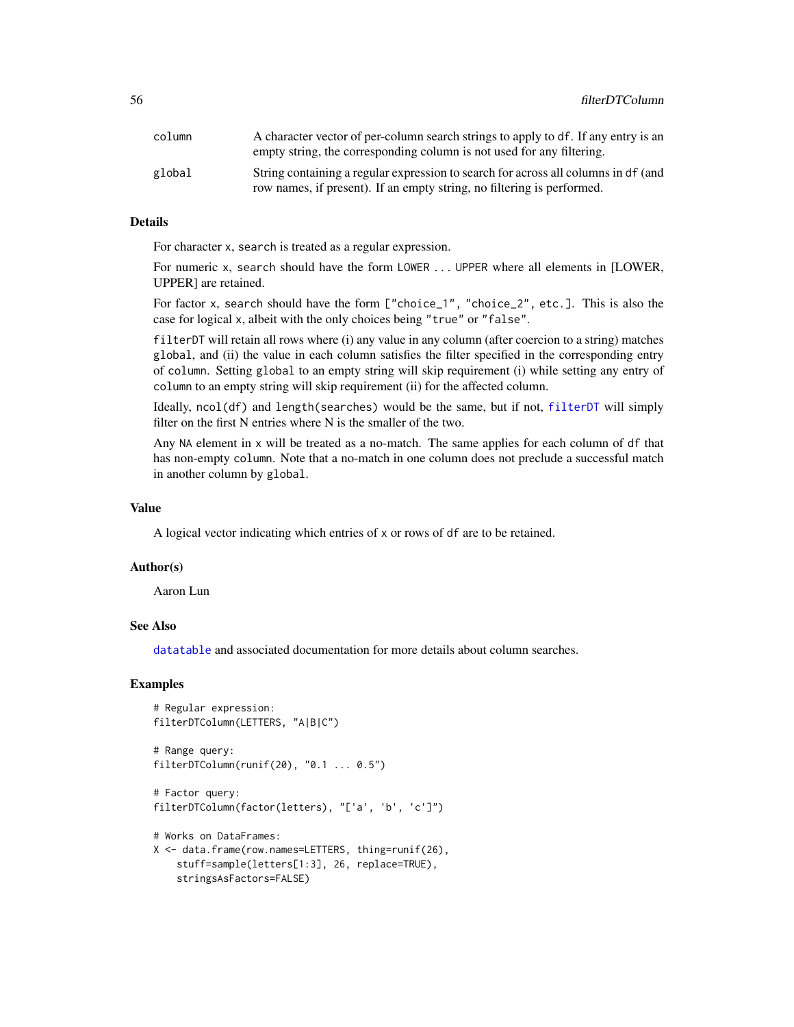| | |
|---|---|
| column | A character vector of per-column search strings to apply to df. If any entry is an empty string, the corresponding column is not used for any filtering. |
| global | String containing a regular expression to search for across all columns in df (and row names, if present). If an empty string, no filtering is performed. |

## Details

For character x, search is treated as a regular expression.

For numeric x, search should have the form LOWER ... UPPER where all elements in [LOWER, UPPER] are retained.

For factor x, search should have the form ["choice_1", "choice_2", etc.]. This is also the case for logical x, albeit with the only choices being "true" or "false".

filterDT will retain all rows where (i) any value in any column (after coercion to a string) matches global, and (ii) the value in each column satisfies the filter specified in the corresponding entry of column. Setting global to an empty string will skip requirement (i) while setting any entry of column to an empty string will skip requirement (ii) for the affected column.

Ideally, ncol(df) and length(searches) would be the same, but if not, filterDT will simply filter on the first N entries where N is the smaller of the two.

Any NA element in x will be treated as a no-match. The same applies for each column of df that has non-empty column. Note that a no-match in one column does not preclude a successful match in another column by global.

## Value

A logical vector indicating which entries of x or rows of df are to be retained.

## Author(s)

Aaron Lun

## See Also

datatable and associated documentation for more details about column searches.

## Examples

```
# Regular expression:
filterDTColumn(LETTERS, "A|B|C")

# Range query:
filterDTColumn(runif(20), "0.1 ... 0.5")

# Factor query:
filterDTColumn(factor(letters), "['a', 'b', 'c']")

# Works on DataFrames:
X <- data.frame(row.names=LETTERS, thing=runif(26),
    stuff=sample(letters[1:3], 26, replace=TRUE),
    stringsAsFactors=FALSE)
```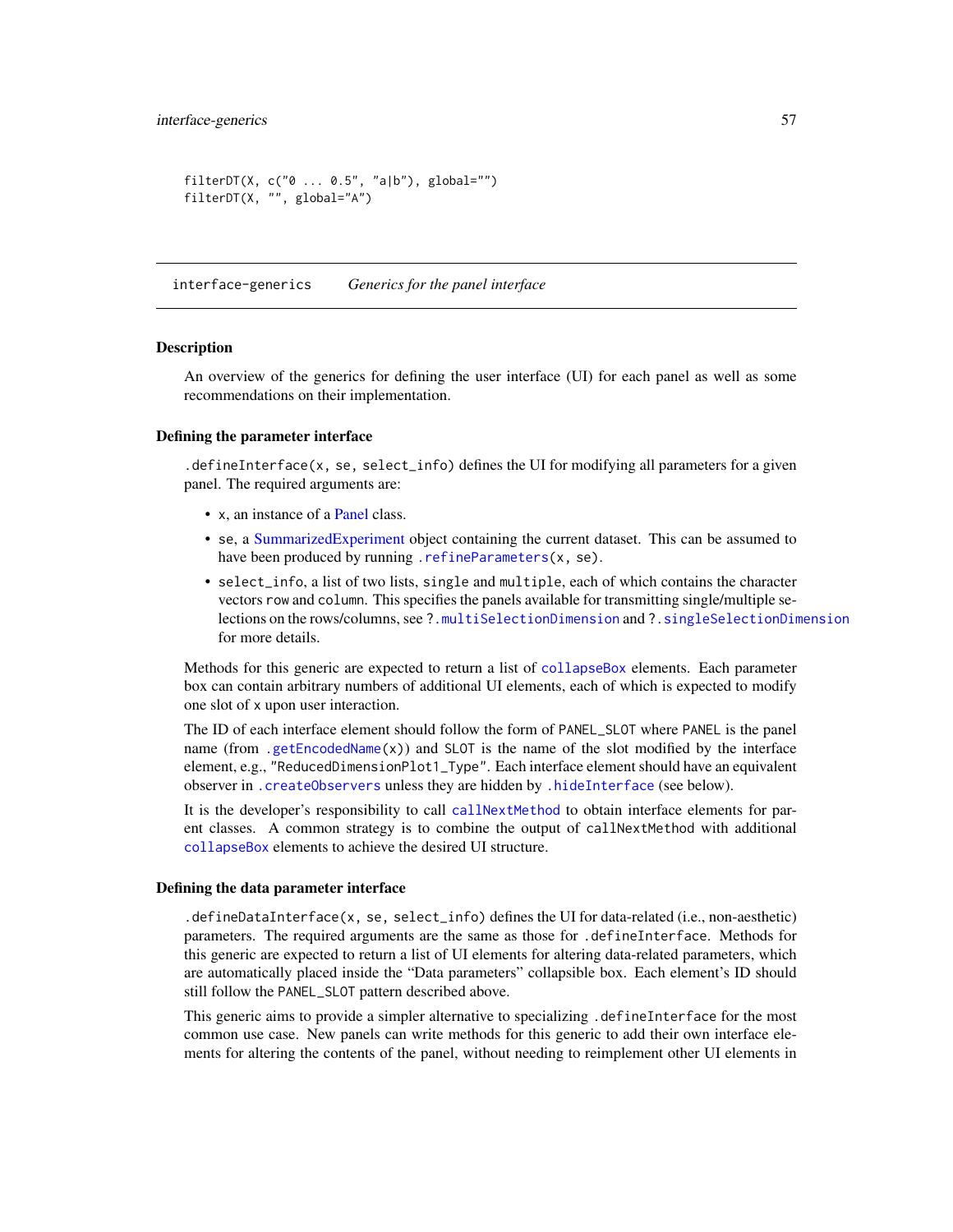```
filterDT(X, c("0 ... 0.5", "a|b"), global="")
filterDT(X, "", global="A")
```

## interface-generics *Generics for the panel interface*

### Description

An overview of the generics for defining the user interface (UI) for each panel as well as some recommendations on their implementation.

### Defining the parameter interface

`.defineInterface(x, se, select_info)` defines the UI for modifying all parameters for a given panel. The required arguments are:

- `x`, an instance of a Panel class.
- `se`, a SummarizedExperiment object containing the current dataset. This can be assumed to have been produced by running `.refineParameters(x, se)`.
- `select_info`, a list of two lists, `single` and `multiple`, each of which contains the character vectors `row` and `column`. This specifies the panels available for transmitting single/multiple selections on the rows/columns, see `?.multiSelectionDimension` and `?.singleSelectionDimension` for more details.

Methods for this generic are expected to return a list of `collapseBox` elements. Each parameter box can contain arbitrary numbers of additional UI elements, each of which is expected to modify one slot of `x` upon user interaction.

The ID of each interface element should follow the form of `PANEL_SLOT` where `PANEL` is the panel name (from `.getEncodedName(x)`) and `SLOT` is the name of the slot modified by the interface element, e.g., `"ReducedDimensionPlot1_Type"`. Each interface element should have an equivalent observer in `.createObservers` unless they are hidden by `.hideInterface` (see below).

It is the developer's responsibility to call `callNextMethod` to obtain interface elements for parent classes. A common strategy is to combine the output of `callNextMethod` with additional `collapseBox` elements to achieve the desired UI structure.

### Defining the data parameter interface

`.defineDataInterface(x, se, select_info)` defines the UI for data-related (i.e., non-aesthetic) parameters. The required arguments are the same as those for `.defineInterface`. Methods for this generic are expected to return a list of UI elements for altering data-related parameters, which are automatically placed inside the "Data parameters" collapsible box. Each element's ID should still follow the `PANEL_SLOT` pattern described above.

This generic aims to provide a simpler alternative to specializing `.defineInterface` for the most common use case. New panels can write methods for this generic to add their own interface elements for altering the contents of the panel, without needing to reimplement other UI elements in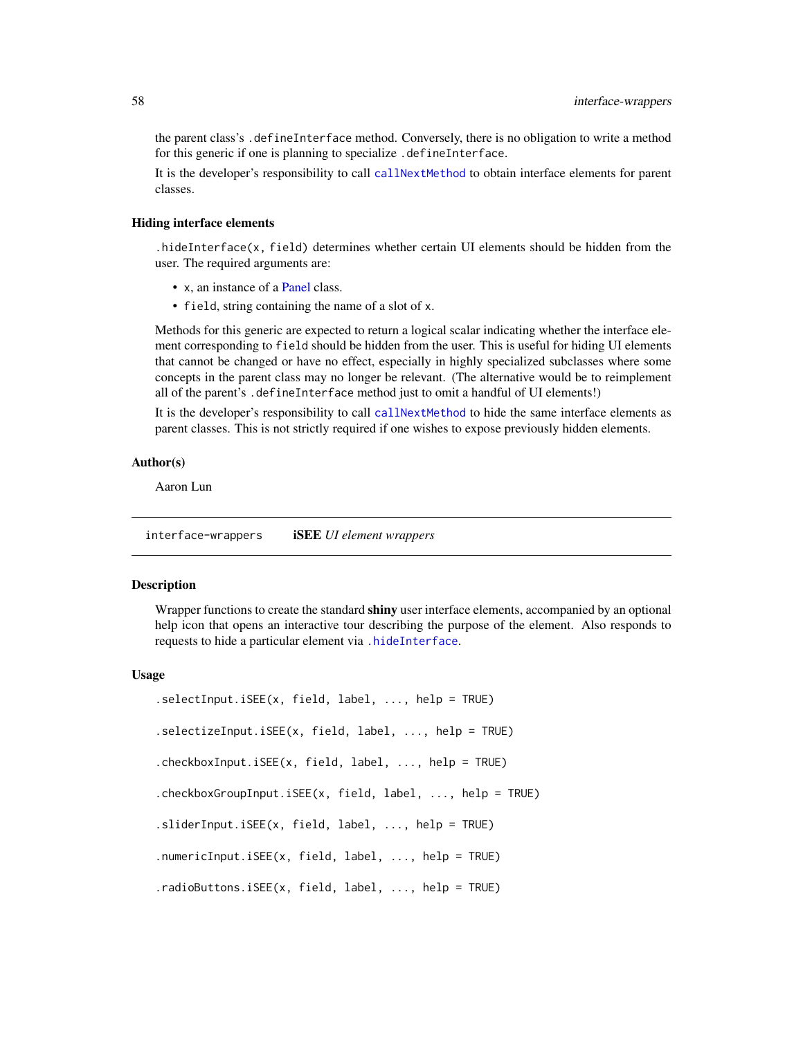the parent class's `.defineInterface` method. Conversely, there is no obligation to write a method for this generic if one is planning to specialize `.defineInterface`.

It is the developer's responsibility to call `callNextMethod` to obtain interface elements for parent classes.

### Hiding interface elements

`.hideInterface(x, field)` determines whether certain UI elements should be hidden from the user. The required arguments are:

- `x`, an instance of a Panel class.
- `field`, string containing the name of a slot of `x`.

Methods for this generic are expected to return a logical scalar indicating whether the interface element corresponding to `field` should be hidden from the user. This is useful for hiding UI elements that cannot be changed or have no effect, especially in highly specialized subclasses where some concepts in the parent class may no longer be relevant. (The alternative would be to reimplement all of the parent's `.defineInterface` method just to omit a handful of UI elements!)

It is the developer's responsibility to call `callNextMethod` to hide the same interface elements as parent classes. This is not strictly required if one wishes to expose previously hidden elements.

### Author(s)

Aaron Lun

---

`interface-wrappers` **iSEE** *UI element wrappers*

---

### Description

Wrapper functions to create the standard **shiny** user interface elements, accompanied by an optional help icon that opens an interactive tour describing the purpose of the element. Also responds to requests to hide a particular element via `.hideInterface`.

### Usage

```
.selectInput.iSEE(x, field, label, ..., help = TRUE)

.selectizeInput.iSEE(x, field, label, ..., help = TRUE)

.checkboxInput.iSEE(x, field, label, ..., help = TRUE)

.checkboxGroupInput.iSEE(x, field, label, ..., help = TRUE)

.sliderInput.iSEE(x, field, label, ..., help = TRUE)

.numericInput.iSEE(x, field, label, ..., help = TRUE)

.radioButtons.iSEE(x, field, label, ..., help = TRUE)
```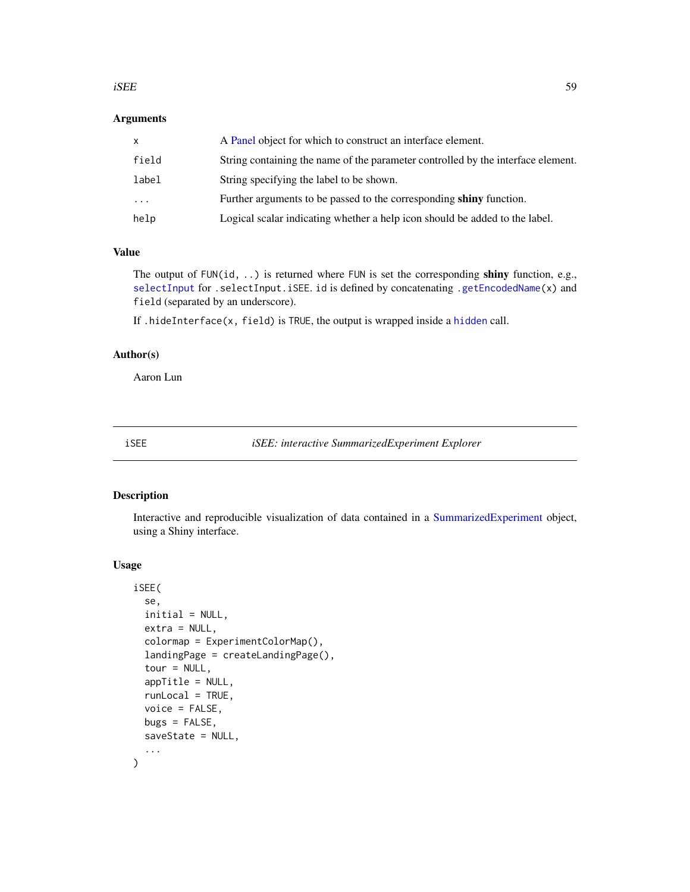### Arguments

| | |
|---|---|
| x | A Panel object for which to construct an interface element. |
| field | String containing the name of the parameter controlled by the interface element. |
| label | String specifying the label to be shown. |
| ... | Further arguments to be passed to the corresponding **shiny** function. |
| help | Logical scalar indicating whether a help icon should be added to the label. |

### Value

The output of `FUN(id, ..)` is returned where `FUN` is set the corresponding **shiny** function, e.g., `selectInput` for `.selectInput.iSEE`. `id` is defined by concatenating `.getEncodedName(x)` and `field` (separated by an underscore).

If `.hideInterface(x, field)` is `TRUE`, the output is wrapped inside a `hidden` call.

### Author(s)

Aaron Lun

---

## iSEE — *iSEE: interactive SummarizedExperiment Explorer*

### Description

Interactive and reproducible visualization of data contained in a SummarizedExperiment object, using a Shiny interface.

### Usage

```
iSEE(
  se,
  initial = NULL,
  extra = NULL,
  colormap = ExperimentColorMap(),
  landingPage = createLandingPage(),
  tour = NULL,
  appTitle = NULL,
  runLocal = TRUE,
  voice = FALSE,
  bugs = FALSE,
  saveState = NULL,
  ...
)
```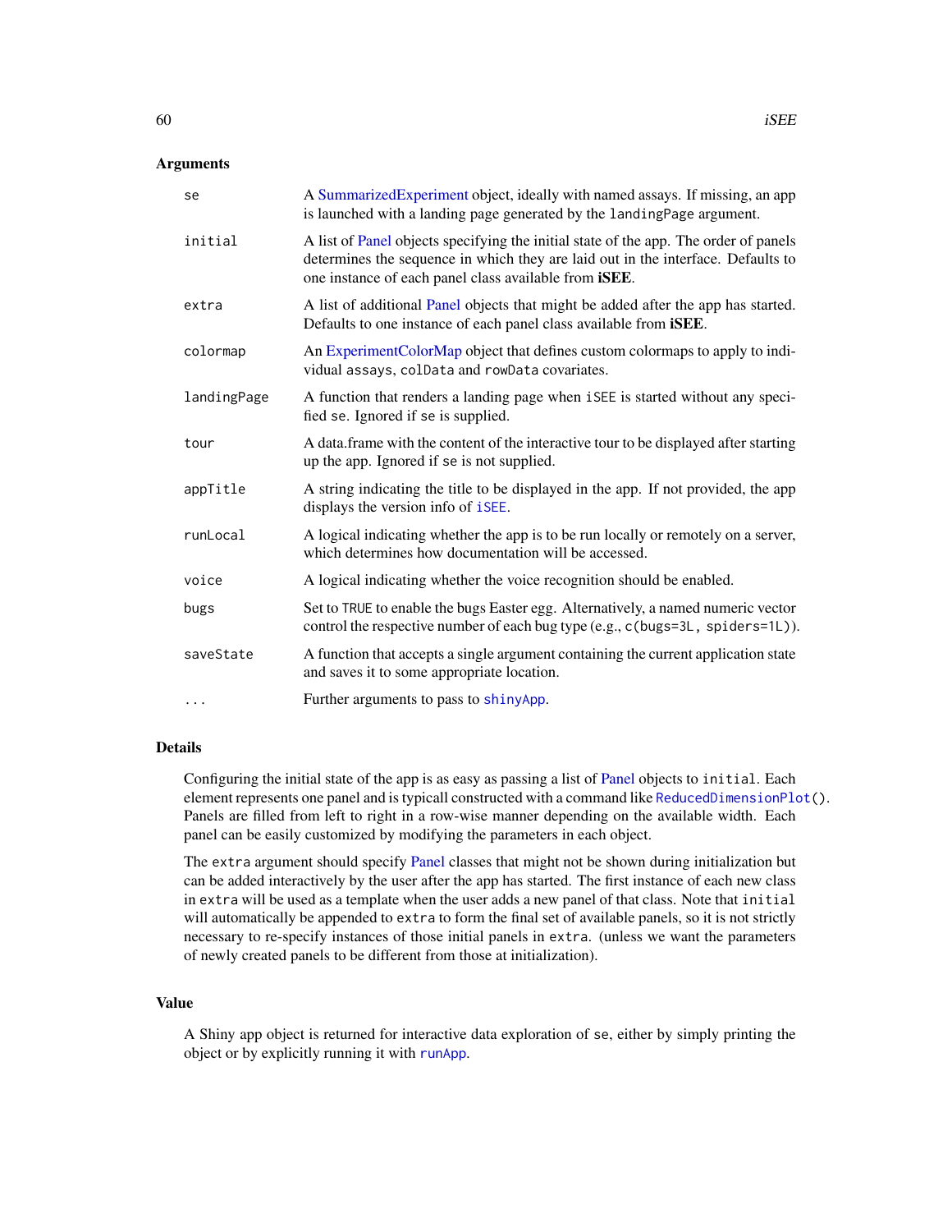## Arguments

| | |
|---|---|
| `se` | A SummarizedExperiment object, ideally with named assays. If missing, an app is launched with a landing page generated by the `landingPage` argument. |
| `initial` | A list of Panel objects specifying the initial state of the app. The order of panels determines the sequence in which they are laid out in the interface. Defaults to one instance of each panel class available from **iSEE**. |
| `extra` | A list of additional Panel objects that might be added after the app has started. Defaults to one instance of each panel class available from **iSEE**. |
| `colormap` | An ExperimentColorMap object that defines custom colormaps to apply to individual `assays`, `colData` and `rowData` covariates. |
| `landingPage` | A function that renders a landing page when `iSEE` is started without any specified `se`. Ignored if `se` is supplied. |
| `tour` | A data.frame with the content of the interactive tour to be displayed after starting up the app. Ignored if `se` is not supplied. |
| `appTitle` | A string indicating the title to be displayed in the app. If not provided, the app displays the version info of `iSEE`. |
| `runLocal` | A logical indicating whether the app is to be run locally or remotely on a server, which determines how documentation will be accessed. |
| `voice` | A logical indicating whether the voice recognition should be enabled. |
| `bugs` | Set to `TRUE` to enable the bugs Easter egg. Alternatively, a named numeric vector control the respective number of each bug type (e.g., `c(bugs=3L, spiders=1L)`). |
| `saveState` | A function that accepts a single argument containing the current application state and saves it to some appropriate location. |
| `...` | Further arguments to pass to `shinyApp`. |

## Details

Configuring the initial state of the app is as easy as passing a list of Panel objects to `initial`. Each element represents one panel and is typicall constructed with a command like `ReducedDimensionPlot()`. Panels are filled from left to right in a row-wise manner depending on the available width. Each panel can be easily customized by modifying the parameters in each object.

The `extra` argument should specify Panel classes that might not be shown during initialization but can be added interactively by the user after the app has started. The first instance of each new class in `extra` will be used as a template when the user adds a new panel of that class. Note that `initial` will automatically be appended to `extra` to form the final set of available panels, so it is not strictly necessary to re-specify instances of those initial panels in `extra`. (unless we want the parameters of newly created panels to be different from those at initialization).

## Value

A Shiny app object is returned for interactive data exploration of `se`, either by simply printing the object or by explicitly running it with `runApp`.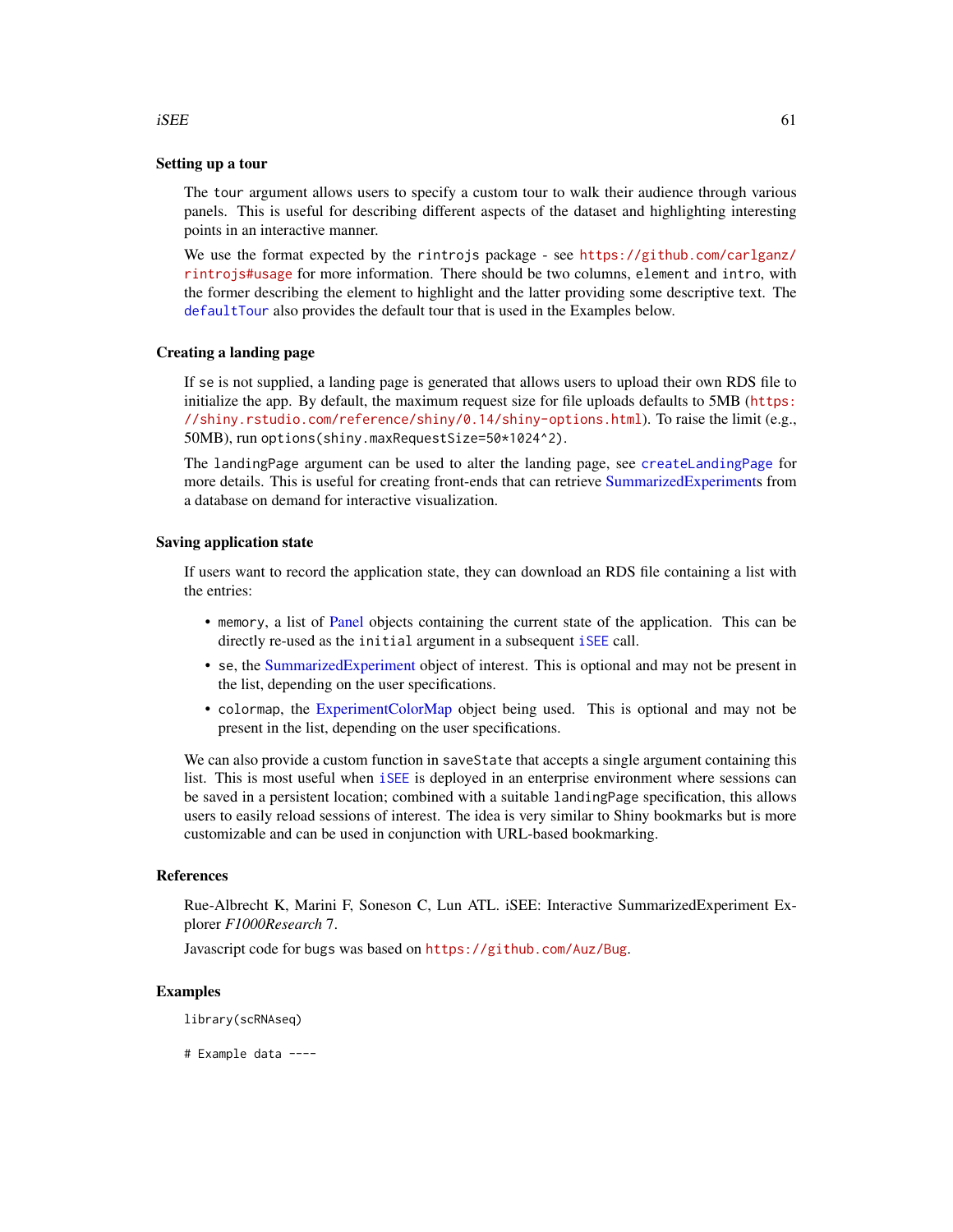### Setting up a tour

The `tour` argument allows users to specify a custom tour to walk their audience through various panels. This is useful for describing different aspects of the dataset and highlighting interesting points in an interactive manner.

We use the format expected by the `rintrojs` package - see https://github.com/carlganz/rintrojs#usage for more information. There should be two columns, `element` and `intro`, with the former describing the element to highlight and the latter providing some descriptive text. The `defaultTour` also provides the default tour that is used in the Examples below.

### Creating a landing page

If `se` is not supplied, a landing page is generated that allows users to upload their own RDS file to initialize the app. By default, the maximum request size for file uploads defaults to 5MB (https://shiny.rstudio.com/reference/shiny/0.14/shiny-options.html). To raise the limit (e.g., 50MB), run `options(shiny.maxRequestSize=50*1024^2)`.

The `landingPage` argument can be used to alter the landing page, see `createLandingPage` for more details. This is useful for creating front-ends that can retrieve SummarizedExperiments from a database on demand for interactive visualization.

### Saving application state

If users want to record the application state, they can download an RDS file containing a list with the entries:

- `memory`, a list of Panel objects containing the current state of the application. This can be directly re-used as the `initial` argument in a subsequent `iSEE` call.
- `se`, the SummarizedExperiment object of interest. This is optional and may not be present in the list, depending on the user specifications.
- `colormap`, the ExperimentColorMap object being used. This is optional and may not be present in the list, depending on the user specifications.

We can also provide a custom function in `saveState` that accepts a single argument containing this list. This is most useful when `iSEE` is deployed in an enterprise environment where sessions can be saved in a persistent location; combined with a suitable `landingPage` specification, this allows users to easily reload sessions of interest. The idea is very similar to Shiny bookmarks but is more customizable and can be used in conjunction with URL-based bookmarking.

### References

Rue-Albrecht K, Marini F, Soneson C, Lun ATL. iSEE: Interactive SummarizedExperiment Explorer *F1000Research* 7.

Javascript code for bugs was based on https://github.com/Auz/Bug.

### Examples

```
library(scRNAseq)

# Example data ----
```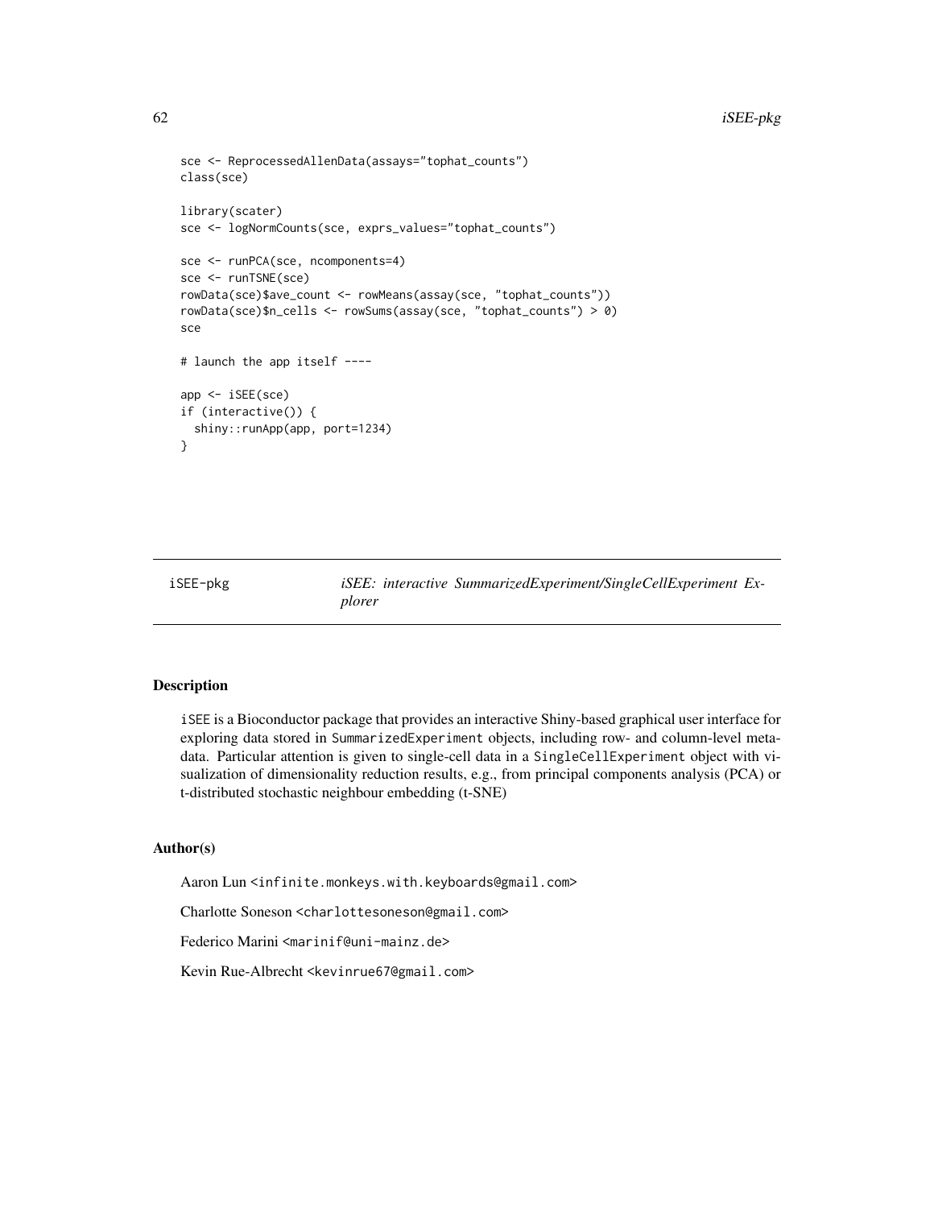```
sce <- ReprocessedAllenData(assays="tophat_counts")
class(sce)

library(scater)
sce <- logNormCounts(sce, exprs_values="tophat_counts")

sce <- runPCA(sce, ncomponents=4)
sce <- runTSNE(sce)
rowData(sce)$ave_count <- rowMeans(assay(sce, "tophat_counts"))
rowData(sce)$n_cells <- rowSums(assay(sce, "tophat_counts") > 0)
sce

# launch the app itself ----

app <- iSEE(sce)
if (interactive()) {
  shiny::runApp(app, port=1234)
}
```

## iSEE-pkg — *iSEE: interactive SummarizedExperiment/SingleCellExperiment Explorer*

### Description

iSEE is a Bioconductor package that provides an interactive Shiny-based graphical user interface for exploring data stored in SummarizedExperiment objects, including row- and column-level metadata. Particular attention is given to single-cell data in a SingleCellExperiment object with visualization of dimensionality reduction results, e.g., from principal components analysis (PCA) or t-distributed stochastic neighbour embedding (t-SNE)

### Author(s)

Aaron Lun <infinite.monkeys.with.keyboards@gmail.com>

Charlotte Soneson <charlottesoneson@gmail.com>

Federico Marini <marinif@uni-mainz.de>

Kevin Rue-Albrecht <kevinrue67@gmail.com>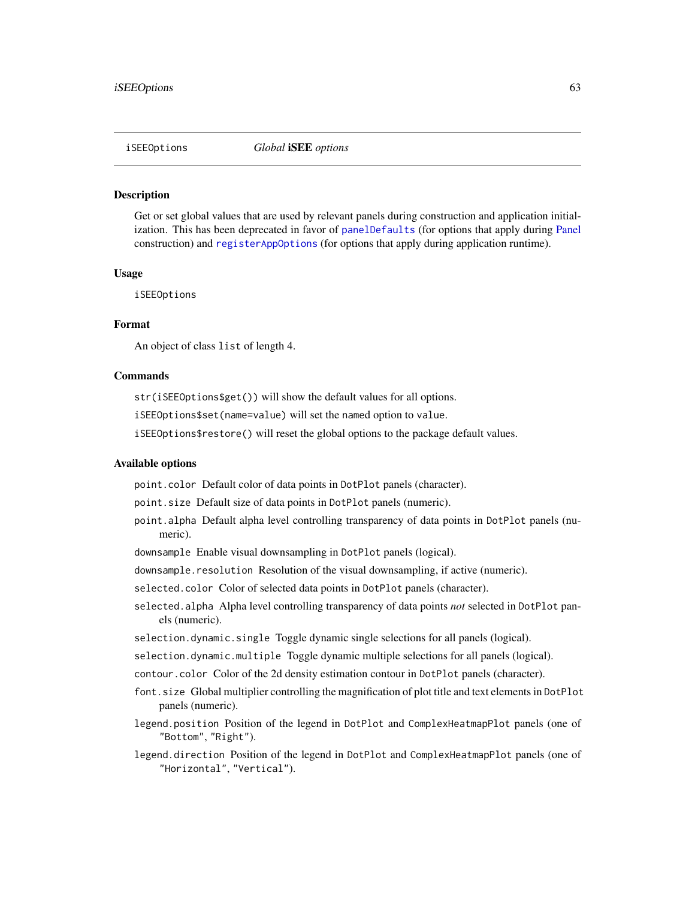iSEEOptions *Global* **iSEE** *options*

## Description

Get or set global values that are used by relevant panels during construction and application initialization. This has been deprecated in favor of `panelDefaults` (for options that apply during Panel construction) and `registerAppOptions` (for options that apply during application runtime).

## Usage

```
iSEEOptions
```

## Format

An object of class `list` of length 4.

## Commands

`str(iSEEOptions$get())` will show the default values for all options.

`iSEEOptions$set(name=value)` will set the named option to `value`.

`iSEEOptions$restore()` will reset the global options to the package default values.

## Available options

`point.color` Default color of data points in `DotPlot` panels (character).

`point.size` Default size of data points in `DotPlot` panels (numeric).

`point.alpha` Default alpha level controlling transparency of data points in `DotPlot` panels (numeric).

`downsample` Enable visual downsampling in `DotPlot` panels (logical).

`downsample.resolution` Resolution of the visual downsampling, if active (numeric).

`selected.color` Color of selected data points in `DotPlot` panels (character).

`selected.alpha` Alpha level controlling transparency of data points *not* selected in `DotPlot` panels (numeric).

`selection.dynamic.single` Toggle dynamic single selections for all panels (logical).

`selection.dynamic.multiple` Toggle dynamic multiple selections for all panels (logical).

`contour.color` Color of the 2d density estimation contour in `DotPlot` panels (character).

`font.size` Global multiplier controlling the magnification of plot title and text elements in `DotPlot` panels (numeric).

`legend.position` Position of the legend in `DotPlot` and `ComplexHeatmapPlot` panels (one of `"Bottom"`, `"Right"`).

`legend.direction` Position of the legend in `DotPlot` and `ComplexHeatmapPlot` panels (one of `"Horizontal"`, `"Vertical"`).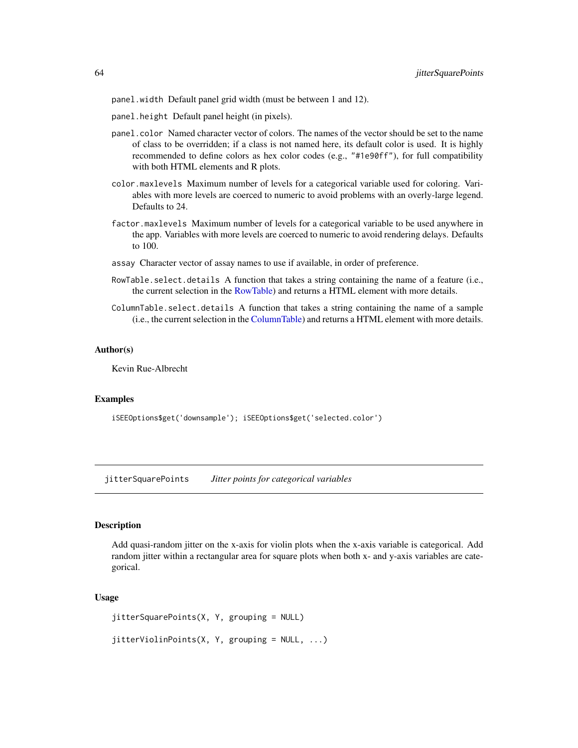`panel.width` Default panel grid width (must be between 1 and 12).

`panel.height` Default panel height (in pixels).

`panel.color` Named character vector of colors. The names of the vector should be set to the name of class to be overridden; if a class is not named here, its default color is used. It is highly recommended to define colors as hex color codes (e.g., `"#1e90ff"`), for full compatibility with both HTML elements and R plots.

`color.maxlevels` Maximum number of levels for a categorical variable used for coloring. Variables with more levels are coerced to numeric to avoid problems with an overly-large legend. Defaults to 24.

`factor.maxlevels` Maximum number of levels for a categorical variable to be used anywhere in the app. Variables with more levels are coerced to numeric to avoid rendering delays. Defaults to 100.

`assay` Character vector of assay names to use if available, in order of preference.

`RowTable.select.details` A function that takes a string containing the name of a feature (i.e., the current selection in the RowTable) and returns a HTML element with more details.

`ColumnTable.select.details` A function that takes a string containing the name of a sample (i.e., the current selection in the ColumnTable) and returns a HTML element with more details.

### Author(s)

Kevin Rue-Albrecht

### Examples

```
iSEEOptions$get('downsample'); iSEEOptions$get('selected.color')
```

## jitterSquarePoints *Jitter points for categorical variables*

### Description

Add quasi-random jitter on the x-axis for violin plots when the x-axis variable is categorical. Add random jitter within a rectangular area for square plots when both x- and y-axis variables are categorical.

### Usage

```
jitterSquarePoints(X, Y, grouping = NULL)

jitterViolinPoints(X, Y, grouping = NULL, ...)
```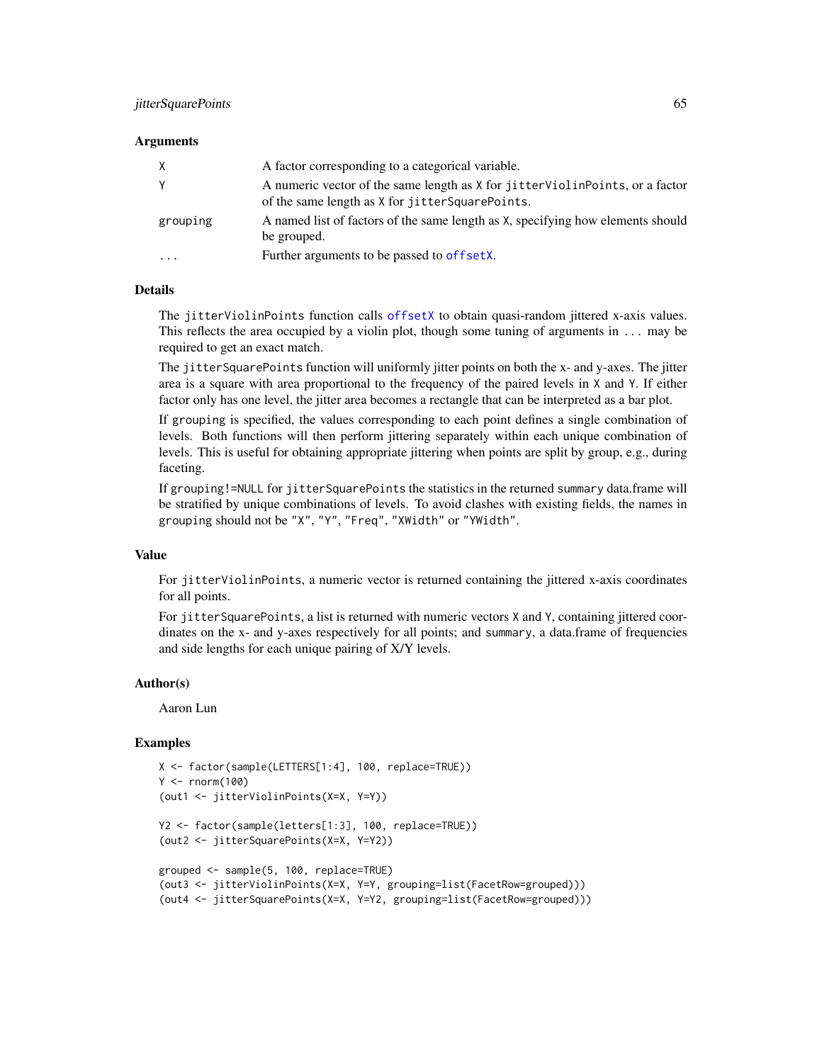## Arguments

| | |
|---|---|
| `X` | A factor corresponding to a categorical variable. |
| `Y` | A numeric vector of the same length as `X` for `jitterViolinPoints`, or a factor of the same length as `X` for `jitterSquarePoints`. |
| `grouping` | A named list of factors of the same length as `X`, specifying how elements should be grouped. |
| `...` | Further arguments to be passed to `offsetX`. |

## Details

The `jitterViolinPoints` function calls `offsetX` to obtain quasi-random jittered x-axis values. This reflects the area occupied by a violin plot, though some tuning of arguments in `...` may be required to get an exact match.

The `jitterSquarePoints` function will uniformly jitter points on both the x- and y-axes. The jitter area is a square with area proportional to the frequency of the paired levels in `X` and `Y`. If either factor only has one level, the jitter area becomes a rectangle that can be interpreted as a bar plot.

If `grouping` is specified, the values corresponding to each point defines a single combination of levels. Both functions will then perform jittering separately within each unique combination of levels. This is useful for obtaining appropriate jittering when points are split by group, e.g., during faceting.

If `grouping!=NULL` for `jitterSquarePoints` the statistics in the returned `summary` data.frame will be stratified by unique combinations of levels. To avoid clashes with existing fields, the names in `grouping` should not be `"X"`, `"Y"`, `"Freq"`, `"XWidth"` or `"YWidth"`.

## Value

For `jitterViolinPoints`, a numeric vector is returned containing the jittered x-axis coordinates for all points.

For `jitterSquarePoints`, a list is returned with numeric vectors `X` and `Y`, containing jittered coordinates on the x- and y-axes respectively for all points; and `summary`, a data.frame of frequencies and side lengths for each unique pairing of X/Y levels.

## Author(s)

Aaron Lun

## Examples

```
X <- factor(sample(LETTERS[1:4], 100, replace=TRUE))
Y <- rnorm(100)
(out1 <- jitterViolinPoints(X=X, Y=Y))

Y2 <- factor(sample(letters[1:3], 100, replace=TRUE))
(out2 <- jitterSquarePoints(X=X, Y=Y2))

grouped <- sample(5, 100, replace=TRUE)
(out3 <- jitterViolinPoints(X=X, Y=Y, grouping=list(FacetRow=grouped)))
(out4 <- jitterSquarePoints(X=X, Y=Y2, grouping=list(FacetRow=grouped)))
```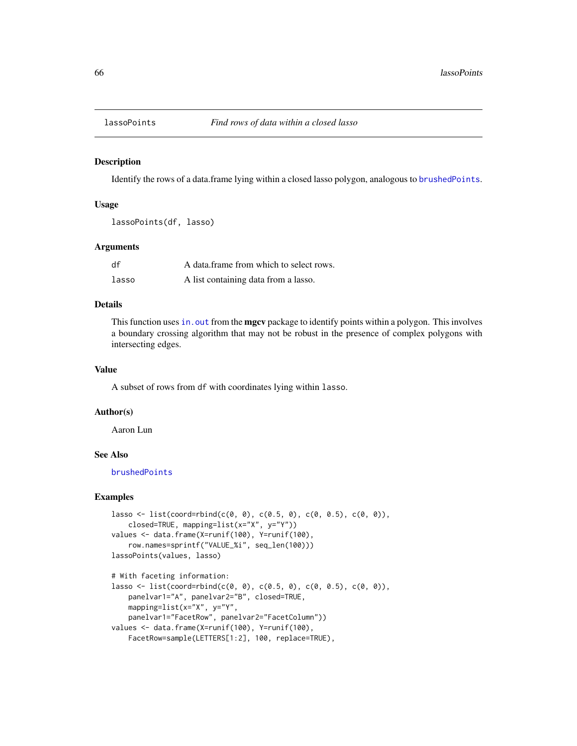## lassoPoints — *Find rows of data within a closed lasso*

### Description

Identify the rows of a data.frame lying within a closed lasso polygon, analogous to `brushedPoints`.

### Usage

```
lassoPoints(df, lasso)
```

### Arguments

| | |
|---|---|
| `df` | A data.frame from which to select rows. |
| `lasso` | A list containing data from a lasso. |

### Details

This function uses `in.out` from the **mgcv** package to identify points within a polygon. This involves a boundary crossing algorithm that may not be robust in the presence of complex polygons with intersecting edges.

### Value

A subset of rows from `df` with coordinates lying within `lasso`.

### Author(s)

Aaron Lun

### See Also

`brushedPoints`

### Examples

```
lasso <- list(coord=rbind(c(0, 0), c(0.5, 0), c(0, 0.5), c(0, 0)),
    closed=TRUE, mapping=list(x="X", y="Y"))
values <- data.frame(X=runif(100), Y=runif(100),
    row.names=sprintf("VALUE_%i", seq_len(100)))
lassoPoints(values, lasso)

# With faceting information:
lasso <- list(coord=rbind(c(0, 0), c(0.5, 0), c(0, 0.5), c(0, 0)),
    panelvar1="A", panelvar2="B", closed=TRUE,
    mapping=list(x="X", y="Y",
    panelvar1="FacetRow", panelvar2="FacetColumn"))
values <- data.frame(X=runif(100), Y=runif(100),
    FacetRow=sample(LETTERS[1:2], 100, replace=TRUE),
```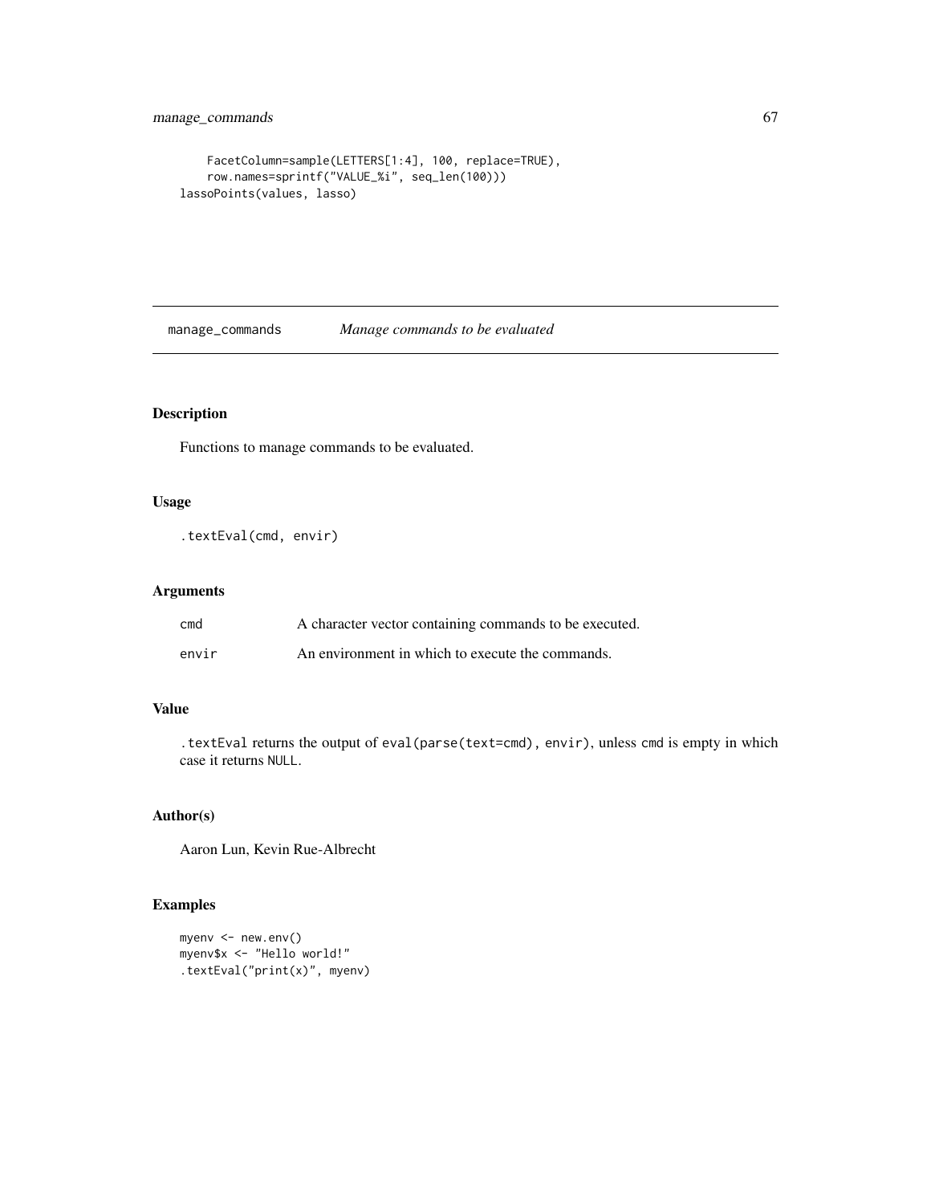```
    FacetColumn=sample(LETTERS[1:4], 100, replace=TRUE),
    row.names=sprintf("VALUE_%i", seq_len(100)))
lassoPoints(values, lasso)
```

---

manage_commands *Manage commands to be evaluated*

---

## Description

Functions to manage commands to be evaluated.

## Usage

```
.textEval(cmd, envir)
```

## Arguments

| | |
|---|---|
| cmd | A character vector containing commands to be executed. |
| envir | An environment in which to execute the commands. |

## Value

.textEval returns the output of eval(parse(text=cmd), envir), unless cmd is empty in which case it returns NULL.

## Author(s)

Aaron Lun, Kevin Rue-Albrecht

## Examples

```
myenv <- new.env()
myenv$x <- "Hello world!"
.textEval("print(x)", myenv)
```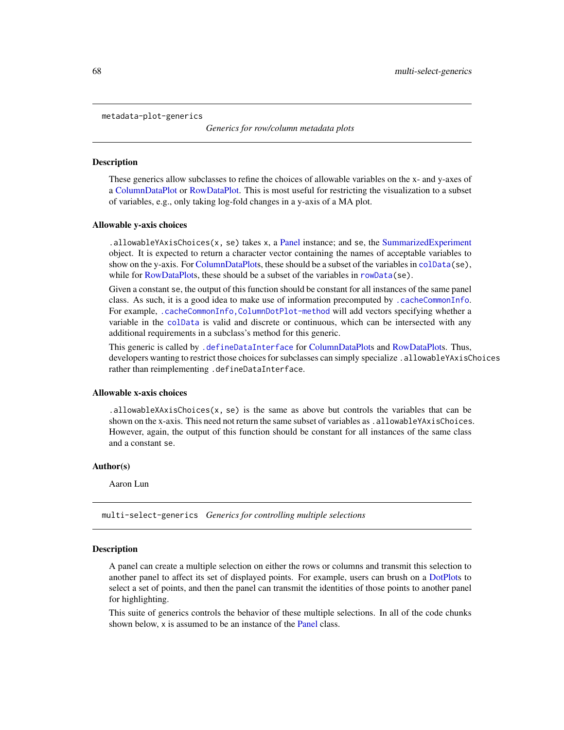metadata-plot-generics    *Generics for row/column metadata plots*

### Description

These generics allow subclasses to refine the choices of allowable variables on the x- and y-axes of a ColumnDataPlot or RowDataPlot. This is most useful for restricting the visualization to a subset of variables, e.g., only taking log-fold changes in a y-axis of a MA plot.

### Allowable y-axis choices

`.allowableYAxisChoices(x, se)` takes `x`, a Panel instance; and `se`, the SummarizedExperiment object. It is expected to return a character vector containing the names of acceptable variables to show on the y-axis. For ColumnDataPlots, these should be a subset of the variables in `colData(se)`, while for RowDataPlots, these should be a subset of the variables in `rowData(se)`.

Given a constant `se`, the output of this function should be constant for all instances of the same panel class. As such, it is a good idea to make use of information precomputed by `.cacheCommonInfo`. For example, `.cacheCommonInfo,ColumnDotPlot-method` will add vectors specifying whether a variable in the `colData` is valid and discrete or continuous, which can be intersected with any additional requirements in a subclass's method for this generic.

This generic is called by `.defineDataInterface` for ColumnDataPlots and RowDataPlots. Thus, developers wanting to restrict those choices for subclasses can simply specialize `.allowableYAxisChoices` rather than reimplementing `.defineDataInterface`.

### Allowable x-axis choices

`.allowableXAxisChoices(x, se)` is the same as above but controls the variables that can be shown on the x-axis. This need not return the same subset of variables as `.allowableYAxisChoices`. However, again, the output of this function should be constant for all instances of the same class and a constant `se`.

### Author(s)

Aaron Lun

---

multi-select-generics    *Generics for controlling multiple selections*

### Description

A panel can create a multiple selection on either the rows or columns and transmit this selection to another panel to affect its set of displayed points. For example, users can brush on a DotPlots to select a set of points, and then the panel can transmit the identities of those points to another panel for highlighting.

This suite of generics controls the behavior of these multiple selections. In all of the code chunks shown below, `x` is assumed to be an instance of the Panel class.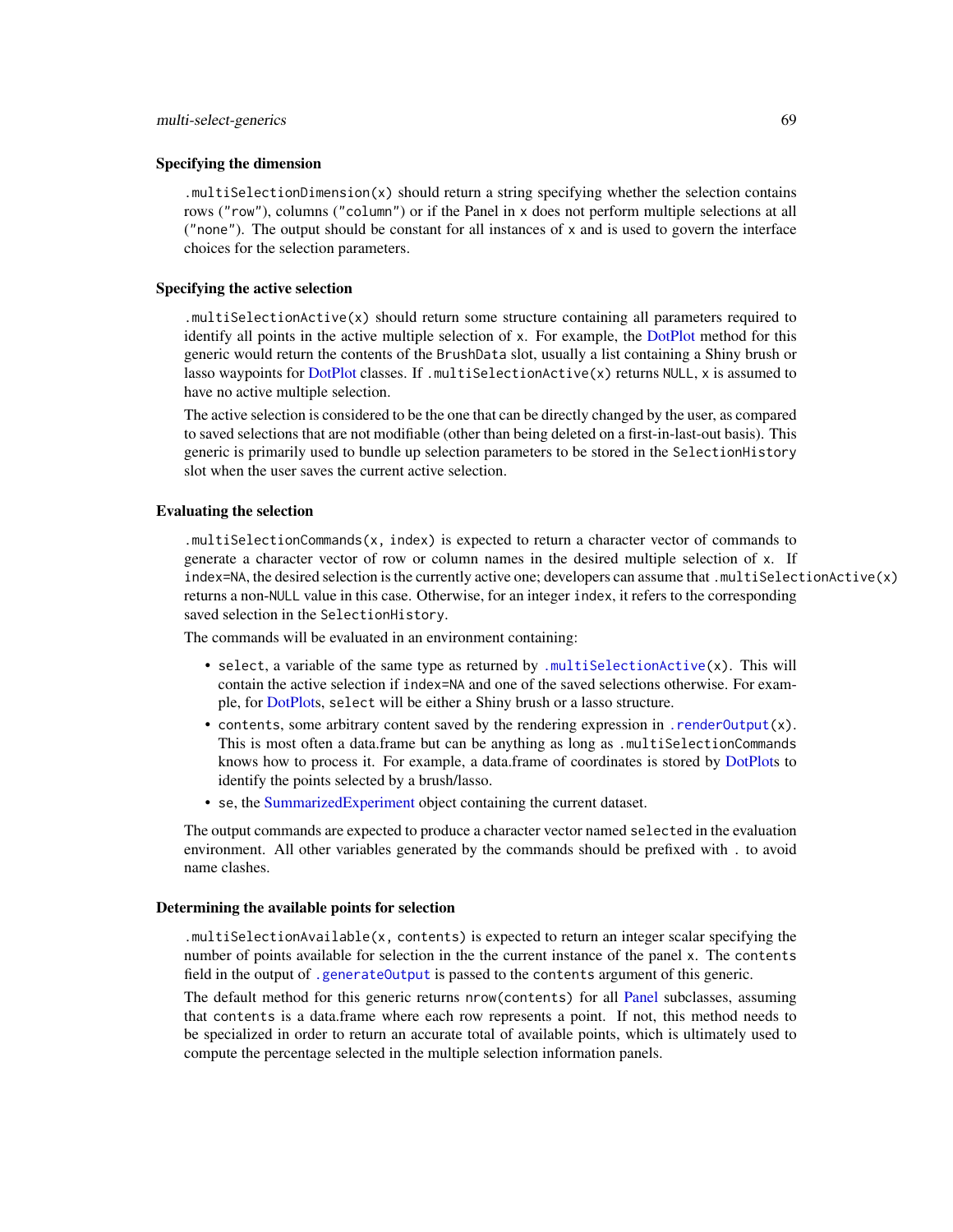### Specifying the dimension

`.multiSelectionDimension(x)` should return a string specifying whether the selection contains rows (`"row"`), columns (`"column"`) or if the Panel in `x` does not perform multiple selections at all (`"none"`). The output should be constant for all instances of `x` and is used to govern the interface choices for the selection parameters.

### Specifying the active selection

`.multiSelectionActive(x)` should return some structure containing all parameters required to identify all points in the active multiple selection of `x`. For example, the DotPlot method for this generic would return the contents of the `BrushData` slot, usually a list containing a Shiny brush or lasso waypoints for DotPlot classes. If `.multiSelectionActive(x)` returns `NULL`, `x` is assumed to have no active multiple selection.

The active selection is considered to be the one that can be directly changed by the user, as compared to saved selections that are not modifiable (other than being deleted on a first-in-last-out basis). This generic is primarily used to bundle up selection parameters to be stored in the `SelectionHistory` slot when the user saves the current active selection.

### Evaluating the selection

`.multiSelectionCommands(x, index)` is expected to return a character vector of commands to generate a character vector of row or column names in the desired multiple selection of `x`. If `index=NA`, the desired selection is the currently active one; developers can assume that `.multiSelectionActive(x)` returns a non-`NULL` value in this case. Otherwise, for an integer `index`, it refers to the corresponding saved selection in the `SelectionHistory`.

The commands will be evaluated in an environment containing:

- `select`, a variable of the same type as returned by `.multiSelectionActive(x)`. This will contain the active selection if `index=NA` and one of the saved selections otherwise. For example, for DotPlots, `select` will be either a Shiny brush or a lasso structure.
- `contents`, some arbitrary content saved by the rendering expression in `.renderOutput(x)`. This is most often a data.frame but can be anything as long as `.multiSelectionCommands` knows how to process it. For example, a data.frame of coordinates is stored by DotPlots to identify the points selected by a brush/lasso.
- `se`, the SummarizedExperiment object containing the current dataset.

The output commands are expected to produce a character vector named `selected` in the evaluation environment. All other variables generated by the commands should be prefixed with `.` to avoid name clashes.

### Determining the available points for selection

`.multiSelectionAvailable(x, contents)` is expected to return an integer scalar specifying the number of points available for selection in the the current instance of the panel `x`. The `contents` field in the output of `.generateOutput` is passed to the `contents` argument of this generic.

The default method for this generic returns `nrow(contents)` for all Panel subclasses, assuming that `contents` is a data.frame where each row represents a point. If not, this method needs to be specialized in order to return an accurate total of available points, which is ultimately used to compute the percentage selected in the multiple selection information panels.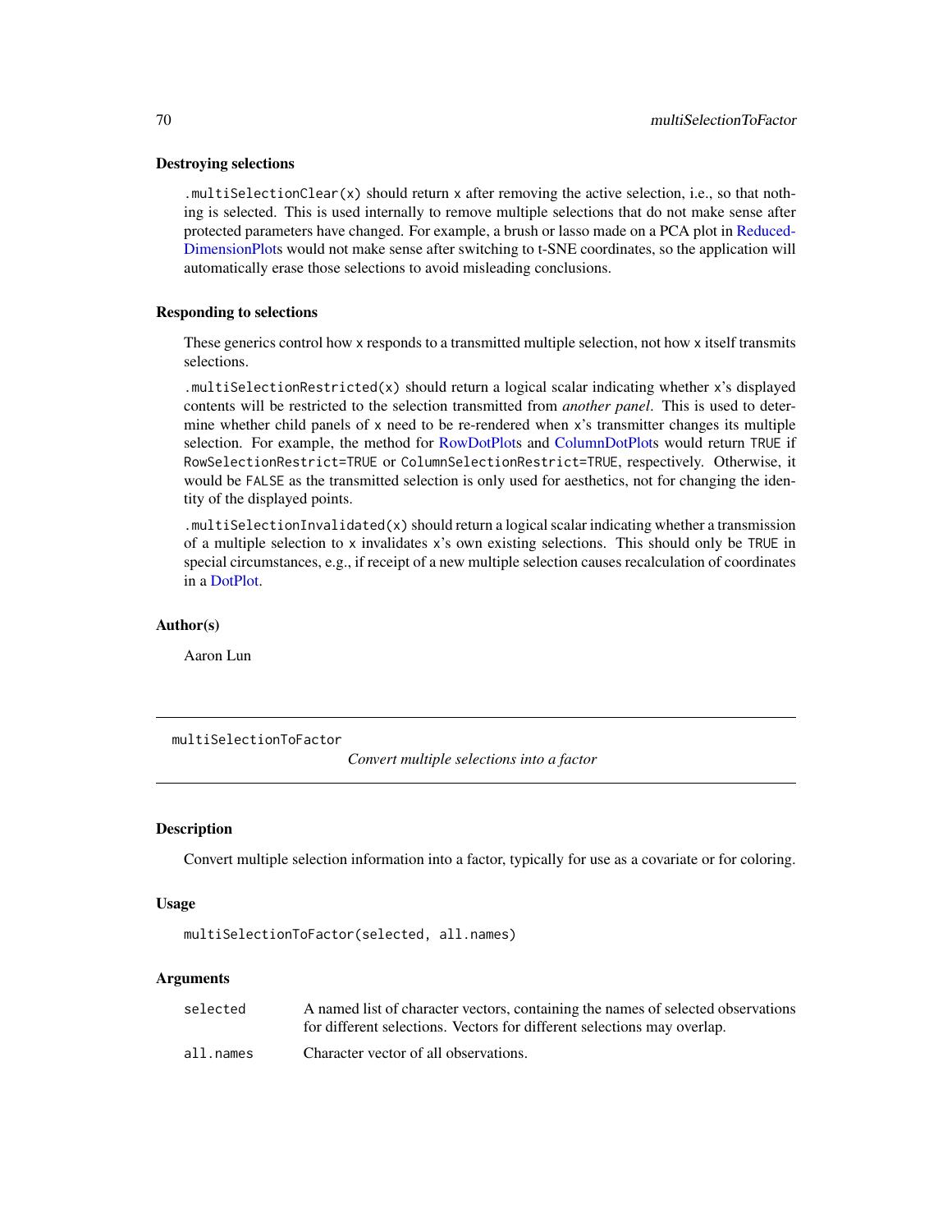### Destroying selections

`.multiSelectionClear(x)` should return `x` after removing the active selection, i.e., so that nothing is selected. This is used internally to remove multiple selections that do not make sense after protected parameters have changed. For example, a brush or lasso made on a PCA plot in ReducedDimensionPlots would not make sense after switching to t-SNE coordinates, so the application will automatically erase those selections to avoid misleading conclusions.

### Responding to selections

These generics control how `x` responds to a transmitted multiple selection, not how `x` itself transmits selections.

`.multiSelectionRestricted(x)` should return a logical scalar indicating whether `x`'s displayed contents will be restricted to the selection transmitted from *another panel*. This is used to determine whether child panels of `x` need to be re-rendered when `x`'s transmitter changes its multiple selection. For example, the method for RowDotPlots and ColumnDotPlots would return `TRUE` if `RowSelectionRestrict=TRUE` or `ColumnSelectionRestrict=TRUE`, respectively. Otherwise, it would be `FALSE` as the transmitted selection is only used for aesthetics, not for changing the identity of the displayed points.

`.multiSelectionInvalidated(x)` should return a logical scalar indicating whether a transmission of a multiple selection to `x` invalidates `x`'s own existing selections. This should only be `TRUE` in special circumstances, e.g., if receipt of a new multiple selection causes recalculation of coordinates in a DotPlot.

### Author(s)

Aaron Lun

---

## multiSelectionToFactor

*Convert multiple selections into a factor*

### Description

Convert multiple selection information into a factor, typically for use as a covariate or for coloring.

### Usage

```
multiSelectionToFactor(selected, all.names)
```

### Arguments

| | |
|---|---|
| `selected` | A named list of character vectors, containing the names of selected observations for different selections. Vectors for different selections may overlap. |
| `all.names` | Character vector of all observations. |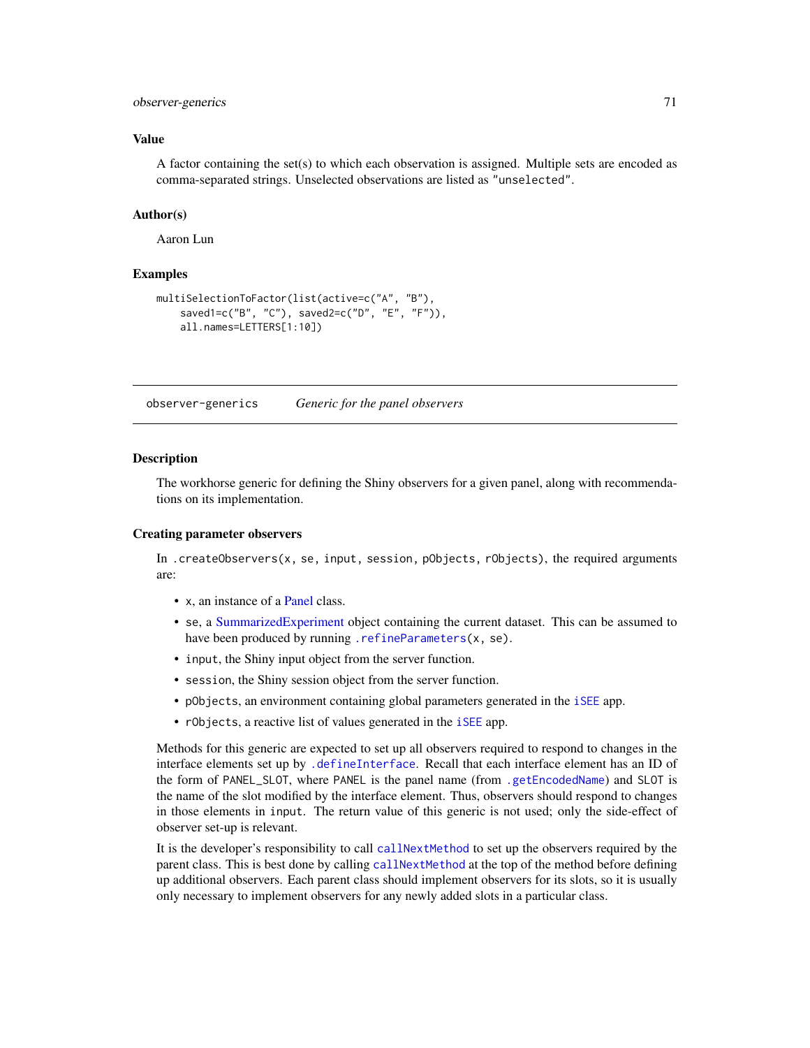### Value

A factor containing the set(s) to which each observation is assigned. Multiple sets are encoded as comma-separated strings. Unselected observations are listed as "unselected".

### Author(s)

Aaron Lun

### Examples

```
multiSelectionToFactor(list(active=c("A", "B"),
    saved1=c("B", "C"), saved2=c("D", "E", "F")),
    all.names=LETTERS[1:10])
```

---

## observer-generics    *Generic for the panel observers*

---

### Description

The workhorse generic for defining the Shiny observers for a given panel, along with recommendations on its implementation.

### Creating parameter observers

In `.createObservers(x, se, input, session, pObjects, rObjects)`, the required arguments are:

- `x`, an instance of a Panel class.
- `se`, a SummarizedExperiment object containing the current dataset. This can be assumed to have been produced by running `.refineParameters(x, se)`.
- `input`, the Shiny input object from the server function.
- `session`, the Shiny session object from the server function.
- `pObjects`, an environment containing global parameters generated in the `iSEE` app.
- `rObjects`, a reactive list of values generated in the `iSEE` app.

Methods for this generic are expected to set up all observers required to respond to changes in the interface elements set up by `.defineInterface`. Recall that each interface element has an ID of the form of `PANEL_SLOT`, where `PANEL` is the panel name (from `.getEncodedName`) and `SLOT` is the name of the slot modified by the interface element. Thus, observers should respond to changes in those elements in `input`. The return value of this generic is not used; only the side-effect of observer set-up is relevant.

It is the developer's responsibility to call `callNextMethod` to set up the observers required by the parent class. This is best done by calling `callNextMethod` at the top of the method before defining up additional observers. Each parent class should implement observers for its slots, so it is usually only necessary to implement observers for any newly added slots in a particular class.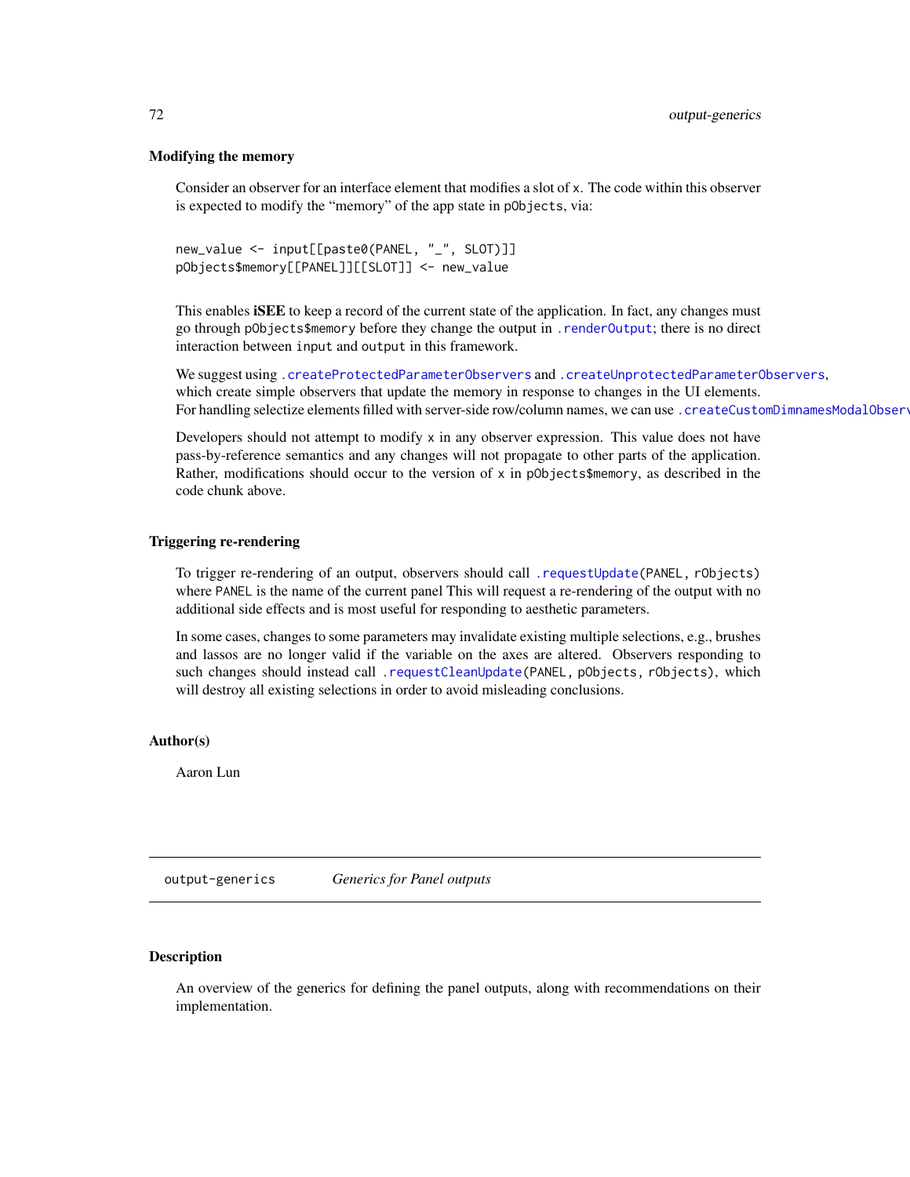### Modifying the memory

Consider an observer for an interface element that modifies a slot of `x`. The code within this observer is expected to modify the "memory" of the app state in `pObjects`, via:

```
new_value <- input[[paste0(PANEL, "_", SLOT)]]
pObjects$memory[[PANEL]][[SLOT]] <- new_value
```

This enables **iSEE** to keep a record of the current state of the application. In fact, any changes must go through `pObjects$memory` before they change the output in `.renderOutput`; there is no direct interaction between `input` and `output` in this framework.

We suggest using `.createProtectedParameterObservers` and `.createUnprotectedParameterObservers`, which create simple observers that update the memory in response to changes in the UI elements. For handling selectize elements filled with server-side row/column names, we can use `.createCustomDimnamesModalObserv`

Developers should not attempt to modify `x` in any observer expression. This value does not have pass-by-reference semantics and any changes will not propagate to other parts of the application. Rather, modifications should occur to the version of `x` in `pObjects$memory`, as described in the code chunk above.

### Triggering re-rendering

To trigger re-rendering of an output, observers should call `.requestUpdate(PANEL, rObjects)` where `PANEL` is the name of the current panel This will request a re-rendering of the output with no additional side effects and is most useful for responding to aesthetic parameters.

In some cases, changes to some parameters may invalidate existing multiple selections, e.g., brushes and lassos are no longer valid if the variable on the axes are altered. Observers responding to such changes should instead call `.requestCleanUpdate(PANEL, pObjects, rObjects)`, which will destroy all existing selections in order to avoid misleading conclusions.

### Author(s)

Aaron Lun

---

## output-generics &nbsp;&nbsp;&nbsp; *Generics for Panel outputs*

### Description

An overview of the generics for defining the panel outputs, along with recommendations on their implementation.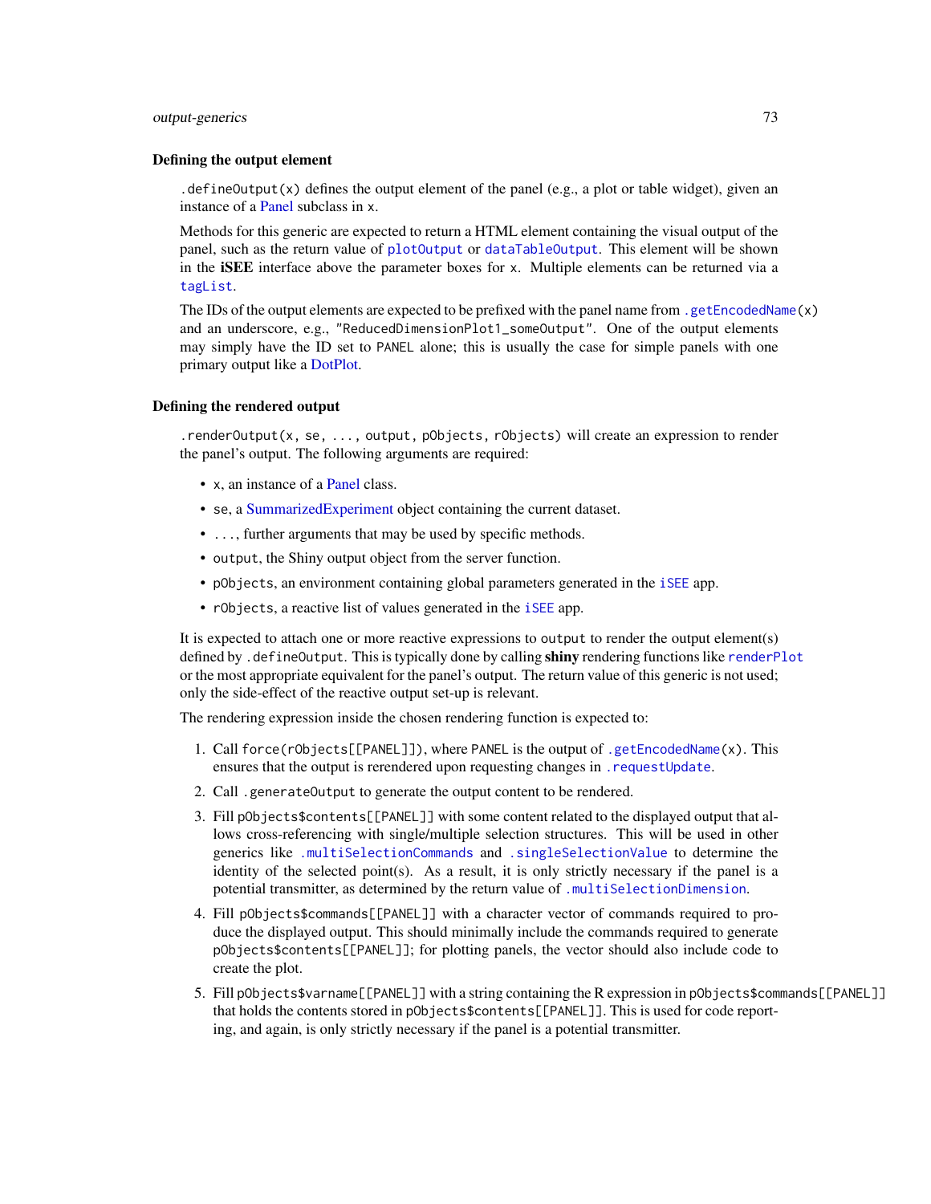### Defining the output element

`.defineOutput(x)` defines the output element of the panel (e.g., a plot or table widget), given an instance of a Panel subclass in `x`.

Methods for this generic are expected to return a HTML element containing the visual output of the panel, such as the return value of `plotOutput` or `dataTableOutput`. This element will be shown in the **iSEE** interface above the parameter boxes for `x`. Multiple elements can be returned via a `tagList`.

The IDs of the output elements are expected to be prefixed with the panel name from `.getEncodedName(x)` and an underscore, e.g., `"ReducedDimensionPlot1_someOutput"`. One of the output elements may simply have the ID set to `PANEL` alone; this is usually the case for simple panels with one primary output like a DotPlot.

### Defining the rendered output

`.renderOutput(x, se, ..., output, pObjects, rObjects)` will create an expression to render the panel's output. The following arguments are required:

- `x`, an instance of a Panel class.
- `se`, a SummarizedExperiment object containing the current dataset.
- `...`, further arguments that may be used by specific methods.
- `output`, the Shiny output object from the server function.
- `pObjects`, an environment containing global parameters generated in the `iSEE` app.
- `rObjects`, a reactive list of values generated in the `iSEE` app.

It is expected to attach one or more reactive expressions to `output` to render the output element(s) defined by `.defineOutput`. This is typically done by calling **shiny** rendering functions like `renderPlot` or the most appropriate equivalent for the panel's output. The return value of this generic is not used; only the side-effect of the reactive output set-up is relevant.

The rendering expression inside the chosen rendering function is expected to:

1. Call `force(rObjects[[PANEL]])`, where `PANEL` is the output of `.getEncodedName(x)`. This ensures that the output is rerendered upon requesting changes in `.requestUpdate`.
2. Call `.generateOutput` to generate the output content to be rendered.
3. Fill `pObjects$contents[[PANEL]]` with some content related to the displayed output that allows cross-referencing with single/multiple selection structures. This will be used in other generics like `.multiSelectionCommands` and `.singleSelectionValue` to determine the identity of the selected point(s). As a result, it is only strictly necessary if the panel is a potential transmitter, as determined by the return value of `.multiSelectionDimension`.
4. Fill `pObjects$commands[[PANEL]]` with a character vector of commands required to produce the displayed output. This should minimally include the commands required to generate `pObjects$contents[[PANEL]]`; for plotting panels, the vector should also include code to create the plot.
5. Fill `pObjects$varname[[PANEL]]` with a string containing the R expression in `pObjects$commands[[PANEL]]` that holds the contents stored in `pObjects$contents[[PANEL]]`. This is used for code reporting, and again, is only strictly necessary if the panel is a potential transmitter.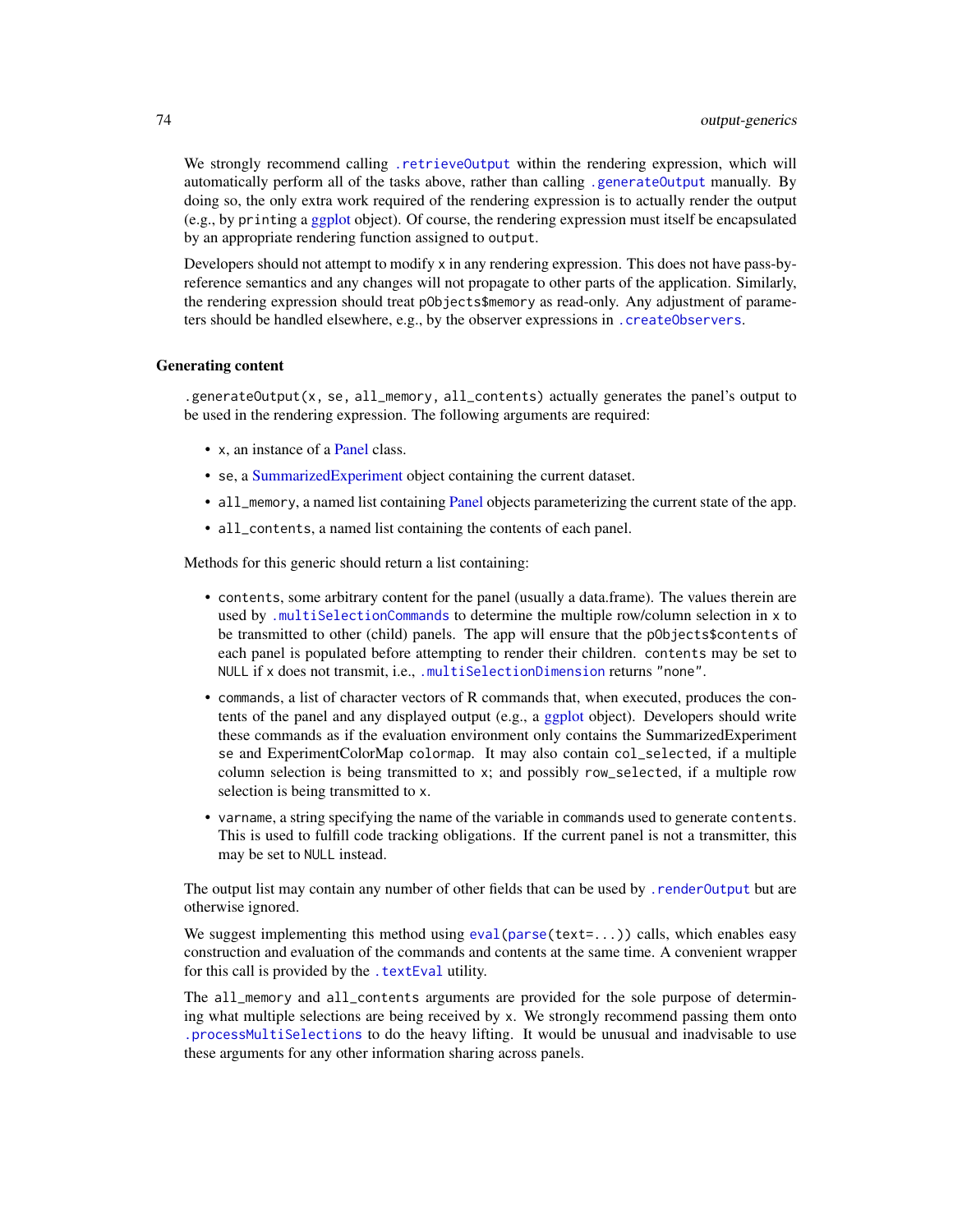We strongly recommend calling `.retrieveOutput` within the rendering expression, which will automatically perform all of the tasks above, rather than calling `.generateOutput` manually. By doing so, the only extra work required of the rendering expression is to actually render the output (e.g., by `print`ing a ggplot object). Of course, the rendering expression must itself be encapsulated by an appropriate rendering function assigned to `output`.

Developers should not attempt to modify `x` in any rendering expression. This does not have pass-by-reference semantics and any changes will not propagate to other parts of the application. Similarly, the rendering expression should treat `pObjects$memory` as read-only. Any adjustment of parameters should be handled elsewhere, e.g., by the observer expressions in `.createObservers`.

### Generating content

`.generateOutput(x, se, all_memory, all_contents)` actually generates the panel's output to be used in the rendering expression. The following arguments are required:

- `x`, an instance of a Panel class.
- `se`, a SummarizedExperiment object containing the current dataset.
- `all_memory`, a named list containing Panel objects parameterizing the current state of the app.
- `all_contents`, a named list containing the contents of each panel.

Methods for this generic should return a list containing:

- `contents`, some arbitrary content for the panel (usually a data.frame). The values therein are used by `.multiSelectionCommands` to determine the multiple row/column selection in `x` to be transmitted to other (child) panels. The app will ensure that the `pObjects$contents` of each panel is populated before attempting to render their children. `contents` may be set to `NULL` if `x` does not transmit, i.e., `.multiSelectionDimension` returns `"none"`.
- `commands`, a list of character vectors of R commands that, when executed, produces the contents of the panel and any displayed output (e.g., a ggplot object). Developers should write these commands as if the evaluation environment only contains the SummarizedExperiment `se` and ExperimentColorMap `colormap`. It may also contain `col_selected`, if a multiple column selection is being transmitted to `x`; and possibly `row_selected`, if a multiple row selection is being transmitted to `x`.
- `varname`, a string specifying the name of the variable in `commands` used to generate `contents`. This is used to fulfill code tracking obligations. If the current panel is not a transmitter, this may be set to `NULL` instead.

The output list may contain any number of other fields that can be used by `.renderOutput` but are otherwise ignored.

We suggest implementing this method using `eval(parse(text=...))` calls, which enables easy construction and evaluation of the commands and contents at the same time. A convenient wrapper for this call is provided by the `.textEval` utility.

The `all_memory` and `all_contents` arguments are provided for the sole purpose of determining what multiple selections are being received by `x`. We strongly recommend passing them onto `.processMultiSelections` to do the heavy lifting. It would be unusual and inadvisable to use these arguments for any other information sharing across panels.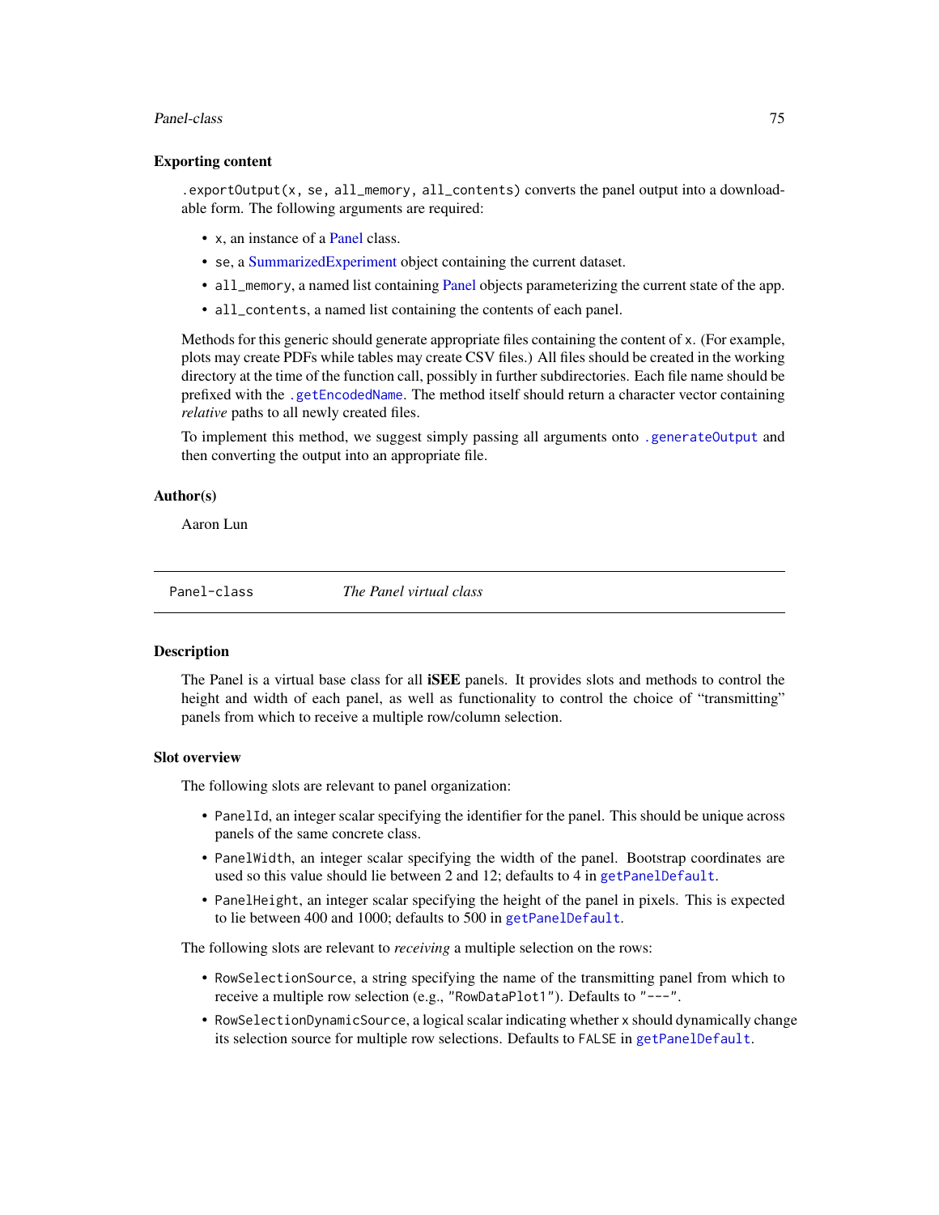### Exporting content

`.exportOutput(x, se, all_memory, all_contents)` converts the panel output into a downloadable form. The following arguments are required:

- `x`, an instance of a Panel class.
- `se`, a SummarizedExperiment object containing the current dataset.
- `all_memory`, a named list containing Panel objects parameterizing the current state of the app.
- `all_contents`, a named list containing the contents of each panel.

Methods for this generic should generate appropriate files containing the content of `x`. (For example, plots may create PDFs while tables may create CSV files.) All files should be created in the working directory at the time of the function call, possibly in further subdirectories. Each file name should be prefixed with the `.getEncodedName`. The method itself should return a character vector containing *relative* paths to all newly created files.

To implement this method, we suggest simply passing all arguments onto `.generateOutput` and then converting the output into an appropriate file.

### Author(s)

Aaron Lun

---

## Panel-class — *The Panel virtual class*

### Description

The Panel is a virtual base class for all **iSEE** panels. It provides slots and methods to control the height and width of each panel, as well as functionality to control the choice of "transmitting" panels from which to receive a multiple row/column selection.

### Slot overview

The following slots are relevant to panel organization:

- `PanelId`, an integer scalar specifying the identifier for the panel. This should be unique across panels of the same concrete class.
- `PanelWidth`, an integer scalar specifying the width of the panel. Bootstrap coordinates are used so this value should lie between 2 and 12; defaults to 4 in `getPanelDefault`.
- `PanelHeight`, an integer scalar specifying the height of the panel in pixels. This is expected to lie between 400 and 1000; defaults to 500 in `getPanelDefault`.

The following slots are relevant to *receiving* a multiple selection on the rows:

- `RowSelectionSource`, a string specifying the name of the transmitting panel from which to receive a multiple row selection (e.g., `"RowDataPlot1"`). Defaults to `"---"`.
- `RowSelectionDynamicSource`, a logical scalar indicating whether `x` should dynamically change its selection source for multiple row selections. Defaults to `FALSE` in `getPanelDefault`.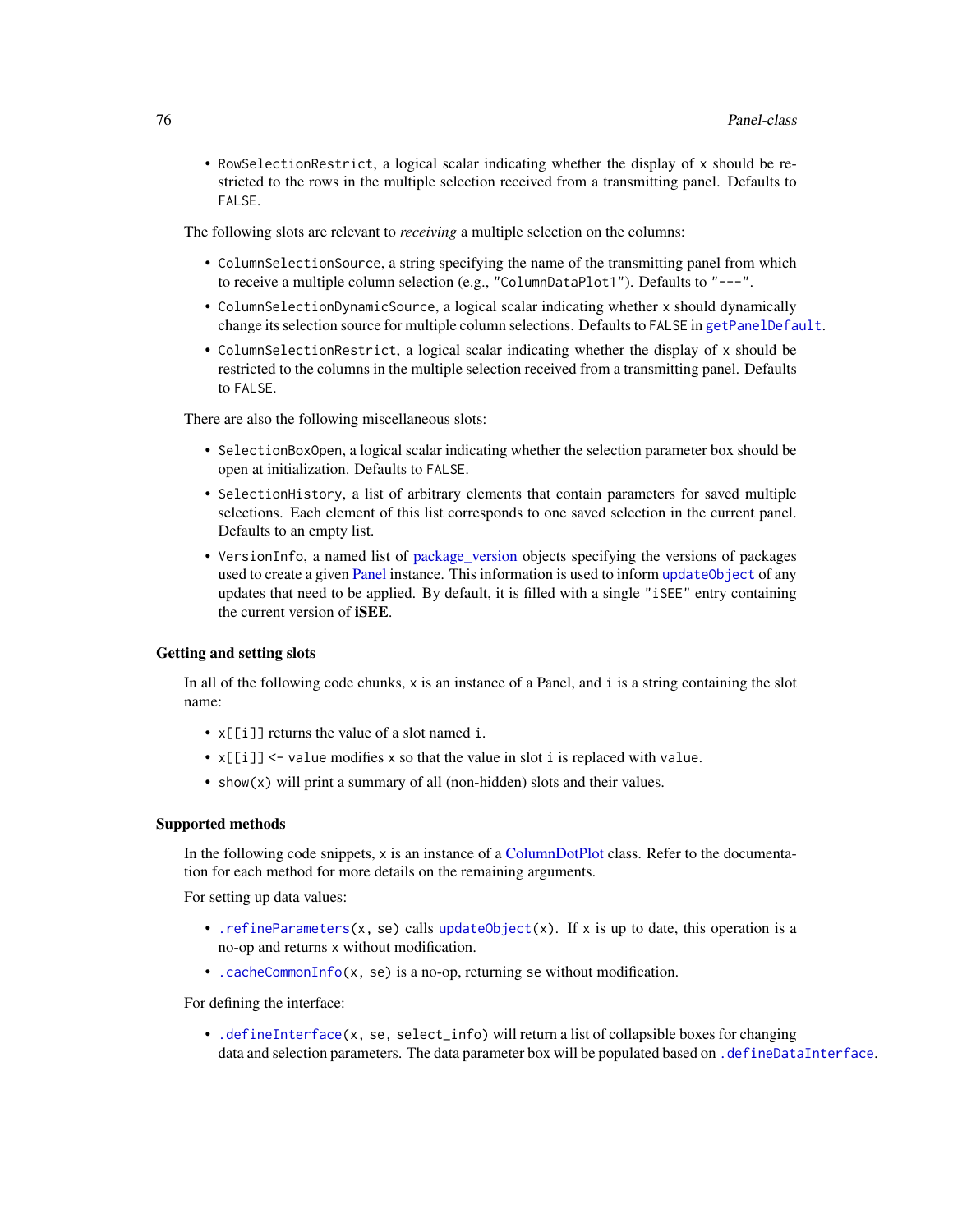- `RowSelectionRestrict`, a logical scalar indicating whether the display of `x` should be restricted to the rows in the multiple selection received from a transmitting panel. Defaults to `FALSE`.

The following slots are relevant to *receiving* a multiple selection on the columns:

- `ColumnSelectionSource`, a string specifying the name of the transmitting panel from which to receive a multiple column selection (e.g., `"ColumnDataPlot1"`). Defaults to `"---"`.
- `ColumnSelectionDynamicSource`, a logical scalar indicating whether `x` should dynamically change its selection source for multiple column selections. Defaults to `FALSE` in `getPanelDefault`.
- `ColumnSelectionRestrict`, a logical scalar indicating whether the display of `x` should be restricted to the columns in the multiple selection received from a transmitting panel. Defaults to `FALSE`.

There are also the following miscellaneous slots:

- `SelectionBoxOpen`, a logical scalar indicating whether the selection parameter box should be open at initialization. Defaults to `FALSE`.
- `SelectionHistory`, a list of arbitrary elements that contain parameters for saved multiple selections. Each element of this list corresponds to one saved selection in the current panel. Defaults to an empty list.
- `VersionInfo`, a named list of package_version objects specifying the versions of packages used to create a given Panel instance. This information is used to inform `updateObject` of any updates that need to be applied. By default, it is filled with a single `"iSEE"` entry containing the current version of **iSEE**.

### Getting and setting slots

In all of the following code chunks, `x` is an instance of a Panel, and `i` is a string containing the slot name:

- `x[[i]]` returns the value of a slot named `i`.
- `x[[i]] <- value` modifies `x` so that the value in slot `i` is replaced with `value`.
- `show(x)` will print a summary of all (non-hidden) slots and their values.

### Supported methods

In the following code snippets, `x` is an instance of a ColumnDotPlot class. Refer to the documentation for each method for more details on the remaining arguments.

For setting up data values:

- `.refineParameters(x, se)` calls `updateObject(x)`. If `x` is up to date, this operation is a no-op and returns `x` without modification.
- `.cacheCommonInfo(x, se)` is a no-op, returning `se` without modification.

For defining the interface:

- `.defineInterface(x, se, select_info)` will return a list of collapsible boxes for changing data and selection parameters. The data parameter box will be populated based on `.defineDataInterface`.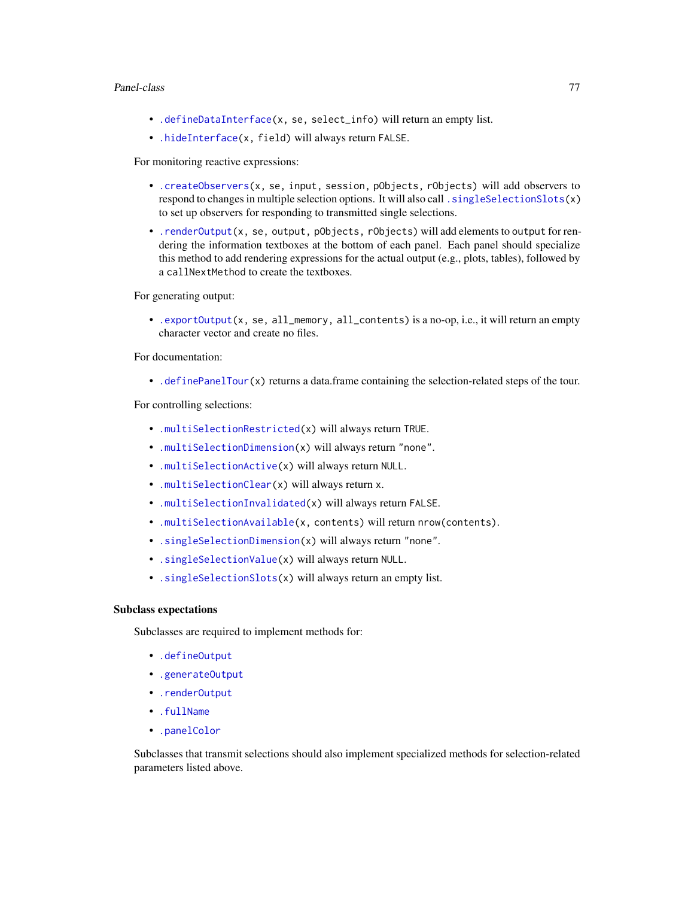- `.defineDataInterface(x, se, select_info)` will return an empty list.
- `.hideInterface(x, field)` will always return `FALSE`.

For monitoring reactive expressions:

- `.createObservers(x, se, input, session, pObjects, rObjects)` will add observers to respond to changes in multiple selection options. It will also call `.singleSelectionSlots(x)` to set up observers for responding to transmitted single selections.
- `.renderOutput(x, se, output, pObjects, rObjects)` will add elements to `output` for rendering the information textboxes at the bottom of each panel. Each panel should specialize this method to add rendering expressions for the actual output (e.g., plots, tables), followed by a `callNextMethod` to create the textboxes.

For generating output:

- `.exportOutput(x, se, all_memory, all_contents)` is a no-op, i.e., it will return an empty character vector and create no files.

For documentation:

- `.definePanelTour(x)` returns a data.frame containing the selection-related steps of the tour.

For controlling selections:

- `.multiSelectionRestricted(x)` will always return `TRUE`.
- `.multiSelectionDimension(x)` will always return `"none"`.
- `.multiSelectionActive(x)` will always return `NULL`.
- `.multiSelectionClear(x)` will always return `x`.
- `.multiSelectionInvalidated(x)` will always return `FALSE`.
- `.multiSelectionAvailable(x, contents)` will return `nrow(contents)`.
- `.singleSelectionDimension(x)` will always return `"none"`.
- `.singleSelectionValue(x)` will always return `NULL`.
- `.singleSelectionSlots(x)` will always return an empty list.

## Subclass expectations

Subclasses are required to implement methods for:

- `.defineOutput`
- `.generateOutput`
- `.renderOutput`
- `.fullName`
- `.panelColor`

Subclasses that transmit selections should also implement specialized methods for selection-related parameters listed above.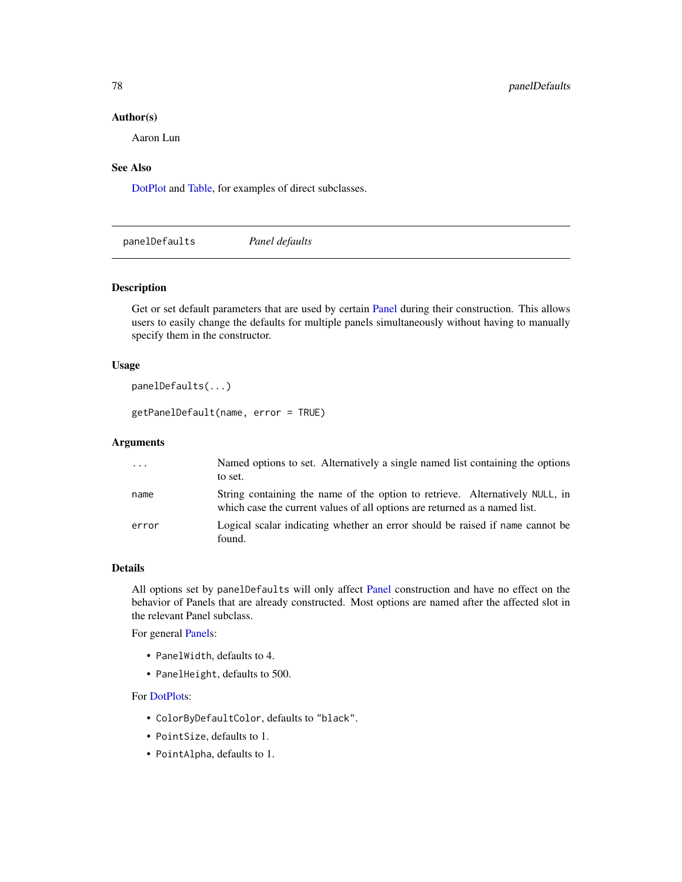### Author(s)

Aaron Lun

### See Also

DotPlot and Table, for examples of direct subclasses.

---

## panelDefaults &nbsp;&nbsp;&nbsp;&nbsp;&nbsp;&nbsp;&nbsp;&nbsp; *Panel defaults*

---

### Description

Get or set default parameters that are used by certain Panel during their construction. This allows users to easily change the defaults for multiple panels simultaneously without having to manually specify them in the constructor.

### Usage

```
panelDefaults(...)

getPanelDefault(name, error = TRUE)
```

### Arguments

| | |
|---|---|
| `...` | Named options to set. Alternatively a single named list containing the options to set. |
| `name` | String containing the name of the option to retrieve. Alternatively `NULL`, in which case the current values of all options are returned as a named list. |
| `error` | Logical scalar indicating whether an error should be raised if `name` cannot be found. |

### Details

All options set by `panelDefaults` will only affect Panel construction and have no effect on the behavior of Panels that are already constructed. Most options are named after the affected slot in the relevant Panel subclass.

For general Panels:

- `PanelWidth`, defaults to 4.
- `PanelHeight`, defaults to 500.

For DotPlots:

- `ColorByDefaultColor`, defaults to `"black"`.
- `PointSize`, defaults to 1.
- `PointAlpha`, defaults to 1.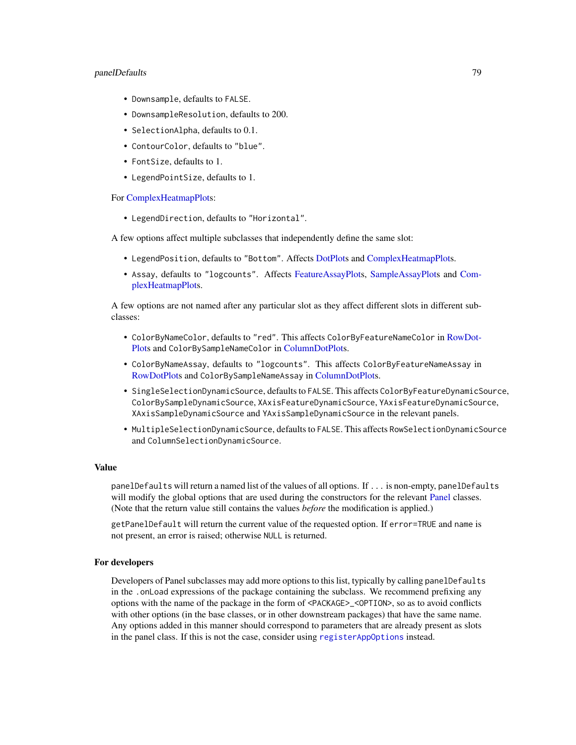- `Downsample`, defaults to `FALSE`.
- `DownsampleResolution`, defaults to 200.
- `SelectionAlpha`, defaults to 0.1.
- `ContourColor`, defaults to `"blue"`.
- `FontSize`, defaults to 1.
- `LegendPointSize`, defaults to 1.

For ComplexHeatmapPlots:

- `LegendDirection`, defaults to `"Horizontal"`.

A few options affect multiple subclasses that independently define the same slot:

- `LegendPosition`, defaults to `"Bottom"`. Affects DotPlots and ComplexHeatmapPlots.
- `Assay`, defaults to `"logcounts"`. Affects FeatureAssayPlots, SampleAssayPlots and ComplexHeatmapPlots.

A few options are not named after any particular slot as they affect different slots in different subclasses:

- `ColorByNameColor`, defaults to `"red"`. This affects `ColorByFeatureNameColor` in RowDotPlots and `ColorBySampleNameColor` in ColumnDotPlots.
- `ColorByNameAssay`, defaults to `"logcounts"`. This affects `ColorByFeatureNameAssay` in RowDotPlots and `ColorBySampleNameAssay` in ColumnDotPlots.
- `SingleSelectionDynamicSource`, defaults to `FALSE`. This affects `ColorByFeatureDynamicSource`, `ColorBySampleDynamicSource`, `XAxisFeatureDynamicSource`, `YAxisFeatureDynamicSource`, `XAxisSampleDynamicSource` and `YAxisSampleDynamicSource` in the relevant panels.
- `MultipleSelectionDynamicSource`, defaults to `FALSE`. This affects `RowSelectionDynamicSource` and `ColumnSelectionDynamicSource`.

## Value

`panelDefaults` will return a named list of the values of all options. If `...` is non-empty, `panelDefaults` will modify the global options that are used during the constructors for the relevant Panel classes. (Note that the return value still contains the values *before* the modification is applied.)

`getPanelDefault` will return the current value of the requested option. If `error=TRUE` and `name` is not present, an error is raised; otherwise `NULL` is returned.

## For developers

Developers of Panel subclasses may add more options to this list, typically by calling `panelDefaults` in the `.onLoad` expressions of the package containing the subclass. We recommend prefixing any options with the name of the package in the form of `<PACKAGE>_<OPTION>`, so as to avoid conflicts with other options (in the base classes, or in other downstream packages) that have the same name. Any options added in this manner should correspond to parameters that are already present as slots in the panel class. If this is not the case, consider using `registerAppOptions` instead.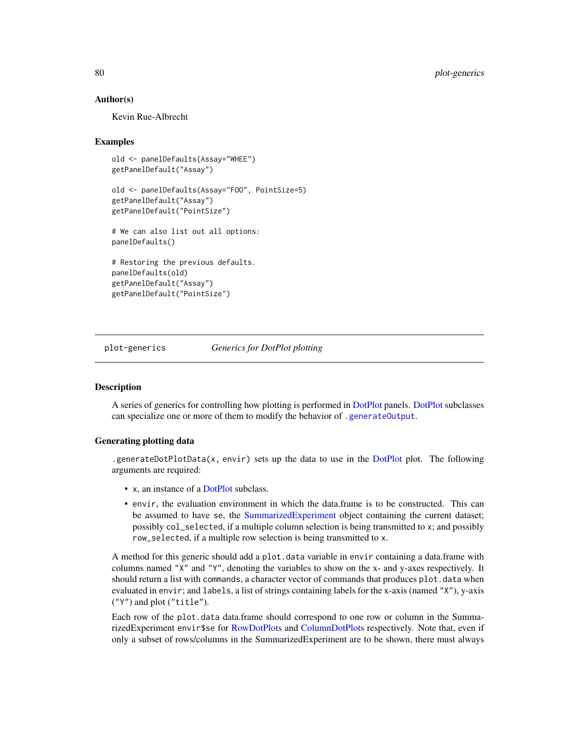### Author(s)

Kevin Rue-Albrecht

### Examples

```
old <- panelDefaults(Assay="WHEE")
getPanelDefault("Assay")

old <- panelDefaults(Assay="FOO", PointSize=5)
getPanelDefault("Assay")
getPanelDefault("PointSize")

# We can also list out all options:
panelDefaults()

# Restoring the previous defaults.
panelDefaults(old)
getPanelDefault("Assay")
getPanelDefault("PointSize")
```

---

## plot-generics *Generics for DotPlot plotting*

---

### Description

A series of generics for controlling how plotting is performed in DotPlot panels. DotPlot subclasses can specialize one or more of them to modify the behavior of `.generateOutput`.

### Generating plotting data

`.generateDotPlotData(x, envir)` sets up the data to use in the DotPlot plot. The following arguments are required:

- `x`, an instance of a DotPlot subclass.
- `envir`, the evaluation environment in which the data.frame is to be constructed. This can be assumed to have `se`, the SummarizedExperiment object containing the current dataset; possibly `col_selected`, if a multiple column selection is being transmitted to `x`; and possibly `row_selected`, if a multiple row selection is being transmitted to `x`.

A method for this generic should add a `plot.data` variable in `envir` containing a data.frame with columns named `"X"` and `"Y"`, denoting the variables to show on the x- and y-axes respectively. It should return a list with `commands`, a character vector of commands that produces `plot.data` when evaluated in `envir`; and `labels`, a list of strings containing labels for the x-axis (named `"X"`), y-axis (`"Y"`) and plot (`"title"`).

Each row of the `plot.data` data.frame should correspond to one row or column in the SummarizedExperiment `envir$se` for RowDotPlots and ColumnDotPlots respectively. Note that, even if only a subset of rows/columns in the SummarizedExperiment are to be shown, there must always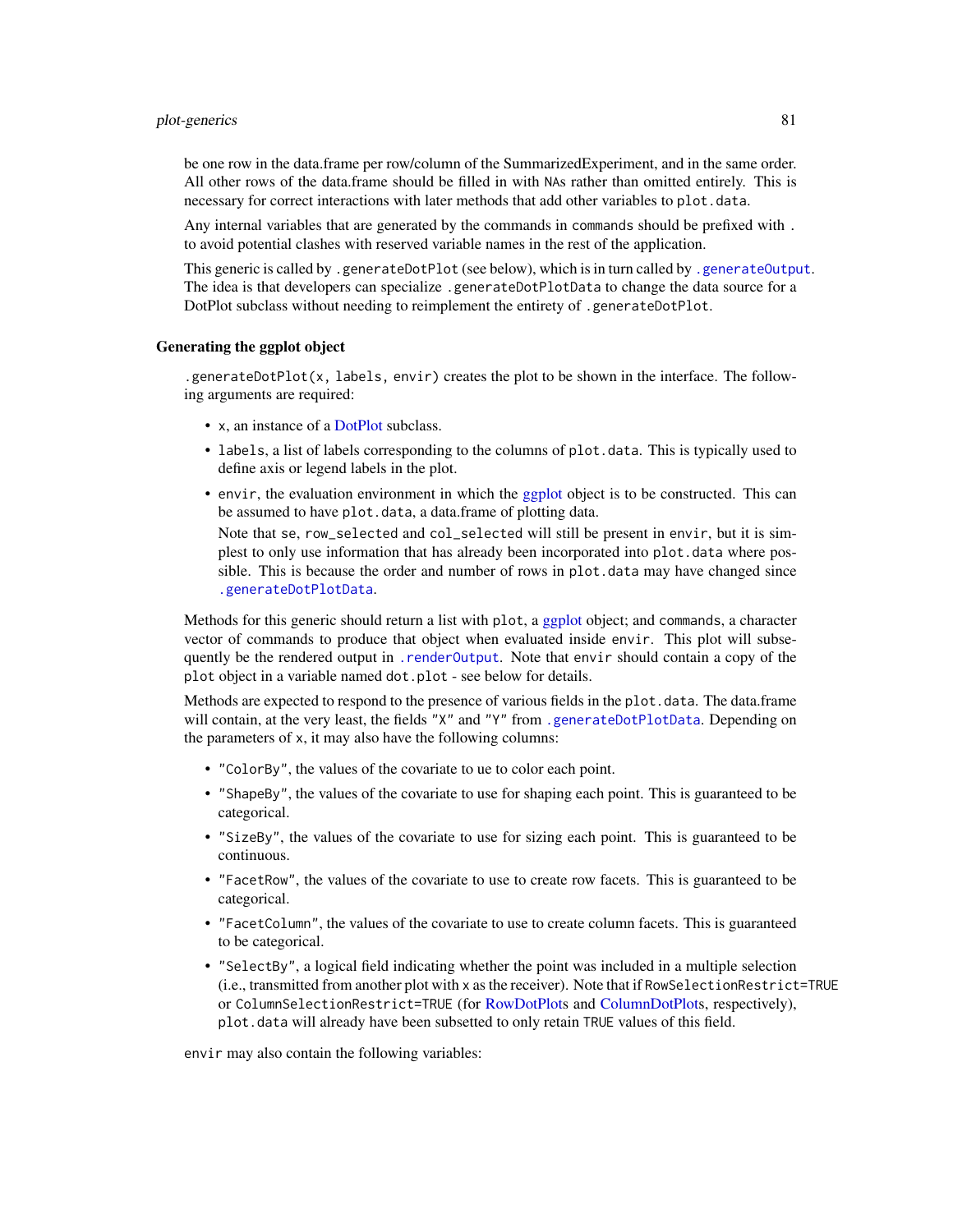be one row in the data.frame per row/column of the SummarizedExperiment, and in the same order. All other rows of the data.frame should be filled in with `NA`s rather than omitted entirely. This is necessary for correct interactions with later methods that add other variables to `plot.data`.

Any internal variables that are generated by the commands in `commands` should be prefixed with `.` to avoid potential clashes with reserved variable names in the rest of the application.

This generic is called by `.generateDotPlot` (see below), which is in turn called by `.generateOutput`. The idea is that developers can specialize `.generateDotPlotData` to change the data source for a DotPlot subclass without needing to reimplement the entirety of `.generateDotPlot`.

### Generating the ggplot object

`.generateDotPlot(x, labels, envir)` creates the plot to be shown in the interface. The following arguments are required:

- `x`, an instance of a DotPlot subclass.
- `labels`, a list of labels corresponding to the columns of `plot.data`. This is typically used to define axis or legend labels in the plot.
- `envir`, the evaluation environment in which the ggplot object is to be constructed. This can be assumed to have `plot.data`, a data.frame of plotting data.

  Note that `se`, `row_selected` and `col_selected` will still be present in `envir`, but it is simplest to only use information that has already been incorporated into `plot.data` where possible. This is because the order and number of rows in `plot.data` may have changed since `.generateDotPlotData`.

Methods for this generic should return a list with `plot`, a ggplot object; and `commands`, a character vector of commands to produce that object when evaluated inside `envir`. This plot will subsequently be the rendered output in `.renderOutput`. Note that `envir` should contain a copy of the `plot` object in a variable named `dot.plot` - see below for details.

Methods are expected to respond to the presence of various fields in the `plot.data`. The data.frame will contain, at the very least, the fields `"X"` and `"Y"` from `.generateDotPlotData`. Depending on the parameters of `x`, it may also have the following columns:

- `"ColorBy"`, the values of the covariate to ue to color each point.
- `"ShapeBy"`, the values of the covariate to use for shaping each point. This is guaranteed to be categorical.
- `"SizeBy"`, the values of the covariate to use for sizing each point. This is guaranteed to be continuous.
- `"FacetRow"`, the values of the covariate to use to create row facets. This is guaranteed to be categorical.
- `"FacetColumn"`, the values of the covariate to use to create column facets. This is guaranteed to be categorical.
- `"SelectBy"`, a logical field indicating whether the point was included in a multiple selection (i.e., transmitted from another plot with `x` as the receiver). Note that if `RowSelectionRestrict=TRUE` or `ColumnSelectionRestrict=TRUE` (for RowDotPlots and ColumnDotPlots, respectively), `plot.data` will already have been subsetted to only retain `TRUE` values of this field.

`envir` may also contain the following variables: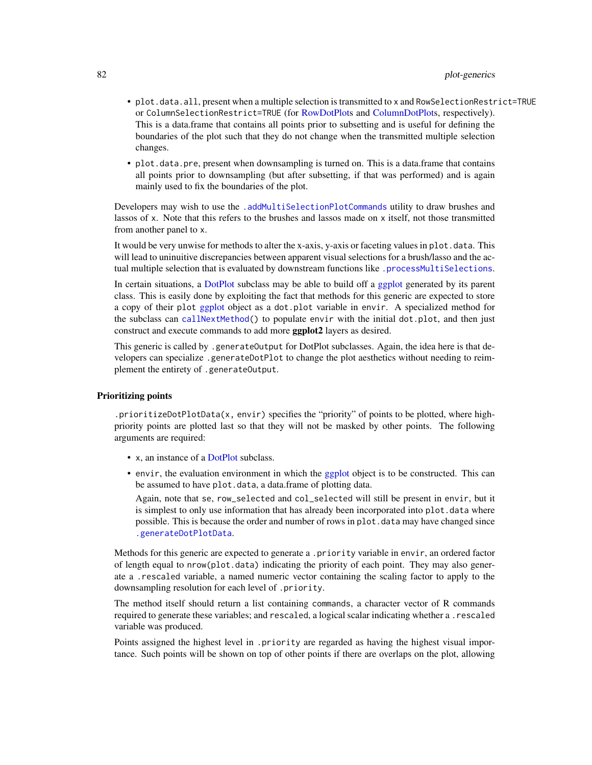- `plot.data.all`, present when a multiple selection is transmitted to `x` and `RowSelectionRestrict=TRUE` or `ColumnSelectionRestrict=TRUE` (for RowDotPlots and ColumnDotPlots, respectively). This is a data.frame that contains all points prior to subsetting and is useful for defining the boundaries of the plot such that they do not change when the transmitted multiple selection changes.
- `plot.data.pre`, present when downsampling is turned on. This is a data.frame that contains all points prior to downsampling (but after subsetting, if that was performed) and is again mainly used to fix the boundaries of the plot.

Developers may wish to use the `.addMultiSelectionPlotCommands` utility to draw brushes and lassos of `x`. Note that this refers to the brushes and lassos made on `x` itself, not those transmitted from another panel to `x`.

It would be very unwise for methods to alter the x-axis, y-axis or faceting values in `plot.data`. This will lead to uninuitive discrepancies between apparent visual selections for a brush/lasso and the actual multiple selection that is evaluated by downstream functions like `.processMultiSelections`.

In certain situations, a DotPlot subclass may be able to build off a ggplot generated by its parent class. This is easily done by exploiting the fact that methods for this generic are expected to store a copy of their `plot` ggplot object as a `dot.plot` variable in `envir`. A specialized method for the subclass can `callNextMethod()` to populate `envir` with the initial `dot.plot`, and then just construct and execute commands to add more **ggplot2** layers as desired.

This generic is called by `.generateOutput` for DotPlot subclasses. Again, the idea here is that developers can specialize `.generateDotPlot` to change the plot aesthetics without needing to reimplement the entirety of `.generateOutput`.

### Prioritizing points

`.prioritizeDotPlotData(x, envir)` specifies the "priority" of points to be plotted, where high-priority points are plotted last so that they will not be masked by other points. The following arguments are required:

- `x`, an instance of a DotPlot subclass.
- `envir`, the evaluation environment in which the ggplot object is to be constructed. This can be assumed to have `plot.data`, a data.frame of plotting data.

  Again, note that `se`, `row_selected` and `col_selected` will still be present in `envir`, but it is simplest to only use information that has already been incorporated into `plot.data` where possible. This is because the order and number of rows in `plot.data` may have changed since `.generateDotPlotData`.

Methods for this generic are expected to generate a `.priority` variable in `envir`, an ordered factor of length equal to `nrow(plot.data)` indicating the priority of each point. They may also generate a `.rescaled` variable, a named numeric vector containing the scaling factor to apply to the downsampling resolution for each level of `.priority`.

The method itself should return a list containing `commands`, a character vector of R commands required to generate these variables; and `rescaled`, a logical scalar indicating whether a `.rescaled` variable was produced.

Points assigned the highest level in `.priority` are regarded as having the highest visual importance. Such points will be shown on top of other points if there are overlaps on the plot, allowing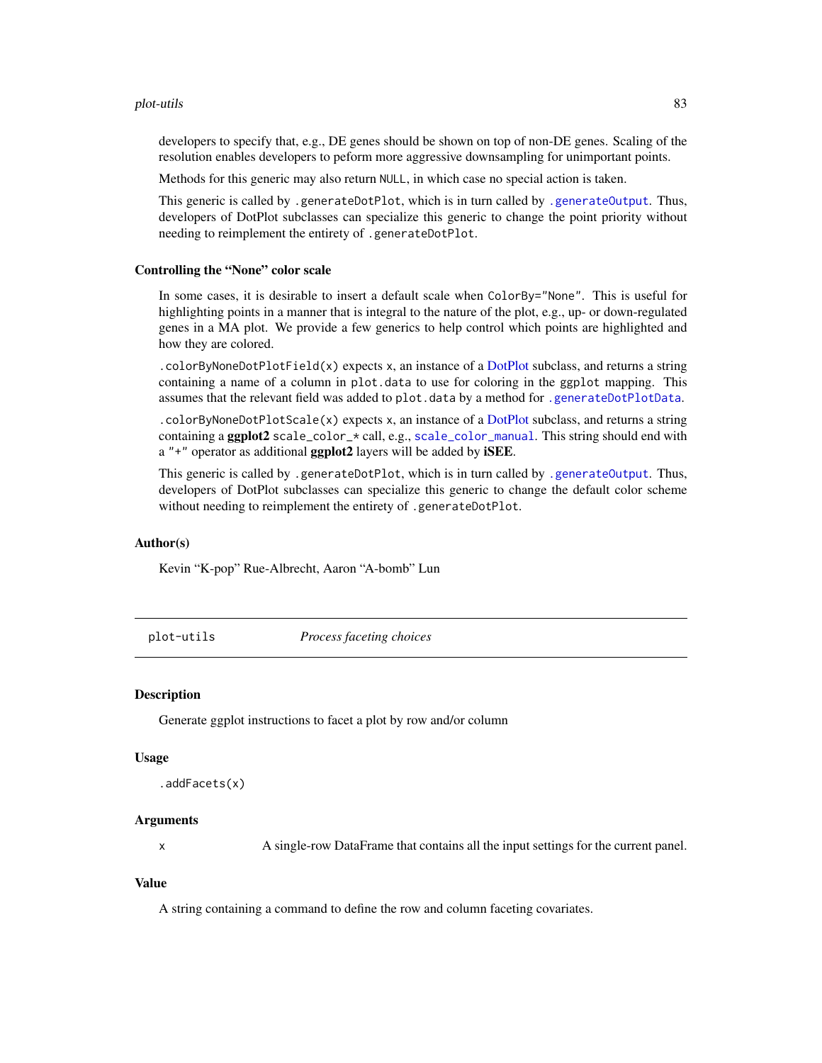developers to specify that, e.g., DE genes should be shown on top of non-DE genes. Scaling of the resolution enables developers to peform more aggressive downsampling for unimportant points.

Methods for this generic may also return `NULL`, in which case no special action is taken.

This generic is called by `.generateDotPlot`, which is in turn called by `.generateOutput`. Thus, developers of DotPlot subclasses can specialize this generic to change the point priority without needing to reimplement the entirety of `.generateDotPlot`.

### Controlling the "None" color scale

In some cases, it is desirable to insert a default scale when `ColorBy="None"`. This is useful for highlighting points in a manner that is integral to the nature of the plot, e.g., up- or down-regulated genes in a MA plot. We provide a few generics to help control which points are highlighted and how they are colored.

`.colorByNoneDotPlotField(x)` expects `x`, an instance of a DotPlot subclass, and returns a string containing a name of a column in `plot.data` to use for coloring in the `ggplot` mapping. This assumes that the relevant field was added to `plot.data` by a method for `.generateDotPlotData`.

`.colorByNoneDotPlotScale(x)` expects `x`, an instance of a DotPlot subclass, and returns a string containing a **ggplot2** `scale_color_*` call, e.g., `scale_color_manual`. This string should end with a `"+"` operator as additional **ggplot2** layers will be added by **iSEE**.

This generic is called by `.generateDotPlot`, which is in turn called by `.generateOutput`. Thus, developers of DotPlot subclasses can specialize this generic to change the default color scheme without needing to reimplement the entirety of `.generateDotPlot`.

### Author(s)

Kevin "K-pop" Rue-Albrecht, Aaron "A-bomb" Lun

---

## plot-utils    *Process faceting choices*

---

### Description

Generate ggplot instructions to facet a plot by row and/or column

### Usage

```
.addFacets(x)
```

### Arguments

| | |
|---|---|
| `x` | A single-row DataFrame that contains all the input settings for the current panel. |

### Value

A string containing a command to define the row and column faceting covariates.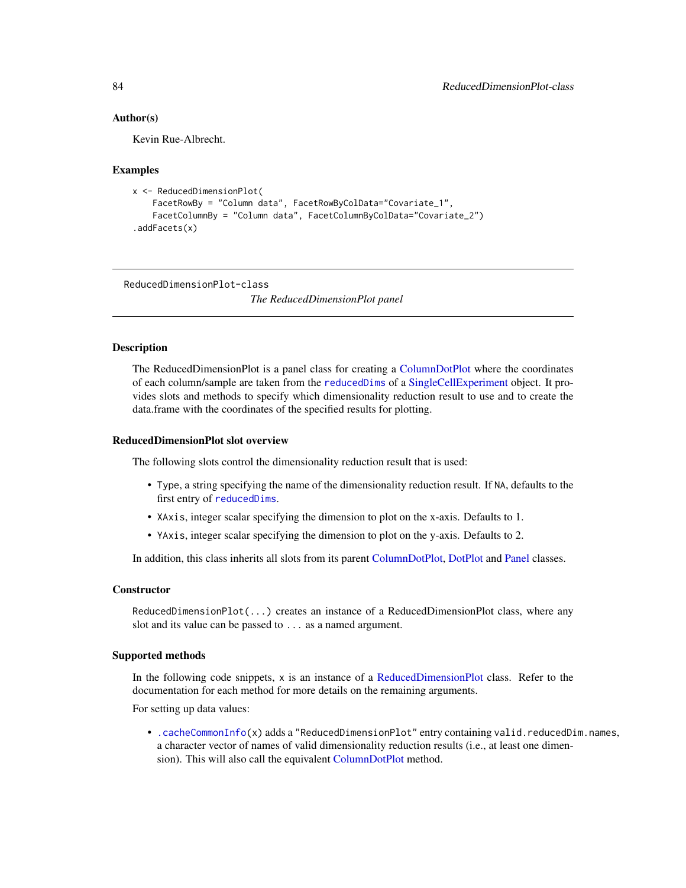### Author(s)

Kevin Rue-Albrecht.

### Examples

```
x <- ReducedDimensionPlot(
    FacetRowBy = "Column data", FacetRowByColData="Covariate_1",
    FacetColumnBy = "Column data", FacetColumnByColData="Covariate_2")
.addFacets(x)
```

---

## ReducedDimensionPlot-class

*The ReducedDimensionPlot panel*

---

### Description

The ReducedDimensionPlot is a panel class for creating a ColumnDotPlot where the coordinates of each column/sample are taken from the `reducedDims` of a SingleCellExperiment object. It provides slots and methods to specify which dimensionality reduction result to use and to create the data.frame with the coordinates of the specified results for plotting.

### ReducedDimensionPlot slot overview

The following slots control the dimensionality reduction result that is used:

- `Type`, a string specifying the name of the dimensionality reduction result. If `NA`, defaults to the first entry of `reducedDims`.
- `XAxis`, integer scalar specifying the dimension to plot on the x-axis. Defaults to 1.
- `YAxis`, integer scalar specifying the dimension to plot on the y-axis. Defaults to 2.

In addition, this class inherits all slots from its parent ColumnDotPlot, DotPlot and Panel classes.

### Constructor

`ReducedDimensionPlot(...)` creates an instance of a ReducedDimensionPlot class, where any slot and its value can be passed to `...` as a named argument.

### Supported methods

In the following code snippets, `x` is an instance of a ReducedDimensionPlot class. Refer to the documentation for each method for more details on the remaining arguments.

For setting up data values:

- `.cacheCommonInfo(x)` adds a `"ReducedDimensionPlot"` entry containing `valid.reducedDim.names`, a character vector of names of valid dimensionality reduction results (i.e., at least one dimension). This will also call the equivalent ColumnDotPlot method.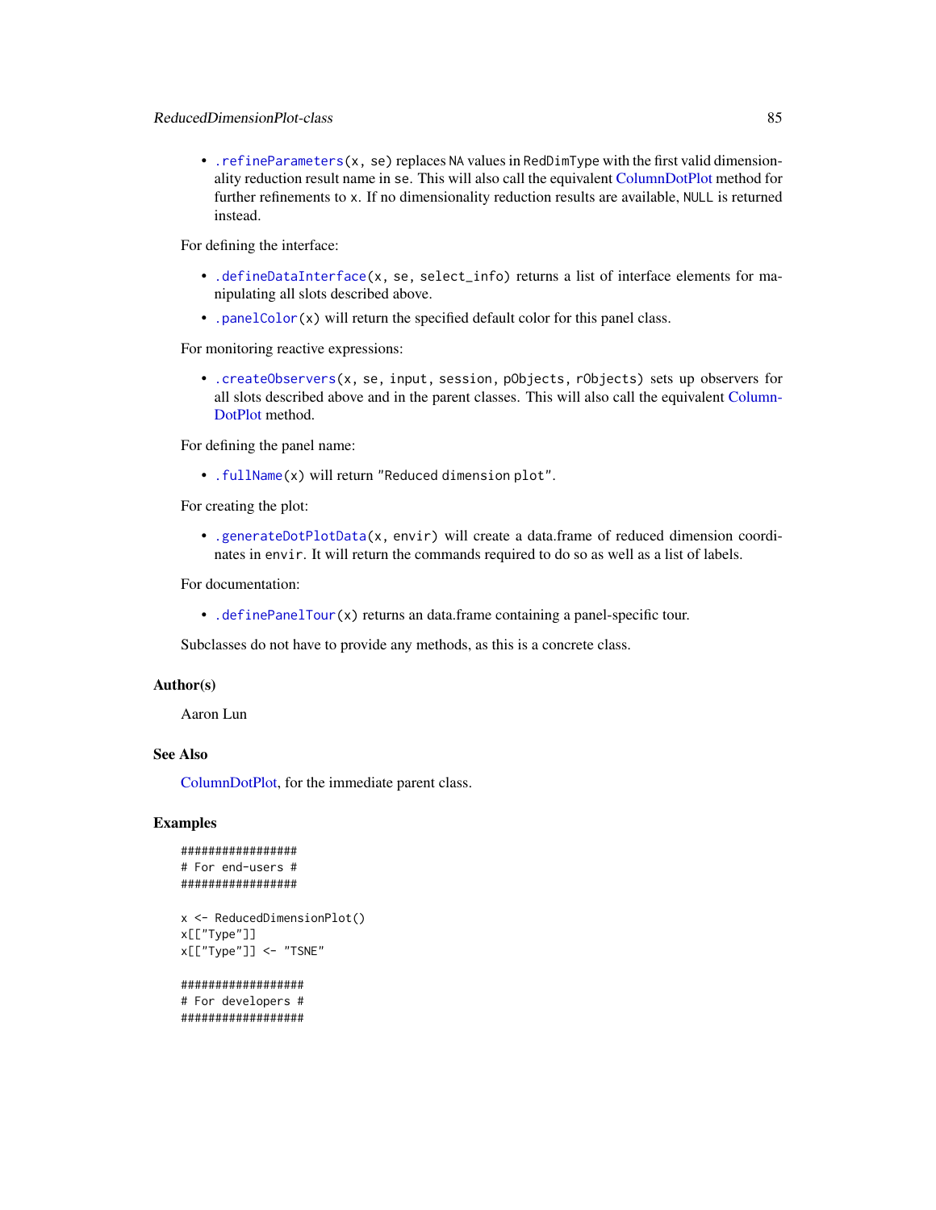- `.refineParameters(x, se)` replaces NA values in RedDimType with the first valid dimensionality reduction result name in se. This will also call the equivalent ColumnDotPlot method for further refinements to x. If no dimensionality reduction results are available, NULL is returned instead.

For defining the interface:

- `.defineDataInterface(x, se, select_info)` returns a list of interface elements for manipulating all slots described above.
- `.panelColor(x)` will return the specified default color for this panel class.

For monitoring reactive expressions:

- `.createObservers(x, se, input, session, pObjects, rObjects)` sets up observers for all slots described above and in the parent classes. This will also call the equivalent ColumnDotPlot method.

For defining the panel name:

- `.fullName(x)` will return "Reduced dimension plot".

For creating the plot:

- `.generateDotPlotData(x, envir)` will create a data.frame of reduced dimension coordinates in envir. It will return the commands required to do so as well as a list of labels.

For documentation:

- `.definePanelTour(x)` returns an data.frame containing a panel-specific tour.

Subclasses do not have to provide any methods, as this is a concrete class.

### Author(s)

Aaron Lun

### See Also

ColumnDotPlot, for the immediate parent class.

### Examples

```
#################
# For end-users #
#################

x <- ReducedDimensionPlot()
x[["Type"]]
x[["Type"]] <- "TSNE"

##################
# For developers #
##################
```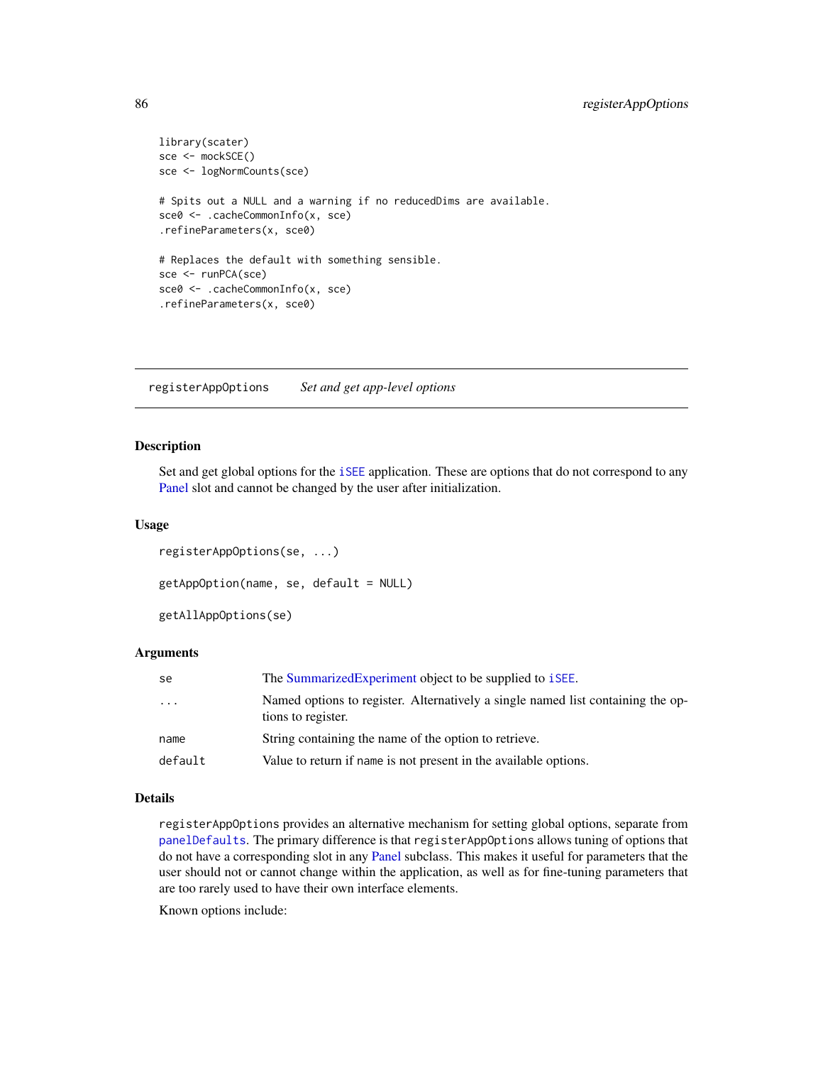```
library(scater)
sce <- mockSCE()
sce <- logNormCounts(sce)

# Spits out a NULL and a warning if no reducedDims are available.
sce0 <- .cacheCommonInfo(x, sce)
.refineParameters(x, sce0)

# Replaces the default with something sensible.
sce <- runPCA(sce)
sce0 <- .cacheCommonInfo(x, sce)
.refineParameters(x, sce0)
```

---

## registerAppOptions — *Set and get app-level options*

### Description

Set and get global options for the iSEE application. These are options that do not correspond to any Panel slot and cannot be changed by the user after initialization.

### Usage

```
registerAppOptions(se, ...)

getAppOption(name, se, default = NULL)

getAllAppOptions(se)
```

### Arguments

| | |
|---|---|
| `se` | The SummarizedExperiment object to be supplied to `iSEE`. |
| `...` | Named options to register. Alternatively a single named list containing the options to register. |
| `name` | String containing the name of the option to retrieve. |
| `default` | Value to return if `name` is not present in the available options. |

### Details

`registerAppOptions` provides an alternative mechanism for setting global options, separate from `panelDefaults`. The primary difference is that `registerAppOptions` allows tuning of options that do not have a corresponding slot in any Panel subclass. This makes it useful for parameters that the user should not or cannot change within the application, as well as for fine-tuning parameters that are too rarely used to have their own interface elements.

Known options include: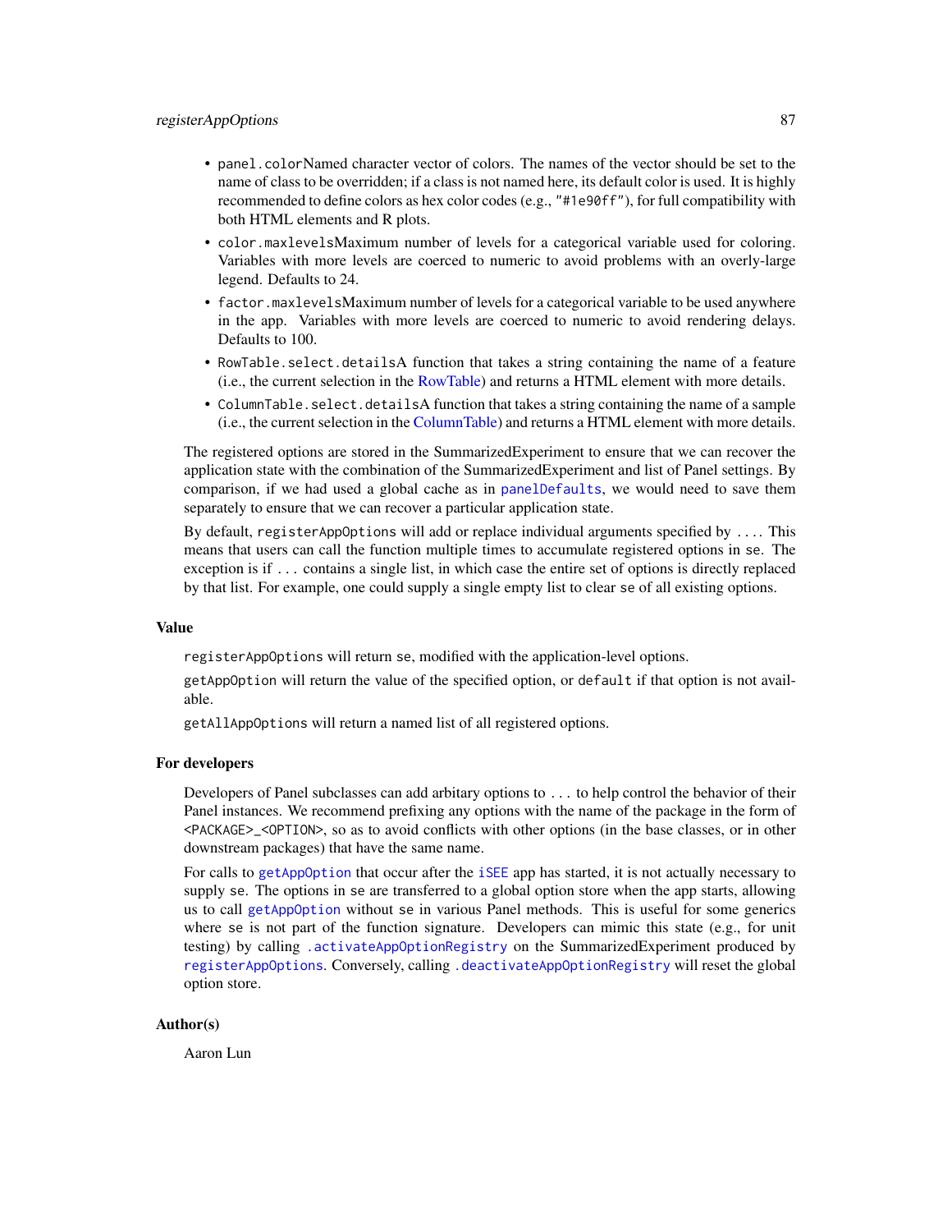- `panel.color` Named character vector of colors. The names of the vector should be set to the name of class to be overridden; if a class is not named here, its default color is used. It is highly recommended to define colors as hex color codes (e.g., `"#1e90ff"`), for full compatibility with both HTML elements and R plots.
- `color.maxlevels` Maximum number of levels for a categorical variable used for coloring. Variables with more levels are coerced to numeric to avoid problems with an overly-large legend. Defaults to 24.
- `factor.maxlevels` Maximum number of levels for a categorical variable to be used anywhere in the app. Variables with more levels are coerced to numeric to avoid rendering delays. Defaults to 100.
- `RowTable.select.details` A function that takes a string containing the name of a feature (i.e., the current selection in the RowTable) and returns a HTML element with more details.
- `ColumnTable.select.details` A function that takes a string containing the name of a sample (i.e., the current selection in the ColumnTable) and returns a HTML element with more details.

The registered options are stored in the SummarizedExperiment to ensure that we can recover the application state with the combination of the SummarizedExperiment and list of Panel settings. By comparison, if we had used a global cache as in `panelDefaults`, we would need to save them separately to ensure that we can recover a particular application state.

By default, `registerAppOptions` will add or replace individual arguments specified by `...`. This means that users can call the function multiple times to accumulate registered options in `se`. The exception is if `...` contains a single list, in which case the entire set of options is directly replaced by that list. For example, one could supply a single empty list to clear `se` of all existing options.

## Value

`registerAppOptions` will return `se`, modified with the application-level options.

`getAppOption` will return the value of the specified option, or `default` if that option is not available.

`getAllAppOptions` will return a named list of all registered options.

## For developers

Developers of Panel subclasses can add arbitary options to `...` to help control the behavior of their Panel instances. We recommend prefixing any options with the name of the package in the form of `<PACKAGE>_<OPTION>`, so as to avoid conflicts with other options (in the base classes, or in other downstream packages) that have the same name.

For calls to `getAppOption` that occur after the `iSEE` app has started, it is not actually necessary to supply `se`. The options in `se` are transferred to a global option store when the app starts, allowing us to call `getAppOption` without `se` in various Panel methods. This is useful for some generics where `se` is not part of the function signature. Developers can mimic this state (e.g., for unit testing) by calling `.activateAppOptionRegistry` on the SummarizedExperiment produced by `registerAppOptions`. Conversely, calling `.deactivateAppOptionRegistry` will reset the global option store.

## Author(s)

Aaron Lun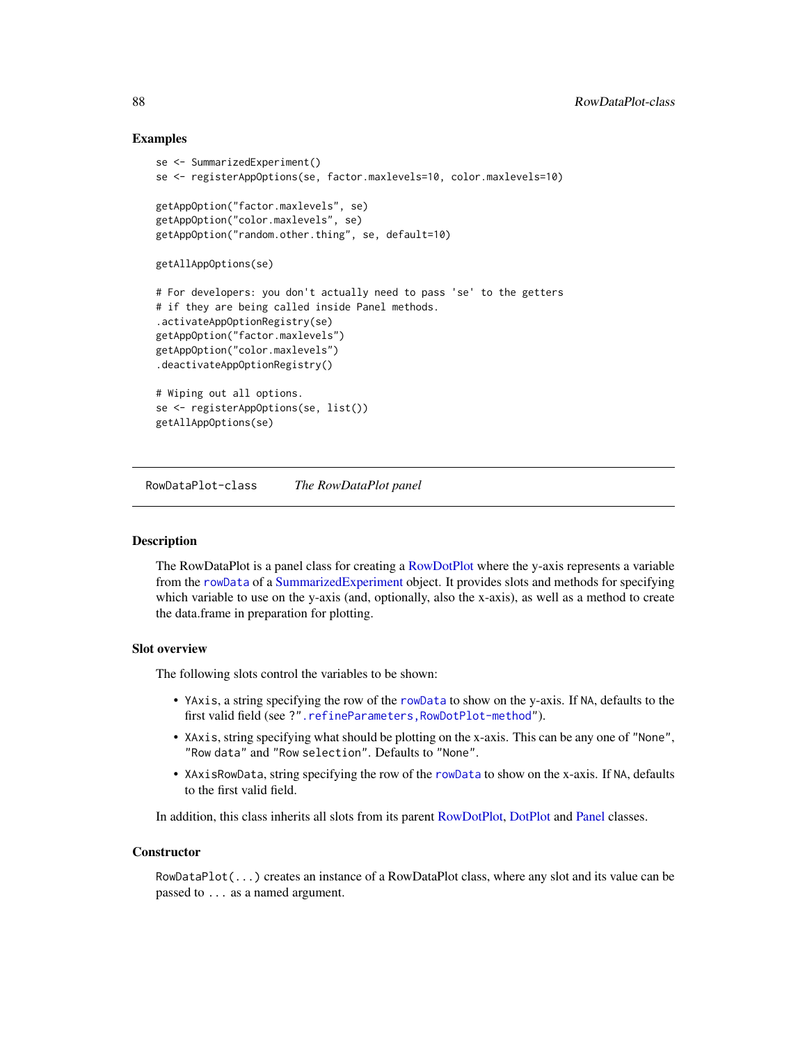## Examples

```
se <- SummarizedExperiment()
se <- registerAppOptions(se, factor.maxlevels=10, color.maxlevels=10)

getAppOption("factor.maxlevels", se)
getAppOption("color.maxlevels", se)
getAppOption("random.other.thing", se, default=10)

getAllAppOptions(se)

# For developers: you don't actually need to pass 'se' to the getters
# if they are being called inside Panel methods.
.activateAppOptionRegistry(se)
getAppOption("factor.maxlevels")
getAppOption("color.maxlevels")
.deactivateAppOptionRegistry()

# Wiping out all options.
se <- registerAppOptions(se, list())
getAllAppOptions(se)
```

---

# RowDataPlot-class *The RowDataPlot panel*

---

## Description

The RowDataPlot is a panel class for creating a RowDotPlot where the y-axis represents a variable from the `rowData` of a SummarizedExperiment object. It provides slots and methods for specifying which variable to use on the y-axis (and, optionally, also the x-axis), as well as a method to create the data.frame in preparation for plotting.

## Slot overview

The following slots control the variables to be shown:

- `YAxis`, a string specifying the row of the `rowData` to show on the y-axis. If `NA`, defaults to the first valid field (see `?".refineParameters,RowDotPlot-method"`).
- `XAxis`, string specifying what should be plotting on the x-axis. This can be any one of `"None"`, `"Row data"` and `"Row selection"`. Defaults to `"None"`.
- `XAxisRowData`, string specifying the row of the `rowData` to show on the x-axis. If `NA`, defaults to the first valid field.

In addition, this class inherits all slots from its parent RowDotPlot, DotPlot and Panel classes.

## Constructor

`RowDataPlot(...)` creates an instance of a RowDataPlot class, where any slot and its value can be passed to `...` as a named argument.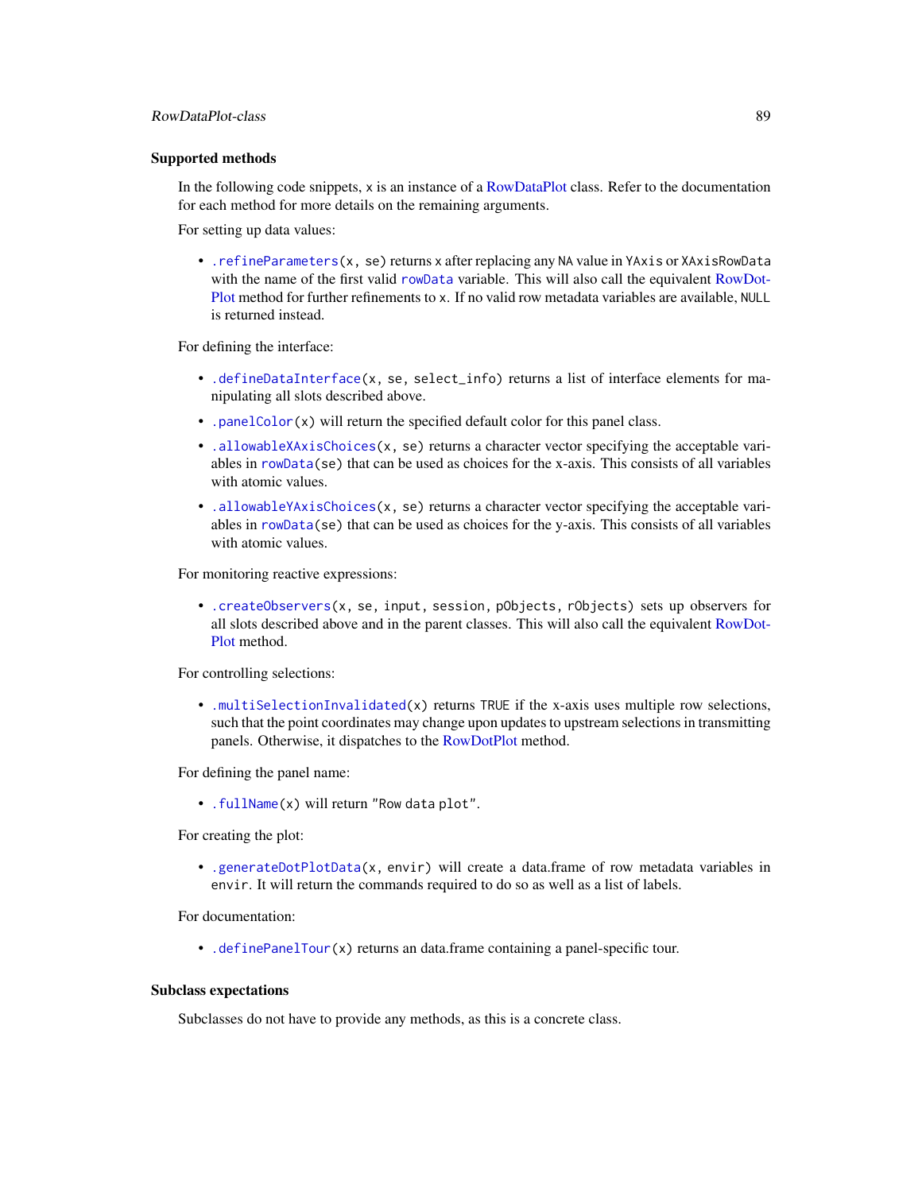### Supported methods

In the following code snippets, `x` is an instance of a RowDataPlot class. Refer to the documentation for each method for more details on the remaining arguments.

For setting up data values:

- `.refineParameters(x, se)` returns `x` after replacing any `NA` value in `YAxis` or `XAxisRowData` with the name of the first valid `rowData` variable. This will also call the equivalent RowDotPlot method for further refinements to `x`. If no valid row metadata variables are available, `NULL` is returned instead.

For defining the interface:

- `.defineDataInterface(x, se, select_info)` returns a list of interface elements for manipulating all slots described above.
- `.panelColor(x)` will return the specified default color for this panel class.
- `.allowableXAxisChoices(x, se)` returns a character vector specifying the acceptable variables in `rowData(se)` that can be used as choices for the x-axis. This consists of all variables with atomic values.
- `.allowableYAxisChoices(x, se)` returns a character vector specifying the acceptable variables in `rowData(se)` that can be used as choices for the y-axis. This consists of all variables with atomic values.

For monitoring reactive expressions:

- `.createObservers(x, se, input, session, pObjects, rObjects)` sets up observers for all slots described above and in the parent classes. This will also call the equivalent RowDotPlot method.

For controlling selections:

- `.multiSelectionInvalidated(x)` returns `TRUE` if the x-axis uses multiple row selections, such that the point coordinates may change upon updates to upstream selections in transmitting panels. Otherwise, it dispatches to the RowDotPlot method.

For defining the panel name:

- `.fullName(x)` will return `"Row data plot"`.

For creating the plot:

- `.generateDotPlotData(x, envir)` will create a data.frame of row metadata variables in `envir`. It will return the commands required to do so as well as a list of labels.

For documentation:

- `.definePanelTour(x)` returns an data.frame containing a panel-specific tour.

### Subclass expectations

Subclasses do not have to provide any methods, as this is a concrete class.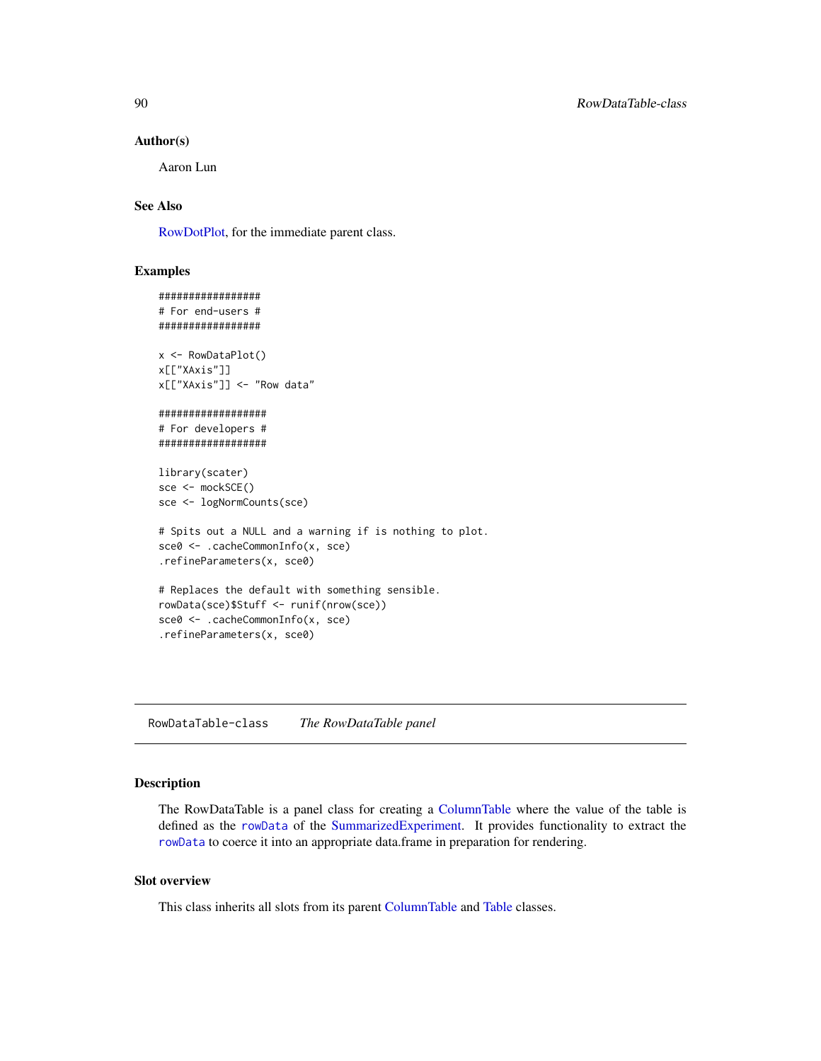### Author(s)

Aaron Lun

### See Also

RowDotPlot, for the immediate parent class.

### Examples

```
#################
# For end-users #
#################

x <- RowDataPlot()
x[["XAxis"]]
x[["XAxis"]] <- "Row data"

##################
# For developers #
##################

library(scater)
sce <- mockSCE()
sce <- logNormCounts(sce)

# Spits out a NULL and a warning if is nothing to plot.
sce0 <- .cacheCommonInfo(x, sce)
.refineParameters(x, sce0)

# Replaces the default with something sensible.
rowData(sce)$Stuff <- runif(nrow(sce))
sce0 <- .cacheCommonInfo(x, sce)
.refineParameters(x, sce0)
```

---

## RowDataTable-class    *The RowDataTable panel*

---

### Description

The RowDataTable is a panel class for creating a ColumnTable where the value of the table is defined as the `rowData` of the SummarizedExperiment. It provides functionality to extract the `rowData` to coerce it into an appropriate data.frame in preparation for rendering.

### Slot overview

This class inherits all slots from its parent ColumnTable and Table classes.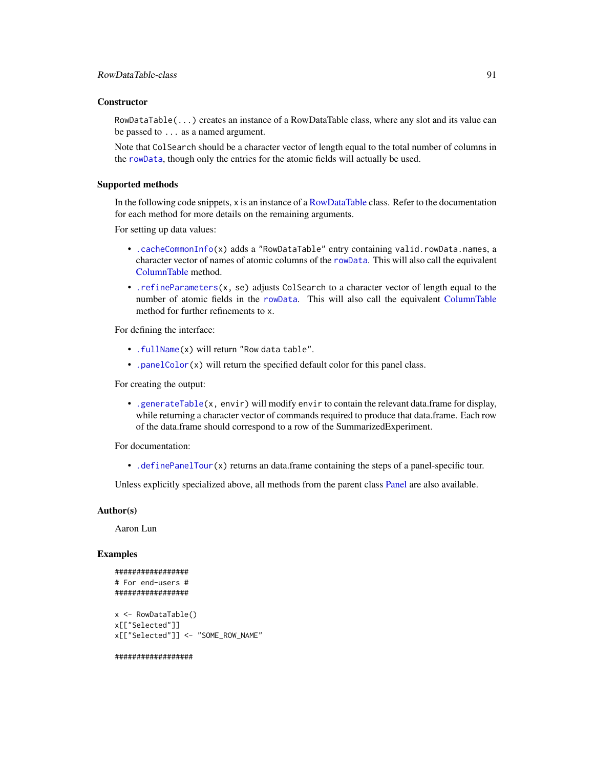## Constructor

`RowDataTable(...)` creates an instance of a RowDataTable class, where any slot and its value can be passed to `...` as a named argument.

Note that `ColSearch` should be a character vector of length equal to the total number of columns in the `rowData`, though only the entries for the atomic fields will actually be used.

## Supported methods

In the following code snippets, `x` is an instance of a RowDataTable class. Refer to the documentation for each method for more details on the remaining arguments.

For setting up data values:

- `.cacheCommonInfo(x)` adds a `"RowDataTable"` entry containing `valid.rowData.names`, a character vector of names of atomic columns of the `rowData`. This will also call the equivalent ColumnTable method.
- `.refineParameters(x, se)` adjusts `ColSearch` to a character vector of length equal to the number of atomic fields in the `rowData`. This will also call the equivalent ColumnTable method for further refinements to `x`.

For defining the interface:

- `.fullName(x)` will return `"Row data table"`.
- `.panelColor(x)` will return the specified default color for this panel class.

For creating the output:

- `.generateTable(x, envir)` will modify `envir` to contain the relevant data.frame for display, while returning a character vector of commands required to produce that data.frame. Each row of the data.frame should correspond to a row of the SummarizedExperiment.

For documentation:

- `.definePanelTour(x)` returns an data.frame containing the steps of a panel-specific tour.

Unless explicitly specialized above, all methods from the parent class Panel are also available.

## Author(s)

Aaron Lun

## Examples

```
#################
# For end-users #
#################

x <- RowDataTable()
x[["Selected"]]
x[["Selected"]] <- "SOME_ROW_NAME"

##################
```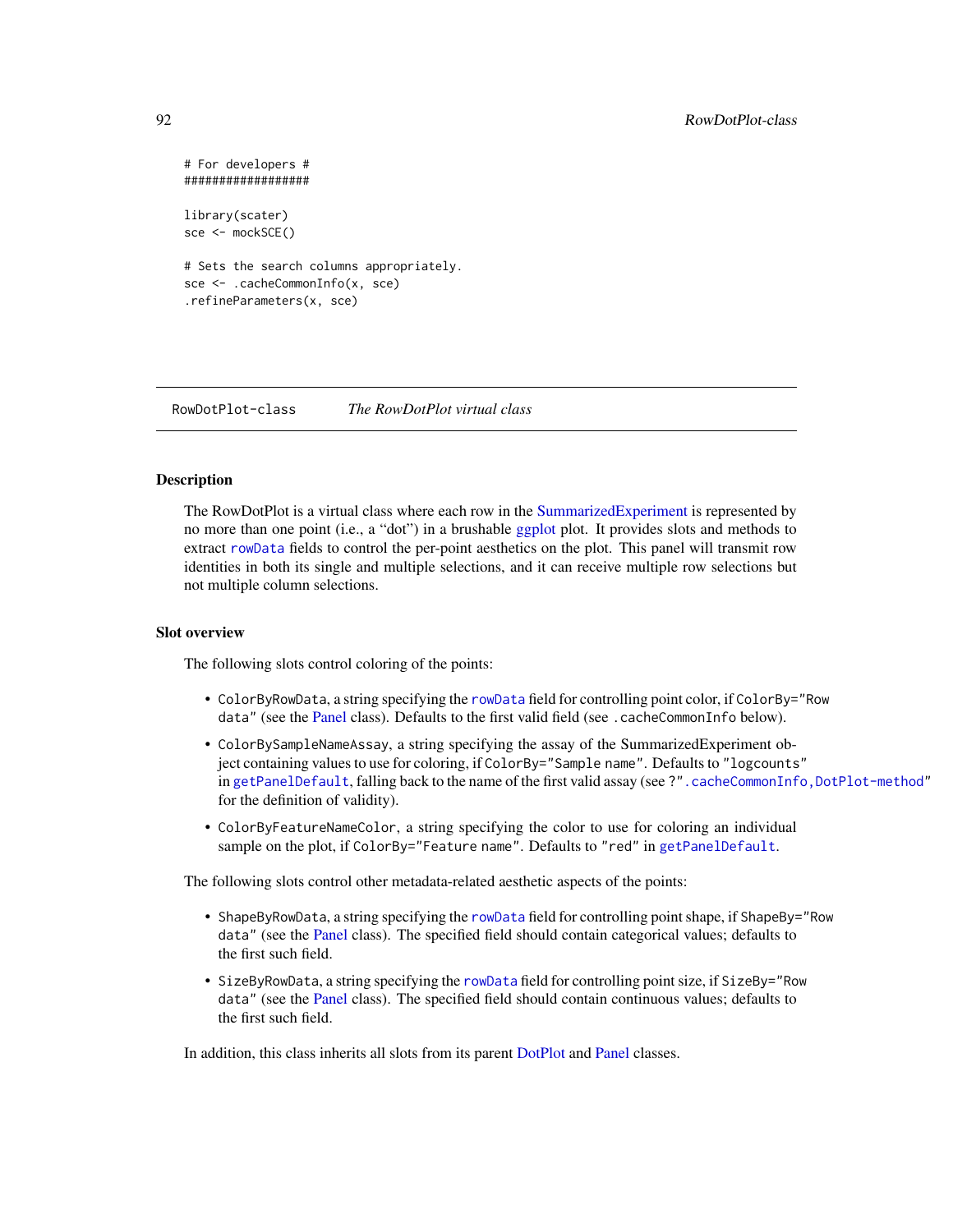```
# For developers #
##################

library(scater)
sce <- mockSCE()

# Sets the search columns appropriately.
sce <- .cacheCommonInfo(x, sce)
.refineParameters(x, sce)
```

---

RowDotPlot-class *The RowDotPlot virtual class*

---

## Description

The RowDotPlot is a virtual class where each row in the SummarizedExperiment is represented by no more than one point (i.e., a "dot") in a brushable ggplot plot. It provides slots and methods to extract `rowData` fields to control the per-point aesthetics on the plot. This panel will transmit row identities in both its single and multiple selections, and it can receive multiple row selections but not multiple column selections.

## Slot overview

The following slots control coloring of the points:

- `ColorByRowData`, a string specifying the `rowData` field for controlling point color, if `ColorBy="Row data"` (see the Panel class). Defaults to the first valid field (see `.cacheCommonInfo` below).
- `ColorBySampleNameAssay`, a string specifying the assay of the SummarizedExperiment object containing values to use for coloring, if `ColorBy="Sample name"`. Defaults to `"logcounts"` in `getPanelDefault`, falling back to the name of the first valid assay (see `?".cacheCommonInfo,DotPlot-method"` for the definition of validity).
- `ColorByFeatureNameColor`, a string specifying the color to use for coloring an individual sample on the plot, if `ColorBy="Feature name"`. Defaults to `"red"` in `getPanelDefault`.

The following slots control other metadata-related aesthetic aspects of the points:

- `ShapeByRowData`, a string specifying the `rowData` field for controlling point shape, if `ShapeBy="Row data"` (see the Panel class). The specified field should contain categorical values; defaults to the first such field.
- `SizeByRowData`, a string specifying the `rowData` field for controlling point size, if `SizeBy="Row data"` (see the Panel class). The specified field should contain continuous values; defaults to the first such field.

In addition, this class inherits all slots from its parent DotPlot and Panel classes.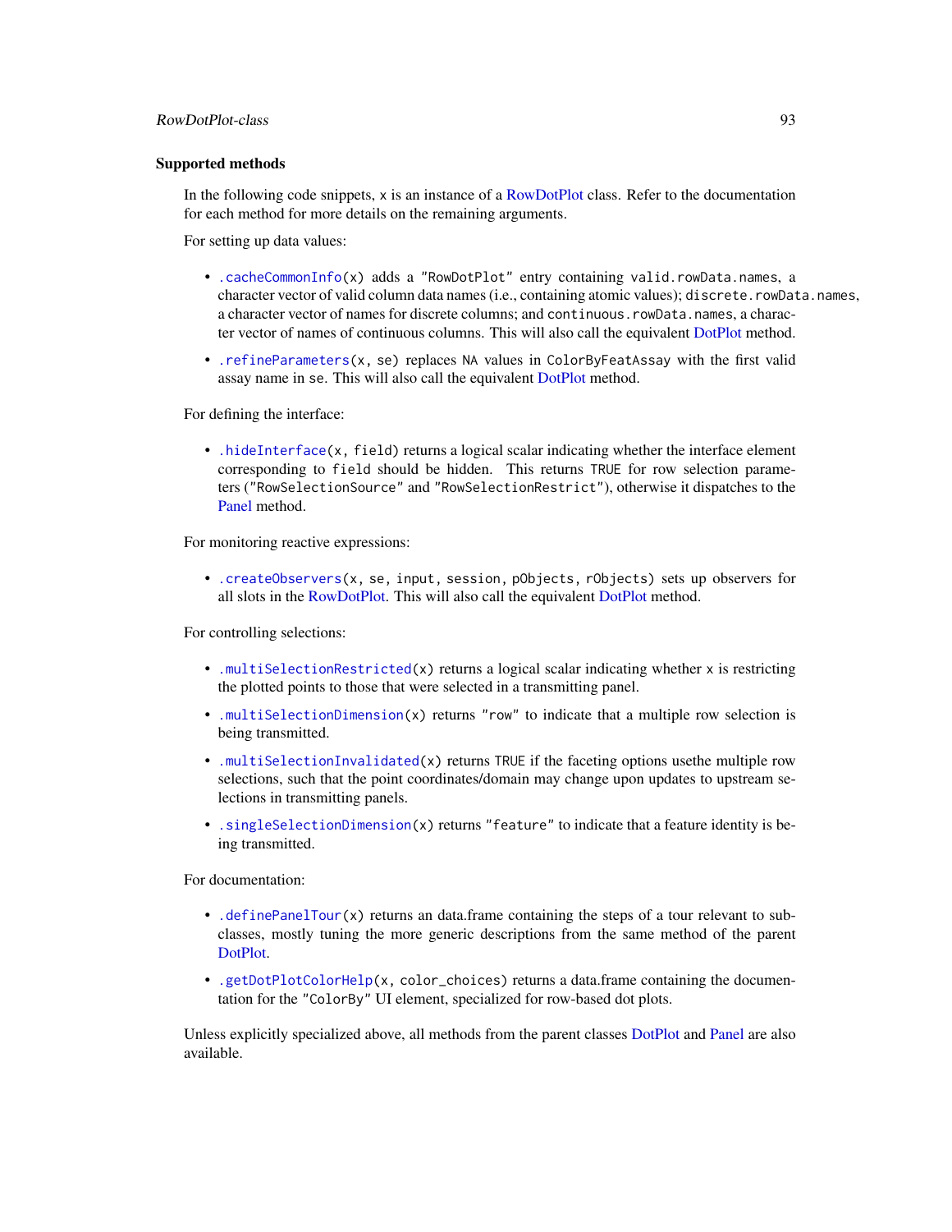### Supported methods

In the following code snippets, `x` is an instance of a RowDotPlot class. Refer to the documentation for each method for more details on the remaining arguments.

For setting up data values:

- `.cacheCommonInfo(x)` adds a `"RowDotPlot"` entry containing `valid.rowData.names`, a character vector of valid column data names (i.e., containing atomic values); `discrete.rowData.names`, a character vector of names for discrete columns; and `continuous.rowData.names`, a character vector of names of continuous columns. This will also call the equivalent DotPlot method.
- `.refineParameters(x, se)` replaces `NA` values in `ColorByFeatAssay` with the first valid assay name in `se`. This will also call the equivalent DotPlot method.

For defining the interface:

- `.hideInterface(x, field)` returns a logical scalar indicating whether the interface element corresponding to `field` should be hidden. This returns `TRUE` for row selection parameters (`"RowSelectionSource"` and `"RowSelectionRestrict"`), otherwise it dispatches to the Panel method.

For monitoring reactive expressions:

- `.createObservers(x, se, input, session, pObjects, rObjects)` sets up observers for all slots in the RowDotPlot. This will also call the equivalent DotPlot method.

For controlling selections:

- `.multiSelectionRestricted(x)` returns a logical scalar indicating whether `x` is restricting the plotted points to those that were selected in a transmitting panel.
- `.multiSelectionDimension(x)` returns `"row"` to indicate that a multiple row selection is being transmitted.
- `.multiSelectionInvalidated(x)` returns `TRUE` if the faceting options usethe multiple row selections, such that the point coordinates/domain may change upon updates to upstream selections in transmitting panels.
- `.singleSelectionDimension(x)` returns `"feature"` to indicate that a feature identity is being transmitted.

For documentation:

- `.definePanelTour(x)` returns an data.frame containing the steps of a tour relevant to subclasses, mostly tuning the more generic descriptions from the same method of the parent DotPlot.
- `.getDotPlotColorHelp(x, color_choices)` returns a data.frame containing the documentation for the `"ColorBy"` UI element, specialized for row-based dot plots.

Unless explicitly specialized above, all methods from the parent classes DotPlot and Panel are also available.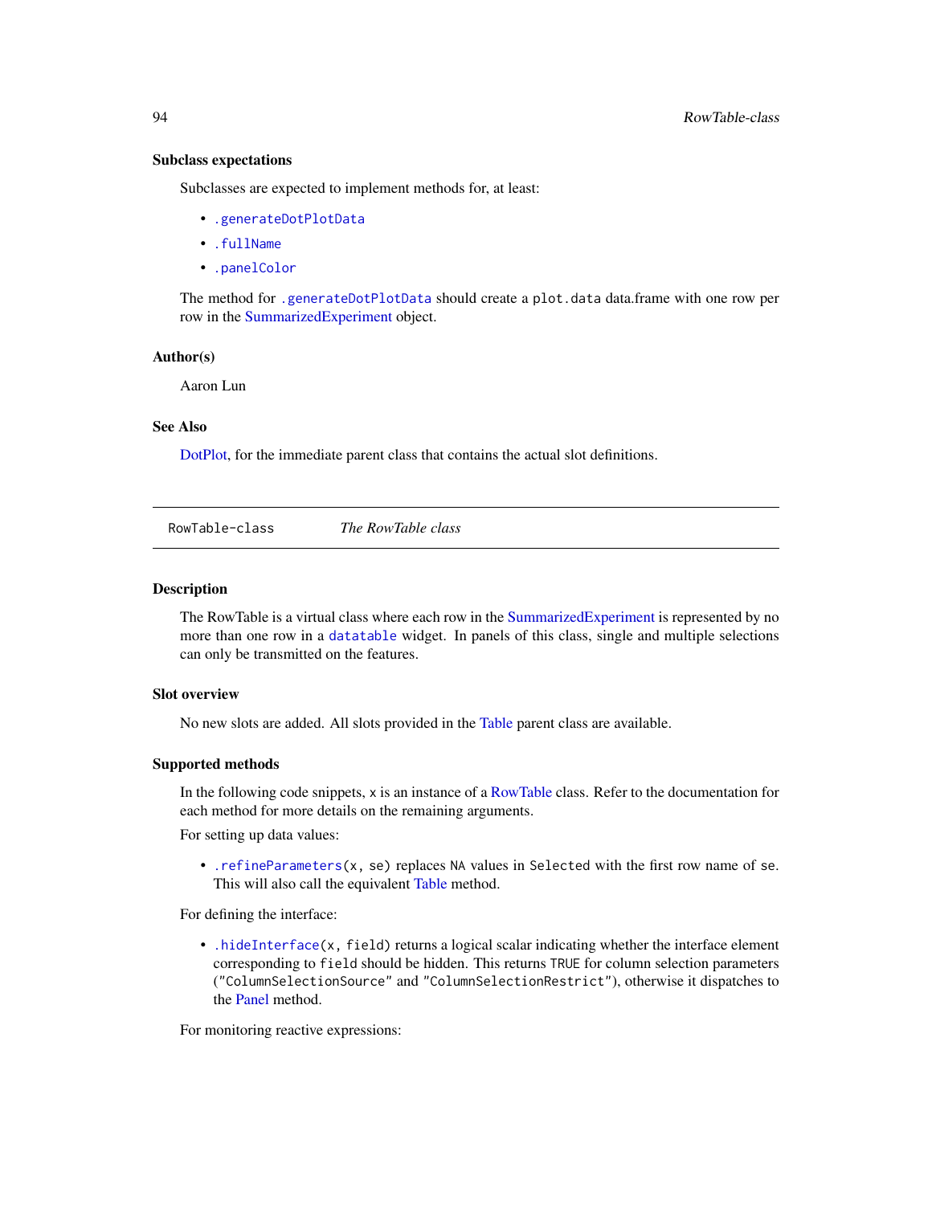### Subclass expectations

Subclasses are expected to implement methods for, at least:

- `.generateDotPlotData`
- `.fullName`
- `.panelColor`

The method for `.generateDotPlotData` should create a `plot.data` data.frame with one row per row in the SummarizedExperiment object.

### Author(s)

Aaron Lun

### See Also

DotPlot, for the immediate parent class that contains the actual slot definitions.

---

## RowTable-class — *The RowTable class*

---

### Description

The RowTable is a virtual class where each row in the SummarizedExperiment is represented by no more than one row in a `datatable` widget. In panels of this class, single and multiple selections can only be transmitted on the features.

### Slot overview

No new slots are added. All slots provided in the Table parent class are available.

### Supported methods

In the following code snippets, `x` is an instance of a RowTable class. Refer to the documentation for each method for more details on the remaining arguments.

For setting up data values:

- `.refineParameters(x, se)` replaces `NA` values in `Selected` with the first row name of `se`. This will also call the equivalent Table method.

For defining the interface:

- `.hideInterface(x, field)` returns a logical scalar indicating whether the interface element corresponding to `field` should be hidden. This returns `TRUE` for column selection parameters (`"ColumnSelectionSource"` and `"ColumnSelectionRestrict"`), otherwise it dispatches to the Panel method.

For monitoring reactive expressions: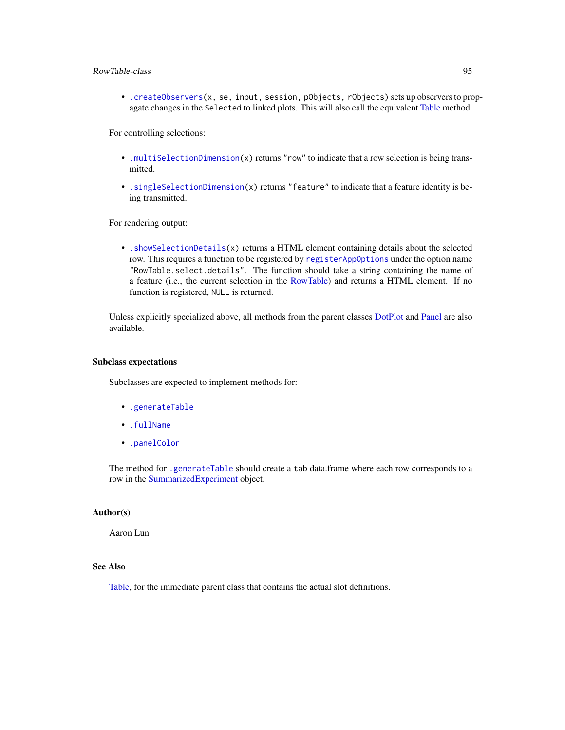- `.createObservers(x, se, input, session, pObjects, rObjects)` sets up observers to propagate changes in the `Selected` to linked plots. This will also call the equivalent Table method.

For controlling selections:

- `.multiSelectionDimension(x)` returns `"row"` to indicate that a row selection is being transmitted.
- `.singleSelectionDimension(x)` returns `"feature"` to indicate that a feature identity is being transmitted.

For rendering output:

- `.showSelectionDetails(x)` returns a HTML element containing details about the selected row. This requires a function to be registered by `registerAppOptions` under the option name `"RowTable.select.details"`. The function should take a string containing the name of a feature (i.e., the current selection in the RowTable) and returns a HTML element. If no function is registered, `NULL` is returned.

Unless explicitly specialized above, all methods from the parent classes DotPlot and Panel are also available.

### Subclass expectations

Subclasses are expected to implement methods for:

- `.generateTable`
- `.fullName`
- `.panelColor`

The method for `.generateTable` should create a `tab` data.frame where each row corresponds to a row in the SummarizedExperiment object.

### Author(s)

Aaron Lun

### See Also

Table, for the immediate parent class that contains the actual slot definitions.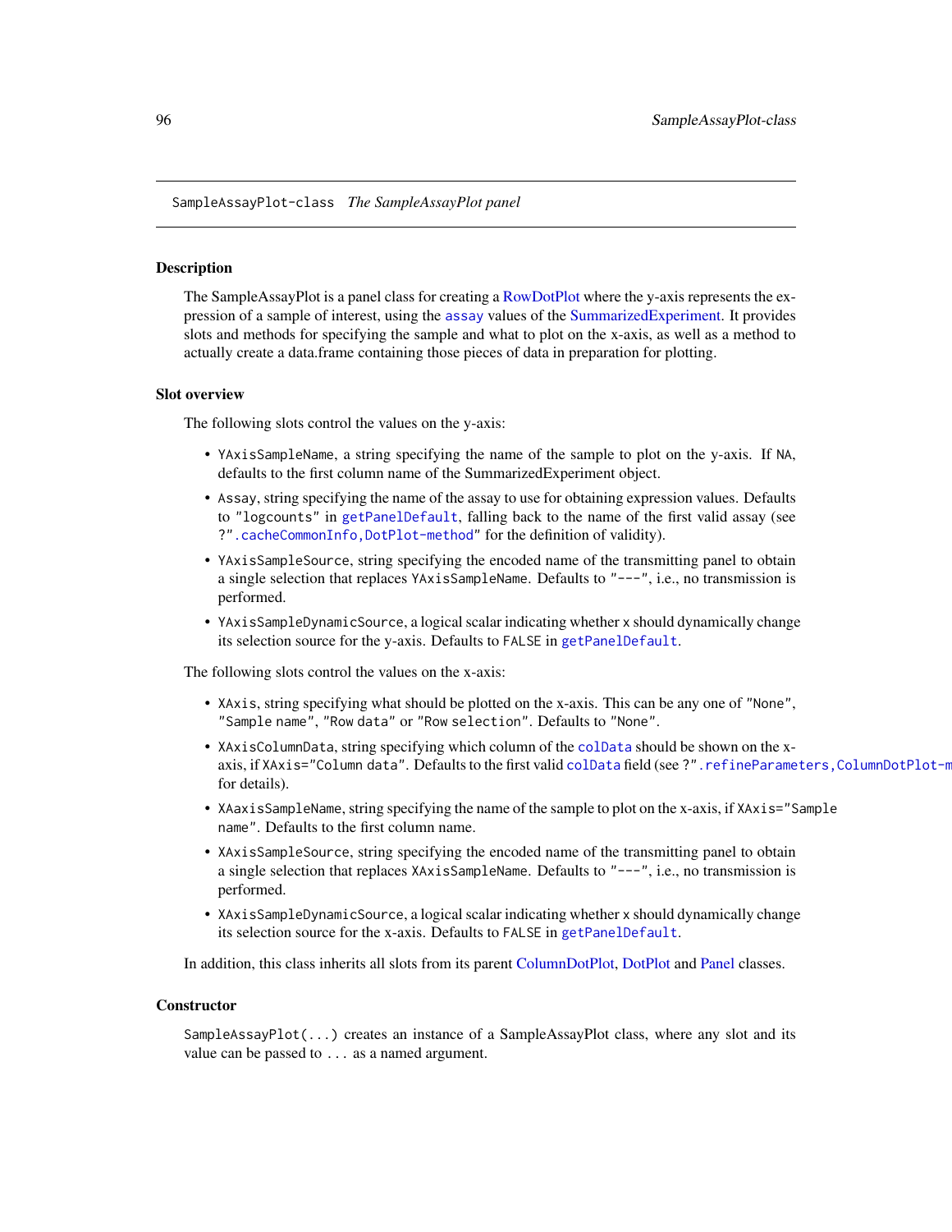SampleAssayPlot-class *The SampleAssayPlot panel*

### Description

The SampleAssayPlot is a panel class for creating a RowDotPlot where the y-axis represents the expression of a sample of interest, using the `assay` values of the SummarizedExperiment. It provides slots and methods for specifying the sample and what to plot on the x-axis, as well as a method to actually create a data.frame containing those pieces of data in preparation for plotting.

### Slot overview

The following slots control the values on the y-axis:

- `YAxisSampleName`, a string specifying the name of the sample to plot on the y-axis. If `NA`, defaults to the first column name of the SummarizedExperiment object.
- `Assay`, string specifying the name of the assay to use for obtaining expression values. Defaults to `"logcounts"` in `getPanelDefault`, falling back to the name of the first valid assay (see `?".cacheCommonInfo,DotPlot-method"` for the definition of validity).
- `YAxisSampleSource`, string specifying the encoded name of the transmitting panel to obtain a single selection that replaces `YAxisSampleName`. Defaults to `"---"`, i.e., no transmission is performed.
- `YAxisSampleDynamicSource`, a logical scalar indicating whether `x` should dynamically change its selection source for the y-axis. Defaults to `FALSE` in `getPanelDefault`.

The following slots control the values on the x-axis:

- `XAxis`, string specifying what should be plotted on the x-axis. This can be any one of `"None"`, `"Sample name"`, `"Row data"` or `"Row selection"`. Defaults to `"None"`.
- `XAxisColumnData`, string specifying which column of the `colData` should be shown on the x-axis, if `XAxis="Column data"`. Defaults to the first valid `colData` field (see `?".refineParameters,ColumnDotPlot-method"` for details).
- `XAaxisSampleName`, string specifying the name of the sample to plot on the x-axis, if `XAxis="Sample name"`. Defaults to the first column name.
- `XAxisSampleSource`, string specifying the encoded name of the transmitting panel to obtain a single selection that replaces `XAxisSampleName`. Defaults to `"---"`, i.e., no transmission is performed.
- `XAxisSampleDynamicSource`, a logical scalar indicating whether `x` should dynamically change its selection source for the x-axis. Defaults to `FALSE` in `getPanelDefault`.

In addition, this class inherits all slots from its parent ColumnDotPlot, DotPlot and Panel classes.

### Constructor

`SampleAssayPlot(...)` creates an instance of a SampleAssayPlot class, where any slot and its value can be passed to `...` as a named argument.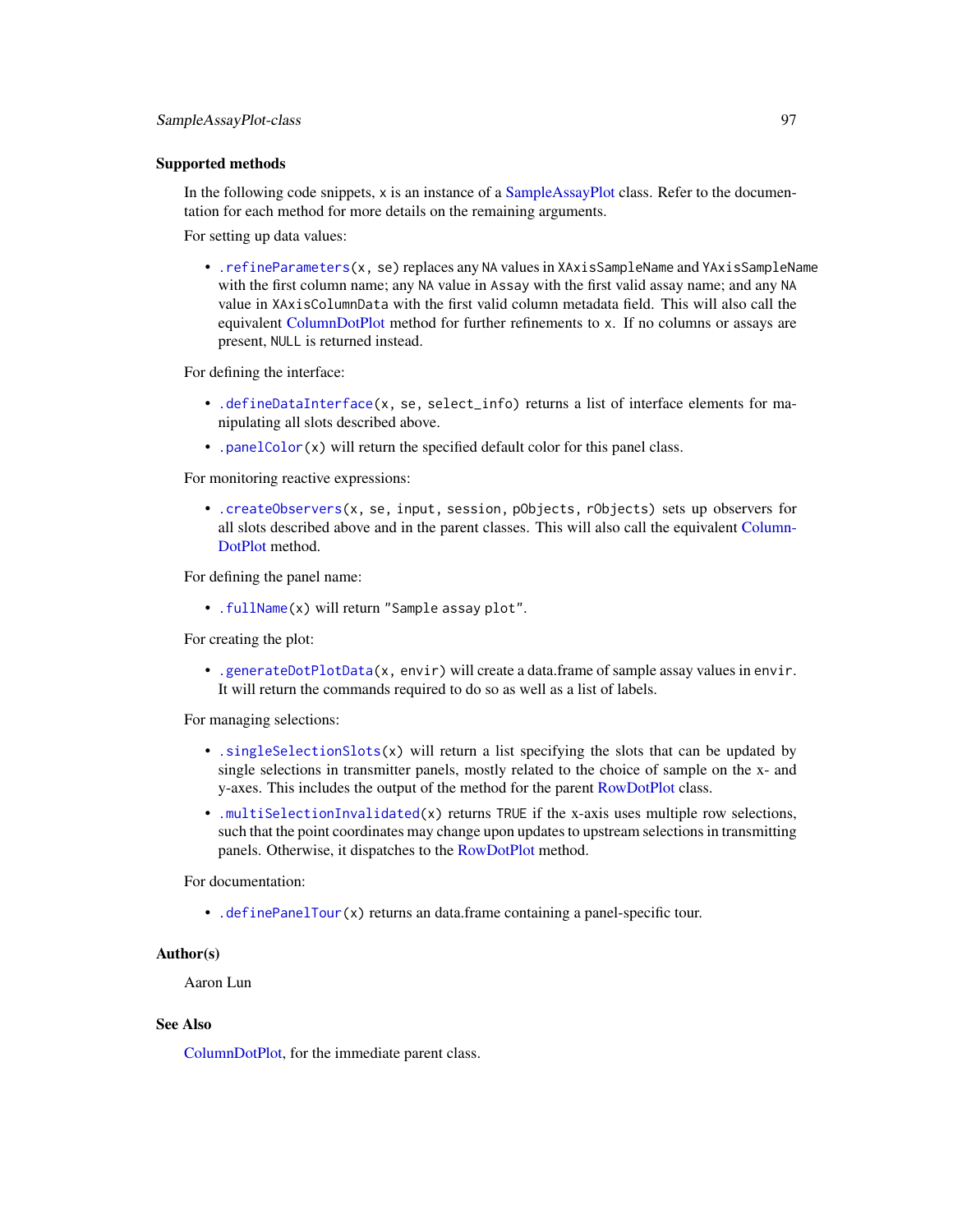### Supported methods

In the following code snippets, `x` is an instance of a SampleAssayPlot class. Refer to the documentation for each method for more details on the remaining arguments.

For setting up data values:

- `.refineParameters(x, se)` replaces any `NA` values in `XAxisSampleName` and `YAxisSampleName` with the first column name; any `NA` value in `Assay` with the first valid assay name; and any `NA` value in `XAxisColumnData` with the first valid column metadata field. This will also call the equivalent ColumnDotPlot method for further refinements to `x`. If no columns or assays are present, `NULL` is returned instead.

For defining the interface:

- `.defineDataInterface(x, se, select_info)` returns a list of interface elements for manipulating all slots described above.
- `.panelColor(x)` will return the specified default color for this panel class.

For monitoring reactive expressions:

- `.createObservers(x, se, input, session, pObjects, rObjects)` sets up observers for all slots described above and in the parent classes. This will also call the equivalent ColumnDotPlot method.

For defining the panel name:

- `.fullName(x)` will return `"Sample assay plot"`.

For creating the plot:

- `.generateDotPlotData(x, envir)` will create a data.frame of sample assay values in `envir`. It will return the commands required to do so as well as a list of labels.

For managing selections:

- `.singleSelectionSlots(x)` will return a list specifying the slots that can be updated by single selections in transmitter panels, mostly related to the choice of sample on the x- and y-axes. This includes the output of the method for the parent RowDotPlot class.
- `.multiSelectionInvalidated(x)` returns `TRUE` if the x-axis uses multiple row selections, such that the point coordinates may change upon updates to upstream selections in transmitting panels. Otherwise, it dispatches to the RowDotPlot method.

For documentation:

- `.definePanelTour(x)` returns an data.frame containing a panel-specific tour.

### Author(s)

Aaron Lun

### See Also

ColumnDotPlot, for the immediate parent class.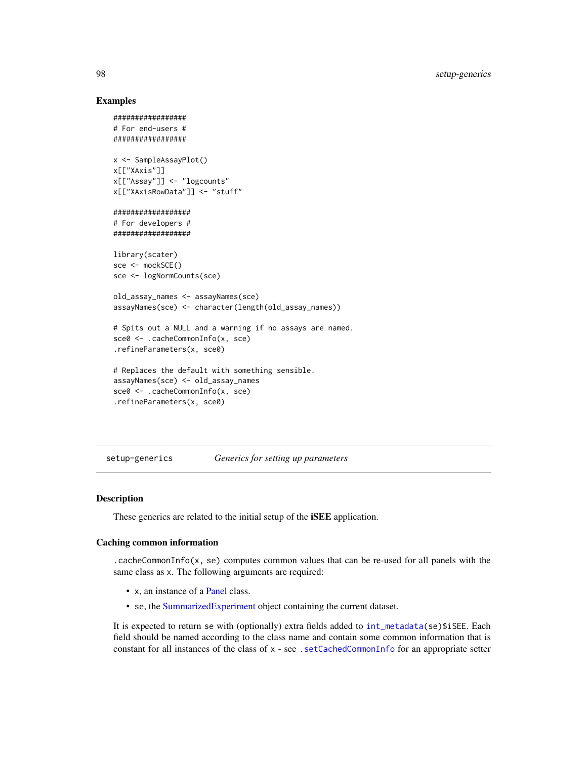## Examples

```
#################
# For end-users #
#################

x <- SampleAssayPlot()
x[["XAxis"]]
x[["Assay"]] <- "logcounts"
x[["XAxisRowData"]] <- "stuff"

##################
# For developers #
##################

library(scater)
sce <- mockSCE()
sce <- logNormCounts(sce)

old_assay_names <- assayNames(sce)
assayNames(sce) <- character(length(old_assay_names))

# Spits out a NULL and a warning if no assays are named.
sce0 <- .cacheCommonInfo(x, sce)
.refineParameters(x, sce0)

# Replaces the default with something sensible.
assayNames(sce) <- old_assay_names
sce0 <- .cacheCommonInfo(x, sce)
.refineParameters(x, sce0)
```

---

setup-generics *Generics for setting up parameters*

---

## Description

These generics are related to the initial setup of the **iSEE** application.

## Caching common information

`.cacheCommonInfo(x, se)` computes common values that can be re-used for all panels with the same class as `x`. The following arguments are required:

- `x`, an instance of a Panel class.
- `se`, the SummarizedExperiment object containing the current dataset.

It is expected to return `se` with (optionally) extra fields added to `int_metadata(se)$iSEE`. Each field should be named according to the class name and contain some common information that is constant for all instances of the class of `x` - see `.setCachedCommonInfo` for an appropriate setter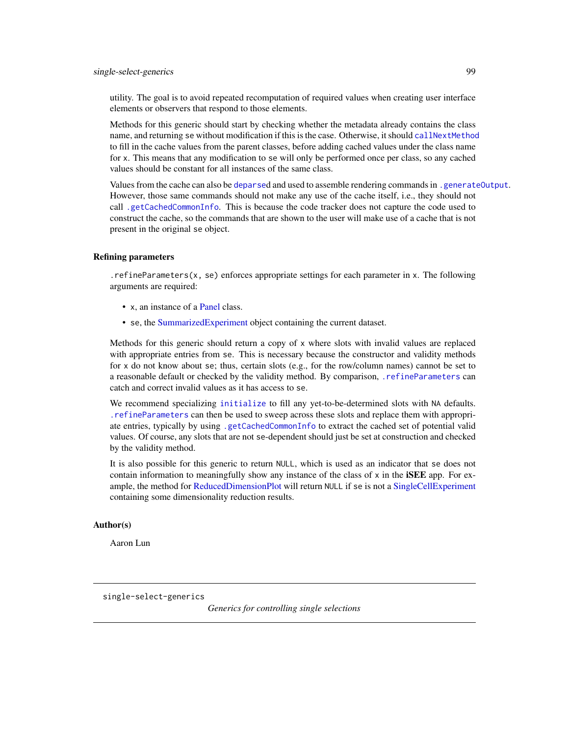utility. The goal is to avoid repeated recomputation of required values when creating user interface elements or observers that respond to those elements.

Methods for this generic should start by checking whether the metadata already contains the class name, and returning `se` without modification if this is the case. Otherwise, it should `callNextMethod` to fill in the cache values from the parent classes, before adding cached values under the class name for `x`. This means that any modification to `se` will only be performed once per class, so any cached values should be constant for all instances of the same class.

Values from the cache can also be `deparse`d and used to assemble rendering commands in `.generateOutput`. However, those same commands should not make any use of the cache itself, i.e., they should not call `.getCachedCommonInfo`. This is because the code tracker does not capture the code used to construct the cache, so the commands that are shown to the user will make use of a cache that is not present in the original `se` object.

### Refining parameters

`.refineParameters(x, se)` enforces appropriate settings for each parameter in `x`. The following arguments are required:

- `x`, an instance of a Panel class.
- `se`, the SummarizedExperiment object containing the current dataset.

Methods for this generic should return a copy of `x` where slots with invalid values are replaced with appropriate entries from `se`. This is necessary because the constructor and validity methods for `x` do not know about `se`; thus, certain slots (e.g., for the row/column names) cannot be set to a reasonable default or checked by the validity method. By comparison, `.refineParameters` can catch and correct invalid values as it has access to `se`.

We recommend specializing `initialize` to fill any yet-to-be-determined slots with `NA` defaults. `.refineParameters` can then be used to sweep across these slots and replace them with appropriate entries, typically by using `.getCachedCommonInfo` to extract the cached set of potential valid values. Of course, any slots that are not `se`-dependent should just be set at construction and checked by the validity method.

It is also possible for this generic to return `NULL`, which is used as an indicator that `se` does not contain information to meaningfully show any instance of the class of `x` in the **iSEE** app. For example, the method for ReducedDimensionPlot will return `NULL` if `se` is not a SingleCellExperiment containing some dimensionality reduction results.

### Author(s)

Aaron Lun

---

## single-select-generics

*Generics for controlling single selections*

---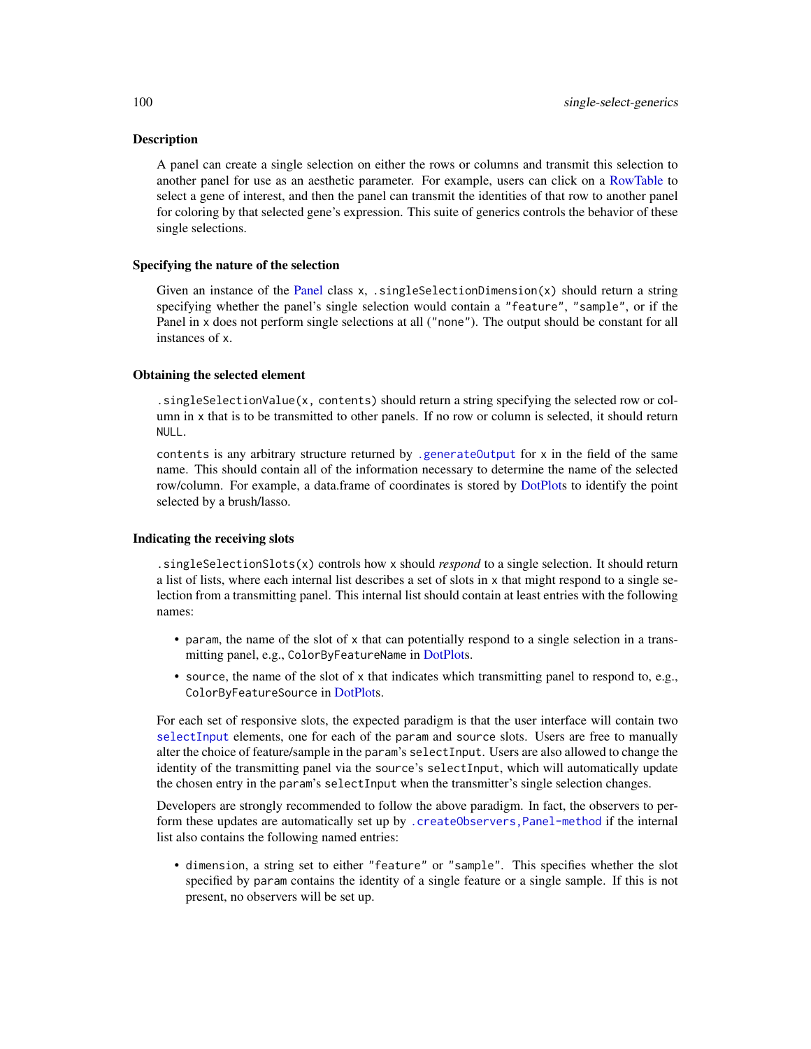## Description

A panel can create a single selection on either the rows or columns and transmit this selection to another panel for use as an aesthetic parameter. For example, users can click on a RowTable to select a gene of interest, and then the panel can transmit the identities of that row to another panel for coloring by that selected gene's expression. This suite of generics controls the behavior of these single selections.

## Specifying the nature of the selection

Given an instance of the Panel class `x`, `.singleSelectionDimension(x)` should return a string specifying whether the panel's single selection would contain a `"feature"`, `"sample"`, or if the Panel in `x` does not perform single selections at all (`"none"`). The output should be constant for all instances of `x`.

## Obtaining the selected element

`.singleSelectionValue(x, contents)` should return a string specifying the selected row or column in `x` that is to be transmitted to other panels. If no row or column is selected, it should return `NULL`.

`contents` is any arbitrary structure returned by `.generateOutput` for `x` in the field of the same name. This should contain all of the information necessary to determine the name of the selected row/column. For example, a data.frame of coordinates is stored by DotPlots to identify the point selected by a brush/lasso.

## Indicating the receiving slots

`.singleSelectionSlots(x)` controls how `x` should *respond* to a single selection. It should return a list of lists, where each internal list describes a set of slots in `x` that might respond to a single selection from a transmitting panel. This internal list should contain at least entries with the following names:

- `param`, the name of the slot of `x` that can potentially respond to a single selection in a transmitting panel, e.g., `ColorByFeatureName` in DotPlots.
- `source`, the name of the slot of `x` that indicates which transmitting panel to respond to, e.g., `ColorByFeatureSource` in DotPlots.

For each set of responsive slots, the expected paradigm is that the user interface will contain two `selectInput` elements, one for each of the `param` and `source` slots. Users are free to manually alter the choice of feature/sample in the `param`'s `selectInput`. Users are also allowed to change the identity of the transmitting panel via the `source`'s `selectInput`, which will automatically update the chosen entry in the `param`'s `selectInput` when the transmitter's single selection changes.

Developers are strongly recommended to follow the above paradigm. In fact, the observers to perform these updates are automatically set up by `.createObservers,Panel-method` if the internal list also contains the following named entries:

- `dimension`, a string set to either `"feature"` or `"sample"`. This specifies whether the slot specified by `param` contains the identity of a single feature or a single sample. If this is not present, no observers will be set up.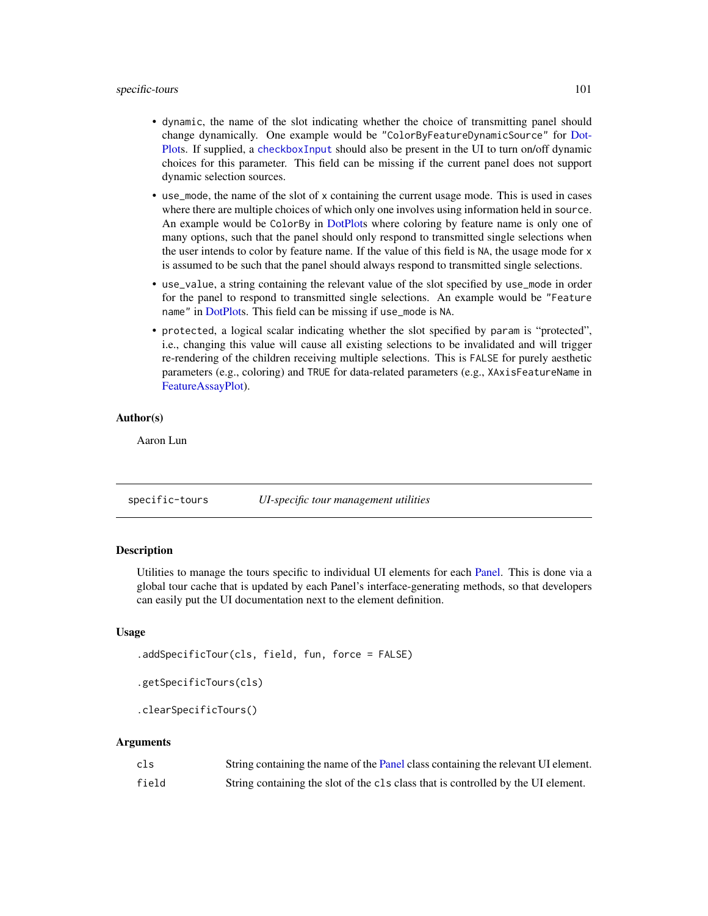- `dynamic`, the name of the slot indicating whether the choice of transmitting panel should change dynamically. One example would be `"ColorByFeatureDynamicSource"` for DotPlots. If supplied, a `checkboxInput` should also be present in the UI to turn on/off dynamic choices for this parameter. This field can be missing if the current panel does not support dynamic selection sources.
- `use_mode`, the name of the slot of `x` containing the current usage mode. This is used in cases where there are multiple choices of which only one involves using information held in `source`. An example would be `ColorBy` in DotPlots where coloring by feature name is only one of many options, such that the panel should only respond to transmitted single selections when the user intends to color by feature name. If the value of this field is `NA`, the usage mode for `x` is assumed to be such that the panel should always respond to transmitted single selections.
- `use_value`, a string containing the relevant value of the slot specified by `use_mode` in order for the panel to respond to transmitted single selections. An example would be `"Feature name"` in DotPlots. This field can be missing if `use_mode` is `NA`.
- `protected`, a logical scalar indicating whether the slot specified by `param` is "protected", i.e., changing this value will cause all existing selections to be invalidated and will trigger re-rendering of the children receiving multiple selections. This is `FALSE` for purely aesthetic parameters (e.g., coloring) and `TRUE` for data-related parameters (e.g., `XAxisFeatureName` in FeatureAssayPlot).

### Author(s)

Aaron Lun

---

## specific-tours — *UI-specific tour management utilities*

### Description

Utilities to manage the tours specific to individual UI elements for each Panel. This is done via a global tour cache that is updated by each Panel's interface-generating methods, so that developers can easily put the UI documentation next to the element definition.

### Usage

```
.addSpecificTour(cls, field, fun, force = FALSE)

.getSpecificTours(cls)

.clearSpecificTours()
```

### Arguments

| | |
|---|---|
| `cls` | String containing the name of the Panel class containing the relevant UI element. |
| `field` | String containing the slot of the `cls` class that is controlled by the UI element. |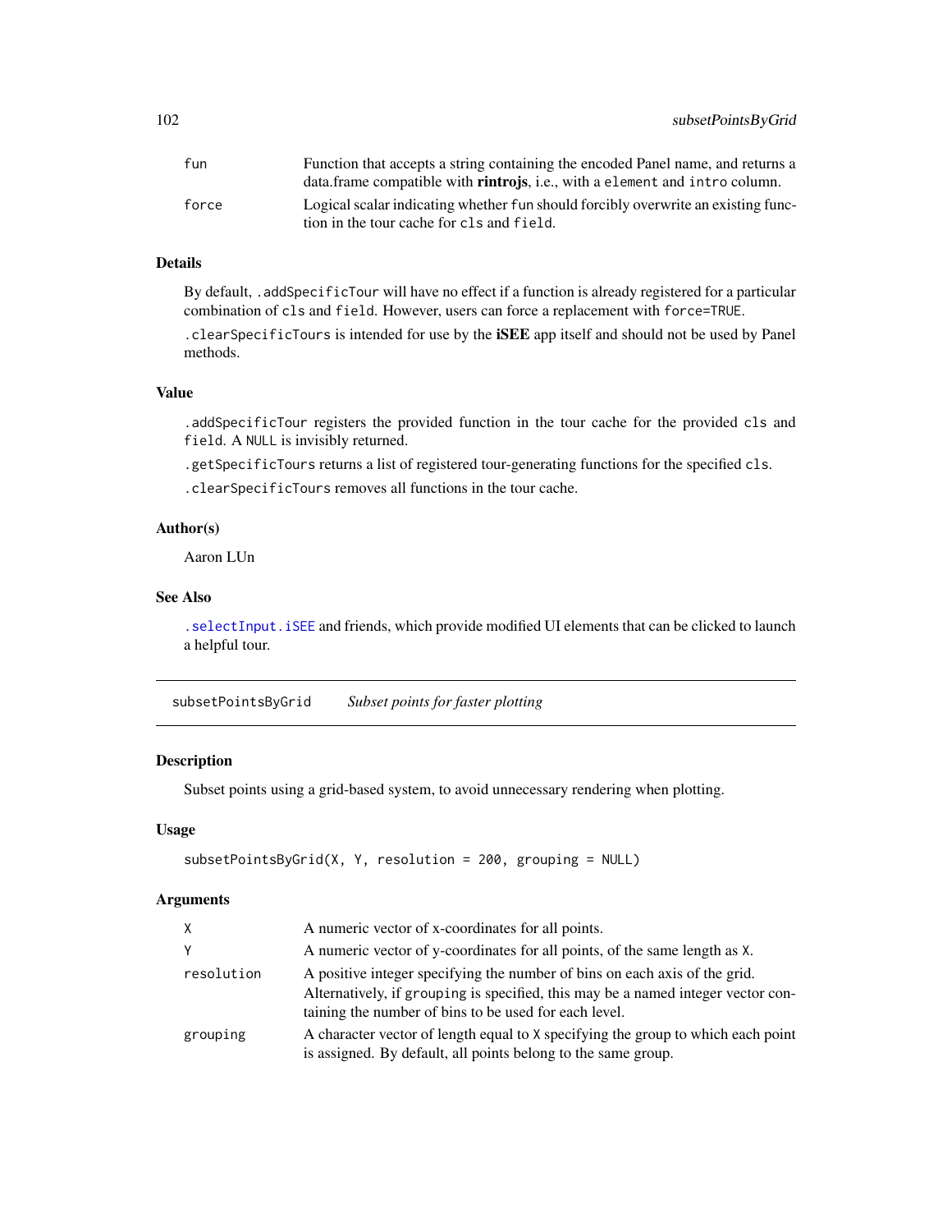| | |
|---|---|
| fun | Function that accepts a string containing the encoded Panel name, and returns a data.frame compatible with **rintrojs**, i.e., with a element and intro column. |
| force | Logical scalar indicating whether fun should forcibly overwrite an existing function in the tour cache for cls and field. |

### Details

By default, .addSpecificTour will have no effect if a function is already registered for a particular combination of cls and field. However, users can force a replacement with force=TRUE.

.clearSpecificTours is intended for use by the **iSEE** app itself and should not be used by Panel methods.

### Value

.addSpecificTour registers the provided function in the tour cache for the provided cls and field. A NULL is invisibly returned.

.getSpecificTours returns a list of registered tour-generating functions for the specified cls.

.clearSpecificTours removes all functions in the tour cache.

### Author(s)

Aaron LUn

### See Also

.selectInput.iSEE and friends, which provide modified UI elements that can be clicked to launch a helpful tour.

---

## subsetPointsByGrid *Subset points for faster plotting*

### Description

Subset points using a grid-based system, to avoid unnecessary rendering when plotting.

### Usage

```
subsetPointsByGrid(X, Y, resolution = 200, grouping = NULL)
```

### Arguments

| | |
|---|---|
| X | A numeric vector of x-coordinates for all points. |
| Y | A numeric vector of y-coordinates for all points, of the same length as X. |
| resolution | A positive integer specifying the number of bins on each axis of the grid. Alternatively, if grouping is specified, this may be a named integer vector containing the number of bins to be used for each level. |
| grouping | A character vector of length equal to X specifying the group to which each point is assigned. By default, all points belong to the same group. |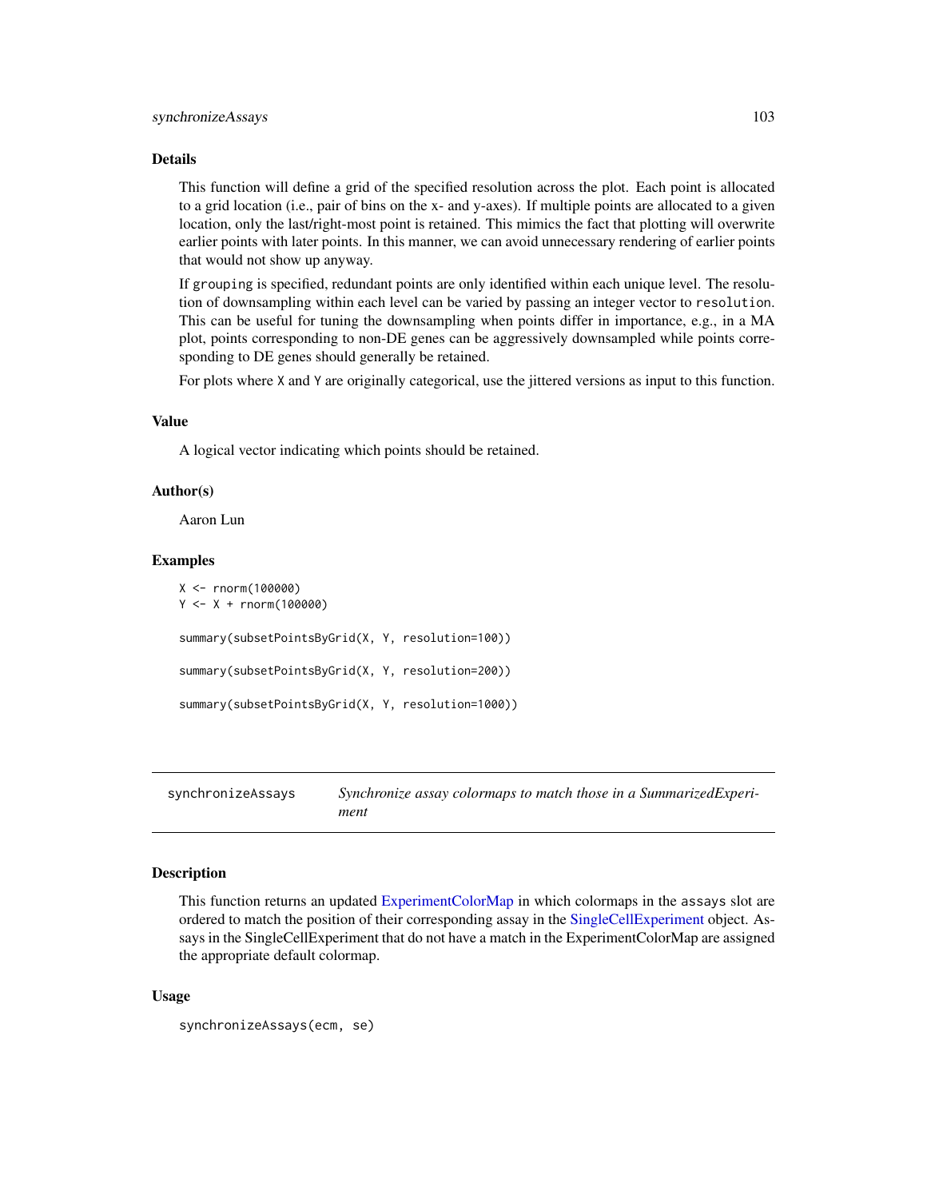## Details

This function will define a grid of the specified resolution across the plot. Each point is allocated to a grid location (i.e., pair of bins on the x- and y-axes). If multiple points are allocated to a given location, only the last/right-most point is retained. This mimics the fact that plotting will overwrite earlier points with later points. In this manner, we can avoid unnecessary rendering of earlier points that would not show up anyway.

If `grouping` is specified, redundant points are only identified within each unique level. The resolution of downsampling within each level can be varied by passing an integer vector to `resolution`. This can be useful for tuning the downsampling when points differ in importance, e.g., in a MA plot, points corresponding to non-DE genes can be aggressively downsampled while points corresponding to DE genes should generally be retained.

For plots where `X` and `Y` are originally categorical, use the jittered versions as input to this function.

## Value

A logical vector indicating which points should be retained.

## Author(s)

Aaron Lun

## Examples

```
X <- rnorm(100000)
Y <- X + rnorm(100000)

summary(subsetPointsByGrid(X, Y, resolution=100))

summary(subsetPointsByGrid(X, Y, resolution=200))

summary(subsetPointsByGrid(X, Y, resolution=1000))
```

---

# synchronizeAssays — *Synchronize assay colormaps to match those in a SummarizedExperiment*

---

## Description

This function returns an updated ExperimentColorMap in which colormaps in the `assays` slot are ordered to match the position of their corresponding assay in the SingleCellExperiment object. Assays in the SingleCellExperiment that do not have a match in the ExperimentColorMap are assigned the appropriate default colormap.

## Usage

```
synchronizeAssays(ecm, se)
```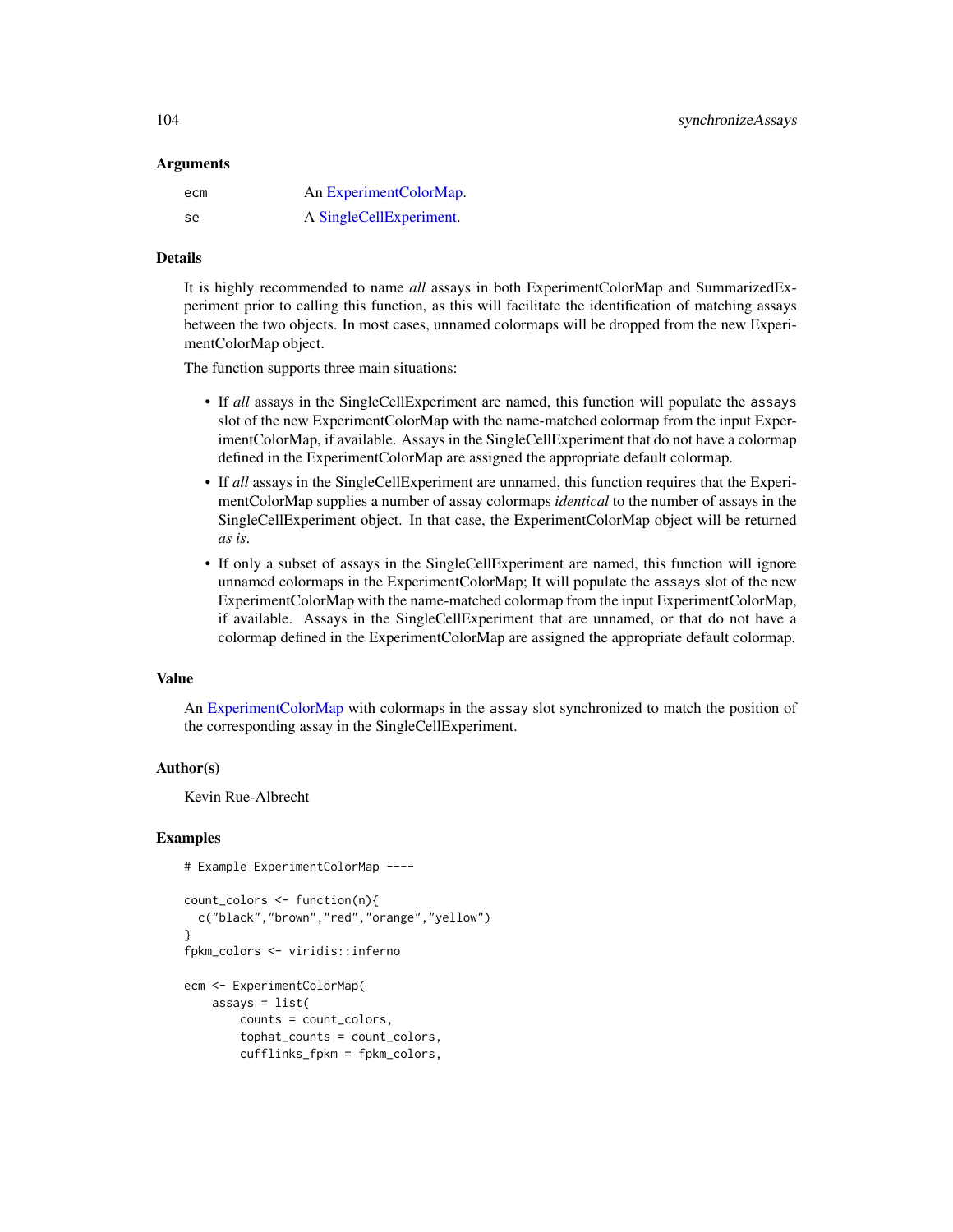## Arguments

| | |
|---|---|
| `ecm` | An ExperimentColorMap. |
| `se` | A SingleCellExperiment. |

## Details

It is highly recommended to name *all* assays in both ExperimentColorMap and SummarizedExperiment prior to calling this function, as this will facilitate the identification of matching assays between the two objects. In most cases, unnamed colormaps will be dropped from the new ExperimentColorMap object.

The function supports three main situations:

- If *all* assays in the SingleCellExperiment are named, this function will populate the `assays` slot of the new ExperimentColorMap with the name-matched colormap from the input ExperimentColorMap, if available. Assays in the SingleCellExperiment that do not have a colormap defined in the ExperimentColorMap are assigned the appropriate default colormap.
- If *all* assays in the SingleCellExperiment are unnamed, this function requires that the ExperimentColorMap supplies a number of assay colormaps *identical* to the number of assays in the SingleCellExperiment object. In that case, the ExperimentColorMap object will be returned *as is*.
- If only a subset of assays in the SingleCellExperiment are named, this function will ignore unnamed colormaps in the ExperimentColorMap; It will populate the `assays` slot of the new ExperimentColorMap with the name-matched colormap from the input ExperimentColorMap, if available. Assays in the SingleCellExperiment that are unnamed, or that do not have a colormap defined in the ExperimentColorMap are assigned the appropriate default colormap.

## Value

An ExperimentColorMap with colormaps in the `assay` slot synchronized to match the position of the corresponding assay in the SingleCellExperiment.

## Author(s)

Kevin Rue-Albrecht

## Examples

```
# Example ExperimentColorMap ----

count_colors <- function(n){
  c("black","brown","red","orange","yellow")
}
fpkm_colors <- viridis::inferno

ecm <- ExperimentColorMap(
    assays = list(
        counts = count_colors,
        tophat_counts = count_colors,
        cufflinks_fpkm = fpkm_colors,
```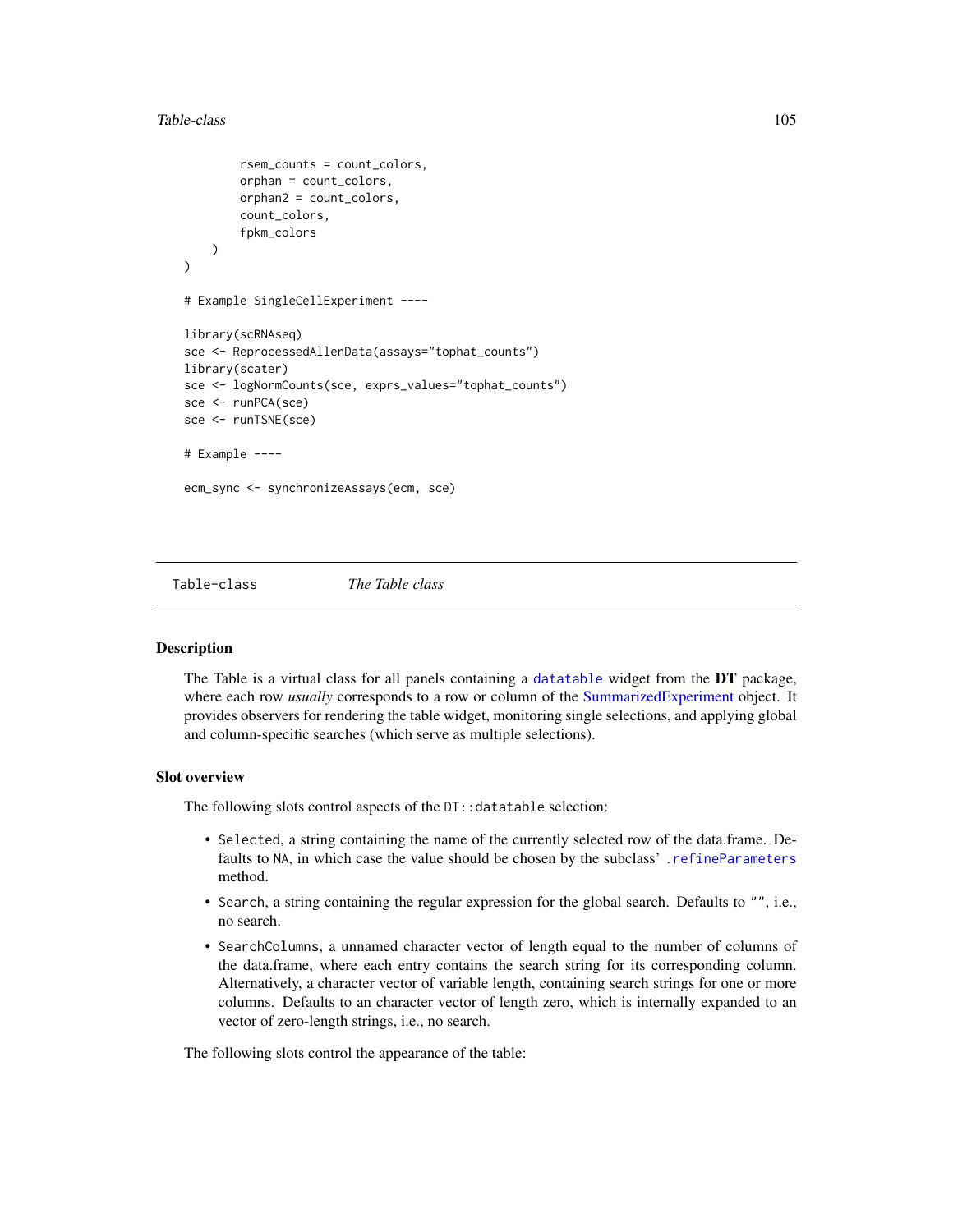```
        rsem_counts = count_colors,
        orphan = count_colors,
        orphan2 = count_colors,
        count_colors,
        fpkm_colors
    )
)

# Example SingleCellExperiment ----

library(scRNAseq)
sce <- ReprocessedAllenData(assays="tophat_counts")
library(scater)
sce <- logNormCounts(sce, exprs_values="tophat_counts")
sce <- runPCA(sce)
sce <- runTSNE(sce)

# Example ----

ecm_sync <- synchronizeAssays(ecm, sce)
```

## Table-class — *The Table class*

### Description

The Table is a virtual class for all panels containing a `datatable` widget from the **DT** package, where each row *usually* corresponds to a row or column of the SummarizedExperiment object. It provides observers for rendering the table widget, monitoring single selections, and applying global and column-specific searches (which serve as multiple selections).

### Slot overview

The following slots control aspects of the `DT::datatable` selection:

- `Selected`, a string containing the name of the currently selected row of the data.frame. Defaults to `NA`, in which case the value should be chosen by the subclass' `.refineParameters` method.
- `Search`, a string containing the regular expression for the global search. Defaults to `""`, i.e., no search.
- `SearchColumns`, a unnamed character vector of length equal to the number of columns of the data.frame, where each entry contains the search string for its corresponding column. Alternatively, a character vector of variable length, containing search strings for one or more columns. Defaults to an character vector of length zero, which is internally expanded to an vector of zero-length strings, i.e., no search.

The following slots control the appearance of the table: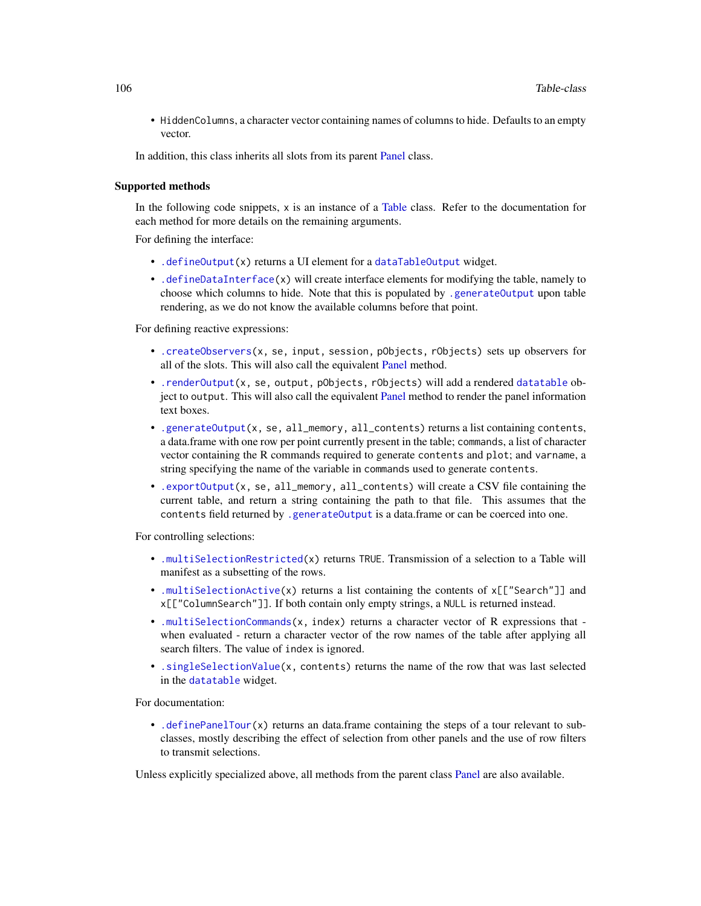- `HiddenColumns`, a character vector containing names of columns to hide. Defaults to an empty vector.

In addition, this class inherits all slots from its parent Panel class.

### Supported methods

In the following code snippets, `x` is an instance of a Table class. Refer to the documentation for each method for more details on the remaining arguments.

For defining the interface:

- `.defineOutput(x)` returns a UI element for a `dataTableOutput` widget.
- `.defineDataInterface(x)` will create interface elements for modifying the table, namely to choose which columns to hide. Note that this is populated by `.generateOutput` upon table rendering, as we do not know the available columns before that point.

For defining reactive expressions:

- `.createObservers(x, se, input, session, pObjects, rObjects)` sets up observers for all of the slots. This will also call the equivalent Panel method.
- `.renderOutput(x, se, output, pObjects, rObjects)` will add a rendered `datatable` object to `output`. This will also call the equivalent Panel method to render the panel information text boxes.
- `.generateOutput(x, se, all_memory, all_contents)` returns a list containing `contents`, a data.frame with one row per point currently present in the table; `commands`, a list of character vector containing the R commands required to generate `contents` and `plot`; and `varname`, a string specifying the name of the variable in `commands` used to generate `contents`.
- `.exportOutput(x, se, all_memory, all_contents)` will create a CSV file containing the current table, and return a string containing the path to that file. This assumes that the `contents` field returned by `.generateOutput` is a data.frame or can be coerced into one.

For controlling selections:

- `.multiSelectionRestricted(x)` returns `TRUE`. Transmission of a selection to a Table will manifest as a subsetting of the rows.
- `.multiSelectionActive(x)` returns a list containing the contents of `x[["Search"]]` and `x[["ColumnSearch"]]`. If both contain only empty strings, a `NULL` is returned instead.
- `.multiSelectionCommands(x, index)` returns a character vector of R expressions that - when evaluated - return a character vector of the row names of the table after applying all search filters. The value of `index` is ignored.
- `.singleSelectionValue(x, contents)` returns the name of the row that was last selected in the `datatable` widget.

For documentation:

- `.definePanelTour(x)` returns an data.frame containing the steps of a tour relevant to subclasses, mostly describing the effect of selection from other panels and the use of row filters to transmit selections.

Unless explicitly specialized above, all methods from the parent class Panel are also available.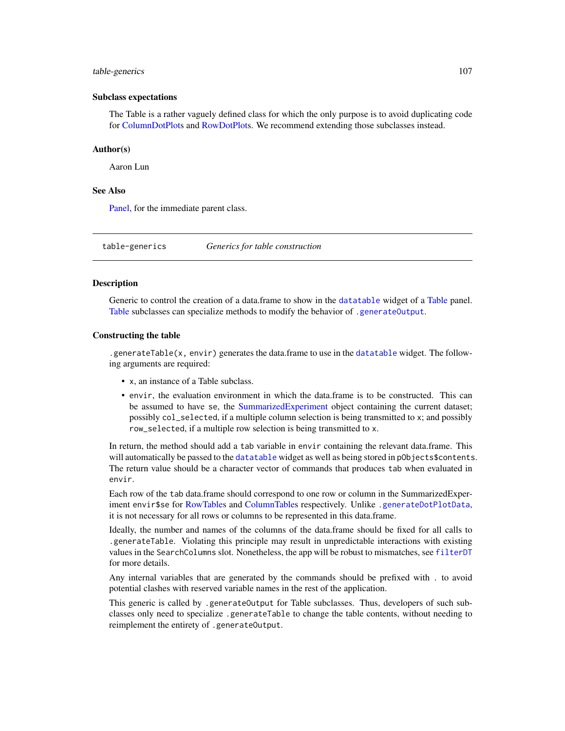### Subclass expectations

The Table is a rather vaguely defined class for which the only purpose is to avoid duplicating code for ColumnDotPlots and RowDotPlots. We recommend extending those subclasses instead.

### Author(s)

Aaron Lun

### See Also

Panel, for the immediate parent class.

---

## table-generics    *Generics for table construction*

---

### Description

Generic to control the creation of a data.frame to show in the `datatable` widget of a Table panel. Table subclasses can specialize methods to modify the behavior of `.generateOutput`.

### Constructing the table

`.generateTable(x, envir)` generates the data.frame to use in the `datatable` widget. The following arguments are required:

- `x`, an instance of a Table subclass.
- `envir`, the evaluation environment in which the data.frame is to be constructed. This can be assumed to have `se`, the SummarizedExperiment object containing the current dataset; possibly `col_selected`, if a multiple column selection is being transmitted to `x`; and possibly `row_selected`, if a multiple row selection is being transmitted to `x`.

In return, the method should add a `tab` variable in `envir` containing the relevant data.frame. This will automatically be passed to the `datatable` widget as well as being stored in `pObjects$contents`. The return value should be a character vector of commands that produces `tab` when evaluated in `envir`.

Each row of the `tab` data.frame should correspond to one row or column in the SummarizedExperiment `envir$se` for RowTables and ColumnTables respectively. Unlike `.generateDotPlotData`, it is not necessary for all rows or columns to be represented in this data.frame.

Ideally, the number and names of the columns of the data.frame should be fixed for all calls to `.generateTable`. Violating this principle may result in unpredictable interactions with existing values in the `SearchColumns` slot. Nonetheless, the app will be robust to mismatches, see `filterDT` for more details.

Any internal variables that are generated by the commands should be prefixed with `.` to avoid potential clashes with reserved variable names in the rest of the application.

This generic is called by `.generateOutput` for Table subclasses. Thus, developers of such subclasses only need to specialize `.generateTable` to change the table contents, without needing to reimplement the entirety of `.generateOutput`.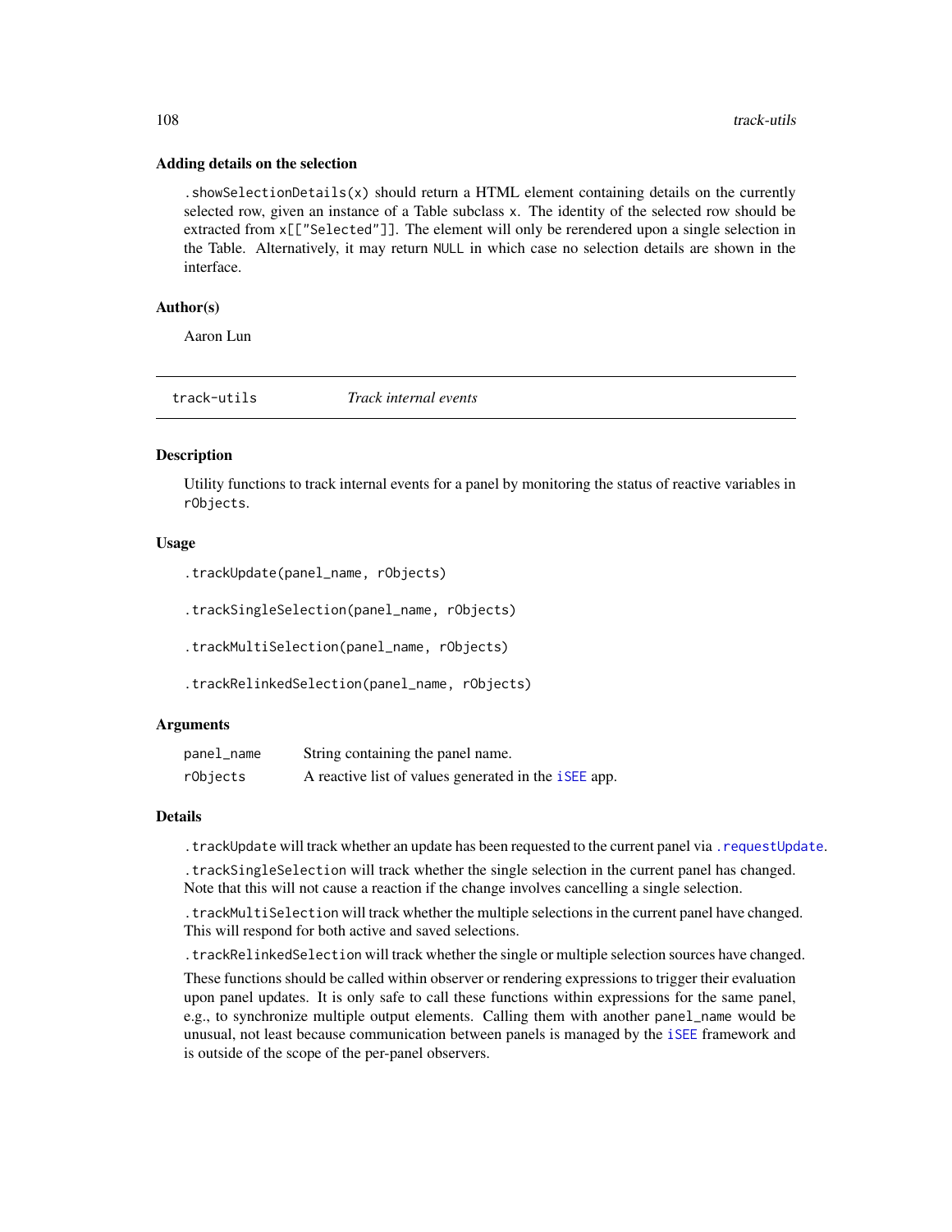### Adding details on the selection

`.showSelectionDetails(x)` should return a HTML element containing details on the currently selected row, given an instance of a Table subclass `x`. The identity of the selected row should be extracted from `x[["Selected"]]`. The element will only be rerendered upon a single selection in the Table. Alternatively, it may return `NULL` in which case no selection details are shown in the interface.

### Author(s)

Aaron Lun

---

## track-utils — *Track internal events*

### Description

Utility functions to track internal events for a panel by monitoring the status of reactive variables in `rObjects`.

### Usage

```
.trackUpdate(panel_name, rObjects)

.trackSingleSelection(panel_name, rObjects)

.trackMultiSelection(panel_name, rObjects)

.trackRelinkedSelection(panel_name, rObjects)
```

### Arguments

| | |
|---|---|
| `panel_name` | String containing the panel name. |
| `rObjects` | A reactive list of values generated in the `iSEE` app. |

### Details

`.trackUpdate` will track whether an update has been requested to the current panel via `.requestUpdate`.

`.trackSingleSelection` will track whether the single selection in the current panel has changed. Note that this will not cause a reaction if the change involves cancelling a single selection.

`.trackMultiSelection` will track whether the multiple selections in the current panel have changed. This will respond for both active and saved selections.

`.trackRelinkedSelection` will track whether the single or multiple selection sources have changed.

These functions should be called within observer or rendering expressions to trigger their evaluation upon panel updates. It is only safe to call these functions within expressions for the same panel, e.g., to synchronize multiple output elements. Calling them with another `panel_name` would be unusual, not least because communication between panels is managed by the `iSEE` framework and is outside of the scope of the per-panel observers.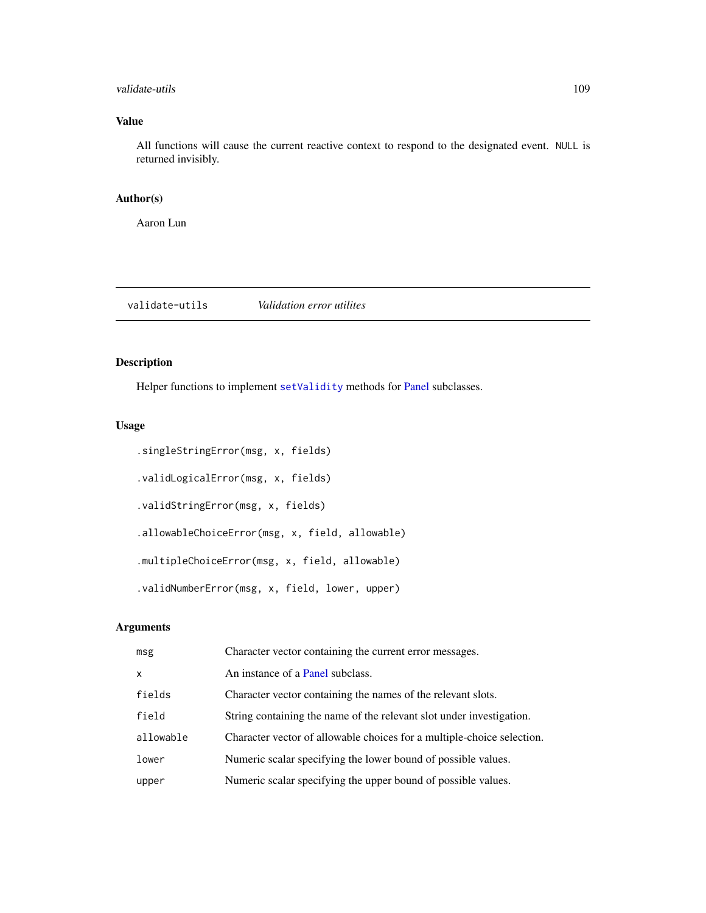## Value

All functions will cause the current reactive context to respond to the designated event. `NULL` is returned invisibly.

## Author(s)

Aaron Lun

---

# validate-utils *Validation error utilites*

## Description

Helper functions to implement `setValidity` methods for Panel subclasses.

## Usage

```
.singleStringError(msg, x, fields)

.validLogicalError(msg, x, fields)

.validStringError(msg, x, fields)

.allowableChoiceError(msg, x, field, allowable)

.multipleChoiceError(msg, x, field, allowable)

.validNumberError(msg, x, field, lower, upper)
```

## Arguments

| | |
|---|---|
| `msg` | Character vector containing the current error messages. |
| `x` | An instance of a Panel subclass. |
| `fields` | Character vector containing the names of the relevant slots. |
| `field` | String containing the name of the relevant slot under investigation. |
| `allowable` | Character vector of allowable choices for a multiple-choice selection. |
| `lower` | Numeric scalar specifying the lower bound of possible values. |
| `upper` | Numeric scalar specifying the upper bound of possible values. |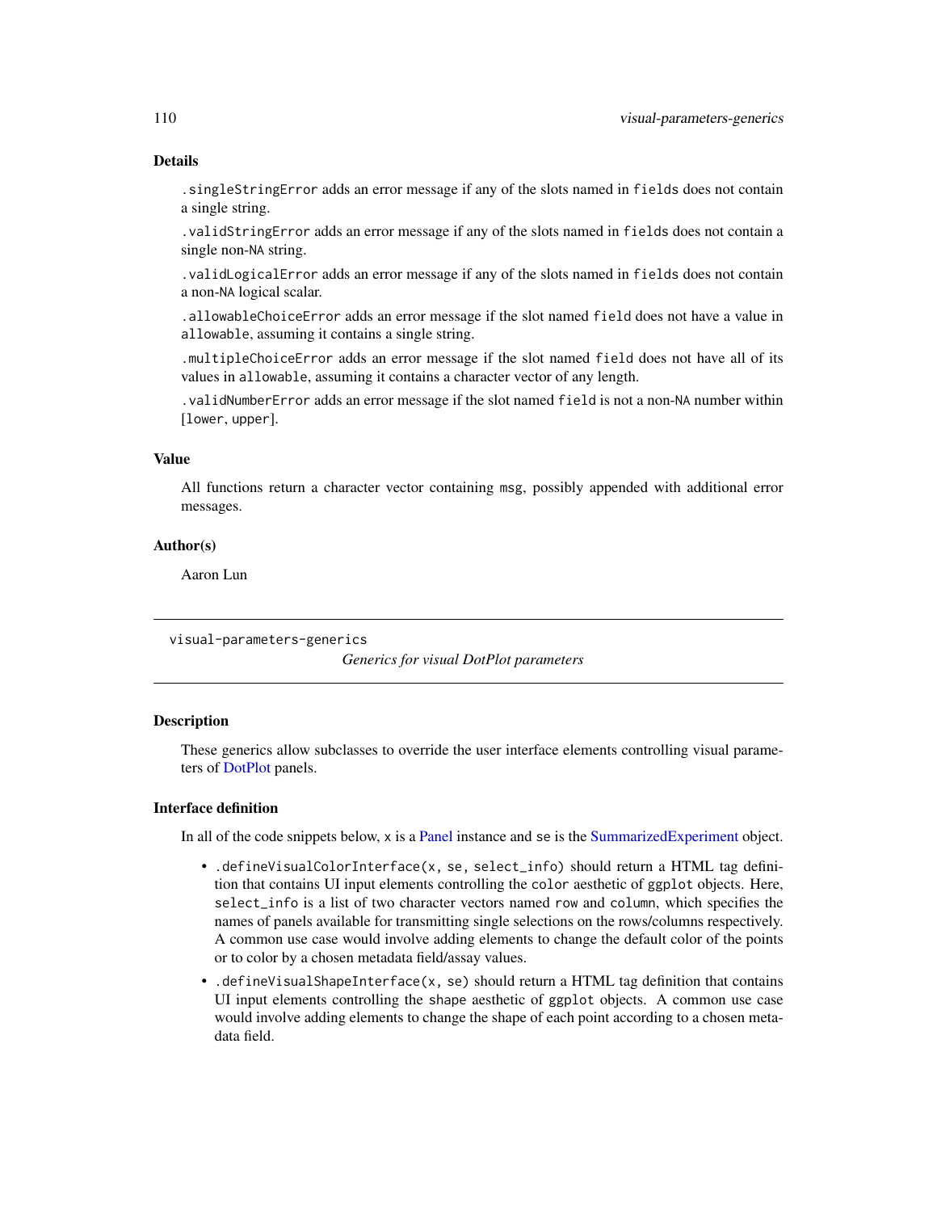### Details

`.singleStringError` adds an error message if any of the slots named in `fields` does not contain a single string.

`.validStringError` adds an error message if any of the slots named in `fields` does not contain a single non-`NA` string.

`.validLogicalError` adds an error message if any of the slots named in `fields` does not contain a non-`NA` logical scalar.

`.allowableChoiceError` adds an error message if the slot named `field` does not have a value in `allowable`, assuming it contains a single string.

`.multipleChoiceError` adds an error message if the slot named `field` does not have all of its values in `allowable`, assuming it contains a character vector of any length.

`.validNumberError` adds an error message if the slot named `field` is not a non-`NA` number within [`lower`, `upper`].

### Value

All functions return a character vector containing `msg`, possibly appended with additional error messages.

### Author(s)

Aaron Lun

---

## visual-parameters-generics

*Generics for visual DotPlot parameters*

---

### Description

These generics allow subclasses to override the user interface elements controlling visual parameters of DotPlot panels.

### Interface definition

In all of the code snippets below, `x` is a Panel instance and `se` is the SummarizedExperiment object.

- `.defineVisualColorInterface(x, se, select_info)` should return a HTML tag definition that contains UI input elements controlling the `color` aesthetic of `ggplot` objects. Here, `select_info` is a list of two character vectors named `row` and `column`, which specifies the names of panels available for transmitting single selections on the rows/columns respectively. A common use case would involve adding elements to change the default color of the points or to color by a chosen metadata field/assay values.
- `.defineVisualShapeInterface(x, se)` should return a HTML tag definition that contains UI input elements controlling the `shape` aesthetic of `ggplot` objects. A common use case would involve adding elements to change the shape of each point according to a chosen metadata field.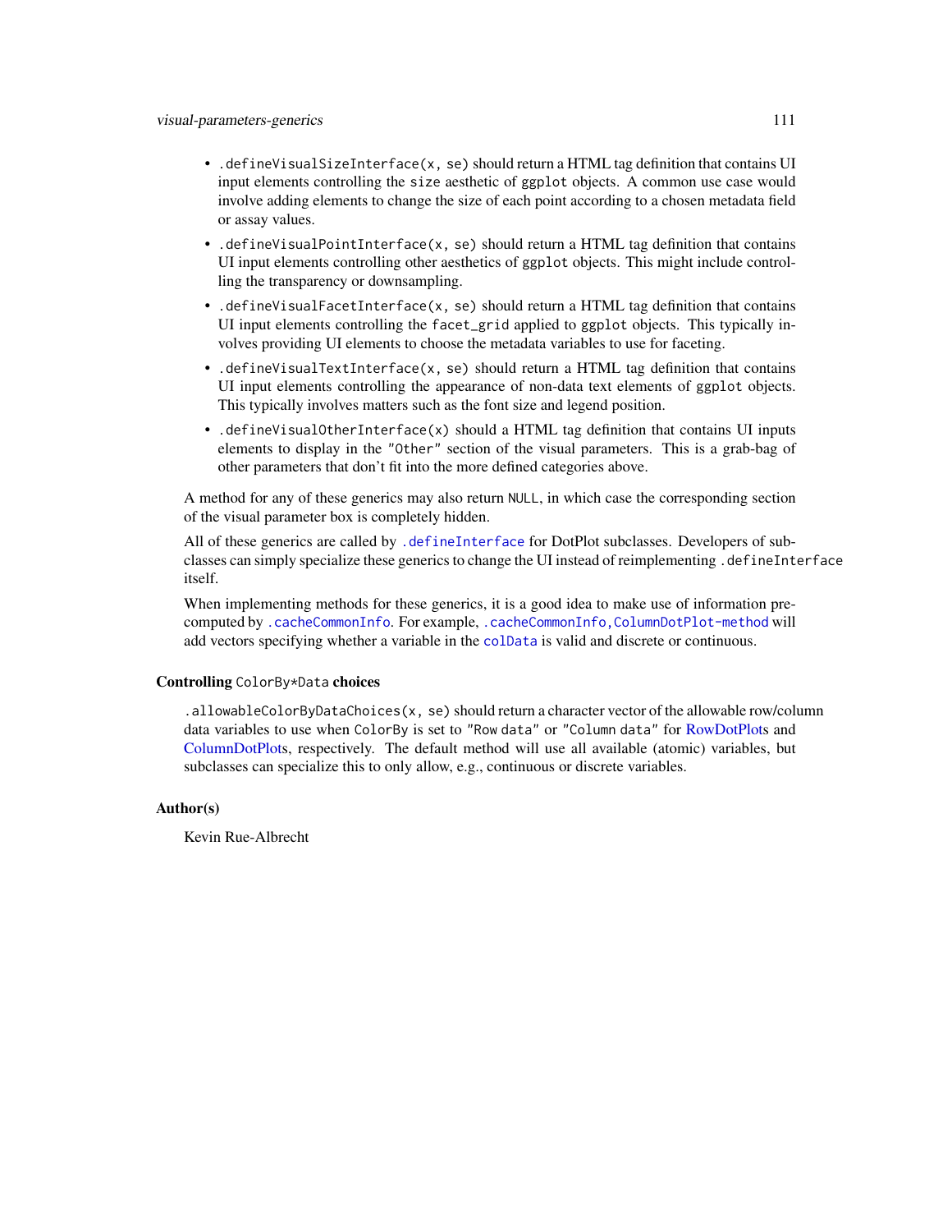- `.defineVisualSizeInterface(x, se)` should return a HTML tag definition that contains UI input elements controlling the `size` aesthetic of `ggplot` objects. A common use case would involve adding elements to change the size of each point according to a chosen metadata field or assay values.
- `.defineVisualPointInterface(x, se)` should return a HTML tag definition that contains UI input elements controlling other aesthetics of `ggplot` objects. This might include controlling the transparency or downsampling.
- `.defineVisualFacetInterface(x, se)` should return a HTML tag definition that contains UI input elements controlling the `facet_grid` applied to `ggplot` objects. This typically involves providing UI elements to choose the metadata variables to use for faceting.
- `.defineVisualTextInterface(x, se)` should return a HTML tag definition that contains UI input elements controlling the appearance of non-data text elements of `ggplot` objects. This typically involves matters such as the font size and legend position.
- `.defineVisualOtherInterface(x)` should a HTML tag definition that contains UI inputs elements to display in the `"Other"` section of the visual parameters. This is a grab-bag of other parameters that don't fit into the more defined categories above.

A method for any of these generics may also return `NULL`, in which case the corresponding section of the visual parameter box is completely hidden.

All of these generics are called by `.defineInterface` for DotPlot subclasses. Developers of subclasses can simply specialize these generics to change the UI instead of reimplementing `.defineInterface` itself.

When implementing methods for these generics, it is a good idea to make use of information precomputed by `.cacheCommonInfo`. For example, `.cacheCommonInfo,ColumnDotPlot-method` will add vectors specifying whether a variable in the `colData` is valid and discrete or continuous.

### Controlling `ColorBy*Data` choices

`.allowableColorByDataChoices(x, se)` should return a character vector of the allowable row/column data variables to use when `ColorBy` is set to `"Row data"` or `"Column data"` for RowDotPlots and ColumnDotPlots, respectively. The default method will use all available (atomic) variables, but subclasses can specialize this to only allow, e.g., continuous or discrete variables.

## Author(s)

Kevin Rue-Albrecht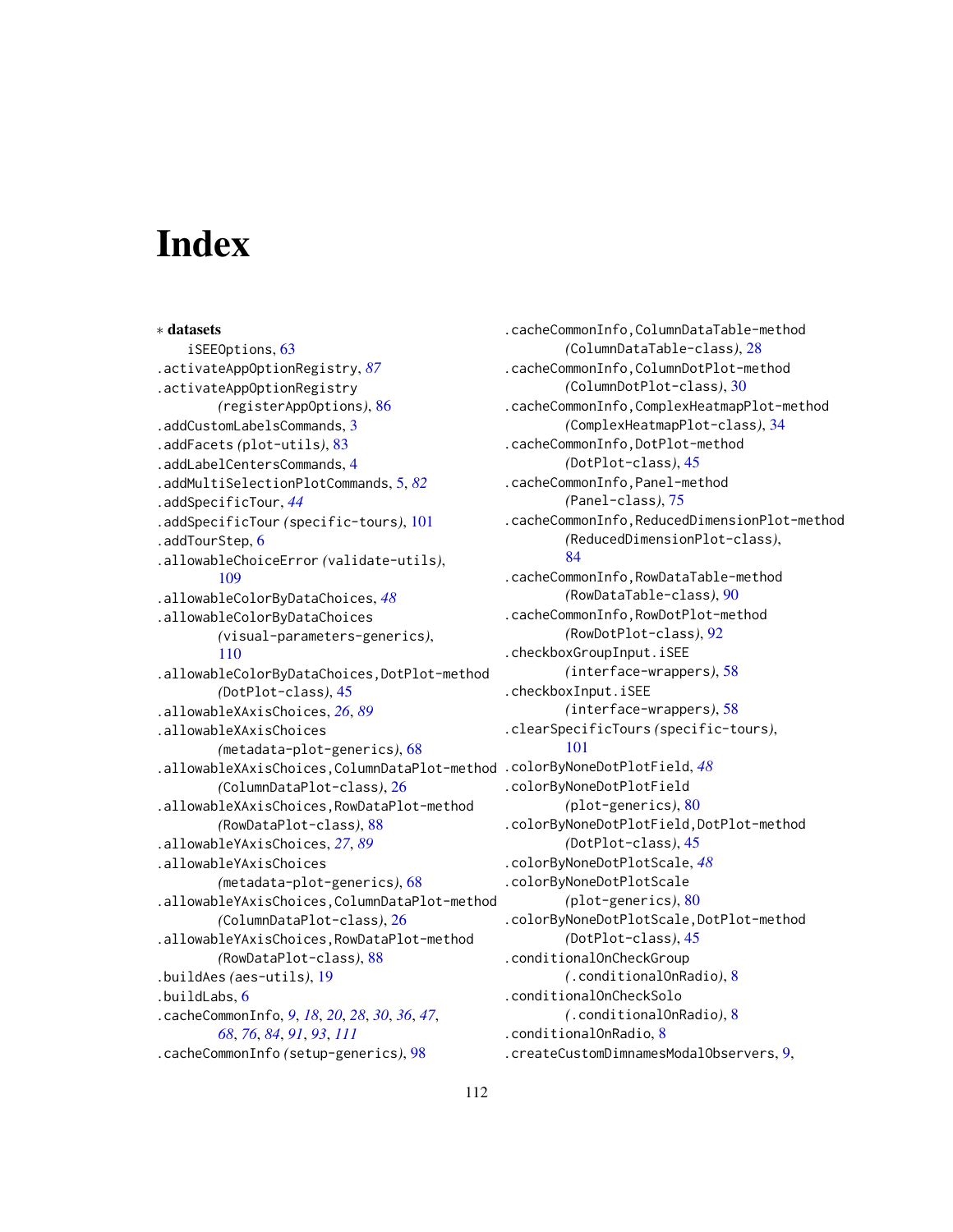# Index

∗ **datasets**
iSEEOptions, 63
.activateAppOptionRegistry, *87*
.activateAppOptionRegistry *(*registerAppOptions*)*, 86
.addCustomLabelsCommands, 3
.addFacets *(*plot-utils*)*, 83
.addLabelCentersCommands, 4
.addMultiSelectionPlotCommands, 5, *82*
.addSpecificTour, *44*
.addSpecificTour *(*specific-tours*)*, 101
.addTourStep, 6
.allowableChoiceError *(*validate-utils*)*, 109
.allowableColorByDataChoices, *48*
.allowableColorByDataChoices *(*visual-parameters-generics*)*, 110
.allowableColorByDataChoices,DotPlot-method *(*DotPlot-class*)*, 45
.allowableXAxisChoices, *26*, *89*
.allowableXAxisChoices *(*metadata-plot-generics*)*, 68
.allowableXAxisChoices,ColumnDataPlot-method *(*ColumnDataPlot-class*)*, 26
.allowableXAxisChoices,RowDataPlot-method *(*RowDataPlot-class*)*, 88
.allowableYAxisChoices, *27*, *89*
.allowableYAxisChoices *(*metadata-plot-generics*)*, 68
.allowableYAxisChoices,ColumnDataPlot-method *(*ColumnDataPlot-class*)*, 26
.allowableYAxisChoices,RowDataPlot-method *(*RowDataPlot-class*)*, 88
.buildAes *(*aes-utils*)*, 19
.buildLabs, 6
.cacheCommonInfo, *9*, *18*, *20*, *28*, *30*, *36*, *47*, *68*, *76*, *84*, *91*, *93*, *111*
.cacheCommonInfo *(*setup-generics*)*, 98
.cacheCommonInfo,ColumnDataTable-method *(*ColumnDataTable-class*)*, 28
.cacheCommonInfo,ColumnDotPlot-method *(*ColumnDotPlot-class*)*, 30
.cacheCommonInfo,ComplexHeatmapPlot-method *(*ComplexHeatmapPlot-class*)*, 34
.cacheCommonInfo,DotPlot-method *(*DotPlot-class*)*, 45
.cacheCommonInfo,Panel-method *(*Panel-class*)*, 75
.cacheCommonInfo,ReducedDimensionPlot-method *(*ReducedDimensionPlot-class*)*, 84
.cacheCommonInfo,RowDataTable-method *(*RowDataTable-class*)*, 90
.cacheCommonInfo,RowDotPlot-method *(*RowDotPlot-class*)*, 92
.checkboxGroupInput.iSEE *(*interface-wrappers*)*, 58
.checkboxInput.iSEE *(*interface-wrappers*)*, 58
.clearSpecificTours *(*specific-tours*)*, 101
.colorByNoneDotPlotField, *48*
.colorByNoneDotPlotField *(*plot-generics*)*, 80
.colorByNoneDotPlotField,DotPlot-method *(*DotPlot-class*)*, 45
.colorByNoneDotPlotScale, *48*
.colorByNoneDotPlotScale *(*plot-generics*)*, 80
.colorByNoneDotPlotScale,DotPlot-method *(*DotPlot-class*)*, 45
.conditionalOnCheckGroup *(*.conditionalOnRadio*)*, 8
.conditionalOnCheckSolo *(*.conditionalOnRadio*)*, 8
.conditionalOnRadio, 8
.createCustomDimnamesModalObservers, 9,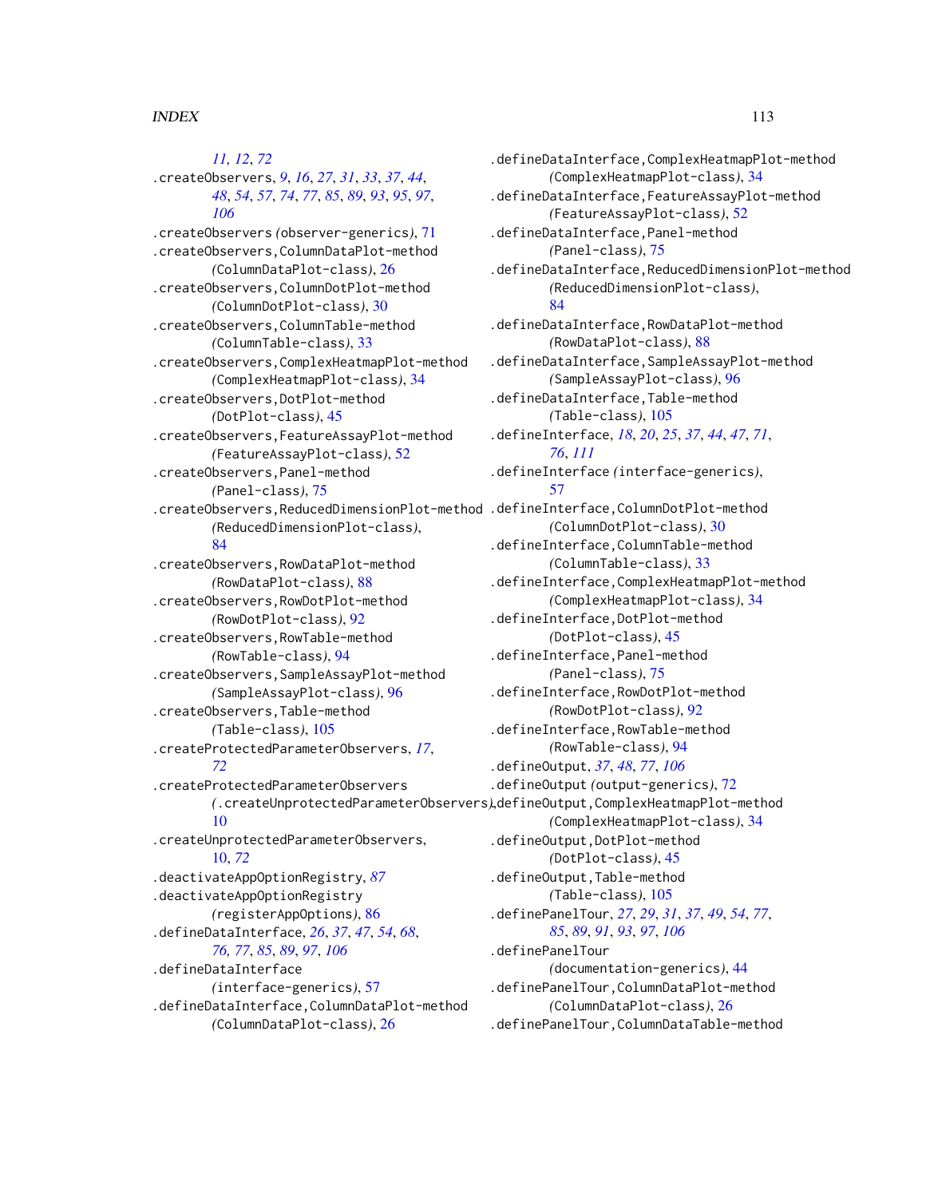*11, 12*, *72*
.createObservers, *9*, *16*, *27*, *31*, *33*, *37*, *44*, *48*, *54*, *57*, *74*, *77*, *85*, *89*, *93*, *95*, *97*, *106*
.createObservers *(observer-generics)*, 71
.createObservers,ColumnDataPlot-method *(ColumnDataPlot-class)*, 26
.createObservers,ColumnDotPlot-method *(ColumnDotPlot-class)*, 30
.createObservers,ColumnTable-method *(ColumnTable-class)*, 33
.createObservers,ComplexHeatmapPlot-method *(ComplexHeatmapPlot-class)*, 34
.createObservers,DotPlot-method *(DotPlot-class)*, 45
.createObservers,FeatureAssayPlot-method *(FeatureAssayPlot-class)*, 52
.createObservers,Panel-method *(Panel-class)*, 75
.createObservers,ReducedDimensionPlot-method *(ReducedDimensionPlot-class)*, 84
.createObservers,RowDataPlot-method *(RowDataPlot-class)*, 88
.createObservers,RowDotPlot-method *(RowDotPlot-class)*, 92
.createObservers,RowTable-method *(RowTable-class)*, 94
.createObservers,SampleAssayPlot-method *(SampleAssayPlot-class)*, 96
.createObservers,Table-method *(Table-class)*, 105
.createProtectedParameterObservers, *17*, *72*
.createProtectedParameterObservers *(.createUnprotectedParameterObservers)*, 10
.createUnprotectedParameterObservers, 10, *72*
.deactivateAppOptionRegistry, *87*
.deactivateAppOptionRegistry *(registerAppOptions)*, 86
.defineDataInterface, *26*, *37*, *47*, *54*, *68*, *76, 77*, *85*, *89*, *97*, *106*
.defineDataInterface *(interface-generics)*, 57
.defineDataInterface,ColumnDataPlot-method *(ColumnDataPlot-class)*, 26
.defineDataInterface,ComplexHeatmapPlot-method *(ComplexHeatmapPlot-class)*, 34
.defineDataInterface,FeatureAssayPlot-method *(FeatureAssayPlot-class)*, 52
.defineDataInterface,Panel-method *(Panel-class)*, 75
.defineDataInterface,ReducedDimensionPlot-method *(ReducedDimensionPlot-class)*, 84
.defineDataInterface,RowDataPlot-method *(RowDataPlot-class)*, 88
.defineDataInterface,SampleAssayPlot-method *(SampleAssayPlot-class)*, 96
.defineDataInterface,Table-method *(Table-class)*, 105
.defineInterface, *18*, *20*, *25*, *37*, *44*, *47*, *71*, *76*, *111*
.defineInterface *(interface-generics)*, 57
.defineInterface,ColumnDotPlot-method *(ColumnDotPlot-class)*, 30
.defineInterface,ColumnTable-method *(ColumnTable-class)*, 33
.defineInterface,ComplexHeatmapPlot-method *(ComplexHeatmapPlot-class)*, 34
.defineInterface,DotPlot-method *(DotPlot-class)*, 45
.defineInterface,Panel-method *(Panel-class)*, 75
.defineInterface,RowDotPlot-method *(RowDotPlot-class)*, 92
.defineInterface,RowTable-method *(RowTable-class)*, 94
.defineOutput, *37*, *48*, *77*, *106*
.defineOutput *(output-generics)*, 72
.defineOutput,ComplexHeatmapPlot-method *(ComplexHeatmapPlot-class)*, 34
.defineOutput,DotPlot-method *(DotPlot-class)*, 45
.defineOutput,Table-method *(Table-class)*, 105
.definePanelTour, *27*, *29*, *31*, *37*, *49*, *54*, *77*, *85*, *89*, *91*, *93*, *97*, *106*
.definePanelTour *(documentation-generics)*, 44
.definePanelTour,ColumnDataPlot-method *(ColumnDataPlot-class)*, 26
.definePanelTour,ColumnDataTable-method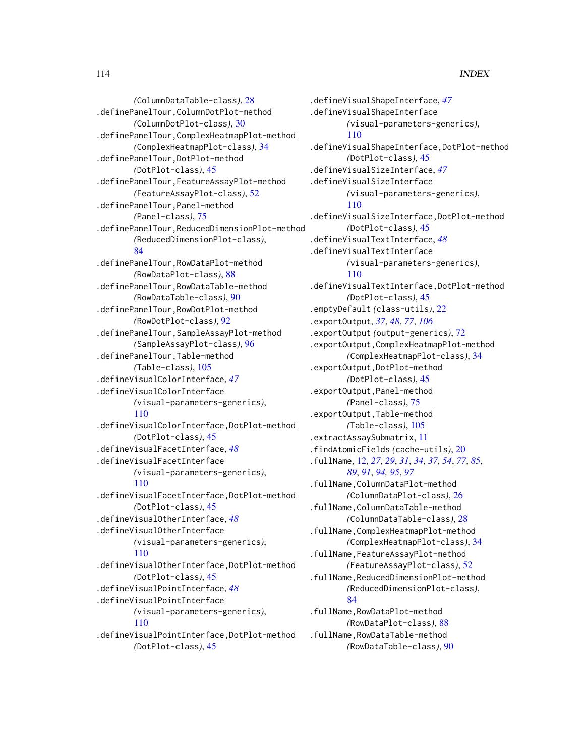(ColumnDataTable-class), 28
.definePanelTour,ColumnDotPlot-method (ColumnDotPlot-class), 30
.definePanelTour,ComplexHeatmapPlot-method (ComplexHeatmapPlot-class), 34
.definePanelTour,DotPlot-method (DotPlot-class), 45
.definePanelTour,FeatureAssayPlot-method (FeatureAssayPlot-class), 52
.definePanelTour,Panel-method (Panel-class), 75
.definePanelTour,ReducedDimensionPlot-method (ReducedDimensionPlot-class), 84
.definePanelTour,RowDataPlot-method (RowDataPlot-class), 88
.definePanelTour,RowDataTable-method (RowDataTable-class), 90
.definePanelTour,RowDotPlot-method (RowDotPlot-class), 92
.definePanelTour,SampleAssayPlot-method (SampleAssayPlot-class), 96
.definePanelTour,Table-method (Table-class), 105
.defineVisualColorInterface, *47*
.defineVisualColorInterface (visual-parameters-generics), 110
.defineVisualColorInterface,DotPlot-method (DotPlot-class), 45
.defineVisualFacetInterface, *48*
.defineVisualFacetInterface (visual-parameters-generics), 110
.defineVisualFacetInterface,DotPlot-method (DotPlot-class), 45
.defineVisualOtherInterface, *48*
.defineVisualOtherInterface (visual-parameters-generics), 110
.defineVisualOtherInterface,DotPlot-method (DotPlot-class), 45
.defineVisualPointInterface, *48*
.defineVisualPointInterface (visual-parameters-generics), 110
.defineVisualPointInterface,DotPlot-method (DotPlot-class), 45
.defineVisualShapeInterface, *47*
.defineVisualShapeInterface (visual-parameters-generics), 110
.defineVisualShapeInterface,DotPlot-method (DotPlot-class), 45
.defineVisualSizeInterface, *47*
.defineVisualSizeInterface (visual-parameters-generics), 110
.defineVisualSizeInterface,DotPlot-method (DotPlot-class), 45
.defineVisualTextInterface, *48*
.defineVisualTextInterface (visual-parameters-generics), 110
.defineVisualTextInterface,DotPlot-method (DotPlot-class), 45
.emptyDefault (class-utils), 22
.exportOutput, *37*, *48*, *77*, *106*
.exportOutput (output-generics), 72
.exportOutput,ComplexHeatmapPlot-method (ComplexHeatmapPlot-class), 34
.exportOutput,DotPlot-method (DotPlot-class), 45
.exportOutput,Panel-method (Panel-class), 75
.exportOutput,Table-method (Table-class), 105
.extractAssaySubmatrix, 11
.findAtomicFields (cache-utils), 20
.fullName, 12, *27*, *29*, *31*, *34*, *37*, *54*, *77*, *85*, *89*, *91*, *94*, *95*, *97*
.fullName,ColumnDataPlot-method (ColumnDataPlot-class), 26
.fullName,ColumnDataTable-method (ColumnDataTable-class), 28
.fullName,ComplexHeatmapPlot-method (ComplexHeatmapPlot-class), 34
.fullName,FeatureAssayPlot-method (FeatureAssayPlot-class), 52
.fullName,ReducedDimensionPlot-method (ReducedDimensionPlot-class), 84
.fullName,RowDataPlot-method (RowDataPlot-class), 88
.fullName,RowDataTable-method (RowDataTable-class), 90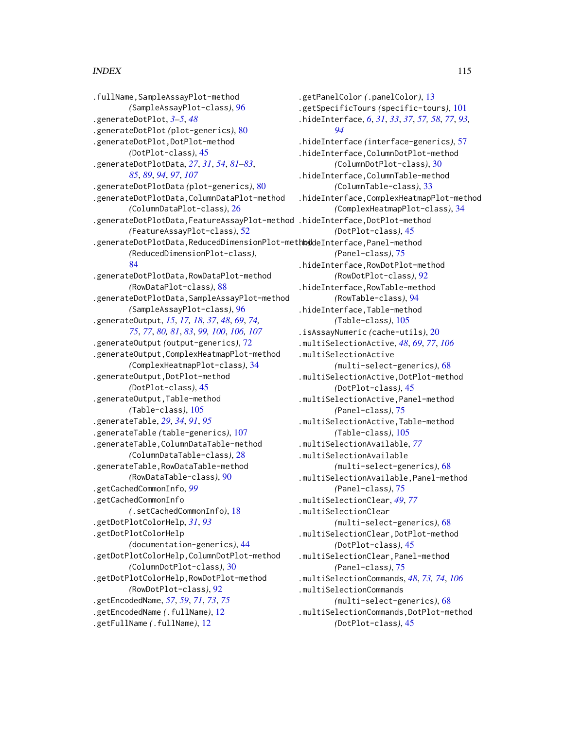.fullName,SampleAssayPlot-method
(SampleAssayPlot-class), 96
.generateDotPlot, *3–5*, *48*
.generateDotPlot (plot-generics), 80
.generateDotPlot,DotPlot-method
(DotPlot-class), 45
.generateDotPlotData, *27*, *31*, *54*, *81–83*, *85*, *89*, *94*, *97*, *107*
.generateDotPlotData (plot-generics), 80
.generateDotPlotData,ColumnDataPlot-method
(ColumnDataPlot-class), 26
.generateDotPlotData,FeatureAssayPlot-method
(FeatureAssayPlot-class), 52
.generateDotPlotData,ReducedDimensionPlot-method
(ReducedDimensionPlot-class), 84
.generateDotPlotData,RowDataPlot-method
(RowDataPlot-class), 88
.generateDotPlotData,SampleAssayPlot-method
(SampleAssayPlot-class), 96
.generateOutput, *15*, *17*, *18*, *37*, *48*, *69*, *74*, *75*, *77*, *80*, *81*, *83*, *99*, *100*, *106*, *107*
.generateOutput (output-generics), 72
.generateOutput,ComplexHeatmapPlot-method
(ComplexHeatmapPlot-class), 34
.generateOutput,DotPlot-method
(DotPlot-class), 45
.generateOutput,Table-method
(Table-class), 105
.generateTable, *29*, *34*, *91*, *95*
.generateTable (table-generics), 107
.generateTable,ColumnDataTable-method
(ColumnDataTable-class), 28
.generateTable,RowDataTable-method
(RowDataTable-class), 90
.getCachedCommonInfo, *99*
.getCachedCommonInfo
(.setCachedCommonInfo), 18
.getDotPlotColorHelp, *31*, *93*
.getDotPlotColorHelp
(documentation-generics), 44
.getDotPlotColorHelp,ColumnDotPlot-method
(ColumnDotPlot-class), 30
.getDotPlotColorHelp,RowDotPlot-method
(RowDotPlot-class), 92
.getEncodedName, *57*, *59*, *71*, *73*, *75*
.getEncodedName (.fullName), 12
.getFullName (.fullName), 12
.getPanelColor (.panelColor), 13
.getSpecificTours (specific-tours), 101
.hideInterface, *6*, *31*, *33*, *37*, *57*, *58*, *77*, *93*, *94*
.hideInterface (interface-generics), 57
.hideInterface,ColumnDotPlot-method
(ColumnDotPlot-class), 30
.hideInterface,ColumnTable-method
(ColumnTable-class), 33
.hideInterface,ComplexHeatmapPlot-method
(ComplexHeatmapPlot-class), 34
.hideInterface,DotPlot-method
(DotPlot-class), 45
.hideInterface,Panel-method
(Panel-class), 75
.hideInterface,RowDotPlot-method
(RowDotPlot-class), 92
.hideInterface,RowTable-method
(RowTable-class), 94
.hideInterface,Table-method
(Table-class), 105
.isAssayNumeric (cache-utils), 20
.multiSelectionActive, *48*, *69*, *77*, *106*
.multiSelectionActive
(multi-select-generics), 68
.multiSelectionActive,DotPlot-method
(DotPlot-class), 45
.multiSelectionActive,Panel-method
(Panel-class), 75
.multiSelectionActive,Table-method
(Table-class), 105
.multiSelectionAvailable, *77*
.multiSelectionAvailable
(multi-select-generics), 68
.multiSelectionAvailable,Panel-method
(Panel-class), 75
.multiSelectionClear, *49*, *77*
.multiSelectionClear
(multi-select-generics), 68
.multiSelectionClear,DotPlot-method
(DotPlot-class), 45
.multiSelectionClear,Panel-method
(Panel-class), 75
.multiSelectionCommands, *48*, *73*, *74*, *106*
.multiSelectionCommands
(multi-select-generics), 68
.multiSelectionCommands,DotPlot-method
(DotPlot-class), 45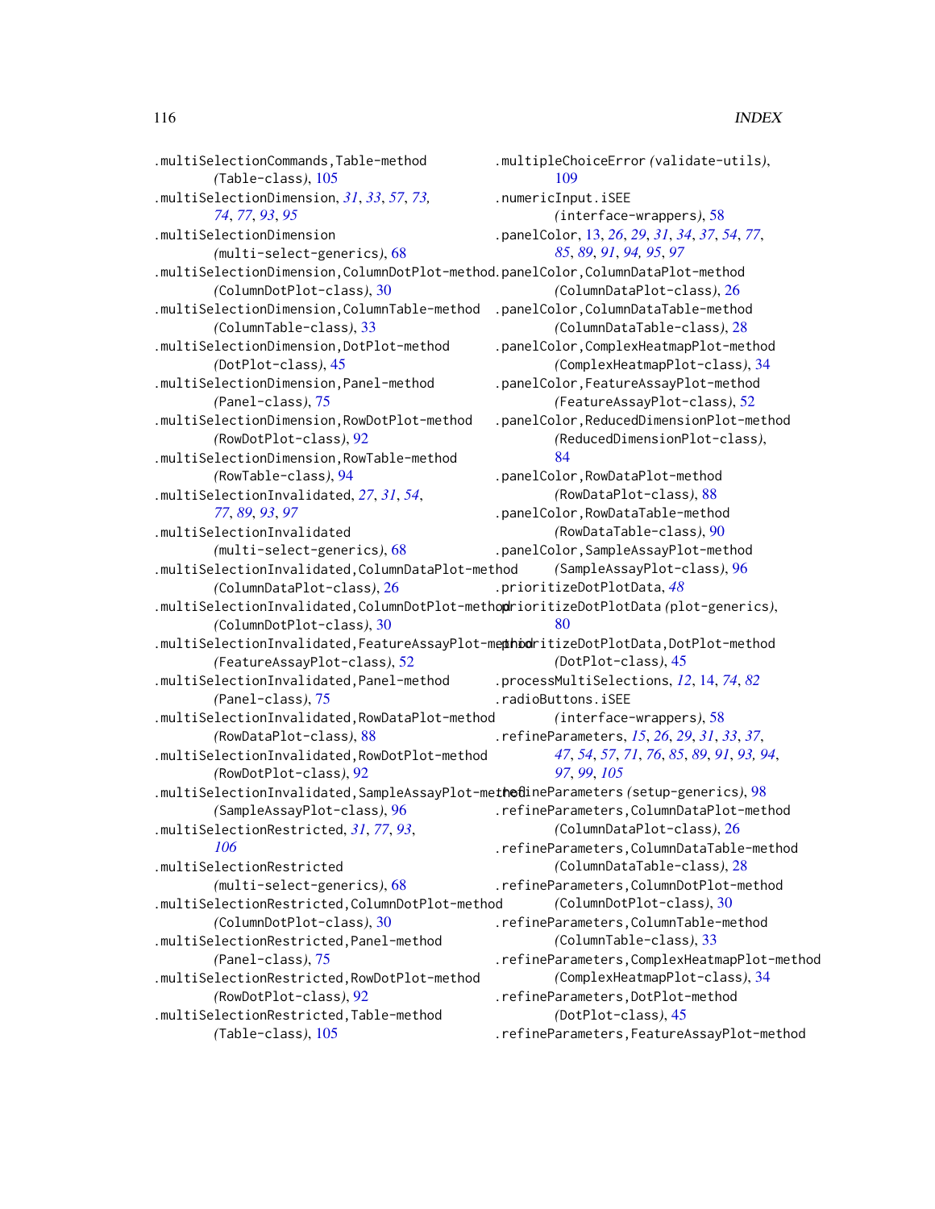.multiSelectionCommands,Table-method
*(*Table-class*)*, 105

.multiSelectionDimension, *31*, *33*, *57*, *73, 74*, *77*, *93*, *95*

.multiSelectionDimension
*(*multi-select-generics*)*, 68

.multiSelectionDimension,ColumnDotPlot-method
*(*ColumnDotPlot-class*)*, 30

.multiSelectionDimension,ColumnTable-method
*(*ColumnTable-class*)*, 33

.multiSelectionDimension,DotPlot-method
*(*DotPlot-class*)*, 45

.multiSelectionDimension,Panel-method
*(*Panel-class*)*, 75

.multiSelectionDimension,RowDotPlot-method
*(*RowDotPlot-class*)*, 92

.multiSelectionDimension,RowTable-method
*(*RowTable-class*)*, 94

.multiSelectionInvalidated, *27*, *31*, *54*, *77*, *89*, *93*, *97*

.multiSelectionInvalidated
*(*multi-select-generics*)*, 68

.multiSelectionInvalidated,ColumnDataPlot-method
*(*ColumnDataPlot-class*)*, 26

.multiSelectionInvalidated,ColumnDotPlot-method
*(*ColumnDotPlot-class*)*, 30

.multiSelectionInvalidated,FeatureAssayPlot-method
*(*FeatureAssayPlot-class*)*, 52

.multiSelectionInvalidated,Panel-method
*(*Panel-class*)*, 75

.multiSelectionInvalidated,RowDataPlot-method
*(*RowDataPlot-class*)*, 88

.multiSelectionInvalidated,RowDotPlot-method
*(*RowDotPlot-class*)*, 92

.multiSelectionInvalidated,SampleAssayPlot-method
*(*SampleAssayPlot-class*)*, 96

.multiSelectionRestricted, *31*, *77*, *93*, *106*

.multiSelectionRestricted
*(*multi-select-generics*)*, 68

.multiSelectionRestricted,ColumnDotPlot-method
*(*ColumnDotPlot-class*)*, 30

.multiSelectionRestricted,Panel-method
*(*Panel-class*)*, 75

.multiSelectionRestricted,RowDotPlot-method
*(*RowDotPlot-class*)*, 92

.multiSelectionRestricted,Table-method
*(*Table-class*)*, 105

.multipleChoiceError *(*validate-utils*)*, 109

.numericInput.iSEE
*(*interface-wrappers*)*, 58

.panelColor, 13, *26*, *29*, *31*, *34*, *37*, *54*, *77*, *85*, *89*, *91*, *94, 95*, *97*

.panelColor,ColumnDataPlot-method
*(*ColumnDataPlot-class*)*, 26

.panelColor,ColumnDataTable-method
*(*ColumnDataTable-class*)*, 28

.panelColor,ComplexHeatmapPlot-method
*(*ComplexHeatmapPlot-class*)*, 34

.panelColor,FeatureAssayPlot-method
*(*FeatureAssayPlot-class*)*, 52

.panelColor,ReducedDimensionPlot-method
*(*ReducedDimensionPlot-class*)*, 84

.panelColor,RowDataPlot-method
*(*RowDataPlot-class*)*, 88

.panelColor,RowDataTable-method
*(*RowDataTable-class*)*, 90

.panelColor,SampleAssayPlot-method
*(*SampleAssayPlot-class*)*, 96

.prioritizeDotPlotData, *48*

.prioritizeDotPlotData *(*plot-generics*)*, 80

.prioritizeDotPlotData,DotPlot-method
*(*DotPlot-class*)*, 45

.processMultiSelections, *12*, 14, *74*, *82*

.radioButtons.iSEE
*(*interface-wrappers*)*, 58

.refineParameters, *15*, *26*, *29*, *31*, *33*, *37*, *47*, *54*, *57*, *71*, *76*, *85*, *89*, *91*, *93, 94*, *97*, *99*, *105*

.refineParameters *(*setup-generics*)*, 98

.refineParameters,ColumnDataPlot-method
*(*ColumnDataPlot-class*)*, 26

.refineParameters,ColumnDataTable-method
*(*ColumnDataTable-class*)*, 28

.refineParameters,ColumnDotPlot-method
*(*ColumnDotPlot-class*)*, 30

.refineParameters,ColumnTable-method
*(*ColumnTable-class*)*, 33

.refineParameters,ComplexHeatmapPlot-method
*(*ComplexHeatmapPlot-class*)*, 34

.refineParameters,DotPlot-method
*(*DotPlot-class*)*, 45

.refineParameters,FeatureAssayPlot-method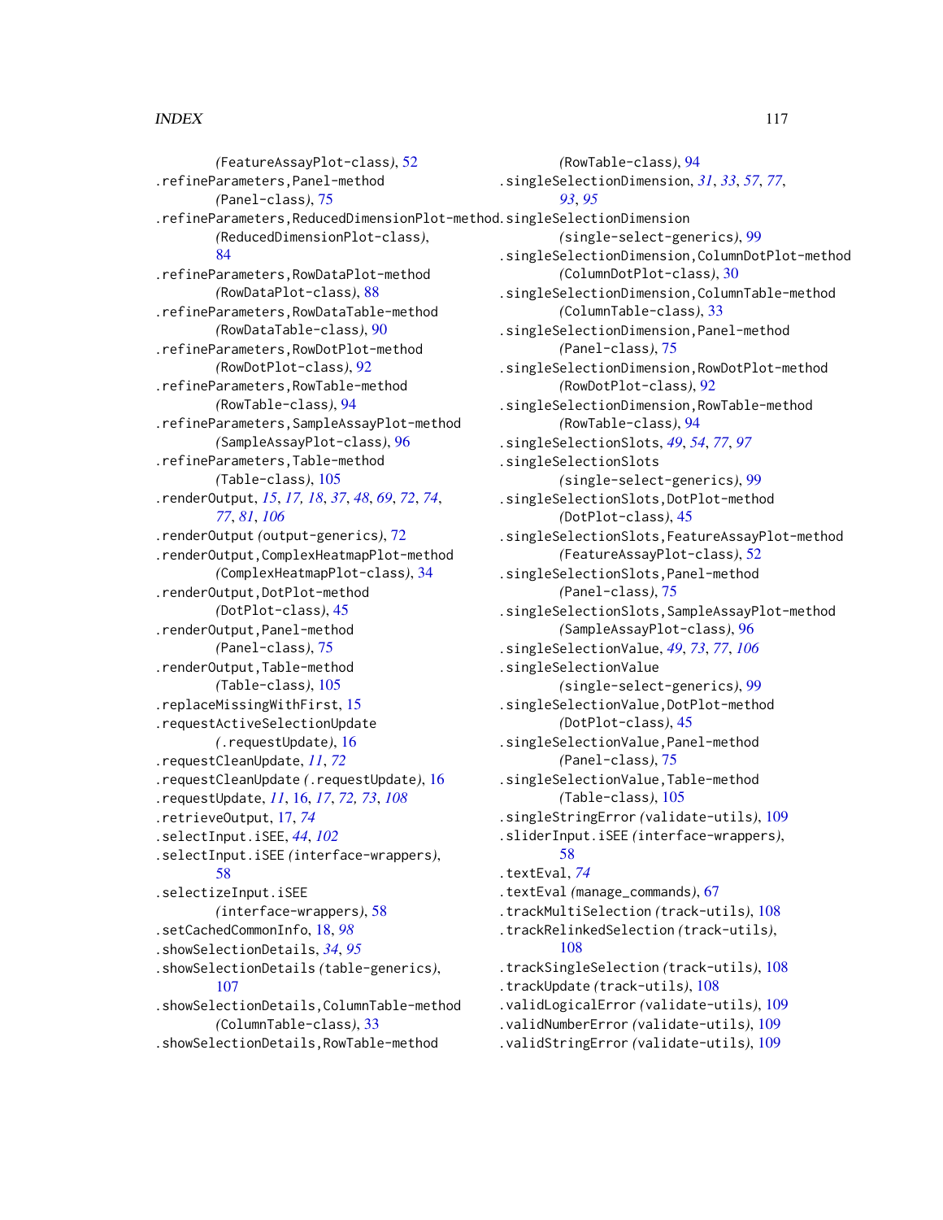(FeatureAssayPlot-class), 52
.refineParameters,Panel-method
(Panel-class), 75
.refineParameters,ReducedDimensionPlot-method
(ReducedDimensionPlot-class),
84
.refineParameters,RowDataPlot-method
(RowDataPlot-class), 88
.refineParameters,RowDataTable-method
(RowDataTable-class), 90
.refineParameters,RowDotPlot-method
(RowDotPlot-class), 92
.refineParameters,RowTable-method
(RowTable-class), 94
.refineParameters,SampleAssayPlot-method
(SampleAssayPlot-class), 96
.refineParameters,Table-method
(Table-class), 105
.renderOutput, *15*, *17*, *18*, *37*, *48*, *69*, *72*, *74*,
*77*, *81*, *106*
.renderOutput (output-generics), 72
.renderOutput,ComplexHeatmapPlot-method
(ComplexHeatmapPlot-class), 34
.renderOutput,DotPlot-method
(DotPlot-class), 45
.renderOutput,Panel-method
(Panel-class), 75
.renderOutput,Table-method
(Table-class), 105
.replaceMissingWithFirst, 15
.requestActiveSelectionUpdate
(.requestUpdate), 16
.requestCleanUpdate, *11*, *72*
.requestCleanUpdate (.requestUpdate), 16
.requestUpdate, *11*, 16, *17*, *72*, *73*, *108*
.retrieveOutput, 17, *74*
.selectInput.iSEE, *44*, *102*
.selectInput.iSEE (interface-wrappers),
58
.selectizeInput.iSEE
(interface-wrappers), 58
.setCachedCommonInfo, 18, *98*
.showSelectionDetails, *34*, *95*
.showSelectionDetails (table-generics),
107
.showSelectionDetails,ColumnTable-method
(ColumnTable-class), 33
.showSelectionDetails,RowTable-method
(RowTable-class), 94
.singleSelectionDimension, *31*, *33*, *57*, *77*,
*93*, *95*
.singleSelectionDimension
(single-select-generics), 99
.singleSelectionDimension,ColumnDotPlot-method
(ColumnDotPlot-class), 30
.singleSelectionDimension,ColumnTable-method
(ColumnTable-class), 33
.singleSelectionDimension,Panel-method
(Panel-class), 75
.singleSelectionDimension,RowDotPlot-method
(RowDotPlot-class), 92
.singleSelectionDimension,RowTable-method
(RowTable-class), 94
.singleSelectionSlots, *49*, *54*, *77*, *97*
.singleSelectionSlots
(single-select-generics), 99
.singleSelectionSlots,DotPlot-method
(DotPlot-class), 45
.singleSelectionSlots,FeatureAssayPlot-method
(FeatureAssayPlot-class), 52
.singleSelectionSlots,Panel-method
(Panel-class), 75
.singleSelectionSlots,SampleAssayPlot-method
(SampleAssayPlot-class), 96
.singleSelectionValue, *49*, *73*, *77*, *106*
.singleSelectionValue
(single-select-generics), 99
.singleSelectionValue,DotPlot-method
(DotPlot-class), 45
.singleSelectionValue,Panel-method
(Panel-class), 75
.singleSelectionValue,Table-method
(Table-class), 105
.singleStringError (validate-utils), 109
.sliderInput.iSEE (interface-wrappers),
58
.textEval, *74*
.textEval (manage_commands), 67
.trackMultiSelection (track-utils), 108
.trackRelinkedSelection (track-utils),
108
.trackSingleSelection (track-utils), 108
.trackUpdate (track-utils), 108
.validLogicalError (validate-utils), 109
.validNumberError (validate-utils), 109
.validStringError (validate-utils), 109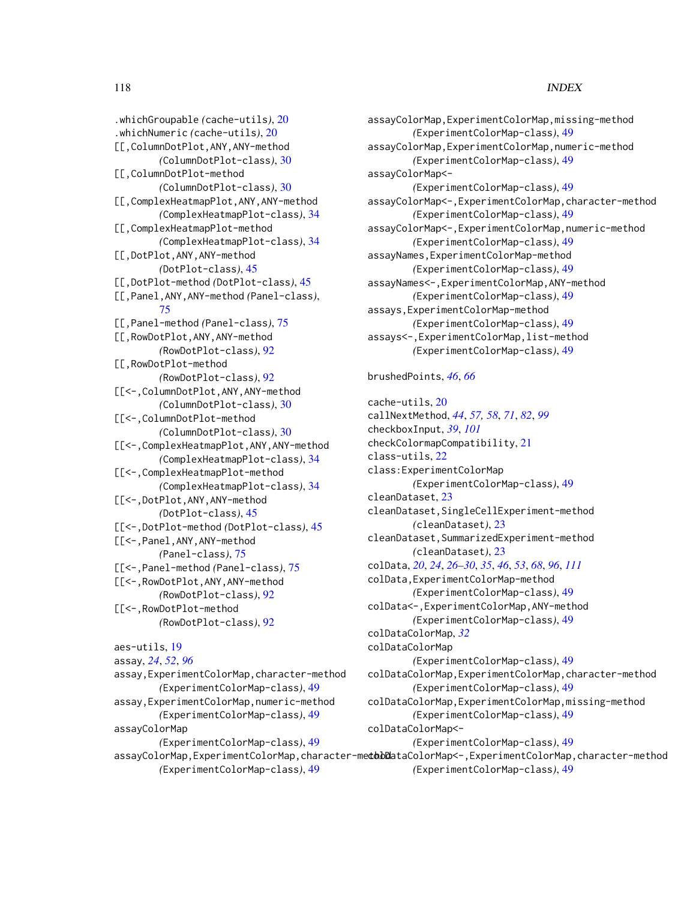.whichGroupable *(cache-utils)*, 20
.whichNumeric *(cache-utils)*, 20
[[,ColumnDotPlot,ANY,ANY-method *(ColumnDotPlot-class)*, 30
[[,ColumnDotPlot-method *(ColumnDotPlot-class)*, 30
[[,ComplexHeatmapPlot,ANY,ANY-method *(ComplexHeatmapPlot-class)*, 34
[[,ComplexHeatmapPlot-method *(ComplexHeatmapPlot-class)*, 34
[[,DotPlot,ANY,ANY-method *(DotPlot-class)*, 45
[[,DotPlot-method *(DotPlot-class)*, 45
[[,Panel,ANY,ANY-method *(Panel-class)*, 75
[[,Panel-method *(Panel-class)*, 75
[[,RowDotPlot,ANY,ANY-method *(RowDotPlot-class)*, 92
[[,RowDotPlot-method *(RowDotPlot-class)*, 92
[[<-,ColumnDotPlot,ANY,ANY-method *(ColumnDotPlot-class)*, 30
[[<-,ColumnDotPlot-method *(ColumnDotPlot-class)*, 30
[[<-,ComplexHeatmapPlot,ANY,ANY-method *(ComplexHeatmapPlot-class)*, 34
[[<-,ComplexHeatmapPlot-method *(ComplexHeatmapPlot-class)*, 34
[[<-,DotPlot,ANY,ANY-method *(DotPlot-class)*, 45
[[<-,DotPlot-method *(DotPlot-class)*, 45
[[<-,Panel,ANY,ANY-method *(Panel-class)*, 75
[[<-,Panel-method *(Panel-class)*, 75
[[<-,RowDotPlot,ANY,ANY-method *(RowDotPlot-class)*, 92
[[<-,RowDotPlot-method *(RowDotPlot-class)*, 92

aes-utils, 19
assay, *24*, *52*, *96*
assay,ExperimentColorMap,character-method *(ExperimentColorMap-class)*, 49
assay,ExperimentColorMap,numeric-method *(ExperimentColorMap-class)*, 49
assayColorMap *(ExperimentColorMap-class)*, 49
assayColorMap,ExperimentColorMap,character-method *(ExperimentColorMap-class)*, 49
assayColorMap,ExperimentColorMap,missing-method *(ExperimentColorMap-class)*, 49
assayColorMap,ExperimentColorMap,numeric-method *(ExperimentColorMap-class)*, 49
assayColorMap<- *(ExperimentColorMap-class)*, 49
assayColorMap<-,ExperimentColorMap,character-method *(ExperimentColorMap-class)*, 49
assayColorMap<-,ExperimentColorMap,numeric-method *(ExperimentColorMap-class)*, 49
assayNames,ExperimentColorMap-method *(ExperimentColorMap-class)*, 49
assayNames<-,ExperimentColorMap,ANY-method *(ExperimentColorMap-class)*, 49
assays,ExperimentColorMap-method *(ExperimentColorMap-class)*, 49
assays<-,ExperimentColorMap,list-method *(ExperimentColorMap-class)*, 49

brushedPoints, *46*, *66*

cache-utils, 20
callNextMethod, *44*, *57, 58*, *71*, *82*, *99*
checkboxInput, *39*, *101*
checkColormapCompatibility, 21
class-utils, 22
class:ExperimentColorMap *(ExperimentColorMap-class)*, 49
cleanDataset, 23
cleanDataset,SingleCellExperiment-method *(cleanDataset)*, 23
cleanDataset,SummarizedExperiment-method *(cleanDataset)*, 23
colData, *20*, *24*, *26–30*, *35*, *46*, *53*, *68*, *96*, *111*
colData,ExperimentColorMap-method *(ExperimentColorMap-class)*, 49
colData<-,ExperimentColorMap,ANY-method *(ExperimentColorMap-class)*, 49
colDataColorMap, *32*
colDataColorMap *(ExperimentColorMap-class)*, 49
colDataColorMap,ExperimentColorMap,character-method *(ExperimentColorMap-class)*, 49
colDataColorMap,ExperimentColorMap,missing-method *(ExperimentColorMap-class)*, 49
colDataColorMap<- *(ExperimentColorMap-class)*, 49
colDataColorMap<-,ExperimentColorMap,character-method *(ExperimentColorMap-class)*, 49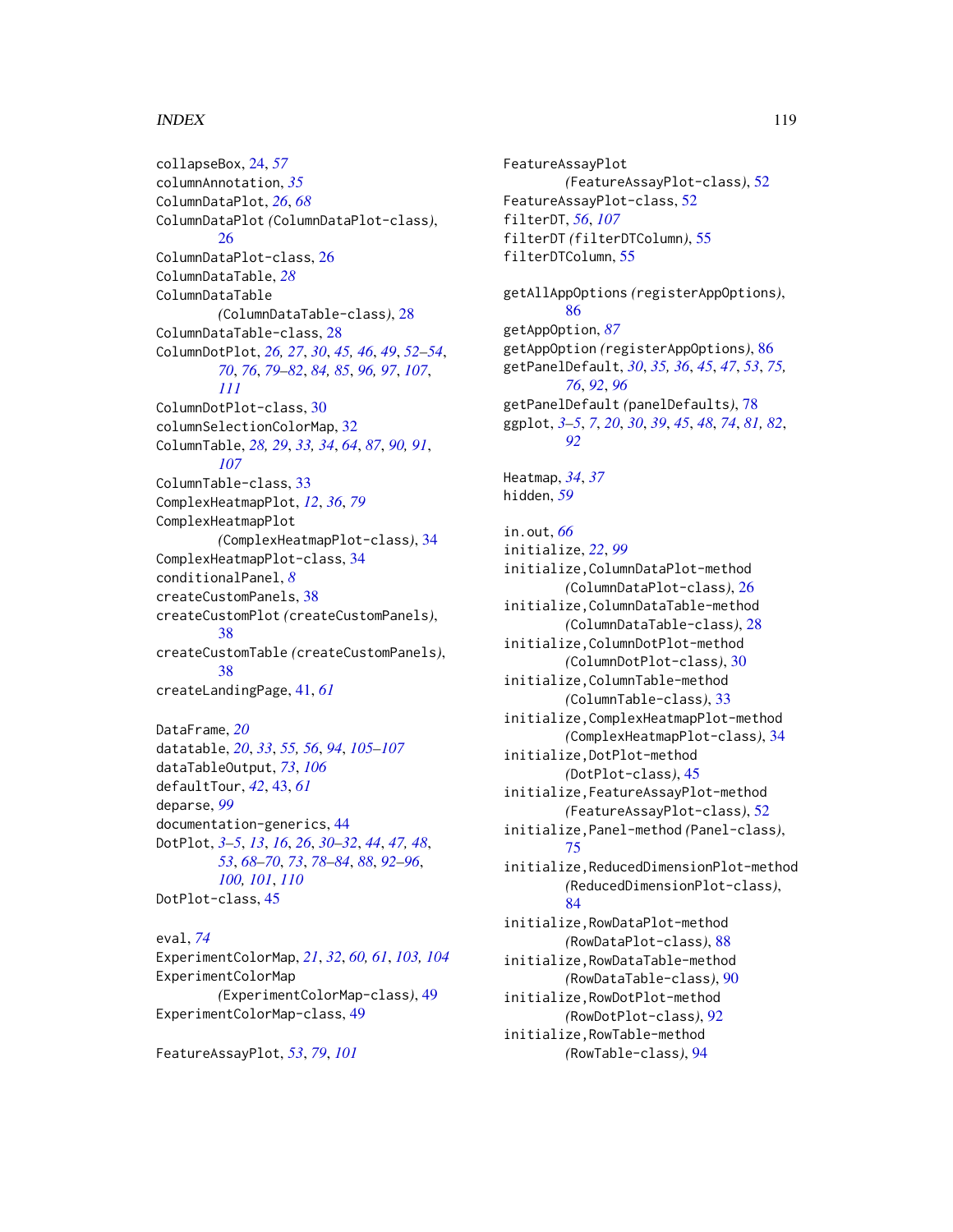collapseBox, 24, *57*
columnAnnotation, *35*
ColumnDataPlot, *26*, *68*
ColumnDataPlot *(ColumnDataPlot-class)*, 26
ColumnDataPlot-class, 26
ColumnDataTable, *28*
ColumnDataTable *(ColumnDataTable-class)*, 28
ColumnDataTable-class, 28
ColumnDotPlot, *26, 27*, *30*, *45, 46*, *49*, *52–54*, *70*, *76*, *79–82*, *84, 85*, *96, 97*, *107*, *111*
ColumnDotPlot-class, 30
columnSelectionColorMap, 32
ColumnTable, *28, 29*, *33, 34*, *64*, *87*, *90, 91*, *107*
ColumnTable-class, 33
ComplexHeatmapPlot, *12*, *36*, *79*
ComplexHeatmapPlot *(ComplexHeatmapPlot-class)*, 34
ComplexHeatmapPlot-class, 34
conditionalPanel, *8*
createCustomPanels, 38
createCustomPlot *(createCustomPanels)*, 38
createCustomTable *(createCustomPanels)*, 38
createLandingPage, 41, *61*

DataFrame, *20*
datatable, *20*, *33*, *55, 56*, *94*, *105–107*
dataTableOutput, *73*, *106*
defaultTour, *42*, 43, *61*
deparse, *99*
documentation-generics, 44
DotPlot, *3–5*, *13*, *16*, *26*, *30–32*, *44*, *47, 48*, *53*, *68–70*, *73*, *78–84*, *88*, *92–96*, *100, 101*, *110*
DotPlot-class, 45

eval, *74*
ExperimentColorMap, *21*, *32*, *60, 61*, *103, 104*
ExperimentColorMap *(ExperimentColorMap-class)*, 49
ExperimentColorMap-class, 49

FeatureAssayPlot, *53*, *79*, *101*
FeatureAssayPlot *(FeatureAssayPlot-class)*, 52
FeatureAssayPlot-class, 52
filterDT, *56*, *107*
filterDT *(filterDTColumn)*, 55
filterDTColumn, 55

getAllAppOptions *(registerAppOptions)*, 86
getAppOption, *87*
getAppOption *(registerAppOptions)*, 86
getPanelDefault, *30*, *35, 36*, *45*, *47*, *53*, *75, 76*, *92*, *96*
getPanelDefault *(panelDefaults)*, 78
ggplot, *3–5*, *7*, *20*, *30*, *39*, *45*, *48*, *74*, *81, 82*, *92*

Heatmap, *34*, *37*
hidden, *59*

in.out, *66*
initialize, *22*, *99*
initialize,ColumnDataPlot-method *(ColumnDataPlot-class)*, 26
initialize,ColumnDataTable-method *(ColumnDataTable-class)*, 28
initialize,ColumnDotPlot-method *(ColumnDotPlot-class)*, 30
initialize,ColumnTable-method *(ColumnTable-class)*, 33
initialize,ComplexHeatmapPlot-method *(ComplexHeatmapPlot-class)*, 34
initialize,DotPlot-method *(DotPlot-class)*, 45
initialize,FeatureAssayPlot-method *(FeatureAssayPlot-class)*, 52
initialize,Panel-method *(Panel-class)*, 75
initialize,ReducedDimensionPlot-method *(ReducedDimensionPlot-class)*, 84
initialize,RowDataPlot-method *(RowDataPlot-class)*, 88
initialize,RowDataTable-method *(RowDataTable-class)*, 90
initialize,RowDotPlot-method *(RowDotPlot-class)*, 92
initialize,RowTable-method *(RowTable-class)*, 94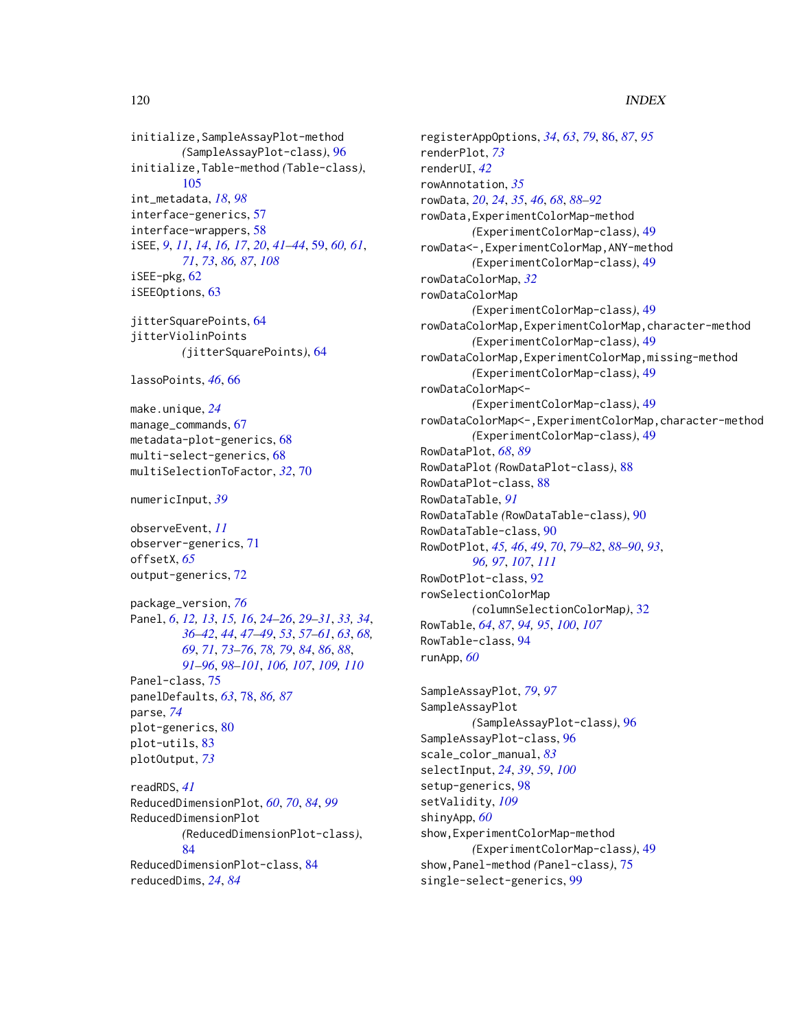initialize,SampleAssayPlot-method
        *(*SampleAssayPlot-class*)*, 96
initialize,Table-method *(*Table-class*)*,
        105
int_metadata, *18*, *98*
interface-generics, 57
interface-wrappers, 58
iSEE, *9*, *11*, *14*, *16, 17*, *20*, *41–44*, 59, *60, 61*,
        *71*, *73*, *86, 87*, *108*
iSEE-pkg, 62
iSEEOptions, 63

jitterSquarePoints, 64
jitterViolinPoints
        *(*jitterSquarePoints*)*, 64

lassoPoints, *46*, 66

make.unique, *24*
manage_commands, 67
metadata-plot-generics, 68
multi-select-generics, 68
multiSelectionToFactor, *32*, 70

numericInput, *39*

observeEvent, *11*
observer-generics, 71
offsetX, *65*
output-generics, 72

package_version, *76*
Panel, *6*, *12, 13*, *15, 16*, *24–26*, *29–31*, *33, 34*,
        *36–42*, *44*, *47–49*, *53*, *57–61*, *63*, *68*,
        *69*, *71*, *73–76*, *78, 79*, *84*, *86*, *88*,
        *91–96*, *98–101*, *106, 107*, *109, 110*
Panel-class, 75
panelDefaults, *63*, 78, *86, 87*
parse, *74*
plot-generics, 80
plot-utils, 83
plotOutput, *73*

readRDS, *41*
ReducedDimensionPlot, *60*, *70*, *84*, *99*
ReducedDimensionPlot
        *(*ReducedDimensionPlot-class*)*,
        84
ReducedDimensionPlot-class, 84
reducedDims, *24*, *84*

registerAppOptions, *34*, *63*, *79*, 86, *87*, *95*
renderPlot, *73*
renderUI, *42*
rowAnnotation, *35*
rowData, *20*, *24*, *35*, *46*, *68*, *88–92*
rowData,ExperimentColorMap-method
        *(*ExperimentColorMap-class*)*, 49
rowData<-,ExperimentColorMap,ANY-method
        *(*ExperimentColorMap-class*)*, 49
rowDataColorMap, *32*
rowDataColorMap
        *(*ExperimentColorMap-class*)*, 49
rowDataColorMap,ExperimentColorMap,character-method
        *(*ExperimentColorMap-class*)*, 49
rowDataColorMap,ExperimentColorMap,missing-method
        *(*ExperimentColorMap-class*)*, 49
rowDataColorMap<-
        *(*ExperimentColorMap-class*)*, 49
rowDataColorMap<-,ExperimentColorMap,character-method
        *(*ExperimentColorMap-class*)*, 49
RowDataPlot, *68*, *89*
RowDataPlot *(*RowDataPlot-class*)*, 88
RowDataPlot-class, 88
RowDataTable, *91*
RowDataTable *(*RowDataTable-class*)*, 90
RowDataTable-class, 90
RowDotPlot, *45, 46*, *49*, *70*, *79–82*, *88–90*, *93*,
        *96, 97*, *107*, *111*
RowDotPlot-class, 92
rowSelectionColorMap
        *(*columnSelectionColorMap*)*, 32
RowTable, *64*, *87*, *94, 95*, *100*, *107*
RowTable-class, 94
runApp, *60*

SampleAssayPlot, *79*, *97*
SampleAssayPlot
        *(*SampleAssayPlot-class*)*, 96
SampleAssayPlot-class, 96
scale_color_manual, *83*
selectInput, *24*, *39*, *59*, *100*
setup-generics, 98
setValidity, *109*
shinyApp, *60*
show,ExperimentColorMap-method
        *(*ExperimentColorMap-class*)*, 49
show,Panel-method *(*Panel-class*)*, 75
single-select-generics, 99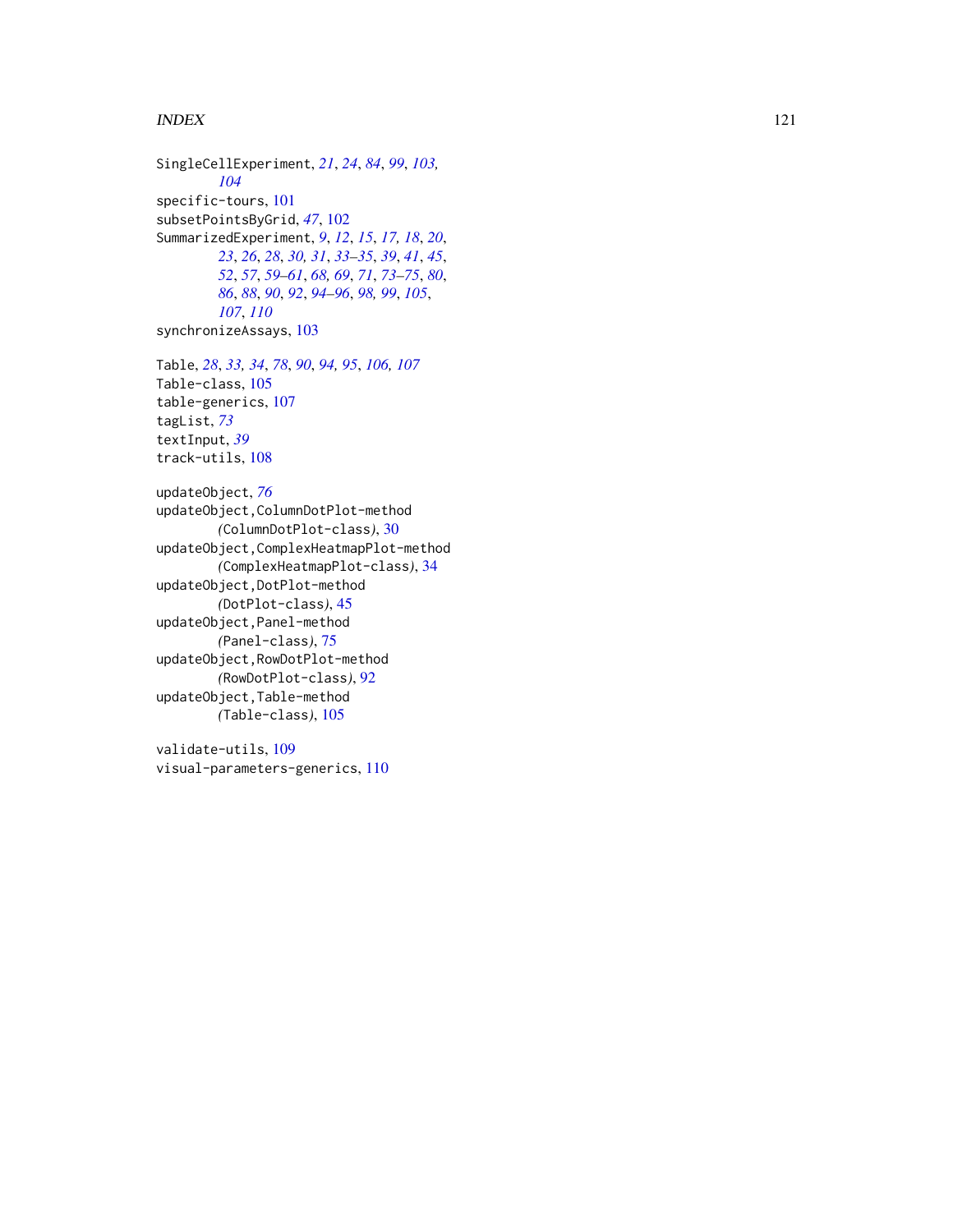SingleCellExperiment, *21*, *24*, *84*, *99*, *103*, *104*
specific-tours, 101
subsetPointsByGrid, *47*, 102
SummarizedExperiment, *9*, *12*, *15*, *17*, *18*, *20*, *23*, *26*, *28*, *30*, *31*, *33–35*, *39*, *41*, *45*, *52*, *57*, *59–61*, *68*, *69*, *71*, *73–75*, *80*, *86*, *88*, *90*, *92*, *94–96*, *98*, *99*, *105*, *107*, *110*
synchronizeAssays, 103

Table, *28*, *33*, *34*, *78*, *90*, *94*, *95*, *106*, *107*
Table-class, 105
table-generics, 107
tagList, *73*
textInput, *39*
track-utils, 108

updateObject, *76*
updateObject,ColumnDotPlot-method *(*ColumnDotPlot-class*)*, 30
updateObject,ComplexHeatmapPlot-method *(*ComplexHeatmapPlot-class*)*, 34
updateObject,DotPlot-method *(*DotPlot-class*)*, 45
updateObject,Panel-method *(*Panel-class*)*, 75
updateObject,RowDotPlot-method *(*RowDotPlot-class*)*, 92
updateObject,Table-method *(*Table-class*)*, 105

validate-utils, 109
visual-parameters-generics, 110